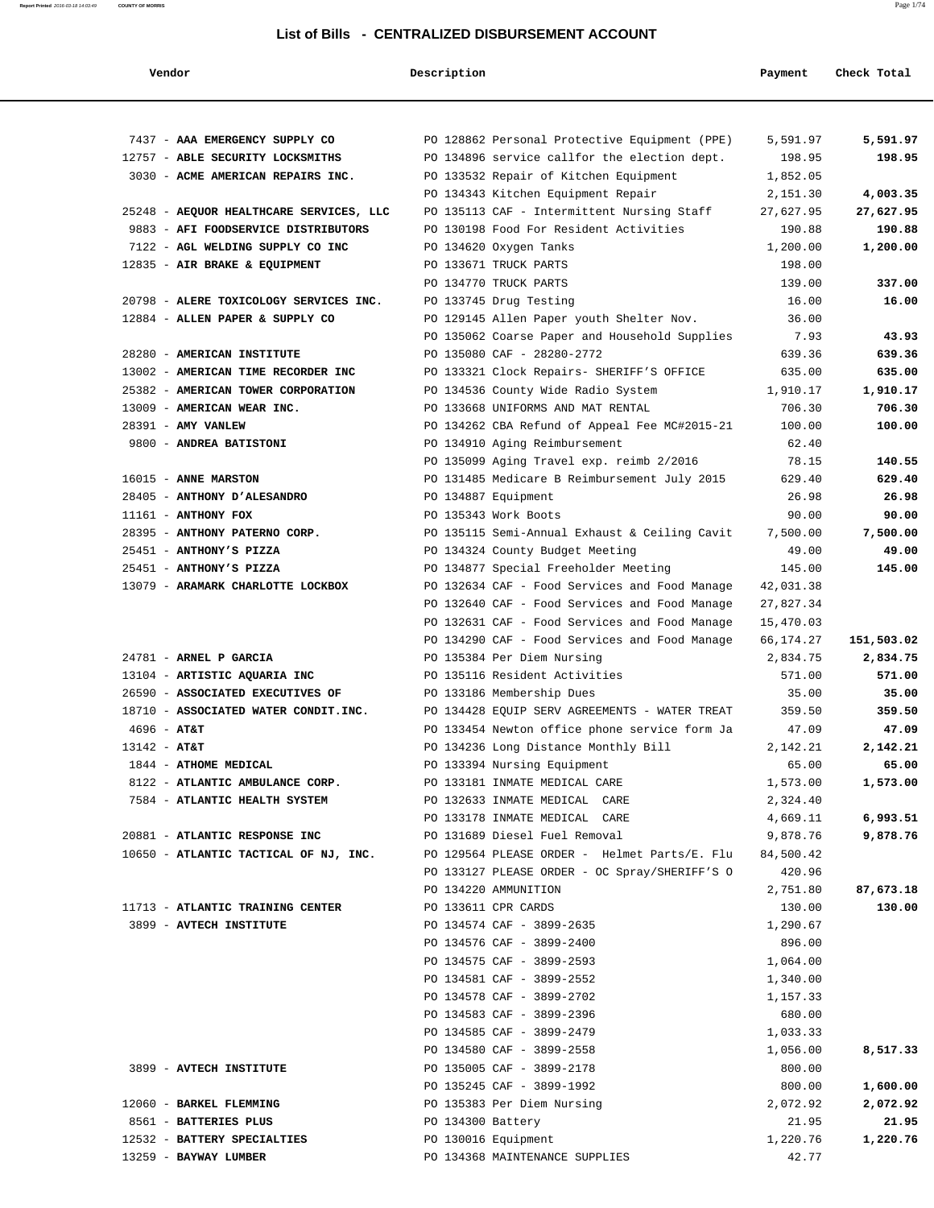## List of Bills - CENTRALIZED DISBURSEMENT ACCOUNT

| Vendor | Description | Payment | Check Total |
|---|---|---|---|
| 7437 - **AAA EMERGENCY SUPPLY CO** | PO 128862 Personal Protective Equipment (PPE) | 5,591.97 | **5,591.97** |
| 12757 - **ABLE SECURITY LOCKSMITHS** | PO 134896 service callfor the election dept. | 198.95 | **198.95** |
| 3030 - **ACME AMERICAN REPAIRS INC.** | PO 133532 Repair of Kitchen Equipment | 1,852.05 | |
| | PO 134343 Kitchen Equipment Repair | 2,151.30 | **4,003.35** |
| 25248 - **AEQUOR HEALTHCARE SERVICES, LLC** | PO 135113 CAF - Intermittent Nursing Staff | 27,627.95 | **27,627.95** |
| 9883 - **AFI FOODSERVICE DISTRIBUTORS** | PO 130198 Food For Resident Activities | 190.88 | **190.88** |
| 7122 - **AGL WELDING SUPPLY CO INC** | PO 134620 Oxygen Tanks | 1,200.00 | **1,200.00** |
| 12835 - **AIR BRAKE & EQUIPMENT** | PO 133671 TRUCK PARTS | 198.00 | |
| | PO 134770 TRUCK PARTS | 139.00 | **337.00** |
| 20798 - **ALERE TOXICOLOGY SERVICES INC.** | PO 133745 Drug Testing | 16.00 | **16.00** |
| 12884 - **ALLEN PAPER & SUPPLY CO** | PO 129145 Allen Paper youth Shelter Nov. | 36.00 | |
| | PO 135062 Coarse Paper and Household Supplies | 7.93 | **43.93** |
| 28280 - **AMERICAN INSTITUTE** | PO 135080 CAF - 28280-2772 | 639.36 | **639.36** |
| 13002 - **AMERICAN TIME RECORDER INC** | PO 133321 Clock Repairs- SHERIFF'S OFFICE | 635.00 | **635.00** |
| 25382 - **AMERICAN TOWER CORPORATION** | PO 134536 County Wide Radio System | 1,910.17 | **1,910.17** |
| 13009 - **AMERICAN WEAR INC.** | PO 133668 UNIFORMS AND MAT RENTAL | 706.30 | **706.30** |
| 28391 - **AMY VANLEW** | PO 134262 CBA Refund of Appeal Fee MC#2015-21 | 100.00 | **100.00** |
| 9800 - **ANDREA BATISTONI** | PO 134910 Aging Reimbursement | 62.40 | |
| | PO 135099 Aging Travel exp. reimb 2/2016 | 78.15 | **140.55** |
| 16015 - **ANNE MARSTON** | PO 131485 Medicare B Reimbursement July 2015 | 629.40 | **629.40** |
| 28405 - **ANTHONY D'ALESANDRO** | PO 134887 Equipment | 26.98 | **26.98** |
| 11161 - **ANTHONY FOX** | PO 135343 Work Boots | 90.00 | **90.00** |
| 28395 - **ANTHONY PATERNO CORP.** | PO 135115 Semi-Annual Exhaust & Ceiling Cavit | 7,500.00 | **7,500.00** |
| 25451 - **ANTHONY'S PIZZA** | PO 134324 County Budget Meeting | 49.00 | **49.00** |
| 25451 - **ANTHONY'S PIZZA** | PO 134877 Special Freeholder Meeting | 145.00 | **145.00** |
| 13079 - **ARAMARK CHARLOTTE LOCKBOX** | PO 132634 CAF - Food Services and Food Manage | 42,031.38 | |
| | PO 132640 CAF - Food Services and Food Manage | 27,827.34 | |
| | PO 132631 CAF - Food Services and Food Manage | 15,470.03 | |
| | PO 134290 CAF - Food Services and Food Manage | 66,174.27 | **151,503.02** |
| 24781 - **ARNEL P GARCIA** | PO 135384 Per Diem Nursing | 2,834.75 | **2,834.75** |
| 13104 - **ARTISTIC AQUARIA INC** | PO 135116 Resident Activities | 571.00 | **571.00** |
| 26590 - **ASSOCIATED EXECUTIVES OF** | PO 133186 Membership Dues | 35.00 | **35.00** |
| 18710 - **ASSOCIATED WATER CONDIT.INC.** | PO 134428 EQUIP SERV AGREEMENTS - WATER TREAT | 359.50 | **359.50** |
| 4696 - **AT&T** | PO 133454 Newton office phone service form Ja | 47.09 | **47.09** |
| 13142 - **AT&T** | PO 134236 Long Distance Monthly Bill | 2,142.21 | **2,142.21** |
| 1844 - **ATHOME MEDICAL** | PO 133394 Nursing Equipment | 65.00 | **65.00** |
| 8122 - **ATLANTIC AMBULANCE CORP.** | PO 133181 INMATE MEDICAL CARE | 1,573.00 | **1,573.00** |
| 7584 - **ATLANTIC HEALTH SYSTEM** | PO 132633 INMATE MEDICAL CARE | 2,324.40 | |
| | PO 133178 INMATE MEDICAL CARE | 4,669.11 | **6,993.51** |
| 20881 - **ATLANTIC RESPONSE INC** | PO 131689 Diesel Fuel Removal | 9,878.76 | **9,878.76** |
| 10650 - **ATLANTIC TACTICAL OF NJ, INC.** | PO 129564 PLEASE ORDER - Helmet Parts/E. Flu | 84,500.42 | |
| | PO 133127 PLEASE ORDER - OC Spray/SHERIFF'S O | 420.96 | |
| | PO 134220 AMMUNITION | 2,751.80 | **87,673.18** |
| 11713 - **ATLANTIC TRAINING CENTER** | PO 133611 CPR CARDS | 130.00 | **130.00** |
| 3899 - **AVTECH INSTITUTE** | PO 134574 CAF - 3899-2635 | 1,290.67 | |
| | PO 134576 CAF - 3899-2400 | 896.00 | |
| | PO 134575 CAF - 3899-2593 | 1,064.00 | |
| | PO 134581 CAF - 3899-2552 | 1,340.00 | |
| | PO 134578 CAF - 3899-2702 | 1,157.33 | |
| | PO 134583 CAF - 3899-2396 | 680.00 | |
| | PO 134585 CAF - 3899-2479 | 1,033.33 | |
| | PO 134580 CAF - 3899-2558 | 1,056.00 | **8,517.33** |
| 3899 - **AVTECH INSTITUTE** | PO 135005 CAF - 3899-2178 | 800.00 | |
| | PO 135245 CAF - 3899-1992 | 800.00 | **1,600.00** |
| 12060 - **BARKEL FLEMMING** | PO 135383 Per Diem Nursing | 2,072.92 | **2,072.92** |
| 8561 - **BATTERIES PLUS** | PO 134300 Battery | 21.95 | **21.95** |
| 12532 - **BATTERY SPECIALTIES** | PO 130016 Equipment | 1,220.76 | **1,220.76** |
| 13259 - **BAYWAY LUMBER** | PO 134368 MAINTENANCE SUPPLIES | 42.77 | |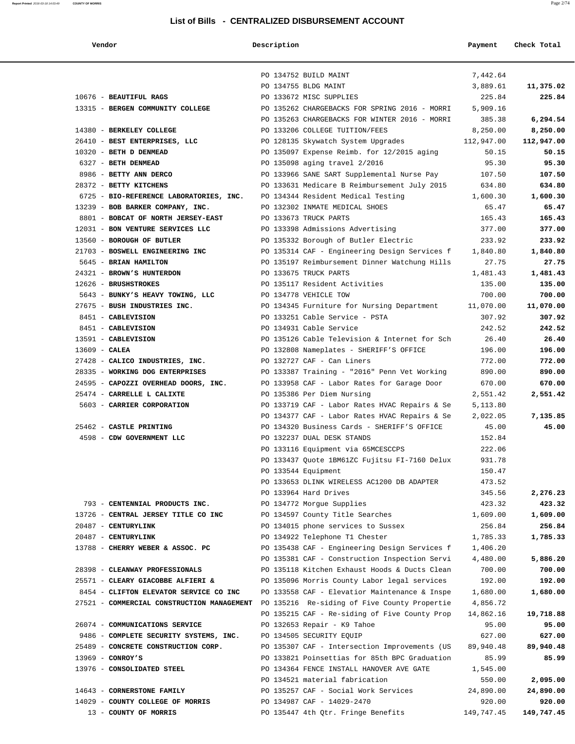## List of Bills - CENTRALIZED DISBURSEMENT ACCOUNT

| Vendor | Description | Payment | Check Total |
|---|---|---|---|
| | PO 134752 BUILD MAINT | 7,442.64 | |
| | PO 134755 BLDG MAINT | 3,889.61 | **11,375.02** |
| 10676 - **BEAUTIFUL RAGS** | PO 133672 MISC SUPPLIES | 225.84 | **225.84** |
| 13315 - **BERGEN COMMUNITY COLLEGE** | PO 135262 CHARGEBACKS FOR SPRING 2016 - MORRI | 5,909.16 | |
| | PO 135263 CHARGEBACKS FOR WINTER 2016 - MORRI | 385.38 | **6,294.54** |
| 14380 - **BERKELEY COLLEGE** | PO 133206 COLLEGE TUITION/FEES | 8,250.00 | **8,250.00** |
| 26410 - **BEST ENTERPRISES, LLC** | PO 128135 Skywatch System Upgrades | 112,947.00 | **112,947.00** |
| 10320 - **BETH D DENMEAD** | PO 135097 Expense Reimb. for 12/2015 aging | 50.15 | **50.15** |
| 6327 - **BETH DENMEAD** | PO 135098 aging travel 2/2016 | 95.30 | **95.30** |
| 8986 - **BETTY ANN DERCO** | PO 133966 SANE SART Supplemental Nurse Pay | 107.50 | **107.50** |
| 28372 - **BETTY KITCHENS** | PO 133631 Medicare B Reimbursement July 2015 | 634.80 | **634.80** |
| 6725 - **BIO-REFERENCE LABORATORIES, INC.** | PO 134344 Resident Medical Testing | 1,600.30 | **1,600.30** |
| 13239 - **BOB BARKER COMPANY, INC.** | PO 132302 INMATE MEDICAL SHOES | 65.47 | **65.47** |
| 8801 - **BOBCAT OF NORTH JERSEY-EAST** | PO 133673 TRUCK PARTS | 165.43 | **165.43** |
| 12031 - **BON VENTURE SERVICES LLC** | PO 133398 Admissions Advertising | 377.00 | **377.00** |
| 13560 - **BOROUGH OF BUTLER** | PO 135332 Borough of Butler Electric | 233.92 | **233.92** |
| 21703 - **BOSWELL ENGINEERING INC** | PO 135314 CAF - Engineering Design Services f | 1,840.80 | **1,840.80** |
| 5645 - **BRIAN HAMILTON** | PO 135197 Reimbursement Dinner Watchung Hills | 27.75 | **27.75** |
| 24321 - **BROWN'S HUNTERDON** | PO 133675 TRUCK PARTS | 1,481.43 | **1,481.43** |
| 12626 - **BRUSHSTROKES** | PO 135117 Resident Activities | 135.00 | **135.00** |
| 5643 - **BUNKY'S HEAVY TOWING, LLC** | PO 134778 VEHICLE TOW | 700.00 | **700.00** |
| 27675 - **BUSH INDUSTRIES INC.** | PO 134345 Furniture for Nursing Department | 11,070.00 | **11,070.00** |
| 8451 - **CABLEVISION** | PO 133251 Cable Service - PSTA | 307.92 | **307.92** |
| 8451 - **CABLEVISION** | PO 134931 Cable Service | 242.52 | **242.52** |
| 13591 - **CABLEVISION** | PO 135126 Cable Television & Internet for Sch | 26.40 | **26.40** |
| 13609 - **CALEA** | PO 132808 Nameplates - SHERIFF'S OFFICE | 196.00 | **196.00** |
| 27428 - **CALICO INDUSTRIES, INC.** | PO 132727 CAF - Can Liners | 772.00 | **772.00** |
| 28335 - **WORKING DOG ENTERPRISES** | PO 133387 Training - "2016" Penn Vet Working | 890.00 | **890.00** |
| 24595 - **CAPOZZI OVERHEAD DOORS, INC.** | PO 133958 CAF - Labor Rates for Garage Door | 670.00 | **670.00** |
| 25474 - **CARRELLE L CALIXTE** | PO 135386 Per Diem Nursing | 2,551.42 | **2,551.42** |
| 5603 - **CARRIER CORPORATION** | PO 133719 CAF - Labor Rates HVAC Repairs & Se | 5,113.80 | |
| | PO 134377 CAF - Labor Rates HVAC Repairs & Se | 2,022.05 | **7,135.85** |
| 25462 - **CASTLE PRINTING** | PO 134320 Business Cards - SHERIFF'S OFFICE | 45.00 | **45.00** |
| 4598 - **CDW GOVERNMENT LLC** | PO 132237 DUAL DESK STANDS | 152.84 | |
| | PO 133116 Equipment via 65MCESCCPS | 222.06 | |
| | PO 133437 Quote 1BM61ZC Fujitsu FI-7160 Delux | 931.78 | |
| | PO 133544 Equipment | 150.47 | |
| | PO 133653 DLINK WIRELESS AC1200 DB ADAPTER | 473.52 | |
| | PO 133964 Hard Drives | 345.56 | **2,276.23** |
| 793 - **CENTENNIAL PRODUCTS INC.** | PO 134772 Morgue Supplies | 423.32 | **423.32** |
| 13726 - **CENTRAL JERSEY TITLE CO INC** | PO 134597 County Title Searches | 1,609.00 | **1,609.00** |
| 20487 - **CENTURYLINK** | PO 134015 phone services to Sussex | 256.84 | **256.84** |
| 20487 - **CENTURYLINK** | PO 134922 Telephone T1 Chester | 1,785.33 | **1,785.33** |
| 13788 - **CHERRY WEBER & ASSOC. PC** | PO 135438 CAF - Engineering Design Services f | 1,406.20 | |
| | PO 135381 CAF - Construction Inspection Servi | 4,480.00 | **5,886.20** |
| 28398 - **CLEANWAY PROFESSIONALS** | PO 135118 Kitchen Exhaust Hoods & Ducts Clean | 700.00 | **700.00** |
| 25571 - **CLEARY GIACOBBE ALFIERI &** | PO 135096 Morris County Labor legal services | 192.00 | **192.00** |
| 8454 - **CLIFTON ELEVATOR SERVICE CO INC** | PO 133558 CAF - Elevatior Maintenance & Inspe | 1,680.00 | **1,680.00** |
| 27521 - **COMMERCIAL CONSTRUCTION MANAGEMENT** | PO 135216 Re-siding of Five County Propertie | 4,856.72 | |
| | PO 135215 CAF - Re-siding of Five County Prop | 14,862.16 | **19,718.88** |
| 26074 - **COMMUNICATIONS SERVICE** | PO 132653 Repair - K9 Tahoe | 95.00 | **95.00** |
| 9486 - **COMPLETE SECURITY SYSTEMS, INC.** | PO 134505 SECURITY EQUIP | 627.00 | **627.00** |
| 25489 - **CONCRETE CONSTRUCTION CORP.** | PO 135307 CAF - Intersection Improvements (US | 89,940.48 | **89,940.48** |
| 13969 - **CONROY'S** | PO 133821 Poinsettias for 85th BPC Graduation | 85.99 | **85.99** |
| 13976 - **CONSOLIDATED STEEL** | PO 134364 FENCE INSTALL HANOVER AVE GATE | 1,545.00 | |
| | PO 134521 material fabrication | 550.00 | **2,095.00** |
| 14643 - **CORNERSTONE FAMILY** | PO 135257 CAF - Social Work Services | 24,890.00 | **24,890.00** |
| 14029 - **COUNTY COLLEGE OF MORRIS** | PO 134987 CAF - 14029-2470 | 920.00 | **920.00** |
| 13 - **COUNTY OF MORRIS** | PO 135447 4th Qtr. Fringe Benefits | 149,747.45 | **149,747.45** |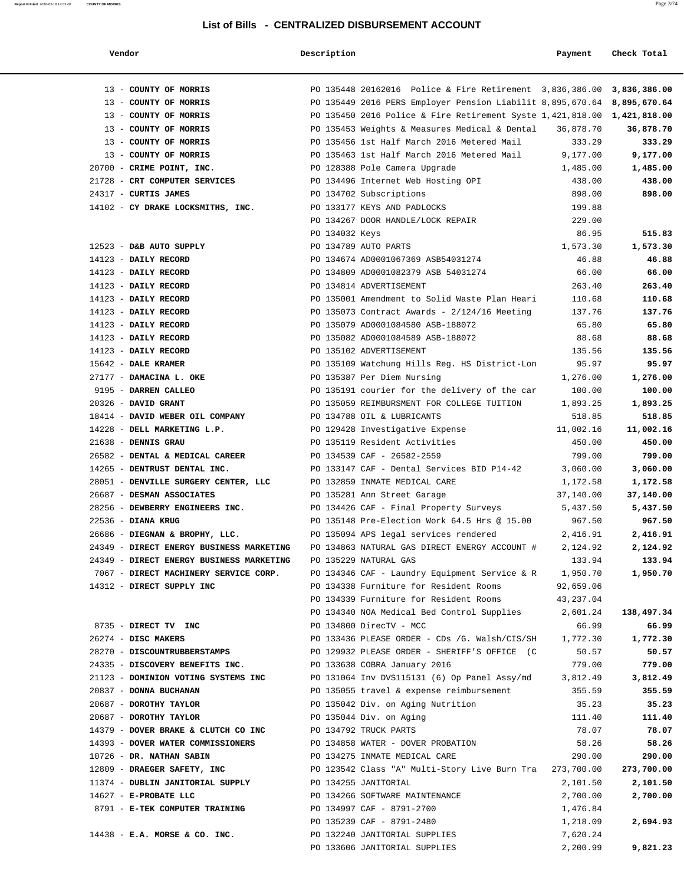## List of Bills - CENTRALIZED DISBURSEMENT ACCOUNT

| Vendor | Description | Payment | Check Total |
|---|---|---|---|
| 13 - **COUNTY OF MORRIS** | PO 135448 20162016 Police & Fire Retirement | 3,836,386.00 | **3,836,386.00** |
| 13 - **COUNTY OF MORRIS** | PO 135449 2016 PERS Employer Pension Liabilit | 8,895,670.64 | **8,895,670.64** |
| 13 - **COUNTY OF MORRIS** | PO 135450 2016 Police & Fire Retirement Syste | 1,421,818.00 | **1,421,818.00** |
| 13 - **COUNTY OF MORRIS** | PO 135453 Weights & Measures Medical & Dental | 36,878.70 | **36,878.70** |
| 13 - **COUNTY OF MORRIS** | PO 135456 1st Half March 2016 Metered Mail | 333.29 | **333.29** |
| 13 - **COUNTY OF MORRIS** | PO 135463 1st Half March 2016 Metered Mail | 9,177.00 | **9,177.00** |
| 20700 - **CRIME POINT, INC.** | PO 128388 Pole Camera Upgrade | 1,485.00 | **1,485.00** |
| 21728 - **CRT COMPUTER SERVICES** | PO 134496 Internet Web Hosting OPI | 438.00 | **438.00** |
| 24317 - **CURTIS JAMES** | PO 134702 Subscriptions | 898.00 | **898.00** |
| 14102 - **CY DRAKE LOCKSMITHS, INC.** | PO 133177 KEYS AND PADLOCKS | 199.88 | |
| | PO 134267 DOOR HANDLE/LOCK REPAIR | 229.00 | |
| | PO 134032 Keys | 86.95 | **515.83** |
| 12523 - **D&B AUTO SUPPLY** | PO 134789 AUTO PARTS | 1,573.30 | **1,573.30** |
| 14123 - **DAILY RECORD** | PO 134674 AD0001067369 ASB54031274 | 46.88 | **46.88** |
| 14123 - **DAILY RECORD** | PO 134809 AD0001082379 ASB 54031274 | 66.00 | **66.00** |
| 14123 - **DAILY RECORD** | PO 134814 ADVERTISEMENT | 263.40 | **263.40** |
| 14123 - **DAILY RECORD** | PO 135001 Amendment to Solid Waste Plan Heari | 110.68 | **110.68** |
| 14123 - **DAILY RECORD** | PO 135073 Contract Awards - 2/124/16 Meeting | 137.76 | **137.76** |
| 14123 - **DAILY RECORD** | PO 135079 AD0001084580 ASB-188072 | 65.80 | **65.80** |
| 14123 - **DAILY RECORD** | PO 135082 AD0001084589 ASB-188072 | 88.68 | **88.68** |
| 14123 - **DAILY RECORD** | PO 135102 ADVERTISEMENT | 135.56 | **135.56** |
| 15642 - **DALE KRAMER** | PO 135109 Watchung Hills Reg. HS District-Lon | 95.97 | **95.97** |
| 27177 - **DAMACINA L. OKE** | PO 135387 Per Diem Nursing | 1,276.00 | **1,276.00** |
| 9195 - **DARREN CALLEO** | PO 135191 courier for the delivery of the car | 100.00 | **100.00** |
| 20326 - **DAVID GRANT** | PO 135059 REIMBURSMENT FOR COLLEGE TUITION | 1,893.25 | **1,893.25** |
| 18414 - **DAVID WEBER OIL COMPANY** | PO 134788 OIL & LUBRICANTS | 518.85 | **518.85** |
| 14228 - **DELL MARKETING L.P.** | PO 129428 Investigative Expense | 11,002.16 | **11,002.16** |
| 21638 - **DENNIS GRAU** | PO 135119 Resident Activities | 450.00 | **450.00** |
| 26582 - **DENTAL & MEDICAL CAREER** | PO 134539 CAF - 26582-2559 | 799.00 | **799.00** |
| 14265 - **DENTRUST DENTAL INC.** | PO 133147 CAF - Dental Services BID P14-42 | 3,060.00 | **3,060.00** |
| 28051 - **DENVILLE SURGERY CENTER, LLC** | PO 132859 INMATE MEDICAL CARE | 1,172.58 | **1,172.58** |
| 26687 - **DESMAN ASSOCIATES** | PO 135281 Ann Street Garage | 37,140.00 | **37,140.00** |
| 28256 - **DEWBERRY ENGINEERS INC.** | PO 134426 CAF - Final Property Surveys | 5,437.50 | **5,437.50** |
| 22536 - **DIANA KRUG** | PO 135148 Pre-Election Work 64.5 Hrs @ 15.00 | 967.50 | **967.50** |
| 26686 - **DIEGNAN & BROPHY, LLC.** | PO 135094 APS legal services rendered | 2,416.91 | **2,416.91** |
| 24349 - **DIRECT ENERGY BUSINESS MARKETING** | PO 134863 NATURAL GAS DIRECT ENERGY ACCOUNT # | 2,124.92 | **2,124.92** |
| 24349 - **DIRECT ENERGY BUSINESS MARKETING** | PO 135229 NATURAL GAS | 133.94 | **133.94** |
| 7067 - **DIRECT MACHINERY SERVICE CORP.** | PO 134346 CAF - Laundry Equipment Service & R | 1,950.70 | **1,950.70** |
| 14312 - **DIRECT SUPPLY INC** | PO 134338 Furniture for Resident Rooms | 92,659.06 | |
| | PO 134339 Furniture for Resident Rooms | 43,237.04 | |
| | PO 134340 NOA Medical Bed Control Supplies | 2,601.24 | **138,497.34** |
| 8735 - **DIRECT TV INC** | PO 134800 DirecTV - MCC | 66.99 | **66.99** |
| 26274 - **DISC MAKERS** | PO 133436 PLEASE ORDER - CDs /G. Walsh/CIS/SH | 1,772.30 | **1,772.30** |
| 28270 - **DISCOUNTRUBBERSTAMPS** | PO 129932 PLEASE ORDER - SHERIFF'S OFFICE (C | 50.57 | **50.57** |
| 24335 - **DISCOVERY BENEFITS INC.** | PO 133638 COBRA January 2016 | 779.00 | **779.00** |
| 21123 - **DOMINION VOTING SYSTEMS INC** | PO 131064 Inv DVS115131 (6) Op Panel Assy/md | 3,812.49 | **3,812.49** |
| 20837 - **DONNA BUCHANAN** | PO 135055 travel & expense reimbursement | 355.59 | **355.59** |
| 20687 - **DOROTHY TAYLOR** | PO 135042 Div. on Aging Nutrition | 35.23 | **35.23** |
| 20687 - **DOROTHY TAYLOR** | PO 135044 Div. on Aging | 111.40 | **111.40** |
| 14379 - **DOVER BRAKE & CLUTCH CO INC** | PO 134792 TRUCK PARTS | 78.07 | **78.07** |
| 14393 - **DOVER WATER COMMISSIONERS** | PO 134858 WATER - DOVER PROBATION | 58.26 | **58.26** |
| 10726 - **DR. NATHAN SABIN** | PO 134275 INMATE MEDICAL CARE | 290.00 | **290.00** |
| 12809 - **DRAEGER SAFETY, INC** | PO 123542 Class "A" Multi-Story Live Burn Tra | 273,700.00 | **273,700.00** |
| 11374 - **DUBLIN JANITORIAL SUPPLY** | PO 134255 JANITORIAL | 2,101.50 | **2,101.50** |
| 14627 - **E-PROBATE LLC** | PO 134266 SOFTWARE MAINTENANCE | 2,700.00 | **2,700.00** |
| 8791 - **E-TEK COMPUTER TRAINING** | PO 134997 CAF - 8791-2700 | 1,476.84 | |
| | PO 135239 CAF - 8791-2480 | 1,218.09 | **2,694.93** |
| 14438 - **E.A. MORSE & CO. INC.** | PO 132240 JANITORIAL SUPPLIES | 7,620.24 | |
| | PO 133606 JANITORIAL SUPPLIES | 2,200.99 | **9,821.23** |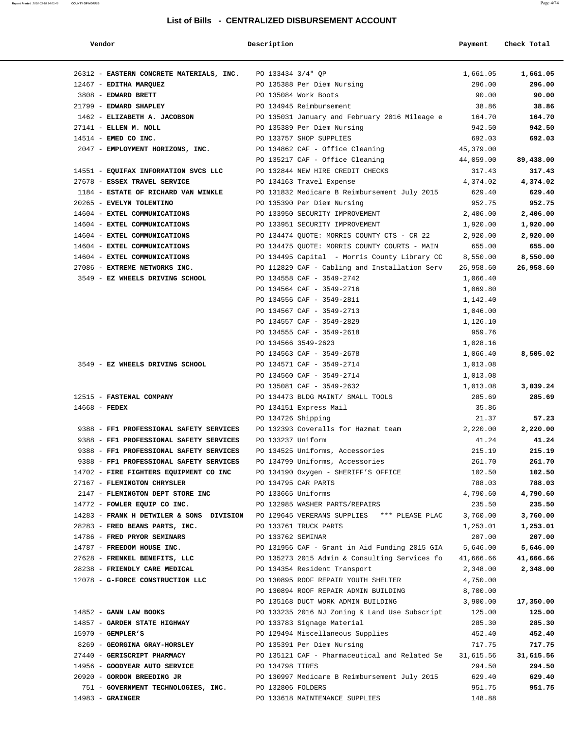## List of Bills - CENTRALIZED DISBURSEMENT ACCOUNT

| Vendor | Description | Payment | Check Total |
|---|---|---|---|
| 26312 - **EASTERN CONCRETE MATERIALS, INC.** | PO 133434 3/4" QP | 1,661.05 | **1,661.05** |
| 12467 - **EDITHA MARQUEZ** | PO 135388 Per Diem Nursing | 296.00 | **296.00** |
| 3808 - **EDWARD BRETT** | PO 135084 Work Boots | 90.00 | **90.00** |
| 21799 - **EDWARD SHAPLEY** | PO 134945 Reimbursement | 38.86 | **38.86** |
| 1462 - **ELIZABETH A. JACOBSON** | PO 135031 January and February 2016 Mileage e | 164.70 | **164.70** |
| 27141 - **ELLEN M. NOLL** | PO 135389 Per Diem Nursing | 942.50 | **942.50** |
| 14514 - **EMED CO INC.** | PO 133757 SHOP SUPPLIES | 692.03 | **692.03** |
| 2047 - **EMPLOYMENT HORIZONS, INC.** | PO 134862 CAF - Office Cleaning | 45,379.00 | |
| | PO 135217 CAF - Office Cleaning | 44,059.00 | **89,438.00** |
| 14551 - **EQUIFAX INFORMATION SVCS LLC** | PO 132844 NEW HIRE CREDIT CHECKS | 317.43 | **317.43** |
| 27678 - **ESSEX TRAVEL SERVICE** | PO 134163 Travel Expense | 4,374.02 | **4,374.02** |
| 1184 - **ESTATE OF RICHARD VAN WINKLE** | PO 131832 Medicare B Reimbursement July 2015 | 629.40 | **629.40** |
| 20265 - **EVELYN TOLENTINO** | PO 135390 Per Diem Nursing | 952.75 | **952.75** |
| 14604 - **EXTEL COMMUNICATIONS** | PO 133950 SECURITY IMPROVEMENT | 2,406.00 | **2,406.00** |
| 14604 - **EXTEL COMMUNICATIONS** | PO 133951 SECURITY IMPROVEMENT | 1,920.00 | **1,920.00** |
| 14604 - **EXTEL COMMUNICATIONS** | PO 134474 QUOTE: MORRIS COUNTY CTS - CR 22 | 2,920.00 | **2,920.00** |
| 14604 - **EXTEL COMMUNICATIONS** | PO 134475 QUOTE: MORRIS COUNTY COURTS - MAIN | 655.00 | **655.00** |
| 14604 - **EXTEL COMMUNICATIONS** | PO 134495 Capital - Morris County Library CC | 8,550.00 | **8,550.00** |
| 27086 - **EXTREME NETWORKS INC.** | PO 112829 CAF - Cabling and Installation Serv | 26,958.60 | **26,958.60** |
| 3549 - **EZ WHEELS DRIVING SCHOOL** | PO 134558 CAF - 3549-2742 | 1,066.40 | |
| | PO 134564 CAF - 3549-2716 | 1,069.80 | |
| | PO 134556 CAF - 3549-2811 | 1,142.40 | |
| | PO 134567 CAF - 3549-2713 | 1,046.00 | |
| | PO 134557 CAF - 3549-2829 | 1,126.10 | |
| | PO 134555 CAF - 3549-2618 | 959.76 | |
| | PO 134566 3549-2623 | 1,028.16 | |
| | PO 134563 CAF - 3549-2678 | 1,066.40 | **8,505.02** |
| 3549 - **EZ WHEELS DRIVING SCHOOL** | PO 134571 CAF - 3549-2714 | 1,013.08 | |
| | PO 134560 CAF - 3549-2714 | 1,013.08 | |
| | PO 135081 CAF - 3549-2632 | 1,013.08 | **3,039.24** |
| 12515 - **FASTENAL COMPANY** | PO 134473 BLDG MAINT/ SMALL TOOLS | 285.69 | **285.69** |
| 14668 - **FEDEX** | PO 134151 Express Mail | 35.86 | |
| | PO 134726 Shipping | 21.37 | **57.23** |
| 9388 - **FF1 PROFESSIONAL SAFETY SERVICES** | PO 132393 Coveralls for Hazmat team | 2,220.00 | **2,220.00** |
| 9388 - **FF1 PROFESSIONAL SAFETY SERVICES** | PO 133237 Uniform | 41.24 | **41.24** |
| 9388 - **FF1 PROFESSIONAL SAFETY SERVICES** | PO 134525 Uniforms, Accessories | 215.19 | **215.19** |
| 9388 - **FF1 PROFESSIONAL SAFETY SERVICES** | PO 134799 Uniforms, Accessories | 261.70 | **261.70** |
| 14702 - **FIRE FIGHTERS EQUIPMENT CO INC** | PO 134190 Oxygen - SHERIFF'S OFFICE | 102.50 | **102.50** |
| 27167 - **FLEMINGTON CHRYSLER** | PO 134795 CAR PARTS | 788.03 | **788.03** |
| 2147 - **FLEMINGTON DEPT STORE INC** | PO 133665 Uniforms | 4,790.60 | **4,790.60** |
| 14772 - **FOWLER EQUIP CO INC.** | PO 132985 WASHER PARTS/REPAIRS | 235.50 | **235.50** |
| 14283 - **FRANK H DETWILER & SONS DIVISION** | PO 129645 VERERANS SUPPLIES *** PLEASE PLAC | 3,760.00 | **3,760.00** |
| 28283 - **FRED BEANS PARTS, INC.** | PO 133761 TRUCK PARTS | 1,253.01 | **1,253.01** |
| 14786 - **FRED PRYOR SEMINARS** | PO 133762 SEMINAR | 207.00 | **207.00** |
| 14787 - **FREEDOM HOUSE INC.** | PO 131956 CAF - Grant in Aid Funding 2015 GIA | 5,646.00 | **5,646.00** |
| 27628 - **FRENKEL BENEFITS, LLC** | PO 135273 2015 Admin & Consulting Services fo | 41,666.66 | **41,666.66** |
| 28238 - **FRIENDLY CARE MEDICAL** | PO 134354 Resident Transport | 2,348.00 | **2,348.00** |
| 12078 - **G-FORCE CONSTRUCTION LLC** | PO 130895 ROOF REPAIR YOUTH SHELTER | 4,750.00 | |
| | PO 130894 ROOF REPAIR ADMIN BUILDING | 8,700.00 | |
| | PO 135168 DUCT WORK ADMIN BUILDING | 3,900.00 | **17,350.00** |
| 14852 - **GANN LAW BOOKS** | PO 133235 2016 NJ Zoning & Land Use Subscript | 125.00 | **125.00** |
| 14857 - **GARDEN STATE HIGHWAY** | PO 133783 Signage Material | 285.30 | **285.30** |
| 15970 - **GEMPLER'S** | PO 129494 Miscellaneous Supplies | 452.40 | **452.40** |
| 8269 - **GEORGINA GRAY-HORSLEY** | PO 135391 Per Diem Nursing | 717.75 | **717.75** |
| 27440 - **GERISCRIPT PHARMACY** | PO 135121 CAF - Pharmaceutical and Related Se | 31,615.56 | **31,615.56** |
| 14956 - **GOODYEAR AUTO SERVICE** | PO 134798 TIRES | 294.50 | **294.50** |
| 20920 - **GORDON BREEDING JR** | PO 130997 Medicare B Reimbursement July 2015 | 629.40 | **629.40** |
| 751 - **GOVERNMENT TECHNOLOGIES, INC.** | PO 132806 FOLDERS | 951.75 | **951.75** |
| 14983 - **GRAINGER** | PO 133618 MAINTENANCE SUPPLIES | 148.88 | |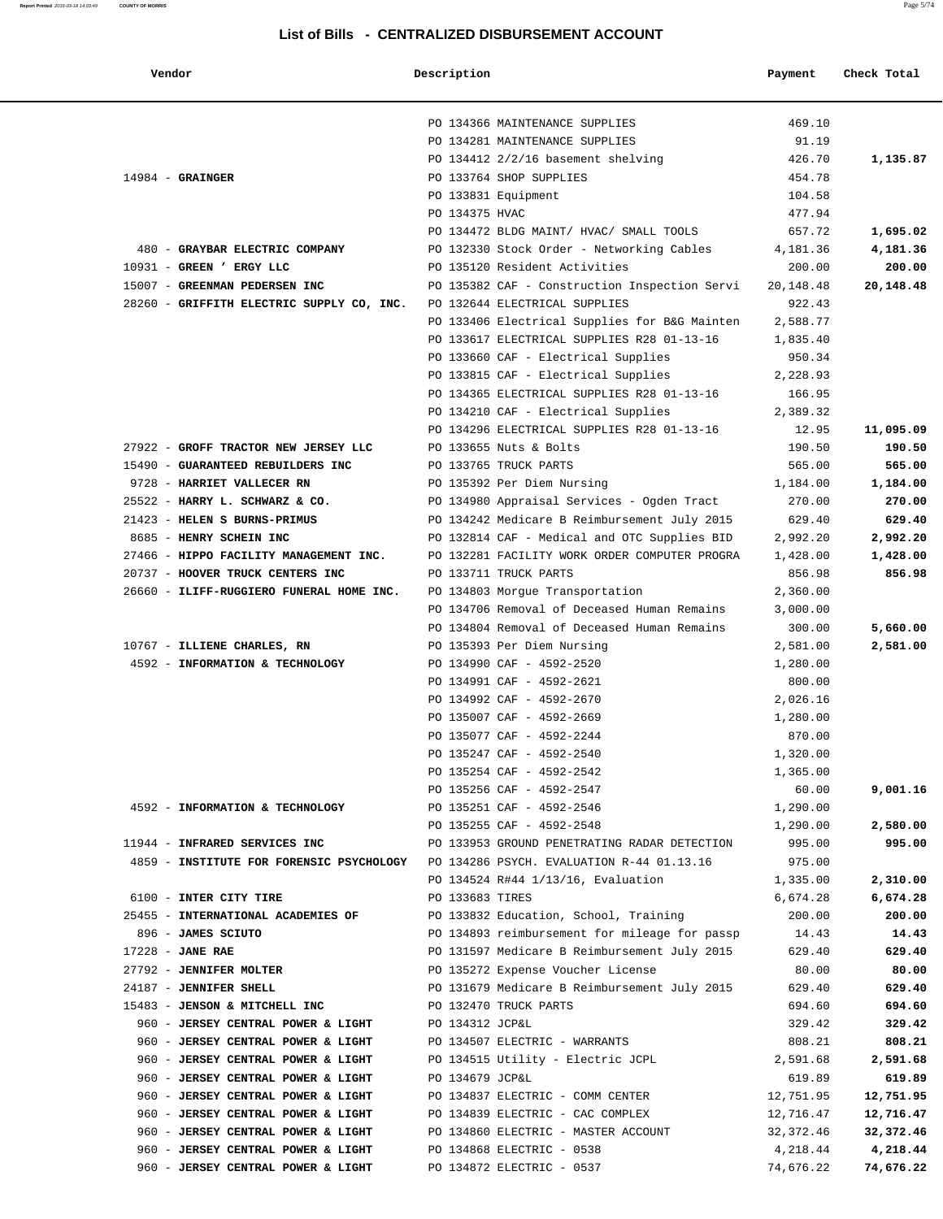## List of Bills - CENTRALIZED DISBURSEMENT ACCOUNT

| Vendor | Description | Payment | Check Total |
|---|---|---|---|
| | PO 134366 MAINTENANCE SUPPLIES | 469.10 | |
| | PO 134281 MAINTENANCE SUPPLIES | 91.19 | |
| | PO 134412 2/2/16 basement shelving | 426.70 | 1,135.87 |
| 14984 - **GRAINGER** | PO 133764 SHOP SUPPLIES | 454.78 | |
| | PO 133831 Equipment | 104.58 | |
| | PO 134375 HVAC | 477.94 | |
| | PO 134472 BLDG MAINT/ HVAC/ SMALL TOOLS | 657.72 | 1,695.02 |
| 480 - **GRAYBAR ELECTRIC COMPANY** | PO 132330 Stock Order - Networking Cables | 4,181.36 | 4,181.36 |
| 10931 - **GREEN ' ERGY LLC** | PO 135120 Resident Activities | 200.00 | 200.00 |
| 15007 - **GREENMAN PEDERSEN INC** | PO 135382 CAF - Construction Inspection Servi | 20,148.48 | 20,148.48 |
| 28260 - **GRIFFITH ELECTRIC SUPPLY CO, INC.** | PO 132644 ELECTRICAL SUPPLIES | 922.43 | |
| | PO 133406 Electrical Supplies for B&G Mainten | 2,588.77 | |
| | PO 133617 ELECTRICAL SUPPLIES R28 01-13-16 | 1,835.40 | |
| | PO 133660 CAF - Electrical Supplies | 950.34 | |
| | PO 133815 CAF - Electrical Supplies | 2,228.93 | |
| | PO 134365 ELECTRICAL SUPPLIES R28 01-13-16 | 166.95 | |
| | PO 134210 CAF - Electrical Supplies | 2,389.32 | |
| | PO 134296 ELECTRICAL SUPPLIES R28 01-13-16 | 12.95 | 11,095.09 |
| 27922 - **GROFF TRACTOR NEW JERSEY LLC** | PO 133655 Nuts & Bolts | 190.50 | 190.50 |
| 15490 - **GUARANTEED REBUILDERS INC** | PO 133765 TRUCK PARTS | 565.00 | 565.00 |
| 9728 - **HARRIET VALLECER RN** | PO 135392 Per Diem Nursing | 1,184.00 | 1,184.00 |
| 25522 - **HARRY L. SCHWARZ & CO.** | PO 134980 Appraisal Services - Ogden Tract | 270.00 | 270.00 |
| 21423 - **HELEN S BURNS-PRIMUS** | PO 134242 Medicare B Reimbursement July 2015 | 629.40 | 629.40 |
| 8685 - **HENRY SCHEIN INC** | PO 132814 CAF - Medical and OTC Supplies BID | 2,992.20 | 2,992.20 |
| 27466 - **HIPPO FACILITY MANAGEMENT INC.** | PO 132281 FACILITY WORK ORDER COMPUTER PROGRA | 1,428.00 | 1,428.00 |
| 20737 - **HOOVER TRUCK CENTERS INC** | PO 133711 TRUCK PARTS | 856.98 | 856.98 |
| 26660 - **ILIFF-RUGGIERO FUNERAL HOME INC.** | PO 134803 Morgue Transportation | 2,360.00 | |
| | PO 134706 Removal of Deceased Human Remains | 3,000.00 | |
| | PO 134804 Removal of Deceased Human Remains | 300.00 | 5,660.00 |
| 10767 - **ILLIENE CHARLES, RN** | PO 135393 Per Diem Nursing | 2,581.00 | 2,581.00 |
| 4592 - **INFORMATION & TECHNOLOGY** | PO 134990 CAF - 4592-2520 | 1,280.00 | |
| | PO 134991 CAF - 4592-2621 | 800.00 | |
| | PO 134992 CAF - 4592-2670 | 2,026.16 | |
| | PO 135007 CAF - 4592-2669 | 1,280.00 | |
| | PO 135077 CAF - 4592-2244 | 870.00 | |
| | PO 135247 CAF - 4592-2540 | 1,320.00 | |
| | PO 135254 CAF - 4592-2542 | 1,365.00 | |
| | PO 135256 CAF - 4592-2547 | 60.00 | 9,001.16 |
| 4592 - **INFORMATION & TECHNOLOGY** | PO 135251 CAF - 4592-2546 | 1,290.00 | |
| | PO 135255 CAF - 4592-2548 | 1,290.00 | 2,580.00 |
| 11944 - **INFRARED SERVICES INC** | PO 133953 GROUND PENETRATING RADAR DETECTION | 995.00 | 995.00 |
| 4859 - **INSTITUTE FOR FORENSIC PSYCHOLOGY** | PO 134286 PSYCH. EVALUATION R-44 01.13.16 | 975.00 | |
| | PO 134524 R#44 1/13/16, Evaluation | 1,335.00 | 2,310.00 |
| 6100 - **INTER CITY TIRE** | PO 133683 TIRES | 6,674.28 | 6,674.28 |
| 25455 - **INTERNATIONAL ACADEMIES OF** | PO 133832 Education, School, Training | 200.00 | 200.00 |
| 896 - **JAMES SCIUTO** | PO 134893 reimbursement for mileage for passp | 14.43 | 14.43 |
| 17228 - **JANE RAE** | PO 131597 Medicare B Reimbursement July 2015 | 629.40 | 629.40 |
| 27792 - **JENNIFER MOLTER** | PO 135272 Expense Voucher License | 80.00 | 80.00 |
| 24187 - **JENNIFER SHELL** | PO 131679 Medicare B Reimbursement July 2015 | 629.40 | 629.40 |
| 15483 - **JENSON & MITCHELL INC** | PO 132470 TRUCK PARTS | 694.60 | 694.60 |
| 960 - **JERSEY CENTRAL POWER & LIGHT** | PO 134312 JCP&L | 329.42 | 329.42 |
| 960 - **JERSEY CENTRAL POWER & LIGHT** | PO 134507 ELECTRIC - WARRANTS | 808.21 | 808.21 |
| 960 - **JERSEY CENTRAL POWER & LIGHT** | PO 134515 Utility - Electric JCPL | 2,591.68 | 2,591.68 |
| 960 - **JERSEY CENTRAL POWER & LIGHT** | PO 134679 JCP&L | 619.89 | 619.89 |
| 960 - **JERSEY CENTRAL POWER & LIGHT** | PO 134837 ELECTRIC - COMM CENTER | 12,751.95 | 12,751.95 |
| 960 - **JERSEY CENTRAL POWER & LIGHT** | PO 134839 ELECTRIC - CAC COMPLEX | 12,716.47 | 12,716.47 |
| 960 - **JERSEY CENTRAL POWER & LIGHT** | PO 134860 ELECTRIC - MASTER ACCOUNT | 32,372.46 | 32,372.46 |
| 960 - **JERSEY CENTRAL POWER & LIGHT** | PO 134868 ELECTRIC - 0538 | 4,218.44 | 4,218.44 |
| 960 - **JERSEY CENTRAL POWER & LIGHT** | PO 134872 ELECTRIC - 0537 | 74,676.22 | 74,676.22 |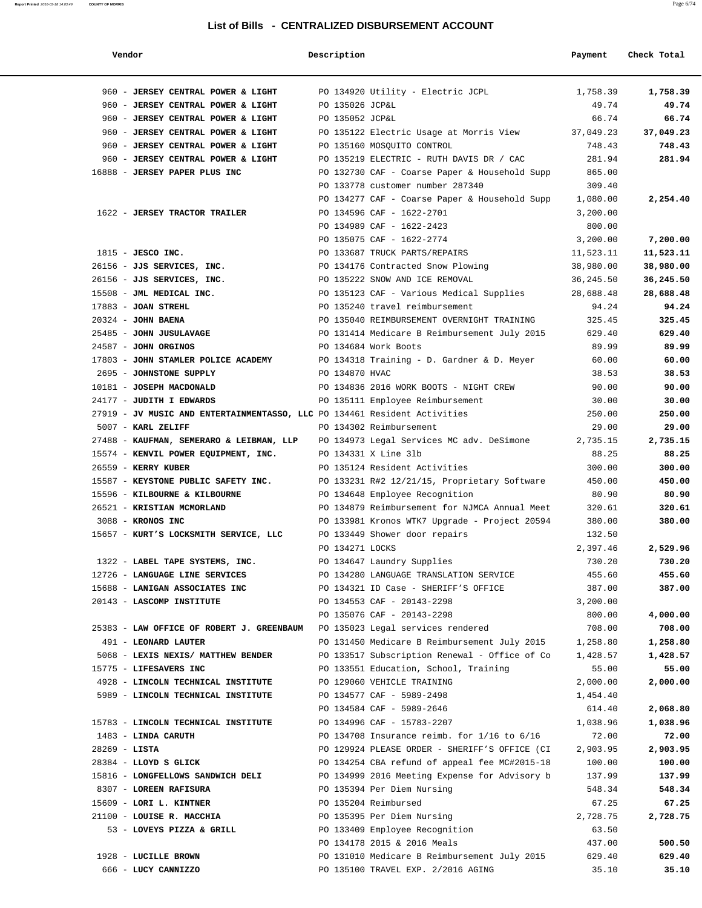# List of Bills - CENTRALIZED DISBURSEMENT ACCOUNT

| Vendor | Description | Payment | Check Total |
|---|---|---|---|
| 960 - **JERSEY CENTRAL POWER & LIGHT** | PO 134920 Utility - Electric JCPL | 1,758.39 | **1,758.39** |
| 960 - **JERSEY CENTRAL POWER & LIGHT** | PO 135026 JCP&L | 49.74 | **49.74** |
| 960 - **JERSEY CENTRAL POWER & LIGHT** | PO 135052 JCP&L | 66.74 | **66.74** |
| 960 - **JERSEY CENTRAL POWER & LIGHT** | PO 135122 Electric Usage at Morris View | 37,049.23 | **37,049.23** |
| 960 - **JERSEY CENTRAL POWER & LIGHT** | PO 135160 MOSQUITO CONTROL | 748.43 | **748.43** |
| 960 - **JERSEY CENTRAL POWER & LIGHT** | PO 135219 ELECTRIC - RUTH DAVIS DR / CAC | 281.94 | **281.94** |
| 16888 - **JERSEY PAPER PLUS INC** | PO 132730 CAF - Coarse Paper & Household Supp | 865.00 | |
| | PO 133778 customer number 287340 | 309.40 | |
| | PO 134277 CAF - Coarse Paper & Household Supp | 1,080.00 | **2,254.40** |
| 1622 - **JERSEY TRACTOR TRAILER** | PO 134596 CAF - 1622-2701 | 3,200.00 | |
| | PO 134989 CAF - 1622-2423 | 800.00 | |
| | PO 135075 CAF - 1622-2774 | 3,200.00 | **7,200.00** |
| 1815 - **JESCO INC.** | PO 133687 TRUCK PARTS/REPAIRS | 11,523.11 | **11,523.11** |
| 26156 - **JJS SERVICES, INC.** | PO 134176 Contracted Snow Plowing | 38,980.00 | **38,980.00** |
| 26156 - **JJS SERVICES, INC.** | PO 135222 SNOW AND ICE REMOVAL | 36,245.50 | **36,245.50** |
| 15508 - **JML MEDICAL INC.** | PO 135123 CAF - Various Medical Supplies | 28,688.48 | **28,688.48** |
| 17883 - **JOAN STREHL** | PO 135240 travel reimbursement | 94.24 | **94.24** |
| 20324 - **JOHN BAENA** | PO 135040 REIMBURSEMENT OVERNIGHT TRAINING | 325.45 | **325.45** |
| 25485 - **JOHN JUSULAVAGE** | PO 131414 Medicare B Reimbursement July 2015 | 629.40 | **629.40** |
| 24587 - **JOHN ORGINOS** | PO 134684 Work Boots | 89.99 | **89.99** |
| 17803 - **JOHN STAMLER POLICE ACADEMY** | PO 134318 Training - D. Gardner & D. Meyer | 60.00 | **60.00** |
| 2695 - **JOHNSTONE SUPPLY** | PO 134870 HVAC | 38.53 | **38.53** |
| 10181 - **JOSEPH MACDONALD** | PO 134836 2016 WORK BOOTS - NIGHT CREW | 90.00 | **90.00** |
| 24177 - **JUDITH I EDWARDS** | PO 135111 Employee Reimbursement | 30.00 | **30.00** |
| 27919 - **JV MUSIC AND ENTERTAINMENTASSO, LLC** | PO 134461 Resident Activities | 250.00 | **250.00** |
| 5007 - **KARL ZELIFF** | PO 134302 Reimbursement | 29.00 | **29.00** |
| 27488 - **KAUFMAN, SEMERARO & LEIBMAN, LLP** | PO 134973 Legal Services MC adv. DeSimone | 2,735.15 | **2,735.15** |
| 15574 - **KENVIL POWER EQUIPMENT, INC.** | PO 134331 X Line 3lb | 88.25 | **88.25** |
| 26559 - **KERRY KUBER** | PO 135124 Resident Activities | 300.00 | **300.00** |
| 15587 - **KEYSTONE PUBLIC SAFETY INC.** | PO 133231 R#2 12/21/15, Proprietary Software | 450.00 | **450.00** |
| 15596 - **KILBOURNE & KILBOURNE** | PO 134648 Employee Recognition | 80.90 | **80.90** |
| 26521 - **KRISTIAN MCMORLAND** | PO 134879 Reimbursement for NJMCA Annual Meet | 320.61 | **320.61** |
| 3088 - **KRONOS INC** | PO 133981 Kronos WTK7 Upgrade - Project 20594 | 380.00 | **380.00** |
| 15657 - **KURT'S LOCKSMITH SERVICE, LLC** | PO 133449 Shower door repairs | 132.50 | |
| | PO 134271 LOCKS | 2,397.46 | **2,529.96** |
| 1322 - **LABEL TAPE SYSTEMS, INC.** | PO 134647 Laundry Supplies | 730.20 | **730.20** |
| 12726 - **LANGUAGE LINE SERVICES** | PO 134280 LANGUAGE TRANSLATION SERVICE | 455.60 | **455.60** |
| 15688 - **LANIGAN ASSOCIATES INC** | PO 134321 ID Case - SHERIFF'S OFFICE | 387.00 | **387.00** |
| 20143 - **LASCOMP INSTITUTE** | PO 134553 CAF - 20143-2298 | 3,200.00 | |
| | PO 135076 CAF - 20143-2298 | 800.00 | **4,000.00** |
| 25383 - **LAW OFFICE OF ROBERT J. GREENBAUM** | PO 135023 Legal services rendered | 708.00 | **708.00** |
| 491 - **LEONARD LAUTER** | PO 131450 Medicare B Reimbursement July 2015 | 1,258.80 | **1,258.80** |
| 5068 - **LEXIS NEXIS/ MATTHEW BENDER** | PO 133517 Subscription Renewal - Office of Co | 1,428.57 | **1,428.57** |
| 15775 - **LIFESAVERS INC** | PO 133551 Education, School, Training | 55.00 | **55.00** |
| 4928 - **LINCOLN TECHNICAL INSTITUTE** | PO 129060 VEHICLE TRAINING | 2,000.00 | **2,000.00** |
| 5989 - **LINCOLN TECHNICAL INSTITUTE** | PO 134577 CAF - 5989-2498 | 1,454.40 | |
| | PO 134584 CAF - 5989-2646 | 614.40 | **2,068.80** |
| 15783 - **LINCOLN TECHNICAL INSTITUTE** | PO 134996 CAF - 15783-2207 | 1,038.96 | **1,038.96** |
| 1483 - **LINDA CARUTH** | PO 134708 Insurance reimb. for 1/16 to 6/16 | 72.00 | **72.00** |
| 28269 - **LISTA** | PO 129924 PLEASE ORDER - SHERIFF'S OFFICE (CI | 2,903.95 | **2,903.95** |
| 28384 - **LLOYD S GLICK** | PO 134254 CBA refund of appeal fee MC#2015-18 | 100.00 | **100.00** |
| 15816 - **LONGFELLOWS SANDWICH DELI** | PO 134999 2016 Meeting Expense for Advisory b | 137.99 | **137.99** |
| 8307 - **LOREEN RAFISURA** | PO 135394 Per Diem Nursing | 548.34 | **548.34** |
| 15609 - **LORI L. KINTNER** | PO 135204 Reimbursed | 67.25 | **67.25** |
| 21100 - **LOUISE R. MACCHIA** | PO 135395 Per Diem Nursing | 2,728.75 | **2,728.75** |
| 53 - **LOVEYS PIZZA & GRILL** | PO 133409 Employee Recognition | 63.50 | |
| | PO 134178 2015 & 2016 Meals | 437.00 | **500.50** |
| 1928 - **LUCILLE BROWN** | PO 131010 Medicare B Reimbursement July 2015 | 629.40 | **629.40** |
| 666 - **LUCY CANNIZZO** | PO 135100 TRAVEL EXP. 2/2016 AGING | 35.10 | **35.10** |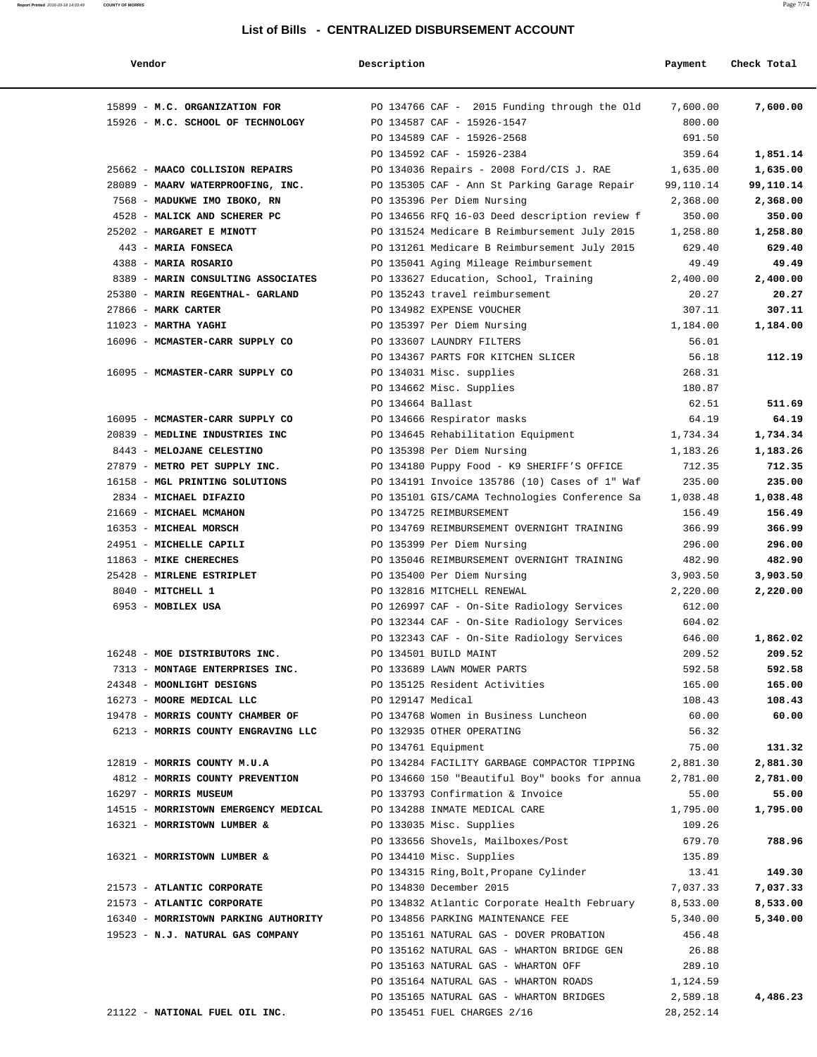# List of Bills - CENTRALIZED DISBURSEMENT ACCOUNT

| Vendor | Description | Payment | Check Total |
|---|---|---|---|
| 15899 - **M.C. ORGANIZATION FOR** | PO 134766 CAF - 2015 Funding through the Old | 7,600.00 | **7,600.00** |
| 15926 - **M.C. SCHOOL OF TECHNOLOGY** | PO 134587 CAF - 15926-1547 | 800.00 | |
| | PO 134589 CAF - 15926-2568 | 691.50 | |
| | PO 134592 CAF - 15926-2384 | 359.64 | **1,851.14** |
| 25662 - **MAACO COLLISION REPAIRS** | PO 134036 Repairs - 2008 Ford/CIS J. RAE | 1,635.00 | **1,635.00** |
| 28089 - **MAARV WATERPROOFING, INC.** | PO 135305 CAF - Ann St Parking Garage Repair | 99,110.14 | **99,110.14** |
| 7568 - **MADUKWE IMO IBOKO, RN** | PO 135396 Per Diem Nursing | 2,368.00 | **2,368.00** |
| 4528 - **MALICK AND SCHERER PC** | PO 134656 RFQ 16-03 Deed description review f | 350.00 | **350.00** |
| 25202 - **MARGARET E MINOTT** | PO 131524 Medicare B Reimbursement July 2015 | 1,258.80 | **1,258.80** |
| 443 - **MARIA FONSECA** | PO 131261 Medicare B Reimbursement July 2015 | 629.40 | **629.40** |
| 4388 - **MARIA ROSARIO** | PO 135041 Aging Mileage Reimbursement | 49.49 | **49.49** |
| 8389 - **MARIN CONSULTING ASSOCIATES** | PO 133627 Education, School, Training | 2,400.00 | **2,400.00** |
| 25380 - **MARIN REGENTHAL- GARLAND** | PO 135243 travel reimbursement | 20.27 | **20.27** |
| 27866 - **MARK CARTER** | PO 134982 EXPENSE VOUCHER | 307.11 | **307.11** |
| 11023 - **MARTHA YAGHI** | PO 135397 Per Diem Nursing | 1,184.00 | **1,184.00** |
| 16096 - **MCMASTER-CARR SUPPLY CO** | PO 133607 LAUNDRY FILTERS | 56.01 | |
| | PO 134367 PARTS FOR KITCHEN SLICER | 56.18 | **112.19** |
| 16095 - **MCMASTER-CARR SUPPLY CO** | PO 134031 Misc. supplies | 268.31 | |
| | PO 134662 Misc. Supplies | 180.87 | |
| | PO 134664 Ballast | 62.51 | **511.69** |
| 16095 - **MCMASTER-CARR SUPPLY CO** | PO 134666 Respirator masks | 64.19 | **64.19** |
| 20839 - **MEDLINE INDUSTRIES INC** | PO 134645 Rehabilitation Equipment | 1,734.34 | **1,734.34** |
| 8443 - **MELOJANE CELESTINO** | PO 135398 Per Diem Nursing | 1,183.26 | **1,183.26** |
| 27879 - **METRO PET SUPPLY INC.** | PO 134180 Puppy Food - K9 SHERIFF'S OFFICE | 712.35 | **712.35** |
| 16158 - **MGL PRINTING SOLUTIONS** | PO 134191 Invoice 135786 (10) Cases of 1" Waf | 235.00 | **235.00** |
| 2834 - **MICHAEL DIFAZIO** | PO 135101 GIS/CAMA Technologies Conference Sa | 1,038.48 | **1,038.48** |
| 21669 - **MICHAEL MCMAHON** | PO 134725 REIMBURSEMENT | 156.49 | **156.49** |
| 16353 - **MICHEAL MORSCH** | PO 134769 REIMBURSEMENT OVERNIGHT TRAINING | 366.99 | **366.99** |
| 24951 - **MICHELLE CAPILI** | PO 135399 Per Diem Nursing | 296.00 | **296.00** |
| 11863 - **MIKE CHERECHES** | PO 135046 REIMBURSEMENT OVERNIGHT TRAINING | 482.90 | **482.90** |
| 25428 - **MIRLENE ESTRIPLET** | PO 135400 Per Diem Nursing | 3,903.50 | **3,903.50** |
| 8040 - **MITCHELL 1** | PO 132816 MITCHELL RENEWAL | 2,220.00 | **2,220.00** |
| 6953 - **MOBILEX USA** | PO 126997 CAF - On-Site Radiology Services | 612.00 | |
| | PO 132344 CAF - On-Site Radiology Services | 604.02 | |
| | PO 132343 CAF - On-Site Radiology Services | 646.00 | **1,862.02** |
| 16248 - **MOE DISTRIBUTORS INC.** | PO 134501 BUILD MAINT | 209.52 | **209.52** |
| 7313 - **MONTAGE ENTERPRISES INC.** | PO 133689 LAWN MOWER PARTS | 592.58 | **592.58** |
| 24348 - **MOONLIGHT DESIGNS** | PO 135125 Resident Activities | 165.00 | **165.00** |
| 16273 - **MOORE MEDICAL LLC** | PO 129147 Medical | 108.43 | **108.43** |
| 19478 - **MORRIS COUNTY CHAMBER OF** | PO 134768 Women in Business Luncheon | 60.00 | **60.00** |
| 6213 - **MORRIS COUNTY ENGRAVING LLC** | PO 132935 OTHER OPERATING | 56.32 | |
| | PO 134761 Equipment | 75.00 | **131.32** |
| 12819 - **MORRIS COUNTY M.U.A** | PO 134284 FACILITY GARBAGE COMPACTOR TIPPING | 2,881.30 | **2,881.30** |
| 4812 - **MORRIS COUNTY PREVENTION** | PO 134660 150 "Beautiful Boy" books for annua | 2,781.00 | **2,781.00** |
| 16297 - **MORRIS MUSEUM** | PO 133793 Confirmation & Invoice | 55.00 | **55.00** |
| 14515 - **MORRISTOWN EMERGENCY MEDICAL** | PO 134288 INMATE MEDICAL CARE | 1,795.00 | **1,795.00** |
| 16321 - **MORRISTOWN LUMBER &** | PO 133035 Misc. Supplies | 109.26 | |
| | PO 133656 Shovels, Mailboxes/Post | 679.70 | **788.96** |
| 16321 - **MORRISTOWN LUMBER &** | PO 134410 Misc. Supplies | 135.89 | |
| | PO 134315 Ring,Bolt,Propane Cylinder | 13.41 | **149.30** |
| 21573 - **ATLANTIC CORPORATE** | PO 134830 December 2015 | 7,037.33 | **7,037.33** |
| 21573 - **ATLANTIC CORPORATE** | PO 134832 Atlantic Corporate Health February | 8,533.00 | **8,533.00** |
| 16340 - **MORRISTOWN PARKING AUTHORITY** | PO 134856 PARKING MAINTENANCE FEE | 5,340.00 | **5,340.00** |
| 19523 - **N.J. NATURAL GAS COMPANY** | PO 135161 NATURAL GAS - DOVER PROBATION | 456.48 | |
| | PO 135162 NATURAL GAS - WHARTON BRIDGE GEN | 26.88 | |
| | PO 135163 NATURAL GAS - WHARTON OFF | 289.10 | |
| | PO 135164 NATURAL GAS - WHARTON ROADS | 1,124.59 | |
| | PO 135165 NATURAL GAS - WHARTON BRIDGES | 2,589.18 | **4,486.23** |
| 21122 - **NATIONAL FUEL OIL INC.** | PO 135451 FUEL CHARGES 2/16 | 28,252.14 | |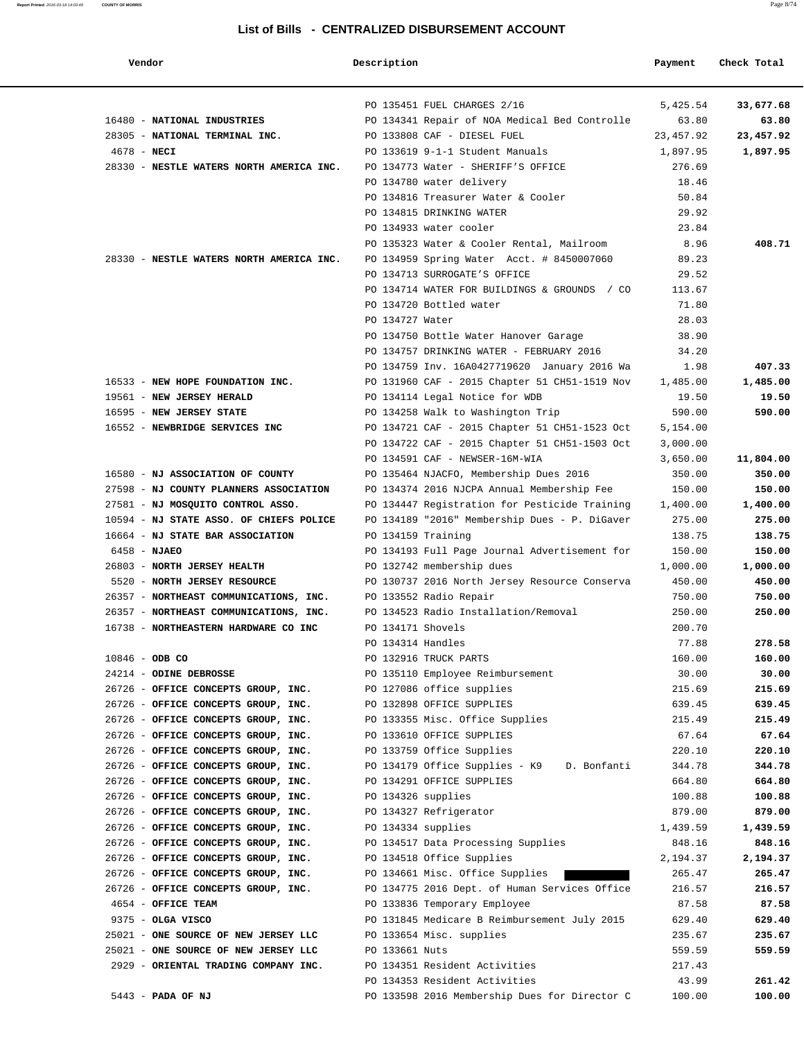## List of Bills - CENTRALIZED DISBURSEMENT ACCOUNT

| Vendor | Description | Payment | Check Total |
|---|---|---|---|
| | PO 135451 FUEL CHARGES 2/16 | 5,425.54 | **33,677.68** |
| 16480 - **NATIONAL INDUSTRIES** | PO 134341 Repair of NOA Medical Bed Controlle | 63.80 | **63.80** |
| 28305 - **NATIONAL TERMINAL INC.** | PO 133808 CAF - DIESEL FUEL | 23,457.92 | **23,457.92** |
| 4678 - **NECI** | PO 133619 9-1-1 Student Manuals | 1,897.95 | **1,897.95** |
| 28330 - **NESTLE WATERS NORTH AMERICA INC.** | PO 134773 Water - SHERIFF'S OFFICE | 276.69 | |
| | PO 134780 water delivery | 18.46 | |
| | PO 134816 Treasurer Water & Cooler | 50.84 | |
| | PO 134815 DRINKING WATER | 29.92 | |
| | PO 134933 water cooler | 23.84 | |
| | PO 135323 Water & Cooler Rental, Mailroom | 8.96 | **408.71** |
| 28330 - **NESTLE WATERS NORTH AMERICA INC.** | PO 134959 Spring Water Acct. # 8450007060 | 89.23 | |
| | PO 134713 SURROGATE'S OFFICE | 29.52 | |
| | PO 134714 WATER FOR BUILDINGS & GROUNDS / CO | 113.67 | |
| | PO 134720 Bottled water | 71.80 | |
| | PO 134727 Water | 28.03 | |
| | PO 134750 Bottle Water Hanover Garage | 38.90 | |
| | PO 134757 DRINKING WATER - FEBRUARY 2016 | 34.20 | |
| | PO 134759 Inv. 16A0427719620 January 2016 Wa | 1.98 | **407.33** |
| 16533 - **NEW HOPE FOUNDATION INC.** | PO 131960 CAF - 2015 Chapter 51 CH51-1519 Nov | 1,485.00 | **1,485.00** |
| 19561 - **NEW JERSEY HERALD** | PO 134114 Legal Notice for WDB | 19.50 | **19.50** |
| 16595 - **NEW JERSEY STATE** | PO 134258 Walk to Washington Trip | 590.00 | **590.00** |
| 16552 - **NEWBRIDGE SERVICES INC** | PO 134721 CAF - 2015 Chapter 51 CH51-1523 Oct | 5,154.00 | |
| | PO 134722 CAF - 2015 Chapter 51 CH51-1503 Oct | 3,000.00 | |
| | PO 134591 CAF - NEWSER-16M-WIA | 3,650.00 | **11,804.00** |
| 16580 - **NJ ASSOCIATION OF COUNTY** | PO 135464 NJACFO, Membership Dues 2016 | 350.00 | **350.00** |
| 27598 - **NJ COUNTY PLANNERS ASSOCIATION** | PO 134374 2016 NJCPA Annual Membership Fee | 150.00 | **150.00** |
| 27581 - **NJ MOSQUITO CONTROL ASSO.** | PO 134447 Registration for Pesticide Training | 1,400.00 | **1,400.00** |
| 10594 - **NJ STATE ASSO. OF CHIEFS POLICE** | PO 134189 "2016" Membership Dues - P. DiGaver | 275.00 | **275.00** |
| 16664 - **NJ STATE BAR ASSOCIATION** | PO 134159 Training | 138.75 | **138.75** |
| 6458 - **NJAEO** | PO 134193 Full Page Journal Advertisement for | 150.00 | **150.00** |
| 26803 - **NORTH JERSEY HEALTH** | PO 132742 membership dues | 1,000.00 | **1,000.00** |
| 5520 - **NORTH JERSEY RESOURCE** | PO 130737 2016 North Jersey Resource Conserva | 450.00 | **450.00** |
| 26357 - **NORTHEAST COMMUNICATIONS, INC.** | PO 133552 Radio Repair | 750.00 | **750.00** |
| 26357 - **NORTHEAST COMMUNICATIONS, INC.** | PO 134523 Radio Installation/Removal | 250.00 | **250.00** |
| 16738 - **NORTHEASTERN HARDWARE CO INC** | PO 134171 Shovels | 200.70 | |
| | PO 134314 Handles | 77.88 | **278.58** |
| 10846 - **ODB CO** | PO 132916 TRUCK PARTS | 160.00 | **160.00** |
| 24214 - **ODINE DEBROSSE** | PO 135110 Employee Reimbursement | 30.00 | **30.00** |
| 26726 - **OFFICE CONCEPTS GROUP, INC.** | PO 127086 office supplies | 215.69 | **215.69** |
| 26726 - **OFFICE CONCEPTS GROUP, INC.** | PO 132898 OFFICE SUPPLIES | 639.45 | **639.45** |
| 26726 - **OFFICE CONCEPTS GROUP, INC.** | PO 133355 Misc. Office Supplies | 215.49 | **215.49** |
| 26726 - **OFFICE CONCEPTS GROUP, INC.** | PO 133610 OFFICE SUPPLIES | 67.64 | **67.64** |
| 26726 - **OFFICE CONCEPTS GROUP, INC.** | PO 133759 Office Supplies | 220.10 | **220.10** |
| 26726 - **OFFICE CONCEPTS GROUP, INC.** | PO 134179 Office Supplies - K9 D. Bonfanti | 344.78 | **344.78** |
| 26726 - **OFFICE CONCEPTS GROUP, INC.** | PO 134291 OFFICE SUPPLIES | 664.80 | **664.80** |
| 26726 - **OFFICE CONCEPTS GROUP, INC.** | PO 134326 supplies | 100.88 | **100.88** |
| 26726 - **OFFICE CONCEPTS GROUP, INC.** | PO 134327 Refrigerator | 879.00 | **879.00** |
| 26726 - **OFFICE CONCEPTS GROUP, INC.** | PO 134334 supplies | 1,439.59 | **1,439.59** |
| 26726 - **OFFICE CONCEPTS GROUP, INC.** | PO 134517 Data Processing Supplies | 848.16 | **848.16** |
| 26726 - **OFFICE CONCEPTS GROUP, INC.** | PO 134518 Office Supplies | 2,194.37 | **2,194.37** |
| 26726 - **OFFICE CONCEPTS GROUP, INC.** | PO 134661 Misc. Office Supplies | 265.47 | **265.47** |
| 26726 - **OFFICE CONCEPTS GROUP, INC.** | PO 134775 2016 Dept. of Human Services Office | 216.57 | **216.57** |
| 4654 - **OFFICE TEAM** | PO 133836 Temporary Employee | 87.58 | **87.58** |
| 9375 - **OLGA VISCO** | PO 131845 Medicare B Reimbursement July 2015 | 629.40 | **629.40** |
| 25021 - **ONE SOURCE OF NEW JERSEY LLC** | PO 133654 Misc. supplies | 235.67 | **235.67** |
| 25021 - **ONE SOURCE OF NEW JERSEY LLC** | PO 133661 Nuts | 559.59 | **559.59** |
| 2929 - **ORIENTAL TRADING COMPANY INC.** | PO 134351 Resident Activities | 217.43 | |
| | PO 134353 Resident Activities | 43.99 | **261.42** |
| 5443 - **PADA OF NJ** | PO 133598 2016 Membership Dues for Director C | 100.00 | **100.00** |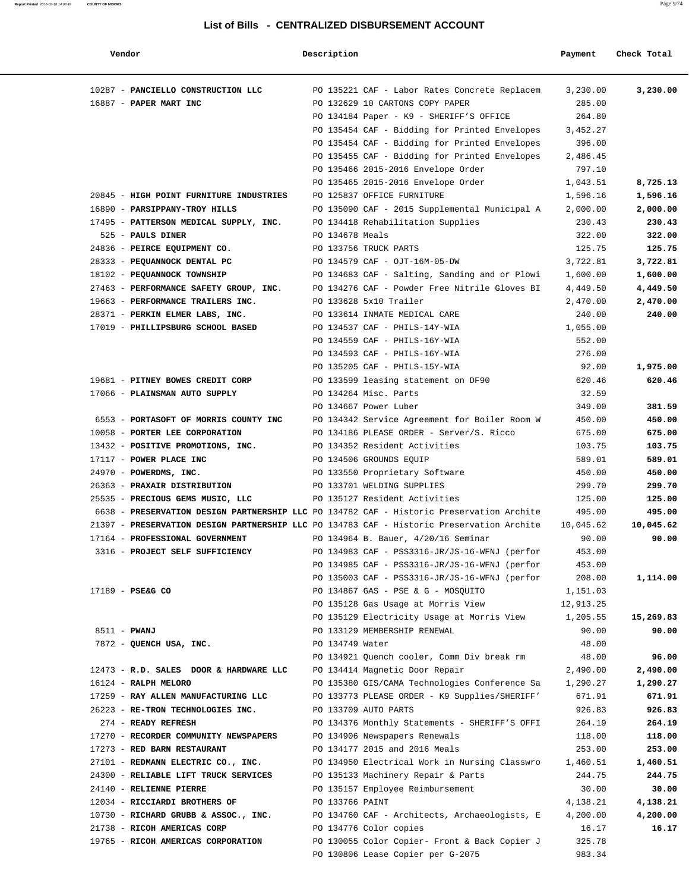## List of Bills - CENTRALIZED DISBURSEMENT ACCOUNT

| Vendor | Description | Payment | Check Total |
|---|---|---|---|
| 10287 - **PANCIELLO CONSTRUCTION LLC** | PO 135221 CAF - Labor Rates Concrete Replacem | 3,230.00 | **3,230.00** |
| 16887 - **PAPER MART INC** | PO 132629 10 CARTONS COPY PAPER | 285.00 | |
| | PO 134184 Paper - K9 - SHERIFF'S OFFICE | 264.80 | |
| | PO 135454 CAF - Bidding for Printed Envelopes | 3,452.27 | |
| | PO 135454 CAF - Bidding for Printed Envelopes | 396.00 | |
| | PO 135455 CAF - Bidding for Printed Envelopes | 2,486.45 | |
| | PO 135466 2015-2016 Envelope Order | 797.10 | |
| | PO 135465 2015-2016 Envelope Order | 1,043.51 | **8,725.13** |
| 20845 - **HIGH POINT FURNITURE INDUSTRIES** | PO 125837 OFFICE FURNITURE | 1,596.16 | **1,596.16** |
| 16890 - **PARSIPPANY-TROY HILLS** | PO 135090 CAF - 2015 Supplemental Municipal A | 2,000.00 | **2,000.00** |
| 17495 - **PATTERSON MEDICAL SUPPLY, INC.** | PO 134418 Rehabilitation Supplies | 230.43 | **230.43** |
| 525 - **PAULS DINER** | PO 134678 Meals | 322.00 | **322.00** |
| 24836 - **PEIRCE EQUIPMENT CO.** | PO 133756 TRUCK PARTS | 125.75 | **125.75** |
| 28333 - **PEQUANNOCK DENTAL PC** | PO 134579 CAF - OJT-16M-05-DW | 3,722.81 | **3,722.81** |
| 18102 - **PEQUANNOCK TOWNSHIP** | PO 134683 CAF - Salting, Sanding and or Plowi | 1,600.00 | **1,600.00** |
| 27463 - **PERFORMANCE SAFETY GROUP, INC.** | PO 134276 CAF - Powder Free Nitrile Gloves BI | 4,449.50 | **4,449.50** |
| 19663 - **PERFORMANCE TRAILERS INC.** | PO 133628 5x10 Trailer | 2,470.00 | **2,470.00** |
| 28371 - **PERKIN ELMER LABS, INC.** | PO 133614 INMATE MEDICAL CARE | 240.00 | **240.00** |
| 17019 - **PHILLIPSBURG SCHOOL BASED** | PO 134537 CAF - PHILS-14Y-WIA | 1,055.00 | |
| | PO 134559 CAF - PHILS-16Y-WIA | 552.00 | |
| | PO 134593 CAF - PHILS-16Y-WIA | 276.00 | |
| | PO 135205 CAF - PHILS-15Y-WIA | 92.00 | **1,975.00** |
| 19681 - **PITNEY BOWES CREDIT CORP** | PO 133599 leasing statement on DF90 | 620.46 | **620.46** |
| 17066 - **PLAINSMAN AUTO SUPPLY** | PO 134264 Misc. Parts | 32.59 | |
| | PO 134667 Power Luber | 349.00 | **381.59** |
| 6553 - **PORTASOFT OF MORRIS COUNTY INC** | PO 134342 Service Agreement for Boiler Room W | 450.00 | **450.00** |
| 10058 - **PORTER LEE CORPORATION** | PO 134186 PLEASE ORDER - Server/S. Ricco | 675.00 | **675.00** |
| 13432 - **POSITIVE PROMOTIONS, INC.** | PO 134352 Resident Activities | 103.75 | **103.75** |
| 17117 - **POWER PLACE INC** | PO 134506 GROUNDS EQUIP | 589.01 | **589.01** |
| 24970 - **POWERDMS, INC.** | PO 133550 Proprietary Software | 450.00 | **450.00** |
| 26363 - **PRAXAIR DISTRIBUTION** | PO 133701 WELDING SUPPLIES | 299.70 | **299.70** |
| 25535 - **PRECIOUS GEMS MUSIC, LLC** | PO 135127 Resident Activities | 125.00 | **125.00** |
| 6638 - **PRESERVATION DESIGN PARTNERSHIP LLC** | PO 134782 CAF - Historic Preservation Archite | 495.00 | **495.00** |
| 21397 - **PRESERVATION DESIGN PARTNERSHIP LLC** | PO 134783 CAF - Historic Preservation Archite | 10,045.62 | **10,045.62** |
| 17164 - **PROFESSIONAL GOVERNMENT** | PO 134964 B. Bauer, 4/20/16 Seminar | 90.00 | **90.00** |
| 3316 - **PROJECT SELF SUFFICIENCY** | PO 134983 CAF - PSS3316-JR/JS-16-WFNJ (perfor | 453.00 | |
| | PO 134985 CAF - PSS3316-JR/JS-16-WFNJ (perfor | 453.00 | |
| | PO 135003 CAF - PSS3316-JR/JS-16-WFNJ (perfor | 208.00 | **1,114.00** |
| 17189 - **PSE&G CO** | PO 134867 GAS - PSE & G - MOSQUITO | 1,151.03 | |
| | PO 135128 Gas Usage at Morris View | 12,913.25 | |
| | PO 135129 Electricity Usage at Morris View | 1,205.55 | **15,269.83** |
| 8511 - **PWANJ** | PO 133129 MEMBERSHIP RENEWAL | 90.00 | **90.00** |
| 7872 - **QUENCH USA, INC.** | PO 134749 Water | 48.00 | |
| | PO 134921 Quench cooler, Comm Div break rm | 48.00 | **96.00** |
| 12473 - **R.D. SALES DOOR & HARDWARE LLC** | PO 134414 Magnetic Door Repair | 2,490.00 | **2,490.00** |
| 16124 - **RALPH MELORO** | PO 135380 GIS/CAMA Technologies Conference Sa | 1,290.27 | **1,290.27** |
| 17259 - **RAY ALLEN MANUFACTURING LLC** | PO 133773 PLEASE ORDER - K9 Supplies/SHERIFF' | 671.91 | **671.91** |
| 26223 - **RE-TRON TECHNOLOGIES INC.** | PO 133709 AUTO PARTS | 926.83 | **926.83** |
| 274 - **READY REFRESH** | PO 134376 Monthly Statements - SHERIFF'S OFFI | 264.19 | **264.19** |
| 17270 - **RECORDER COMMUNITY NEWSPAPERS** | PO 134906 Newspapers Renewals | 118.00 | **118.00** |
| 17273 - **RED BARN RESTAURANT** | PO 134177 2015 and 2016 Meals | 253.00 | **253.00** |
| 27101 - **REDMANN ELECTRIC CO., INC.** | PO 134950 Electrical Work in Nursing Classwro | 1,460.51 | **1,460.51** |
| 24300 - **RELIABLE LIFT TRUCK SERVICES** | PO 135133 Machinery Repair & Parts | 244.75 | **244.75** |
| 24140 - **RELIENNE PIERRE** | PO 135157 Employee Reimbursement | 30.00 | **30.00** |
| 12034 - **RICCIARDI BROTHERS OF** | PO 133766 PAINT | 4,138.21 | **4,138.21** |
| 10730 - **RICHARD GRUBB & ASSOC., INC.** | PO 134760 CAF - Architects, Archaeologists, E | 4,200.00 | **4,200.00** |
| 21738 - **RICOH AMERICAS CORP** | PO 134776 Color copies | 16.17 | **16.17** |
| 19765 - **RICOH AMERICAS CORPORATION** | PO 130055 Color Copier- Front & Back Copier J | 325.78 | |
| | PO 130806 Lease Copier per G-2075 | 983.34 | |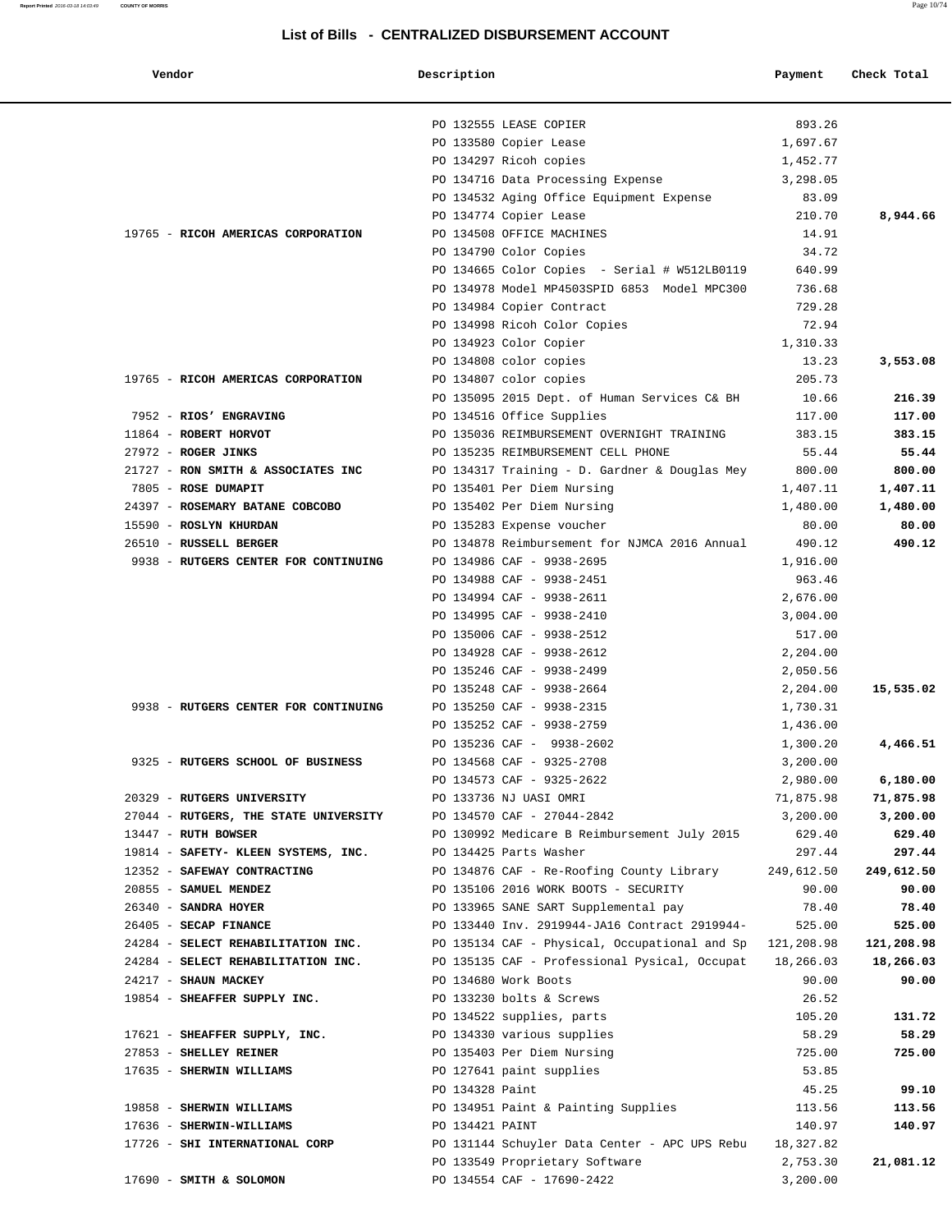# List of Bills - CENTRALIZED DISBURSEMENT ACCOUNT

| Vendor | Description | Payment | Check Total |
|---|---|---|---|
| | PO 132555 LEASE COPIER | 893.26 | |
| | PO 133580 Copier Lease | 1,697.67 | |
| | PO 134297 Ricoh copies | 1,452.77 | |
| | PO 134716 Data Processing Expense | 3,298.05 | |
| | PO 134532 Aging Office Equipment Expense | 83.09 | |
| | PO 134774 Copier Lease | 210.70 | **8,944.66** |
| 19765 - **RICOH AMERICAS CORPORATION** | PO 134508 OFFICE MACHINES | 14.91 | |
| | PO 134790 Color Copies | 34.72 | |
| | PO 134665 Color Copies - Serial # W512LB0119 | 640.99 | |
| | PO 134978 Model MP4503SPID 6853 Model MPC300 | 736.68 | |
| | PO 134984 Copier Contract | 729.28 | |
| | PO 134998 Ricoh Color Copies | 72.94 | |
| | PO 134923 Color Copier | 1,310.33 | |
| | PO 134808 color copies | 13.23 | **3,553.08** |
| 19765 - **RICOH AMERICAS CORPORATION** | PO 134807 color copies | 205.73 | |
| | PO 135095 2015 Dept. of Human Services C& BH | 10.66 | **216.39** |
| 7952 - **RIOS' ENGRAVING** | PO 134516 Office Supplies | 117.00 | **117.00** |
| 11864 - **ROBERT HORVOT** | PO 135036 REIMBURSEMENT OVERNIGHT TRAINING | 383.15 | **383.15** |
| 27972 - **ROGER JINKS** | PO 135235 REIMBURSEMENT CELL PHONE | 55.44 | **55.44** |
| 21727 - **RON SMITH & ASSOCIATES INC** | PO 134317 Training - D. Gardner & Douglas Mey | 800.00 | **800.00** |
| 7805 - **ROSE DUMAPIT** | PO 135401 Per Diem Nursing | 1,407.11 | **1,407.11** |
| 24397 - **ROSEMARY BATANE COBCOBO** | PO 135402 Per Diem Nursing | 1,480.00 | **1,480.00** |
| 15590 - **ROSLYN KHURDAN** | PO 135283 Expense voucher | 80.00 | **80.00** |
| 26510 - **RUSSELL BERGER** | PO 134878 Reimbursement for NJMCA 2016 Annual | 490.12 | **490.12** |
| 9938 - **RUTGERS CENTER FOR CONTINUING** | PO 134986 CAF - 9938-2695 | 1,916.00 | |
| | PO 134988 CAF - 9938-2451 | 963.46 | |
| | PO 134994 CAF - 9938-2611 | 2,676.00 | |
| | PO 134995 CAF - 9938-2410 | 3,004.00 | |
| | PO 135006 CAF - 9938-2512 | 517.00 | |
| | PO 134928 CAF - 9938-2612 | 2,204.00 | |
| | PO 135246 CAF - 9938-2499 | 2,050.56 | |
| | PO 135248 CAF - 9938-2664 | 2,204.00 | **15,535.02** |
| 9938 - **RUTGERS CENTER FOR CONTINUING** | PO 135250 CAF - 9938-2315 | 1,730.31 | |
| | PO 135252 CAF - 9938-2759 | 1,436.00 | |
| | PO 135236 CAF - 9938-2602 | 1,300.20 | **4,466.51** |
| 9325 - **RUTGERS SCHOOL OF BUSINESS** | PO 134568 CAF - 9325-2708 | 3,200.00 | |
| | PO 134573 CAF - 9325-2622 | 2,980.00 | **6,180.00** |
| 20329 - **RUTGERS UNIVERSITY** | PO 133736 NJ UASI OMRI | 71,875.98 | **71,875.98** |
| 27044 - **RUTGERS, THE STATE UNIVERSITY** | PO 134570 CAF - 27044-2842 | 3,200.00 | **3,200.00** |
| 13447 - **RUTH BOWSER** | PO 130992 Medicare B Reimbursement July 2015 | 629.40 | **629.40** |
| 19814 - **SAFETY- KLEEN SYSTEMS, INC.** | PO 134425 Parts Washer | 297.44 | **297.44** |
| 12352 - **SAFEWAY CONTRACTING** | PO 134876 CAF - Re-Roofing County Library | 249,612.50 | **249,612.50** |
| 20855 - **SAMUEL MENDEZ** | PO 135106 2016 WORK BOOTS - SECURITY | 90.00 | **90.00** |
| 26340 - **SANDRA HOYER** | PO 133965 SANE SART Supplemental pay | 78.40 | **78.40** |
| 26405 - **SECAP FINANCE** | PO 133440 Inv. 2919944-JA16 Contract 2919944- | 525.00 | **525.00** |
| 24284 - **SELECT REHABILITATION INC.** | PO 135134 CAF - Physical, Occupational and Sp | 121,208.98 | **121,208.98** |
| 24284 - **SELECT REHABILITATION INC.** | PO 135135 CAF - Professional Pysical, Occupat | 18,266.03 | **18,266.03** |
| 24217 - **SHAUN MACKEY** | PO 134680 Work Boots | 90.00 | **90.00** |
| 19854 - **SHEAFFER SUPPLY INC.** | PO 133230 bolts & Screws | 26.52 | |
| | PO 134522 supplies, parts | 105.20 | **131.72** |
| 17621 - **SHEAFFER SUPPLY, INC.** | PO 134330 various supplies | 58.29 | **58.29** |
| 27853 - **SHELLEY REINER** | PO 135403 Per Diem Nursing | 725.00 | **725.00** |
| 17635 - **SHERWIN WILLIAMS** | PO 127641 paint supplies | 53.85 | |
| | PO 134328 Paint | 45.25 | **99.10** |
| 19858 - **SHERWIN WILLIAMS** | PO 134951 Paint & Painting Supplies | 113.56 | **113.56** |
| 17636 - **SHERWIN-WILLIAMS** | PO 134421 PAINT | 140.97 | **140.97** |
| 17726 - **SHI INTERNATIONAL CORP** | PO 131144 Schuyler Data Center - APC UPS Rebu | 18,327.82 | |
| | PO 133549 Proprietary Software | 2,753.30 | **21,081.12** |
| 17690 - **SMITH & SOLOMON** | PO 134554 CAF - 17690-2422 | 3,200.00 | |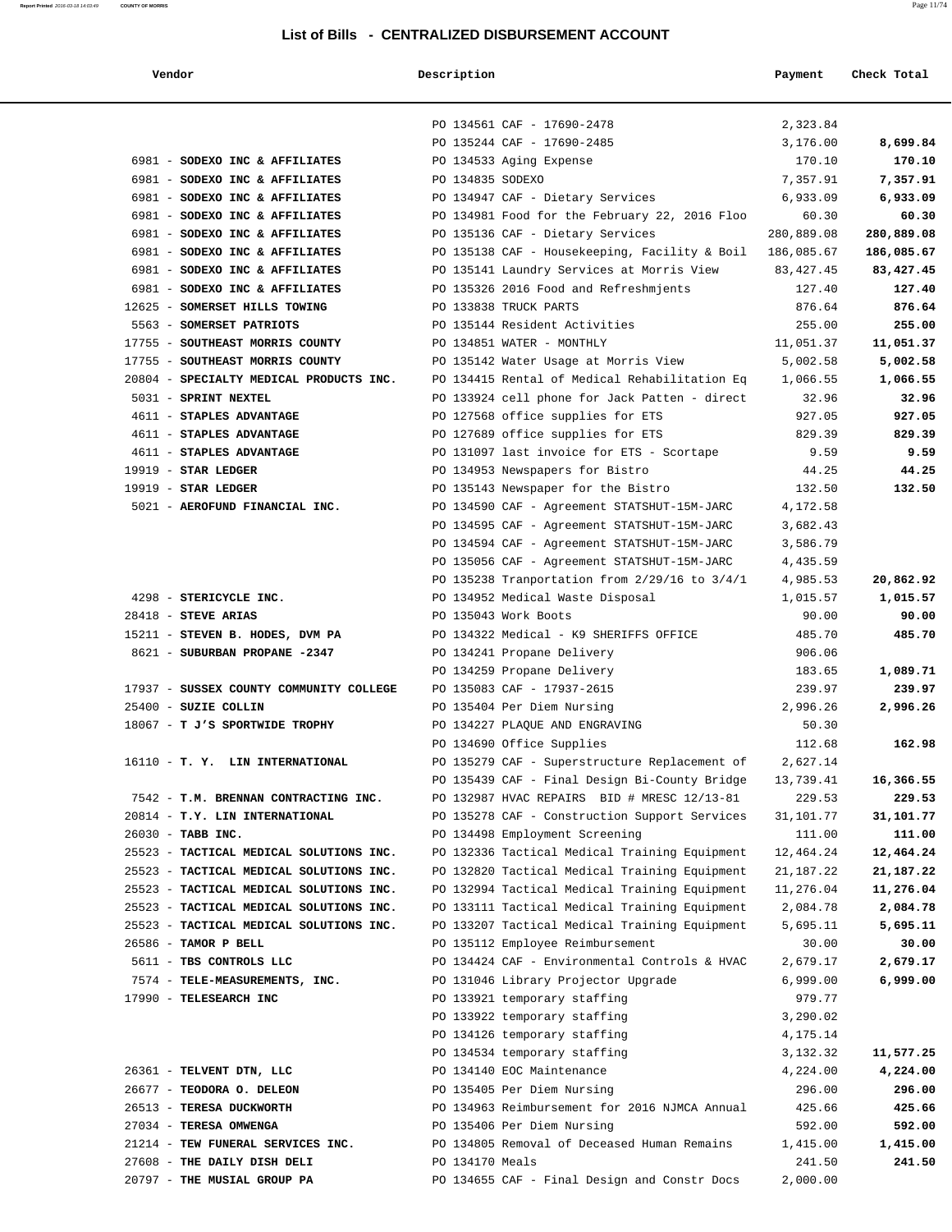## List of Bills - CENTRALIZED DISBURSEMENT ACCOUNT

| Vendor | Description | Payment | Check Total |
|---|---|---|---|
| | PO 134561 CAF - 17690-2478 | 2,323.84 | |
| | PO 135244 CAF - 17690-2485 | 3,176.00 | **8,699.84** |
| 6981 - **SODEXO INC & AFFILIATES** | PO 134533 Aging Expense | 170.10 | **170.10** |
| 6981 - **SODEXO INC & AFFILIATES** | PO 134835 SODEXO | 7,357.91 | **7,357.91** |
| 6981 - **SODEXO INC & AFFILIATES** | PO 134947 CAF - Dietary Services | 6,933.09 | **6,933.09** |
| 6981 - **SODEXO INC & AFFILIATES** | PO 134981 Food for the February 22, 2016 Floo | 60.30 | **60.30** |
| 6981 - **SODEXO INC & AFFILIATES** | PO 135136 CAF - Dietary Services | 280,889.08 | **280,889.08** |
| 6981 - **SODEXO INC & AFFILIATES** | PO 135138 CAF - Housekeeping, Facility & Boil | 186,085.67 | **186,085.67** |
| 6981 - **SODEXO INC & AFFILIATES** | PO 135141 Laundry Services at Morris View | 83,427.45 | **83,427.45** |
| 6981 - **SODEXO INC & AFFILIATES** | PO 135326 2016 Food and Refreshmjents | 127.40 | **127.40** |
| 12625 - **SOMERSET HILLS TOWING** | PO 133838 TRUCK PARTS | 876.64 | **876.64** |
| 5563 - **SOMERSET PATRIOTS** | PO 135144 Resident Activities | 255.00 | **255.00** |
| 17755 - **SOUTHEAST MORRIS COUNTY** | PO 134851 WATER - MONTHLY | 11,051.37 | **11,051.37** |
| 17755 - **SOUTHEAST MORRIS COUNTY** | PO 135142 Water Usage at Morris View | 5,002.58 | **5,002.58** |
| 20804 - **SPECIALTY MEDICAL PRODUCTS INC.** | PO 134415 Rental of Medical Rehabilitation Eq | 1,066.55 | **1,066.55** |
| 5031 - **SPRINT NEXTEL** | PO 133924 cell phone for Jack Patten - direct | 32.96 | **32.96** |
| 4611 - **STAPLES ADVANTAGE** | PO 127568 office supplies for ETS | 927.05 | **927.05** |
| 4611 - **STAPLES ADVANTAGE** | PO 127689 office supplies for ETS | 829.39 | **829.39** |
| 4611 - **STAPLES ADVANTAGE** | PO 131097 last invoice for ETS - Scortape | 9.59 | **9.59** |
| 19919 - **STAR LEDGER** | PO 134953 Newspapers for Bistro | 44.25 | **44.25** |
| 19919 - **STAR LEDGER** | PO 135143 Newspaper for the Bistro | 132.50 | **132.50** |
| 5021 - **AEROFUND FINANCIAL INC.** | PO 134590 CAF - Agreement STATSHUT-15M-JARC | 4,172.58 | |
| | PO 134595 CAF - Agreement STATSHUT-15M-JARC | 3,682.43 | |
| | PO 134594 CAF - Agreement STATSHUT-15M-JARC | 3,586.79 | |
| | PO 135056 CAF - Agreement STATSHUT-15M-JARC | 4,435.59 | |
| | PO 135238 Tranportation from 2/29/16 to 3/4/1 | 4,985.53 | **20,862.92** |
| 4298 - **STERICYCLE INC.** | PO 134952 Medical Waste Disposal | 1,015.57 | **1,015.57** |
| 28418 - **STEVE ARIAS** | PO 135043 Work Boots | 90.00 | **90.00** |
| 15211 - **STEVEN B. HODES, DVM PA** | PO 134322 Medical - K9 SHERIFFS OFFICE | 485.70 | **485.70** |
| 8621 - **SUBURBAN PROPANE -2347** | PO 134241 Propane Delivery | 906.06 | |
| | PO 134259 Propane Delivery | 183.65 | **1,089.71** |
| 17937 - **SUSSEX COUNTY COMMUNITY COLLEGE** | PO 135083 CAF - 17937-2615 | 239.97 | **239.97** |
| 25400 - **SUZIE COLLIN** | PO 135404 Per Diem Nursing | 2,996.26 | **2,996.26** |
| 18067 - **T J'S SPORTWIDE TROPHY** | PO 134227 PLAQUE AND ENGRAVING | 50.30 | |
| | PO 134690 Office Supplies | 112.68 | **162.98** |
| 16110 - **T. Y. LIN INTERNATIONAL** | PO 135279 CAF - Superstructure Replacement of | 2,627.14 | |
| | PO 135439 CAF - Final Design Bi-County Bridge | 13,739.41 | **16,366.55** |
| 7542 - **T.M. BRENNAN CONTRACTING INC.** | PO 132987 HVAC REPAIRS BID # MRESC 12/13-81 | 229.53 | **229.53** |
| 20814 - **T.Y. LIN INTERNATIONAL** | PO 135278 CAF - Construction Support Services | 31,101.77 | **31,101.77** |
| 26030 - **TABB INC.** | PO 134498 Employment Screening | 111.00 | **111.00** |
| 25523 - **TACTICAL MEDICAL SOLUTIONS INC.** | PO 132336 Tactical Medical Training Equipment | 12,464.24 | **12,464.24** |
| 25523 - **TACTICAL MEDICAL SOLUTIONS INC.** | PO 132820 Tactical Medical Training Equipment | 21,187.22 | **21,187.22** |
| 25523 - **TACTICAL MEDICAL SOLUTIONS INC.** | PO 132994 Tactical Medical Training Equipment | 11,276.04 | **11,276.04** |
| 25523 - **TACTICAL MEDICAL SOLUTIONS INC.** | PO 133111 Tactical Medical Training Equipment | 2,084.78 | **2,084.78** |
| 25523 - **TACTICAL MEDICAL SOLUTIONS INC.** | PO 133207 Tactical Medical Training Equipment | 5,695.11 | **5,695.11** |
| 26586 - **TAMOR P BELL** | PO 135112 Employee Reimbursement | 30.00 | **30.00** |
| 5611 - **TBS CONTROLS LLC** | PO 134424 CAF - Environmental Controls & HVAC | 2,679.17 | **2,679.17** |
| 7574 - **TELE-MEASUREMENTS, INC.** | PO 131046 Library Projector Upgrade | 6,999.00 | **6,999.00** |
| 17990 - **TELESEARCH INC** | PO 133921 temporary staffing | 979.77 | |
| | PO 133922 temporary staffing | 3,290.02 | |
| | PO 134126 temporary staffing | 4,175.14 | |
| | PO 134534 temporary staffing | 3,132.32 | **11,577.25** |
| 26361 - **TELVENT DTN, LLC** | PO 134140 EOC Maintenance | 4,224.00 | **4,224.00** |
| 26677 - **TEODORA O. DELEON** | PO 135405 Per Diem Nursing | 296.00 | **296.00** |
| 26513 - **TERESA DUCKWORTH** | PO 134963 Reimbursement for 2016 NJMCA Annual | 425.66 | **425.66** |
| 27034 - **TERESA OMWENGA** | PO 135406 Per Diem Nursing | 592.00 | **592.00** |
| 21214 - **TEW FUNERAL SERVICES INC.** | PO 134805 Removal of Deceased Human Remains | 1,415.00 | **1,415.00** |
| 27608 - **THE DAILY DISH DELI** | PO 134170 Meals | 241.50 | **241.50** |
| 20797 - **THE MUSIAL GROUP PA** | PO 134655 CAF - Final Design and Constr Docs | 2,000.00 | |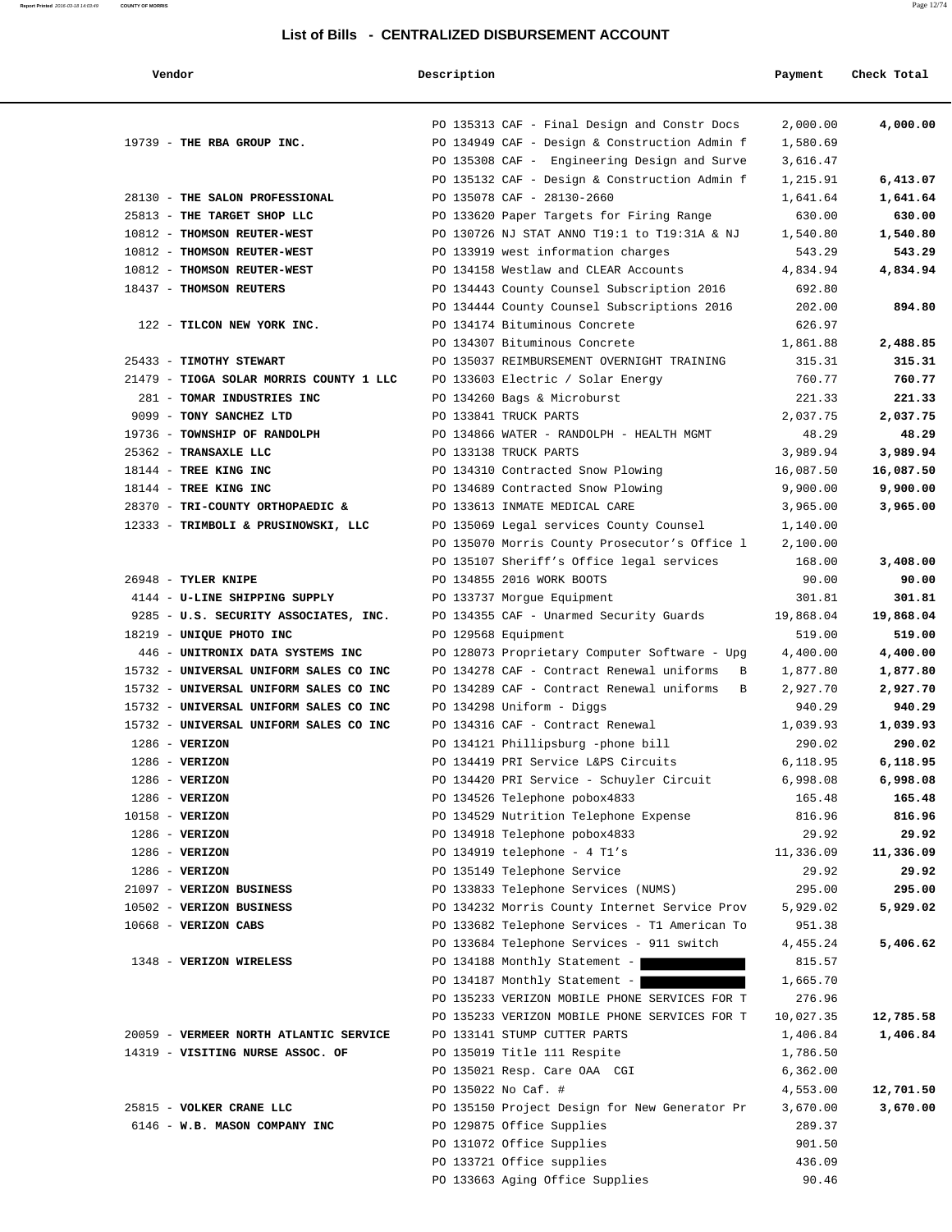## List of Bills - CENTRALIZED DISBURSEMENT ACCOUNT

| Vendor | Description | Payment | Check Total |
|---|---|---|---|
| | PO 135313 CAF - Final Design and Constr Docs | 2,000.00 | **4,000.00** |
| 19739 - **THE RBA GROUP INC.** | PO 134949 CAF - Design & Construction Admin f | 1,580.69 | |
| | PO 135308 CAF - Engineering Design and Surve | 3,616.47 | |
| | PO 135132 CAF - Design & Construction Admin f | 1,215.91 | **6,413.07** |
| 28130 - **THE SALON PROFESSIONAL** | PO 135078 CAF - 28130-2660 | 1,641.64 | **1,641.64** |
| 25813 - **THE TARGET SHOP LLC** | PO 133620 Paper Targets for Firing Range | 630.00 | **630.00** |
| 10812 - **THOMSON REUTER-WEST** | PO 130726 NJ STAT ANNO T19:1 to T19:31A & NJ | 1,540.80 | **1,540.80** |
| 10812 - **THOMSON REUTER-WEST** | PO 133919 west information charges | 543.29 | **543.29** |
| 10812 - **THOMSON REUTER-WEST** | PO 134158 Westlaw and CLEAR Accounts | 4,834.94 | **4,834.94** |
| 18437 - **THOMSON REUTERS** | PO 134443 County Counsel Subscription 2016 | 692.80 | |
| | PO 134444 County Counsel Subscriptions 2016 | 202.00 | **894.80** |
| 122 - **TILCON NEW YORK INC.** | PO 134174 Bituminous Concrete | 626.97 | |
| | PO 134307 Bituminous Concrete | 1,861.88 | **2,488.85** |
| 25433 - **TIMOTHY STEWART** | PO 135037 REIMBURSEMENT OVERNIGHT TRAINING | 315.31 | **315.31** |
| 21479 - **TIOGA SOLAR MORRIS COUNTY 1 LLC** | PO 133603 Electric / Solar Energy | 760.77 | **760.77** |
| 281 - **TOMAR INDUSTRIES INC** | PO 134260 Bags & Microburst | 221.33 | **221.33** |
| 9099 - **TONY SANCHEZ LTD** | PO 133841 TRUCK PARTS | 2,037.75 | **2,037.75** |
| 19736 - **TOWNSHIP OF RANDOLPH** | PO 134866 WATER - RANDOLPH - HEALTH MGMT | 48.29 | **48.29** |
| 25362 - **TRANSAXLE LLC** | PO 133138 TRUCK PARTS | 3,989.94 | **3,989.94** |
| 18144 - **TREE KING INC** | PO 134310 Contracted Snow Plowing | 16,087.50 | **16,087.50** |
| 18144 - **TREE KING INC** | PO 134689 Contracted Snow Plowing | 9,900.00 | **9,900.00** |
| 28370 - **TRI-COUNTY ORTHOPAEDIC &** | PO 133613 INMATE MEDICAL CARE | 3,965.00 | **3,965.00** |
| 12333 - **TRIMBOLI & PRUSINOWSKI, LLC** | PO 135069 Legal services County Counsel | 1,140.00 | |
| | PO 135070 Morris County Prosecutor's Office l | 2,100.00 | |
| | PO 135107 Sheriff's Office legal services | 168.00 | **3,408.00** |
| 26948 - **TYLER KNIPE** | PO 134855 2016 WORK BOOTS | 90.00 | **90.00** |
| 4144 - **U-LINE SHIPPING SUPPLY** | PO 133737 Morgue Equipment | 301.81 | **301.81** |
| 9285 - **U.S. SECURITY ASSOCIATES, INC.** | PO 134355 CAF - Unarmed Security Guards | 19,868.04 | **19,868.04** |
| 18219 - **UNIQUE PHOTO INC** | PO 129568 Equipment | 519.00 | **519.00** |
| 446 - **UNITRONIX DATA SYSTEMS INC** | PO 128073 Proprietary Computer Software - Upg | 4,400.00 | **4,400.00** |
| 15732 - **UNIVERSAL UNIFORM SALES CO INC** | PO 134278 CAF - Contract Renewal uniforms B | 1,877.80 | **1,877.80** |
| 15732 - **UNIVERSAL UNIFORM SALES CO INC** | PO 134289 CAF - Contract Renewal uniforms B | 2,927.70 | **2,927.70** |
| 15732 - **UNIVERSAL UNIFORM SALES CO INC** | PO 134298 Uniform - Diggs | 940.29 | **940.29** |
| 15732 - **UNIVERSAL UNIFORM SALES CO INC** | PO 134316 CAF - Contract Renewal | 1,039.93 | **1,039.93** |
| 1286 - **VERIZON** | PO 134121 Phillipsburg -phone bill | 290.02 | **290.02** |
| 1286 - **VERIZON** | PO 134419 PRI Service L&PS Circuits | 6,118.95 | **6,118.95** |
| 1286 - **VERIZON** | PO 134420 PRI Service - Schuyler Circuit | 6,998.08 | **6,998.08** |
| 1286 - **VERIZON** | PO 134526 Telephone pobox4833 | 165.48 | **165.48** |
| 10158 - **VERIZON** | PO 134529 Nutrition Telephone Expense | 816.96 | **816.96** |
| 1286 - **VERIZON** | PO 134918 Telephone pobox4833 | 29.92 | **29.92** |
| 1286 - **VERIZON** | PO 134919 telephone - 4 T1's | 11,336.09 | **11,336.09** |
| 1286 - **VERIZON** | PO 135149 Telephone Service | 29.92 | **29.92** |
| 21097 - **VERIZON BUSINESS** | PO 133833 Telephone Services (NUMS) | 295.00 | **295.00** |
| 10502 - **VERIZON BUSINESS** | PO 134232 Morris County Internet Service Prov | 5,929.02 | **5,929.02** |
| 10668 - **VERIZON CABS** | PO 133682 Telephone Services - T1 American To | 951.38 | |
| | PO 133684 Telephone Services - 911 switch | 4,455.24 | **5,406.62** |
| 1348 - **VERIZON WIRELESS** | PO 134188 Monthly Statement - [REDACTED] | 815.57 | |
| | PO 134187 Monthly Statement - [REDACTED] | 1,665.70 | |
| | PO 135233 VERIZON MOBILE PHONE SERVICES FOR T | 276.96 | |
| | PO 135233 VERIZON MOBILE PHONE SERVICES FOR T | 10,027.35 | **12,785.58** |
| 20059 - **VERMEER NORTH ATLANTIC SERVICE** | PO 133141 STUMP CUTTER PARTS | 1,406.84 | **1,406.84** |
| 14319 - **VISITING NURSE ASSOC. OF** | PO 135019 Title 111 Respite | 1,786.50 | |
| | PO 135021 Resp. Care OAA CGI | 6,362.00 | |
| | PO 135022 No Caf. # | 4,553.00 | **12,701.50** |
| 25815 - **VOLKER CRANE LLC** | PO 135150 Project Design for New Generator Pr | 3,670.00 | **3,670.00** |
| 6146 - **W.B. MASON COMPANY INC** | PO 129875 Office Supplies | 289.37 | |
| | PO 131072 Office Supplies | 901.50 | |
| | PO 133721 Office supplies | 436.09 | |
| | PO 133663 Aging Office Supplies | 90.46 | |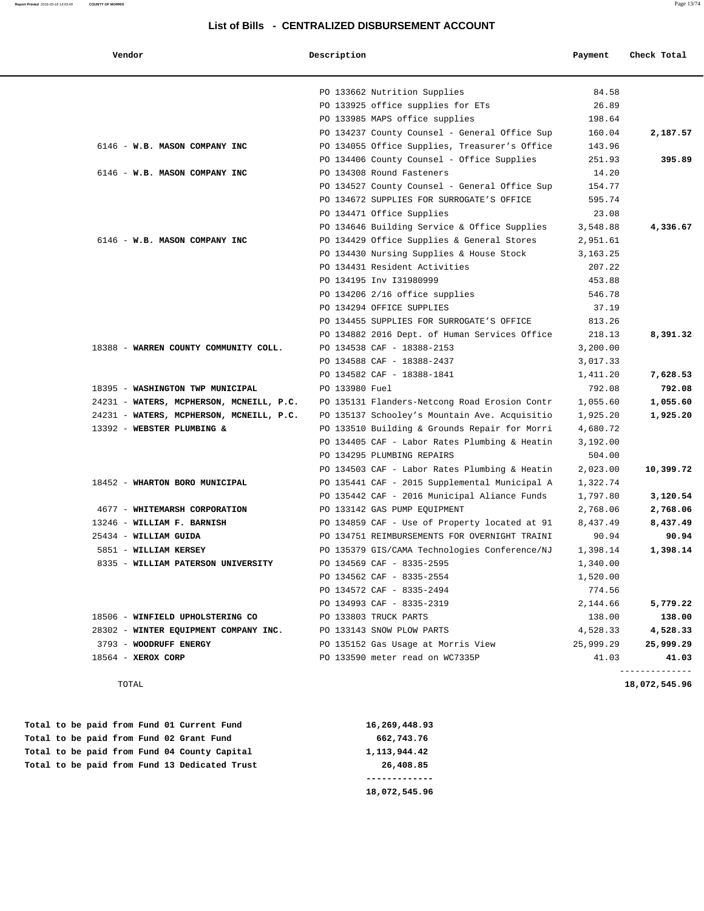## List of Bills - CENTRALIZED DISBURSEMENT ACCOUNT

| Vendor | Description | Payment | Check Total |
|---|---|---|---|
| | PO 133662 Nutrition Supplies | 84.58 | |
| | PO 133925 office supplies for ETs | 26.89 | |
| | PO 133985 MAPS office supplies | 198.64 | |
| | PO 134237 County Counsel - General Office Sup | 160.04 | **2,187.57** |
| 6146 - **W.B. MASON COMPANY INC** | PO 134055 Office Supplies, Treasurer's Office | 143.96 | |
| | PO 134406 County Counsel - Office Supplies | 251.93 | **395.89** |
| 6146 - **W.B. MASON COMPANY INC** | PO 134308 Round Fasteners | 14.20 | |
| | PO 134527 County Counsel - General Office Sup | 154.77 | |
| | PO 134672 SUPPLIES FOR SURROGATE'S OFFICE | 595.74 | |
| | PO 134471 Office Supplies | 23.08 | |
| | PO 134646 Building Service & Office Supplies | 3,548.88 | **4,336.67** |
| 6146 - **W.B. MASON COMPANY INC** | PO 134429 Office Supplies & General Stores | 2,951.61 | |
| | PO 134430 Nursing Supplies & House Stock | 3,163.25 | |
| | PO 134431 Resident Activities | 207.22 | |
| | PO 134195 Inv I31980999 | 453.88 | |
| | PO 134206 2/16 office supplies | 546.78 | |
| | PO 134294 OFFICE SUPPLIES | 37.19 | |
| | PO 134455 SUPPLIES FOR SURROGATE'S OFFICE | 813.26 | |
| | PO 134882 2016 Dept. of Human Services Office | 218.13 | **8,391.32** |
| 18388 - **WARREN COUNTY COMMUNITY COLL.** | PO 134538 CAF - 18388-2153 | 3,200.00 | |
| | PO 134588 CAF - 18388-2437 | 3,017.33 | |
| | PO 134582 CAF - 18388-1841 | 1,411.20 | **7,628.53** |
| 18395 - **WASHINGTON TWP MUNICIPAL** | PO 133980 Fuel | 792.08 | **792.08** |
| 24231 - **WATERS, MCPHERSON, MCNEILL, P.C.** | PO 135131 Flanders-Netcong Road Erosion Contr | 1,055.60 | **1,055.60** |
| 24231 - **WATERS, MCPHERSON, MCNEILL, P.C.** | PO 135137 Schooley's Mountain Ave. Acquisitio | 1,925.20 | **1,925.20** |
| 13392 - **WEBSTER PLUMBING &** | PO 133510 Building & Grounds Repair for Morri | 4,680.72 | |
| | PO 134405 CAF - Labor Rates Plumbing & Heatin | 3,192.00 | |
| | PO 134295 PLUMBING REPAIRS | 504.00 | |
| | PO 134503 CAF - Labor Rates Plumbing & Heatin | 2,023.00 | **10,399.72** |
| 18452 - **WHARTON BORO MUNICIPAL** | PO 135441 CAF - 2015 Supplemental Municipal A | 1,322.74 | |
| | PO 135442 CAF - 2016 Municipal Aliance Funds | 1,797.80 | **3,120.54** |
| 4677 - **WHITEMARSH CORPORATION** | PO 133142 GAS PUMP EQUIPMENT | 2,768.06 | **2,768.06** |
| 13246 - **WILLIAM F. BARNISH** | PO 134859 CAF - Use of Property located at 91 | 8,437.49 | **8,437.49** |
| 25434 - **WILLIAM GUIDA** | PO 134751 REIMBURSEMENTS FOR OVERNIGHT TRAINI | 90.94 | **90.94** |
| 5851 - **WILLIAM KERSEY** | PO 135379 GIS/CAMA Technologies Conference/NJ | 1,398.14 | **1,398.14** |
| 8335 - **WILLIAM PATERSON UNIVERSITY** | PO 134569 CAF - 8335-2595 | 1,340.00 | |
| | PO 134562 CAF - 8335-2554 | 1,520.00 | |
| | PO 134572 CAF - 8335-2494 | 774.56 | |
| | PO 134993 CAF - 8335-2319 | 2,144.66 | **5,779.22** |
| 18506 - **WINFIELD UPHOLSTERING CO** | PO 133803 TRUCK PARTS | 138.00 | **138.00** |
| 28302 - **WINTER EQUIPMENT COMPANY INC.** | PO 133143 SNOW PLOW PARTS | 4,528.33 | **4,528.33** |
| 3793 - **WOODRUFF ENERGY** | PO 135152 Gas Usage at Morris View | 25,999.29 | **25,999.29** |
| 18564 - **XEROX CORP** | PO 133590 meter read on WC7335P | 41.03 | **41.03** |
| TOTAL | | | **18,072,545.96** |

| | |
|---|---|
| **Total to be paid from Fund 01 Current Fund** | **16,269,448.93** |
| **Total to be paid from Fund 02 Grant Fund** | **662,743.76** |
| **Total to be paid from Fund 04 County Capital** | **1,113,944.42** |
| **Total to be paid from Fund 13 Dedicated Trust** | **26,408.85** |
| | **18,072,545.96** |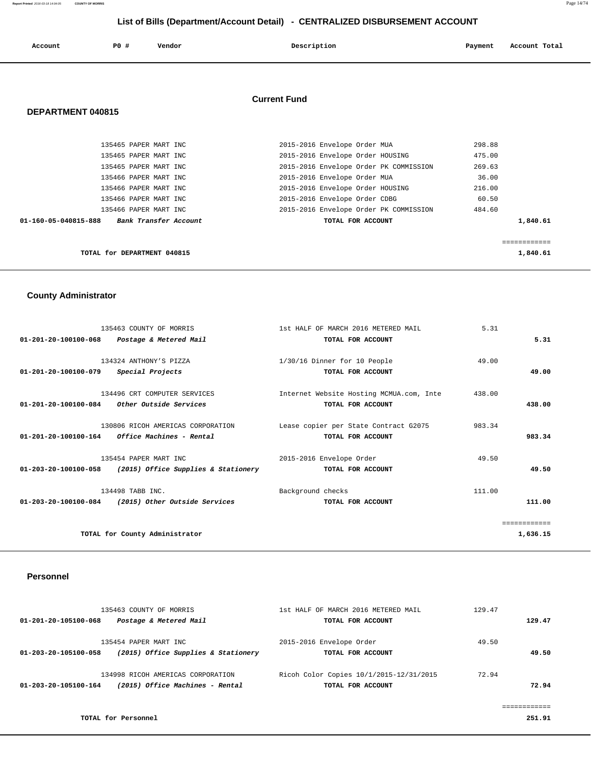# List of Bills (Department/Account Detail) - CENTRALIZED DISBURSEMENT ACCOUNT

## Current Fund

### DEPARTMENT 040815

| Account | PO # | Vendor | Description | Payment | Account Total |
|---|---|---|---|---|---|
| | 135465 | PAPER MART INC | 2015-2016 Envelope Order MUA | 298.88 | |
| | 135465 | PAPER MART INC | 2015-2016 Envelope Order HOUSING | 475.00 | |
| | 135465 | PAPER MART INC | 2015-2016 Envelope Order PK COMMISSION | 269.63 | |
| | 135466 | PAPER MART INC | 2015-2016 Envelope Order MUA | 36.00 | |
| | 135466 | PAPER MART INC | 2015-2016 Envelope Order HOUSING | 216.00 | |
| | 135466 | PAPER MART INC | 2015-2016 Envelope Order CDBG | 60.50 | |
| | 135466 | PAPER MART INC | 2015-2016 Envelope Order PK COMMISSION | 484.60 | |
| 01-160-05-040815-888 | | *Bank Transfer Account* | TOTAL FOR ACCOUNT | | 1,840.61 |
| | | | | | ============ |
| | | TOTAL for DEPARTMENT 040815 | | | 1,840.61 |

### County Administrator

| Account | PO # | Vendor | Description | Payment | Account Total |
|---|---|---|---|---|---|
| | 135463 | COUNTY OF MORRIS | 1st HALF OF MARCH 2016 METERED MAIL | 5.31 | |
| 01-201-20-100100-068 | | *Postage & Metered Mail* | TOTAL FOR ACCOUNT | | 5.31 |
| | 134324 | ANTHONY'S PIZZA | 1/30/16 Dinner for 10 People | 49.00 | |
| 01-201-20-100100-079 | | *Special Projects* | TOTAL FOR ACCOUNT | | 49.00 |
| | 134496 | CRT COMPUTER SERVICES | Internet Website Hosting MCMUA.com, Inte | 438.00 | |
| 01-201-20-100100-084 | | *Other Outside Services* | TOTAL FOR ACCOUNT | | 438.00 |
| | 130806 | RICOH AMERICAS CORPORATION | Lease copier per State Contract G2075 | 983.34 | |
| 01-201-20-100100-164 | | *Office Machines - Rental* | TOTAL FOR ACCOUNT | | 983.34 |
| | 135454 | PAPER MART INC | 2015-2016 Envelope Order | 49.50 | |
| 01-203-20-100100-058 | | *(2015) Office Supplies & Stationery* | TOTAL FOR ACCOUNT | | 49.50 |
| | 134498 | TABB INC. | Background checks | 111.00 | |
| 01-203-20-100100-084 | | *(2015) Other Outside Services* | TOTAL FOR ACCOUNT | | 111.00 |
| | | | | | ============ |
| | | TOTAL for County Administrator | | | 1,636.15 |

### Personnel

| Account | PO # | Vendor | Description | Payment | Account Total |
|---|---|---|---|---|---|
| | 135463 | COUNTY OF MORRIS | 1st HALF OF MARCH 2016 METERED MAIL | 129.47 | |
| 01-201-20-105100-068 | | *Postage & Metered Mail* | TOTAL FOR ACCOUNT | | 129.47 |
| | 135454 | PAPER MART INC | 2015-2016 Envelope Order | 49.50 | |
| 01-203-20-105100-058 | | *(2015) Office Supplies & Stationery* | TOTAL FOR ACCOUNT | | 49.50 |
| | 134998 | RICOH AMERICAS CORPORATION | Ricoh Color Copies 10/1/2015-12/31/2015 | 72.94 | |
| 01-203-20-105100-164 | | *(2015) Office Machines - Rental* | TOTAL FOR ACCOUNT | | 72.94 |
| | | | | | ============ |
| | | TOTAL for Personnel | | | 251.91 |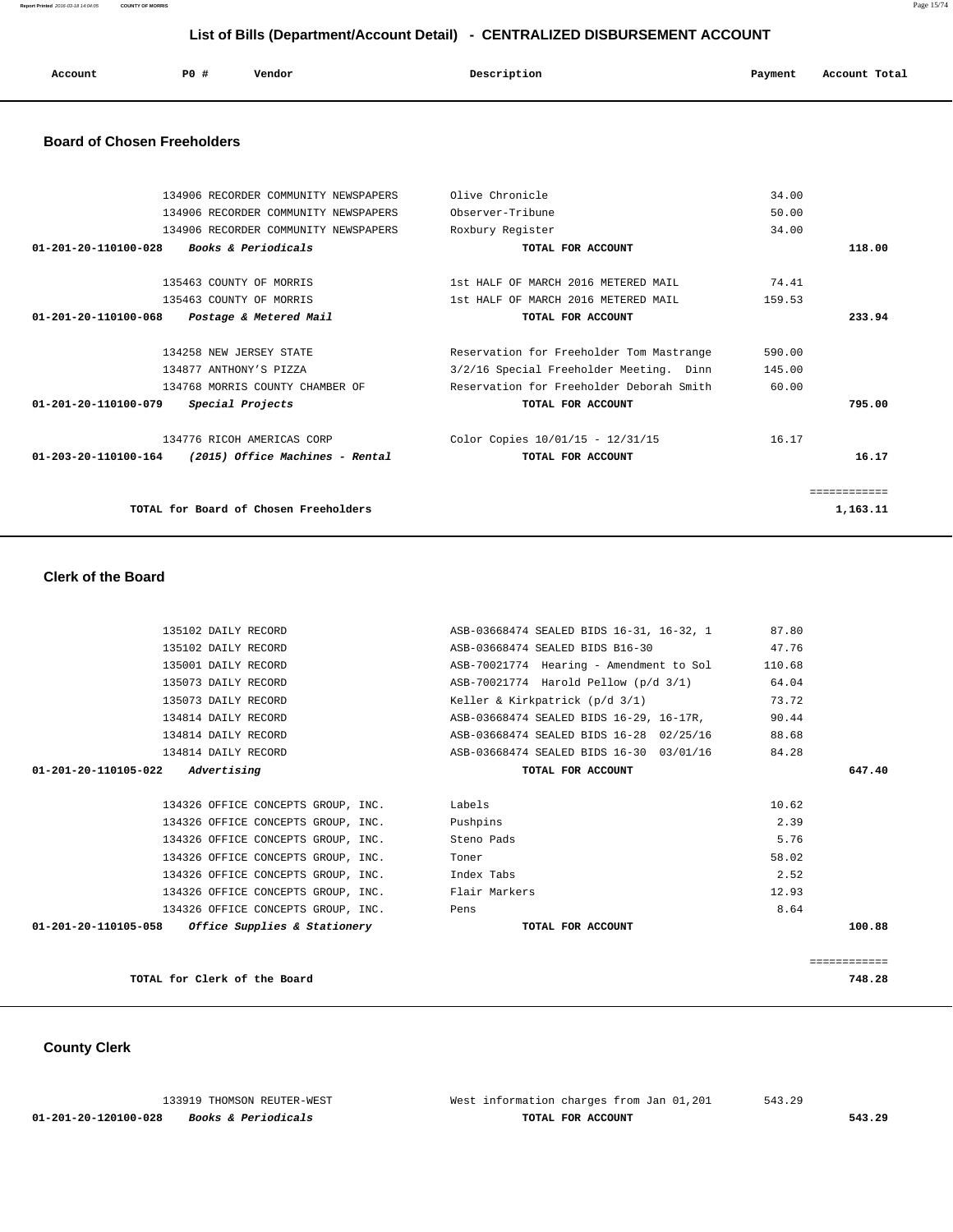## List of Bills (Department/Account Detail) - CENTRALIZED DISBURSEMENT ACCOUNT

| Account | PO # | Vendor | Description | Payment | Account Total |
|---|---|---|---|---|---|

### Board of Chosen Freeholders

| Account | PO # | Vendor | Description | Payment | Account Total |
|---|---|---|---|---|---|
| | 134906 | RECORDER COMMUNITY NEWSPAPERS | Olive Chronicle | 34.00 | |
| | 134906 | RECORDER COMMUNITY NEWSPAPERS | Observer-Tribune | 50.00 | |
| | 134906 | RECORDER COMMUNITY NEWSPAPERS | Roxbury Register | 34.00 | |
| **01-201-20-110100-028** | | ***Books & Periodicals*** | **TOTAL FOR ACCOUNT** | | **118.00** |
| | 135463 | COUNTY OF MORRIS | 1st HALF OF MARCH 2016 METERED MAIL | 74.41 | |
| | 135463 | COUNTY OF MORRIS | 1st HALF OF MARCH 2016 METERED MAIL | 159.53 | |
| **01-201-20-110100-068** | | ***Postage & Metered Mail*** | **TOTAL FOR ACCOUNT** | | **233.94** |
| | 134258 | NEW JERSEY STATE | Reservation for Freeholder Tom Mastrange | 590.00 | |
| | 134877 | ANTHONY'S PIZZA | 3/2/16 Special Freeholder Meeting. Dinn | 145.00 | |
| | 134768 | MORRIS COUNTY CHAMBER OF | Reservation for Freeholder Deborah Smith | 60.00 | |
| **01-201-20-110100-079** | | ***Special Projects*** | **TOTAL FOR ACCOUNT** | | **795.00** |
| | 134776 | RICOH AMERICAS CORP | Color Copies 10/01/15 - 12/31/15 | 16.17 | |
| **01-203-20-110100-164** | | ***(2015) Office Machines - Rental*** | **TOTAL FOR ACCOUNT** | | **16.17** |
| | | | | | ============ |
| | | **TOTAL for Board of Chosen Freeholders** | | | **1,163.11** |

### Clerk of the Board

| Account | PO # | Vendor | Description | Payment | Account Total |
|---|---|---|---|---|---|
| | 135102 | DAILY RECORD | ASB-03668474 SEALED BIDS 16-31, 16-32, 1 | 87.80 | |
| | 135102 | DAILY RECORD | ASB-03668474 SEALED BIDS B16-30 | 47.76 | |
| | 135001 | DAILY RECORD | ASB-70021774 Hearing - Amendment to Sol | 110.68 | |
| | 135073 | DAILY RECORD | ASB-70021774 Harold Pellow (p/d 3/1) | 64.04 | |
| | 135073 | DAILY RECORD | Keller & Kirkpatrick (p/d 3/1) | 73.72 | |
| | 134814 | DAILY RECORD | ASB-03668474 SEALED BIDS 16-29, 16-17R, | 90.44 | |
| | 134814 | DAILY RECORD | ASB-03668474 SEALED BIDS 16-28 02/25/16 | 88.68 | |
| | 134814 | DAILY RECORD | ASB-03668474 SEALED BIDS 16-30 03/01/16 | 84.28 | |
| **01-201-20-110105-022** | | ***Advertising*** | **TOTAL FOR ACCOUNT** | | **647.40** |
| | 134326 | OFFICE CONCEPTS GROUP, INC. | Labels | 10.62 | |
| | 134326 | OFFICE CONCEPTS GROUP, INC. | Pushpins | 2.39 | |
| | 134326 | OFFICE CONCEPTS GROUP, INC. | Steno Pads | 5.76 | |
| | 134326 | OFFICE CONCEPTS GROUP, INC. | Toner | 58.02 | |
| | 134326 | OFFICE CONCEPTS GROUP, INC. | Index Tabs | 2.52 | |
| | 134326 | OFFICE CONCEPTS GROUP, INC. | Flair Markers | 12.93 | |
| | 134326 | OFFICE CONCEPTS GROUP, INC. | Pens | 8.64 | |
| **01-201-20-110105-058** | | ***Office Supplies & Stationery*** | **TOTAL FOR ACCOUNT** | | **100.88** |
| | | | | | ============ |
| | | **TOTAL for Clerk of the Board** | | | **748.28** |

### County Clerk

| Account | PO # | Vendor | Description | Payment | Account Total |
|---|---|---|---|---|---|
| | 133919 | THOMSON REUTER-WEST | West information charges from Jan 01,201 | 543.29 | |
| **01-201-20-120100-028** | | ***Books & Periodicals*** | **TOTAL FOR ACCOUNT** | | **543.29** |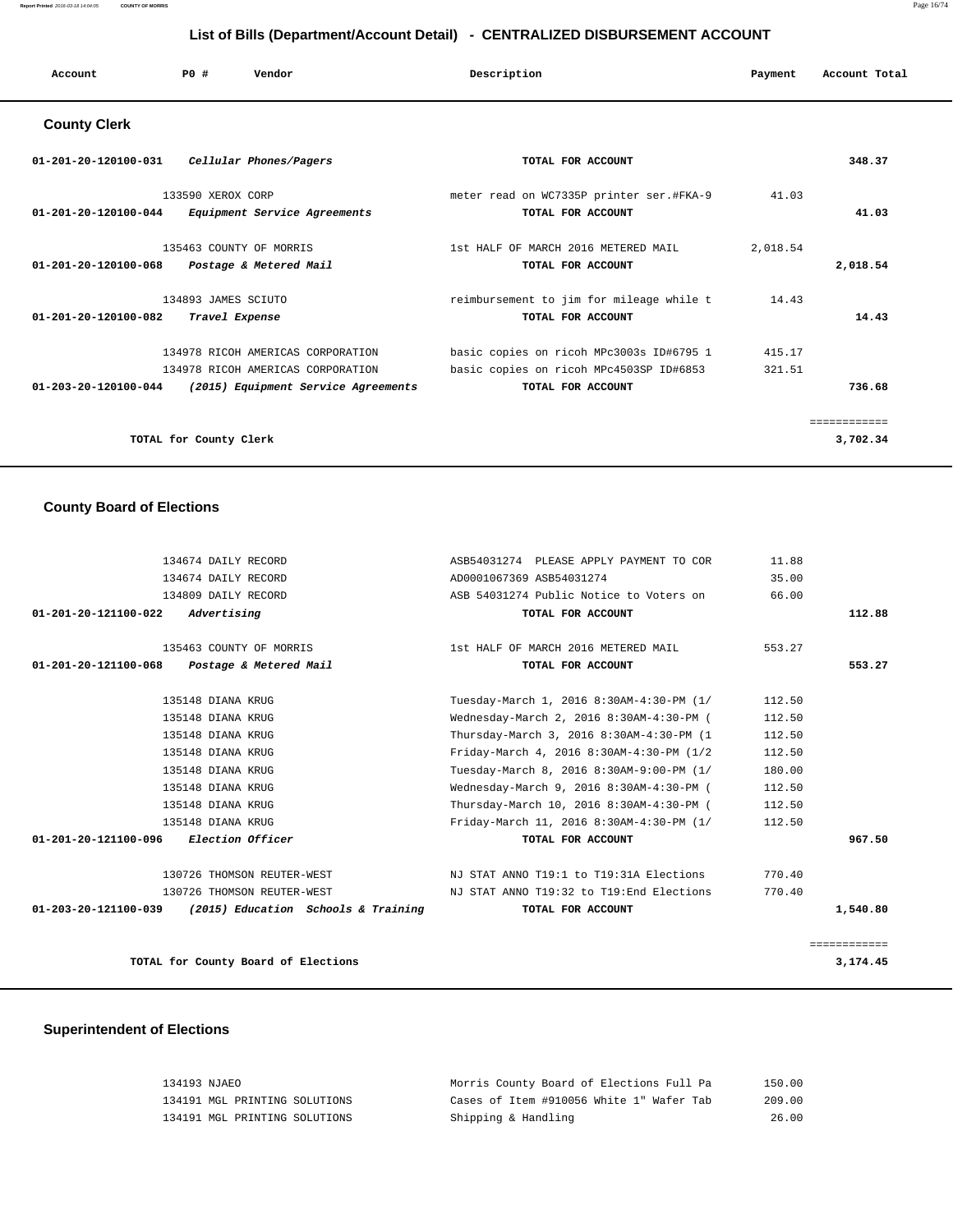## List of Bills (Department/Account Detail) - CENTRALIZED DISBURSEMENT ACCOUNT

| Account | PO # | Vendor | Description | Payment | Account Total |
|---|---|---|---|---|---|

### County Clerk

| Account | PO # | Vendor | Description | Payment | Account Total |
|---|---|---|---|---|---|
| 01-201-20-120100-031 | | *Cellular Phones/Pagers* | TOTAL FOR ACCOUNT | | 348.37 |
| | 133590 | XEROX CORP | meter read on WC7335P printer ser.#FKA-9 | 41.03 | |
| 01-201-20-120100-044 | | *Equipment Service Agreements* | TOTAL FOR ACCOUNT | | 41.03 |
| | 135463 | COUNTY OF MORRIS | 1st HALF OF MARCH 2016 METERED MAIL | 2,018.54 | |
| 01-201-20-120100-068 | | *Postage & Metered Mail* | TOTAL FOR ACCOUNT | | 2,018.54 |
| | 134893 | JAMES SCIUTO | reimbursement to jim for mileage while t | 14.43 | |
| 01-201-20-120100-082 | | *Travel Expense* | TOTAL FOR ACCOUNT | | 14.43 |
| | 134978 | RICOH AMERICAS CORPORATION | basic copies on ricoh MPc3003s ID#6795 1 | 415.17 | |
| | 134978 | RICOH AMERICAS CORPORATION | basic copies on ricoh MPc4503SP ID#6853 | 321.51 | |
| 01-203-20-120100-044 | | *(2015) Equipment Service Agreements* | TOTAL FOR ACCOUNT | | 736.68 |
| | | | | | ============ |
| | | TOTAL for County Clerk | | | 3,702.34 |

### County Board of Elections

| Account | PO # | Vendor | Description | Payment | Account Total |
|---|---|---|---|---|---|
| | 134674 | DAILY RECORD | ASB54031274 PLEASE APPLY PAYMENT TO COR | 11.88 | |
| | 134674 | DAILY RECORD | AD0001067369 ASB54031274 | 35.00 | |
| | 134809 | DAILY RECORD | ASB 54031274 Public Notice to Voters on | 66.00 | |
| 01-201-20-121100-022 | | *Advertising* | TOTAL FOR ACCOUNT | | 112.88 |
| | 135463 | COUNTY OF MORRIS | 1st HALF OF MARCH 2016 METERED MAIL | 553.27 | |
| 01-201-20-121100-068 | | *Postage & Metered Mail* | TOTAL FOR ACCOUNT | | 553.27 |
| | 135148 | DIANA KRUG | Tuesday-March 1, 2016 8:30AM-4:30-PM (1/ | 112.50 | |
| | 135148 | DIANA KRUG | Wednesday-March 2, 2016 8:30AM-4:30-PM ( | 112.50 | |
| | 135148 | DIANA KRUG | Thursday-March 3, 2016 8:30AM-4:30-PM (1 | 112.50 | |
| | 135148 | DIANA KRUG | Friday-March 4, 2016 8:30AM-4:30-PM (1/2 | 112.50 | |
| | 135148 | DIANA KRUG | Tuesday-March 8, 2016 8:30AM-9:00-PM (1/ | 180.00 | |
| | 135148 | DIANA KRUG | Wednesday-March 9, 2016 8:30AM-4:30-PM ( | 112.50 | |
| | 135148 | DIANA KRUG | Thursday-March 10, 2016 8:30AM-4:30-PM ( | 112.50 | |
| | 135148 | DIANA KRUG | Friday-March 11, 2016 8:30AM-4:30-PM (1/ | 112.50 | |
| 01-201-20-121100-096 | | *Election Officer* | TOTAL FOR ACCOUNT | | 967.50 |
| | 130726 | THOMSON REUTER-WEST | NJ STAT ANNO T19:1 to T19:31A Elections | 770.40 | |
| | 130726 | THOMSON REUTER-WEST | NJ STAT ANNO T19:32 to T19:End Elections | 770.40 | |
| 01-203-20-121100-039 | | *(2015) Education Schools & Training* | TOTAL FOR ACCOUNT | | 1,540.80 |
| | | | | | ============ |
| | | TOTAL for County Board of Elections | | | 3,174.45 |

### Superintendent of Elections

| Account | PO # | Vendor | Description | Payment | Account Total |
|---|---|---|---|---|---|
| | 134193 | NJAEO | Morris County Board of Elections Full Pa | 150.00 | |
| | 134191 | MGL PRINTING SOLUTIONS | Cases of Item #910056 White 1" Wafer Tab | 209.00 | |
| | 134191 | MGL PRINTING SOLUTIONS | Shipping & Handling | 26.00 | |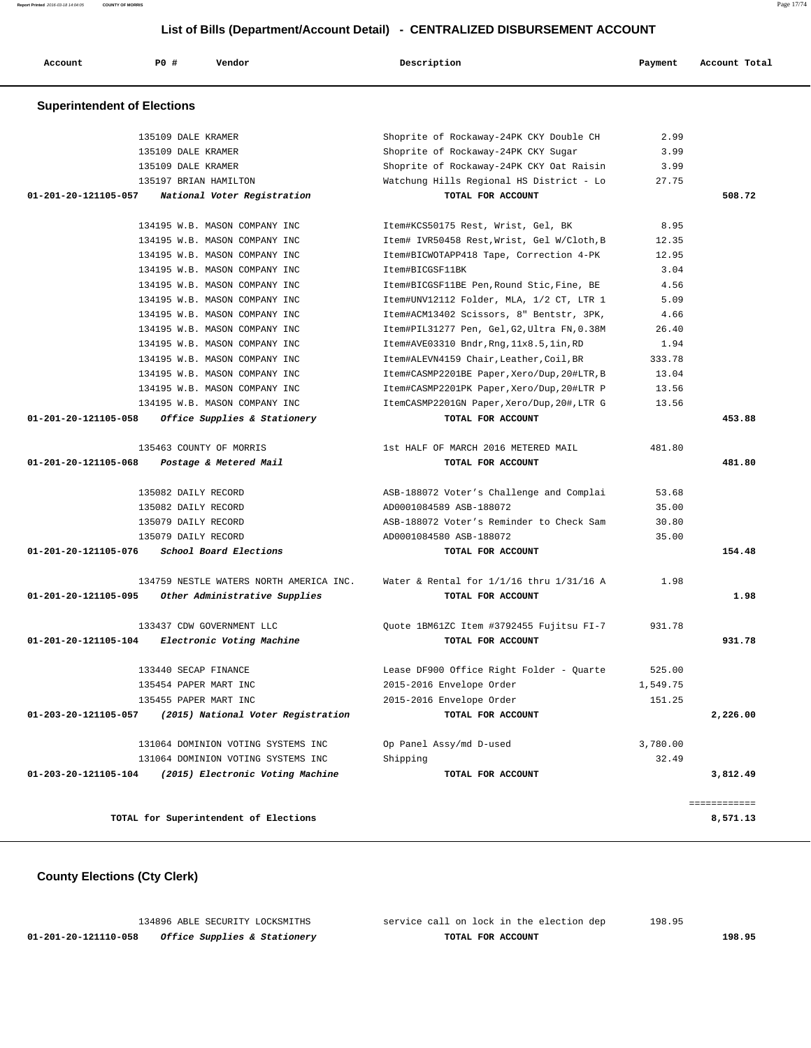## List of Bills (Department/Account Detail) - CENTRALIZED DISBURSEMENT ACCOUNT

| Account | PO # | Vendor | Description | Payment | Account Total |
|---|---|---|---|---|---|

### Superintendent of Elections

| Account | PO # | Vendor | Description | Payment | Account Total |
|---|---|---|---|---|---|
| | 135109 | DALE KRAMER | Shoprite of Rockaway-24PK CKY Double CH | 2.99 | |
| | 135109 | DALE KRAMER | Shoprite of Rockaway-24PK CKY Sugar | 3.99 | |
| | 135109 | DALE KRAMER | Shoprite of Rockaway-24PK CKY Oat Raisin | 3.99 | |
| | 135197 | BRIAN HAMILTON | Watchung Hills Regional HS District - Lo | 27.75 | |
| **01-201-20-121105-057** | | ***National Voter Registration*** | **TOTAL FOR ACCOUNT** | | **508.72** |
| | 134195 | W.B. MASON COMPANY INC | Item#KCS50175 Rest, Wrist, Gel, BK | 8.95 | |
| | 134195 | W.B. MASON COMPANY INC | Item# IVR50458 Rest,Wrist, Gel W/Cloth,B | 12.35 | |
| | 134195 | W.B. MASON COMPANY INC | Item#BICWOTAPP418 Tape, Correction 4-PK | 12.95 | |
| | 134195 | W.B. MASON COMPANY INC | Item#BICGSF11BK | 3.04 | |
| | 134195 | W.B. MASON COMPANY INC | Item#BICGSF11BE Pen,Round Stic,Fine, BE | 4.56 | |
| | 134195 | W.B. MASON COMPANY INC | Item#UNV12112 Folder, MLA, 1/2 CT, LTR 1 | 5.09 | |
| | 134195 | W.B. MASON COMPANY INC | Item#ACM13402 Scissors, 8" Bentstr, 3PK, | 4.66 | |
| | 134195 | W.B. MASON COMPANY INC | Item#PIL31277 Pen, Gel,G2,Ultra FN,0.38M | 26.40 | |
| | 134195 | W.B. MASON COMPANY INC | Item#AVE03310 Bndr,Rng,11x8.5,1in,RD | 1.94 | |
| | 134195 | W.B. MASON COMPANY INC | Item#ALEVN4159 Chair,Leather,Coil,BR | 333.78 | |
| | 134195 | W.B. MASON COMPANY INC | Item#CASMP2201BE Paper,Xero/Dup,20#LTR,B | 13.04 | |
| | 134195 | W.B. MASON COMPANY INC | Item#CASMP2201PK Paper,Xero/Dup,20#LTR P | 13.56 | |
| | 134195 | W.B. MASON COMPANY INC | ItemCASMP2201GN Paper,Xero/Dup,20#,LTR G | 13.56 | |
| **01-201-20-121105-058** | | ***Office Supplies & Stationery*** | **TOTAL FOR ACCOUNT** | | **453.88** |
| | 135463 | COUNTY OF MORRIS | 1st HALF OF MARCH 2016 METERED MAIL | 481.80 | |
| **01-201-20-121105-068** | | ***Postage & Metered Mail*** | **TOTAL FOR ACCOUNT** | | **481.80** |
| | 135082 | DAILY RECORD | ASB-188072 Voter's Challenge and Complai | 53.68 | |
| | 135082 | DAILY RECORD | AD0001084589 ASB-188072 | 35.00 | |
| | 135079 | DAILY RECORD | ASB-188072 Voter's Reminder to Check Sam | 30.80 | |
| | 135079 | DAILY RECORD | AD0001084580 ASB-188072 | 35.00 | |
| **01-201-20-121105-076** | | ***School Board Elections*** | **TOTAL FOR ACCOUNT** | | **154.48** |
| | 134759 | NESTLE WATERS NORTH AMERICA INC. | Water & Rental for 1/1/16 thru 1/31/16 A | 1.98 | |
| **01-201-20-121105-095** | | ***Other Administrative Supplies*** | **TOTAL FOR ACCOUNT** | | **1.98** |
| | 133437 | CDW GOVERNMENT LLC | Quote 1BM61ZC Item #3792455 Fujitsu FI-7 | 931.78 | |
| **01-201-20-121105-104** | | ***Electronic Voting Machine*** | **TOTAL FOR ACCOUNT** | | **931.78** |
| | 133440 | SECAP FINANCE | Lease DF900 Office Right Folder - Quarte | 525.00 | |
| | 135454 | PAPER MART INC | 2015-2016 Envelope Order | 1,549.75 | |
| | 135455 | PAPER MART INC | 2015-2016 Envelope Order | 151.25 | |
| **01-203-20-121105-057** | | ***(2015) National Voter Registration*** | **TOTAL FOR ACCOUNT** | | **2,226.00** |
| | 131064 | DOMINION VOTING SYSTEMS INC | Op Panel Assy/md D-used | 3,780.00 | |
| | 131064 | DOMINION VOTING SYSTEMS INC | Shipping | 32.49 | |
| **01-203-20-121105-104** | | ***(2015) Electronic Voting Machine*** | **TOTAL FOR ACCOUNT** | | **3,812.49** |
| | | | | | ============ |
| | | **TOTAL for Superintendent of Elections** | | | **8,571.13** |

### County Elections (Cty Clerk)

| Account | PO # | Vendor | Description | Payment | Account Total |
|---|---|---|---|---|---|
| | 134896 | ABLE SECURITY LOCKSMITHS | service call on lock in the election dep | 198.95 | |
| **01-201-20-121110-058** | | ***Office Supplies & Stationery*** | **TOTAL FOR ACCOUNT** | | **198.95** |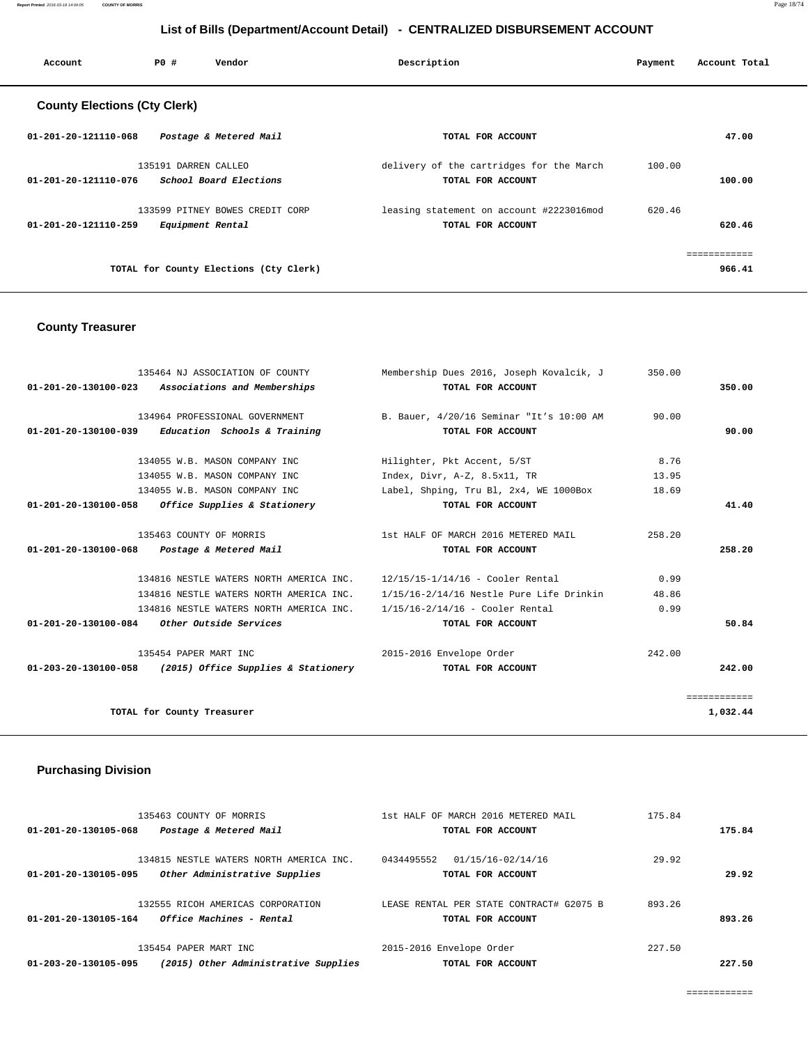## List of Bills (Department/Account Detail) - CENTRALIZED DISBURSEMENT ACCOUNT

| Account | PO # | Vendor | Description | Payment | Account Total |
|---|---|---|---|---|---|

### County Elections (Cty Clerk)

| Account | PO # | Vendor | Description | Payment | Account Total |
|---|---|---|---|---|---|
| 01-201-20-121110-068 | | *Postage & Metered Mail* | TOTAL FOR ACCOUNT | | 47.00 |
| | 135191 | DARREN CALLEO | delivery of the cartridges for the March | 100.00 | |
| 01-201-20-121110-076 | | *School Board Elections* | TOTAL FOR ACCOUNT | | 100.00 |
| | 133599 | PITNEY BOWES CREDIT CORP | leasing statement on account #2223016mod | 620.46 | |
| 01-201-20-121110-259 | | *Equipment Rental* | TOTAL FOR ACCOUNT | | 620.46 |
| | | | | | ============ |
| | | TOTAL for County Elections (Cty Clerk) | | | 966.41 |

### County Treasurer

| Account | PO # | Vendor | Description | Payment | Account Total |
|---|---|---|---|---|---|
| | 135464 | NJ ASSOCIATION OF COUNTY | Membership Dues 2016, Joseph Kovalcik, J | 350.00 | |
| 01-201-20-130100-023 | | *Associations and Memberships* | TOTAL FOR ACCOUNT | | 350.00 |
| | 134964 | PROFESSIONAL GOVERNMENT | B. Bauer, 4/20/16 Seminar "It's 10:00 AM | 90.00 | |
| 01-201-20-130100-039 | | *Education Schools & Training* | TOTAL FOR ACCOUNT | | 90.00 |
| | 134055 | W.B. MASON COMPANY INC | Hilighter, Pkt Accent, 5/ST | 8.76 | |
| | 134055 | W.B. MASON COMPANY INC | Index, Divr, A-Z, 8.5x11, TR | 13.95 | |
| | 134055 | W.B. MASON COMPANY INC | Label, Shping, Tru Bl, 2x4, WE 1000Box | 18.69 | |
| 01-201-20-130100-058 | | *Office Supplies & Stationery* | TOTAL FOR ACCOUNT | | 41.40 |
| | 135463 | COUNTY OF MORRIS | 1st HALF OF MARCH 2016 METERED MAIL | 258.20 | |
| 01-201-20-130100-068 | | *Postage & Metered Mail* | TOTAL FOR ACCOUNT | | 258.20 |
| | 134816 | NESTLE WATERS NORTH AMERICA INC. | 12/15/15-1/14/16 - Cooler Rental | 0.99 | |
| | 134816 | NESTLE WATERS NORTH AMERICA INC. | 1/15/16-2/14/16 Nestle Pure Life Drinkin | 48.86 | |
| | 134816 | NESTLE WATERS NORTH AMERICA INC. | 1/15/16-2/14/16 - Cooler Rental | 0.99 | |
| 01-201-20-130100-084 | | *Other Outside Services* | TOTAL FOR ACCOUNT | | 50.84 |
| | 135454 | PAPER MART INC | 2015-2016 Envelope Order | 242.00 | |
| 01-203-20-130100-058 | | *(2015) Office Supplies & Stationery* | TOTAL FOR ACCOUNT | | 242.00 |
| | | | | | ============ |
| | | TOTAL for County Treasurer | | | 1,032.44 |

### Purchasing Division

| Account | PO # | Vendor | Description | Payment | Account Total |
|---|---|---|---|---|---|
| | 135463 | COUNTY OF MORRIS | 1st HALF OF MARCH 2016 METERED MAIL | 175.84 | |
| 01-201-20-130105-068 | | *Postage & Metered Mail* | TOTAL FOR ACCOUNT | | 175.84 |
| | 134815 | NESTLE WATERS NORTH AMERICA INC. | 0434495552 01/15/16-02/14/16 | 29.92 | |
| 01-201-20-130105-095 | | *Other Administrative Supplies* | TOTAL FOR ACCOUNT | | 29.92 |
| | 132555 | RICOH AMERICAS CORPORATION | LEASE RENTAL PER STATE CONTRACT# G2075 B | 893.26 | |
| 01-201-20-130105-164 | | *Office Machines - Rental* | TOTAL FOR ACCOUNT | | 893.26 |
| | 135454 | PAPER MART INC | 2015-2016 Envelope Order | 227.50 | |
| 01-203-20-130105-095 | | *(2015) Other Administrative Supplies* | TOTAL FOR ACCOUNT | | 227.50 |
| | | | | | ============ |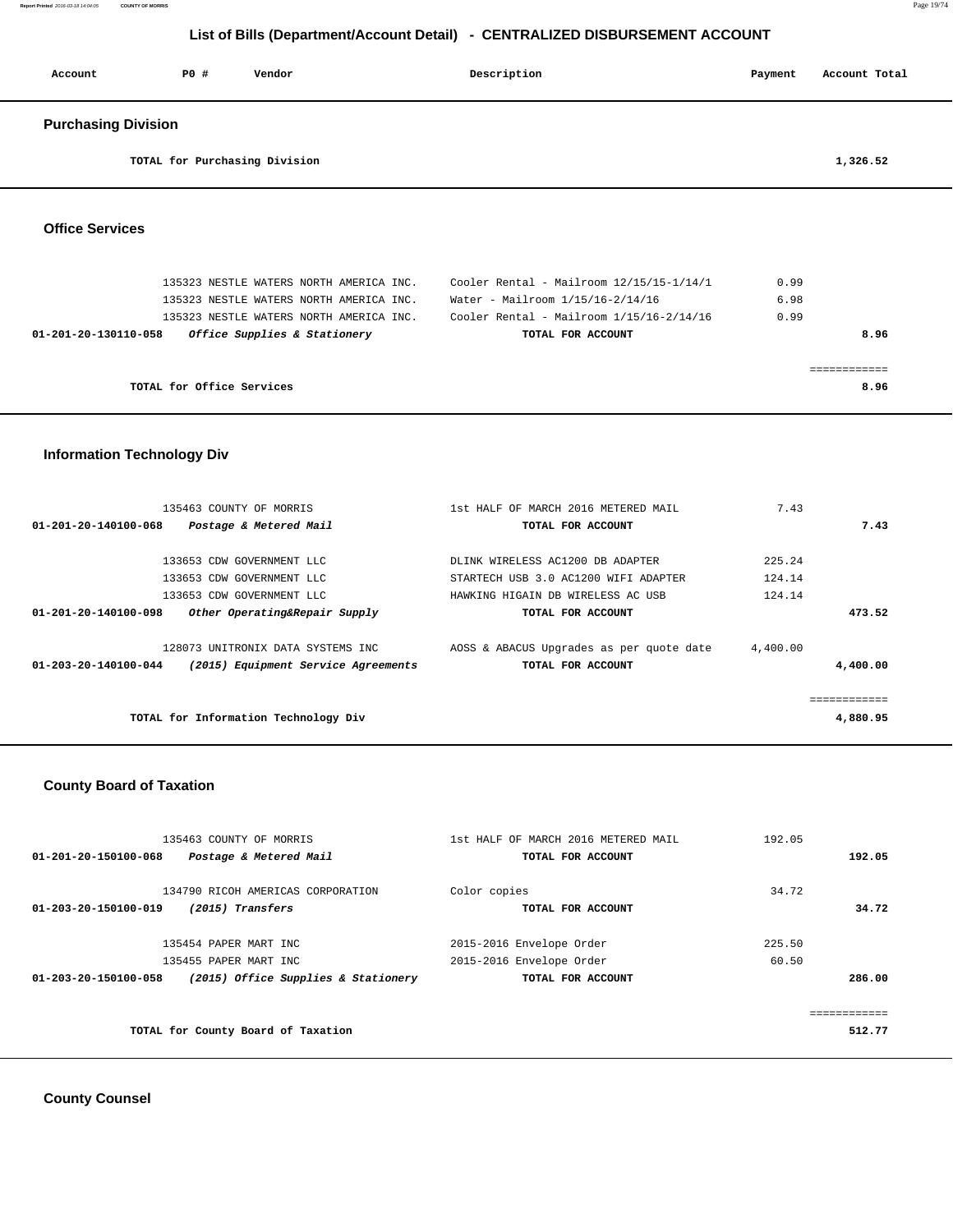# List of Bills (Department/Account Detail) - CENTRALIZED DISBURSEMENT ACCOUNT

| Account | PO # | Vendor | Description | Payment | Account Total |
|---|---|---|---|---|---|

## Purchasing Division

| | | | | | |
|---|---|---|---|---|---|
| | | TOTAL for Purchasing Division | | | 1,326.52 |

## Office Services

| Account | PO # | Vendor | Description | Payment | Account Total |
|---|---|---|---|---|---|
| | 135323 | NESTLE WATERS NORTH AMERICA INC. | Cooler Rental - Mailroom 12/15/15-1/14/1 | 0.99 | |
| | 135323 | NESTLE WATERS NORTH AMERICA INC. | Water - Mailroom 1/15/16-2/14/16 | 6.98 | |
| | 135323 | NESTLE WATERS NORTH AMERICA INC. | Cooler Rental - Mailroom 1/15/16-2/14/16 | 0.99 | |
| 01-201-20-130110-058 | | *Office Supplies & Stationery* | TOTAL FOR ACCOUNT | | 8.96 |
| | | TOTAL for Office Services | | | 8.96 |

## Information Technology Div

| Account | PO # | Vendor | Description | Payment | Account Total |
|---|---|---|---|---|---|
| | 135463 | COUNTY OF MORRIS | 1st HALF OF MARCH 2016 METERED MAIL | 7.43 | |
| 01-201-20-140100-068 | | *Postage & Metered Mail* | TOTAL FOR ACCOUNT | | 7.43 |
| | 133653 | CDW GOVERNMENT LLC | DLINK WIRELESS AC1200 DB ADAPTER | 225.24 | |
| | 133653 | CDW GOVERNMENT LLC | STARTECH USB 3.0 AC1200 WIFI ADAPTER | 124.14 | |
| | 133653 | CDW GOVERNMENT LLC | HAWKING HIGAIN DB WIRELESS AC USB | 124.14 | |
| 01-201-20-140100-098 | | *Other Operating&Repair Supply* | TOTAL FOR ACCOUNT | | 473.52 |
| | 128073 | UNITRONIX DATA SYSTEMS INC | AOSS & ABACUS Upgrades as per quote date | 4,400.00 | |
| 01-203-20-140100-044 | | *(2015) Equipment Service Agreements* | TOTAL FOR ACCOUNT | | 4,400.00 |
| | | TOTAL for Information Technology Div | | | 4,880.95 |

## County Board of Taxation

| Account | PO # | Vendor | Description | Payment | Account Total |
|---|---|---|---|---|---|
| | 135463 | COUNTY OF MORRIS | 1st HALF OF MARCH 2016 METERED MAIL | 192.05 | |
| 01-201-20-150100-068 | | *Postage & Metered Mail* | TOTAL FOR ACCOUNT | | 192.05 |
| | 134790 | RICOH AMERICAS CORPORATION | Color copies | 34.72 | |
| 01-203-20-150100-019 | | *(2015) Transfers* | TOTAL FOR ACCOUNT | | 34.72 |
| | 135454 | PAPER MART INC | 2015-2016 Envelope Order | 225.50 | |
| | 135455 | PAPER MART INC | 2015-2016 Envelope Order | 60.50 | |
| 01-203-20-150100-058 | | *(2015) Office Supplies & Stationery* | TOTAL FOR ACCOUNT | | 286.00 |
| | | TOTAL for County Board of Taxation | | | 512.77 |

## County Counsel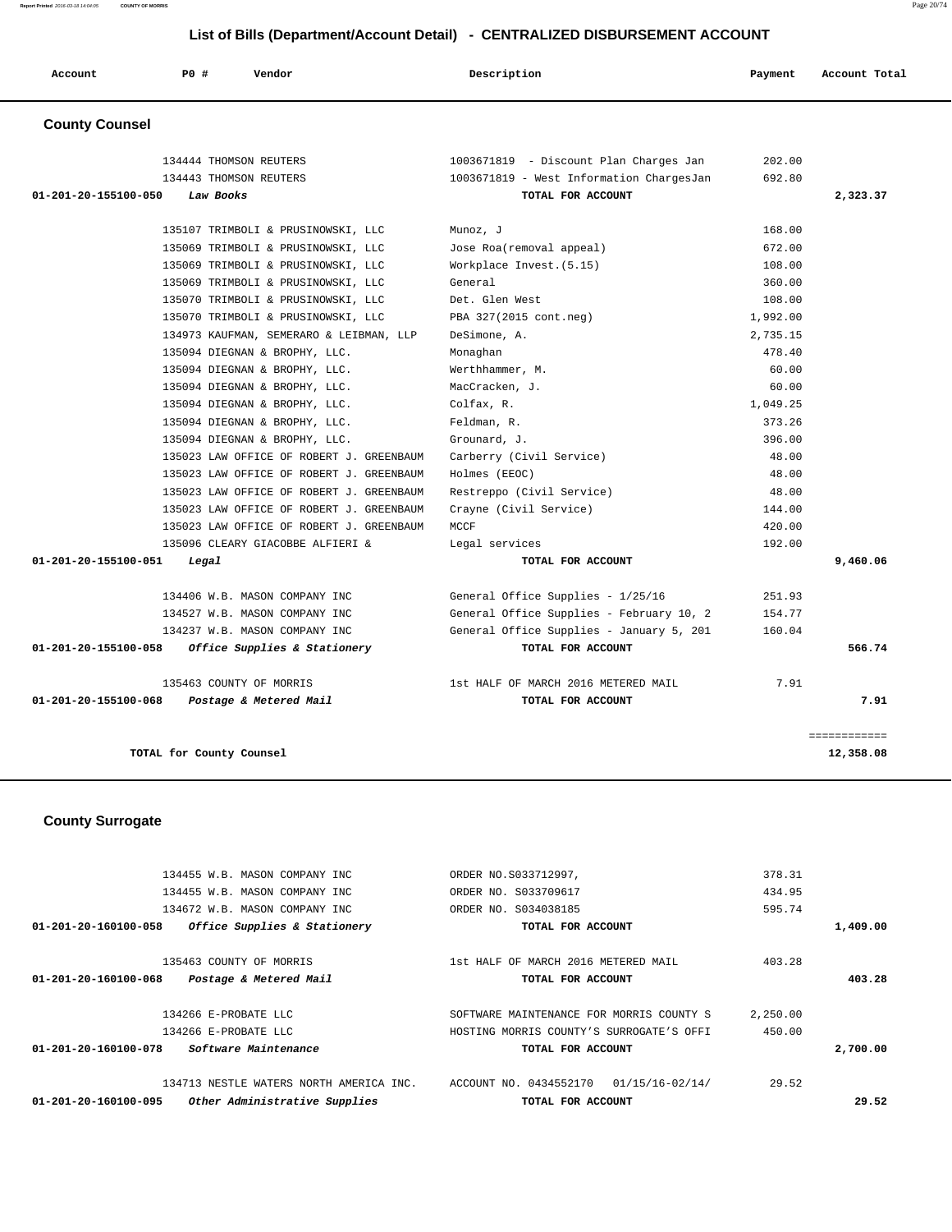# List of Bills (Department/Account Detail) - CENTRALIZED DISBURSEMENT ACCOUNT

| Account | PO # | Vendor | Description | Payment | Account Total |
|---|---|---|---|---|---|

## County Counsel

| Account | PO # | Vendor | Description | Payment | Account Total |
|---|---|---|---|---|---|
| | 134444 | THOMSON REUTERS | 1003671819 - Discount Plan Charges Jan | 202.00 | |
| | 134443 | THOMSON REUTERS | 1003671819 - West Information ChargesJan | 692.80 | |
| 01-201-20-155100-050 *Law Books* | | | TOTAL FOR ACCOUNT | | 2,323.37 |
| | 135107 | TRIMBOLI & PRUSINOWSKI, LLC | Munoz, J | 168.00 | |
| | 135069 | TRIMBOLI & PRUSINOWSKI, LLC | Jose Roa(removal appeal) | 672.00 | |
| | 135069 | TRIMBOLI & PRUSINOWSKI, LLC | Workplace Invest.(5.15) | 108.00 | |
| | 135069 | TRIMBOLI & PRUSINOWSKI, LLC | General | 360.00 | |
| | 135070 | TRIMBOLI & PRUSINOWSKI, LLC | Det. Glen West | 108.00 | |
| | 135070 | TRIMBOLI & PRUSINOWSKI, LLC | PBA 327(2015 cont.neg) | 1,992.00 | |
| | 134973 | KAUFMAN, SEMERARO & LEIBMAN, LLP | DeSimone, A. | 2,735.15 | |
| | 135094 | DIEGNAN & BROPHY, LLC. | Monaghan | 478.40 | |
| | 135094 | DIEGNAN & BROPHY, LLC. | Werthhammer, M. | 60.00 | |
| | 135094 | DIEGNAN & BROPHY, LLC. | MacCracken, J. | 60.00 | |
| | 135094 | DIEGNAN & BROPHY, LLC. | Colfax, R. | 1,049.25 | |
| | 135094 | DIEGNAN & BROPHY, LLC. | Feldman, R. | 373.26 | |
| | 135094 | DIEGNAN & BROPHY, LLC. | Grounard, J. | 396.00 | |
| | 135023 | LAW OFFICE OF ROBERT J. GREENBAUM | Carberry (Civil Service) | 48.00 | |
| | 135023 | LAW OFFICE OF ROBERT J. GREENBAUM | Holmes (EEOC) | 48.00 | |
| | 135023 | LAW OFFICE OF ROBERT J. GREENBAUM | Restreppo (Civil Service) | 48.00 | |
| | 135023 | LAW OFFICE OF ROBERT J. GREENBAUM | Crayne (Civil Service) | 144.00 | |
| | 135023 | LAW OFFICE OF ROBERT J. GREENBAUM | MCCF | 420.00 | |
| | 135096 | CLEARY GIACOBBE ALFIERI & | Legal services | 192.00 | |
| 01-201-20-155100-051 *Legal* | | | TOTAL FOR ACCOUNT | | 9,460.06 |
| | 134406 | W.B. MASON COMPANY INC | General Office Supplies - 1/25/16 | 251.93 | |
| | 134527 | W.B. MASON COMPANY INC | General Office Supplies - February 10, 2 | 154.77 | |
| | 134237 | W.B. MASON COMPANY INC | General Office Supplies - January 5, 201 | 160.04 | |
| 01-201-20-155100-058 *Office Supplies & Stationery* | | | TOTAL FOR ACCOUNT | | 566.74 |
| | 135463 | COUNTY OF MORRIS | 1st HALF OF MARCH 2016 METERED MAIL | 7.91 | |
| 01-201-20-155100-068 *Postage & Metered Mail* | | | TOTAL FOR ACCOUNT | | 7.91 |
| | | | | | ============ |
| TOTAL for County Counsel | | | | | 12,358.08 |

## County Surrogate

| Account | PO # | Vendor | Description | Payment | Account Total |
|---|---|---|---|---|---|
| | 134455 | W.B. MASON COMPANY INC | ORDER NO.S033712997, | 378.31 | |
| | 134455 | W.B. MASON COMPANY INC | ORDER NO. S033709617 | 434.95 | |
| | 134672 | W.B. MASON COMPANY INC | ORDER NO. S034038185 | 595.74 | |
| 01-201-20-160100-058 *Office Supplies & Stationery* | | | TOTAL FOR ACCOUNT | | 1,409.00 |
| | 135463 | COUNTY OF MORRIS | 1st HALF OF MARCH 2016 METERED MAIL | 403.28 | |
| 01-201-20-160100-068 *Postage & Metered Mail* | | | TOTAL FOR ACCOUNT | | 403.28 |
| | 134266 | E-PROBATE LLC | SOFTWARE MAINTENANCE FOR MORRIS COUNTY S | 2,250.00 | |
| | 134266 | E-PROBATE LLC | HOSTING MORRIS COUNTY'S SURROGATE'S OFFI | 450.00 | |
| 01-201-20-160100-078 *Software Maintenance* | | | TOTAL FOR ACCOUNT | | 2,700.00 |
| | 134713 | NESTLE WATERS NORTH AMERICA INC. | ACCOUNT NO. 0434552170 01/15/16-02/14/ | 29.52 | |
| 01-201-20-160100-095 *Other Administrative Supplies* | | | TOTAL FOR ACCOUNT | | 29.52 |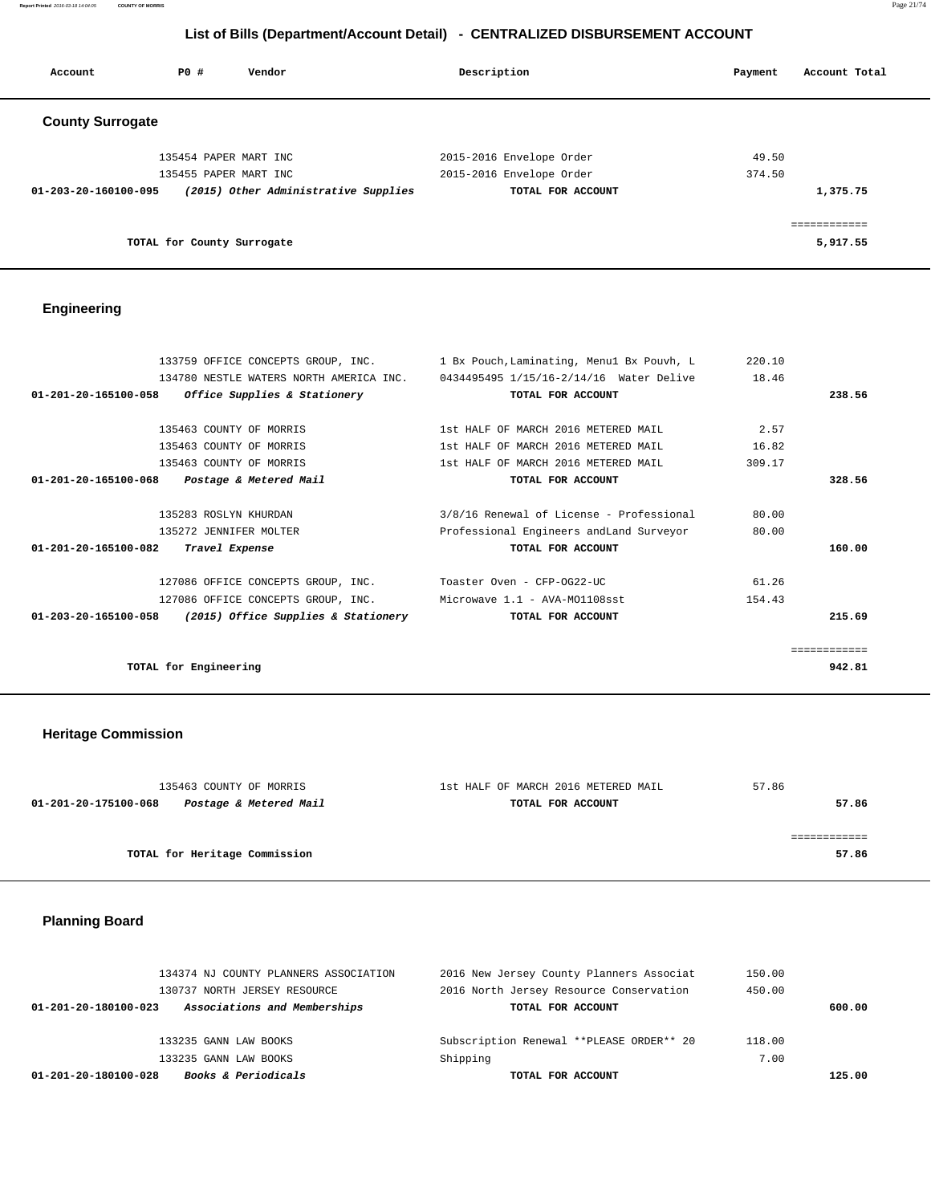## List of Bills (Department/Account Detail) - CENTRALIZED DISBURSEMENT ACCOUNT

| Account | PO # | Vendor | Description | Payment | Account Total |
|---|---|---|---|---|---|

### County Surrogate

| Account | PO # | Vendor | Description | Payment | Account Total |
|---|---|---|---|---|---|
| | 135454 | PAPER MART INC | 2015-2016 Envelope Order | 49.50 | |
| | 135455 | PAPER MART INC | 2015-2016 Envelope Order | 374.50 | |
| **01-203-20-160100-095** | | ***(2015) Other Administrative Supplies*** | **TOTAL FOR ACCOUNT** | | **1,375.75** |
| | | | | | ============ |
| | | **TOTAL for County Surrogate** | | | **5,917.55** |

### Engineering

| Account | PO # | Vendor | Description | Payment | Account Total |
|---|---|---|---|---|---|
| | 133759 | OFFICE CONCEPTS GROUP, INC. | 1 Bx Pouch,Laminating, Menu1 Bx Pouvh, L | 220.10 | |
| | 134780 | NESTLE WATERS NORTH AMERICA INC. | 0434495495 1/15/16-2/14/16 Water Delive | 18.46 | |
| **01-201-20-165100-058** | | ***Office Supplies & Stationery*** | **TOTAL FOR ACCOUNT** | | **238.56** |
| | 135463 | COUNTY OF MORRIS | 1st HALF OF MARCH 2016 METERED MAIL | 2.57 | |
| | 135463 | COUNTY OF MORRIS | 1st HALF OF MARCH 2016 METERED MAIL | 16.82 | |
| | 135463 | COUNTY OF MORRIS | 1st HALF OF MARCH 2016 METERED MAIL | 309.17 | |
| **01-201-20-165100-068** | | ***Postage & Metered Mail*** | **TOTAL FOR ACCOUNT** | | **328.56** |
| | 135283 | ROSLYN KHURDAN | 3/8/16 Renewal of License - Professional | 80.00 | |
| | 135272 | JENNIFER MOLTER | Professional Engineers andLand Surveyor | 80.00 | |
| **01-201-20-165100-082** | | ***Travel Expense*** | **TOTAL FOR ACCOUNT** | | **160.00** |
| | 127086 | OFFICE CONCEPTS GROUP, INC. | Toaster Oven - CFP-OG22-UC | 61.26 | |
| | 127086 | OFFICE CONCEPTS GROUP, INC. | Microwave 1.1 - AVA-MO1108sst | 154.43 | |
| **01-203-20-165100-058** | | ***(2015) Office Supplies & Stationery*** | **TOTAL FOR ACCOUNT** | | **215.69** |
| | | | | | ============ |
| | | **TOTAL for Engineering** | | | **942.81** |

### Heritage Commission

| Account | PO # | Vendor | Description | Payment | Account Total |
|---|---|---|---|---|---|
| | 135463 | COUNTY OF MORRIS | 1st HALF OF MARCH 2016 METERED MAIL | 57.86 | |
| **01-201-20-175100-068** | | ***Postage & Metered Mail*** | **TOTAL FOR ACCOUNT** | | **57.86** |
| | | | | | ============ |
| | | **TOTAL for Heritage Commission** | | | **57.86** |

### Planning Board

| Account | PO # | Vendor | Description | Payment | Account Total |
|---|---|---|---|---|---|
| | 134374 | NJ COUNTY PLANNERS ASSOCIATION | 2016 New Jersey County Planners Associat | 150.00 | |
| | 130737 | NORTH JERSEY RESOURCE | 2016 North Jersey Resource Conservation | 450.00 | |
| **01-201-20-180100-023** | | ***Associations and Memberships*** | **TOTAL FOR ACCOUNT** | | **600.00** |
| | 133235 | GANN LAW BOOKS | Subscription Renewal **PLEASE ORDER** 20 | 118.00 | |
| | 133235 | GANN LAW BOOKS | Shipping | 7.00 | |
| **01-201-20-180100-028** | | ***Books & Periodicals*** | **TOTAL FOR ACCOUNT** | | **125.00** |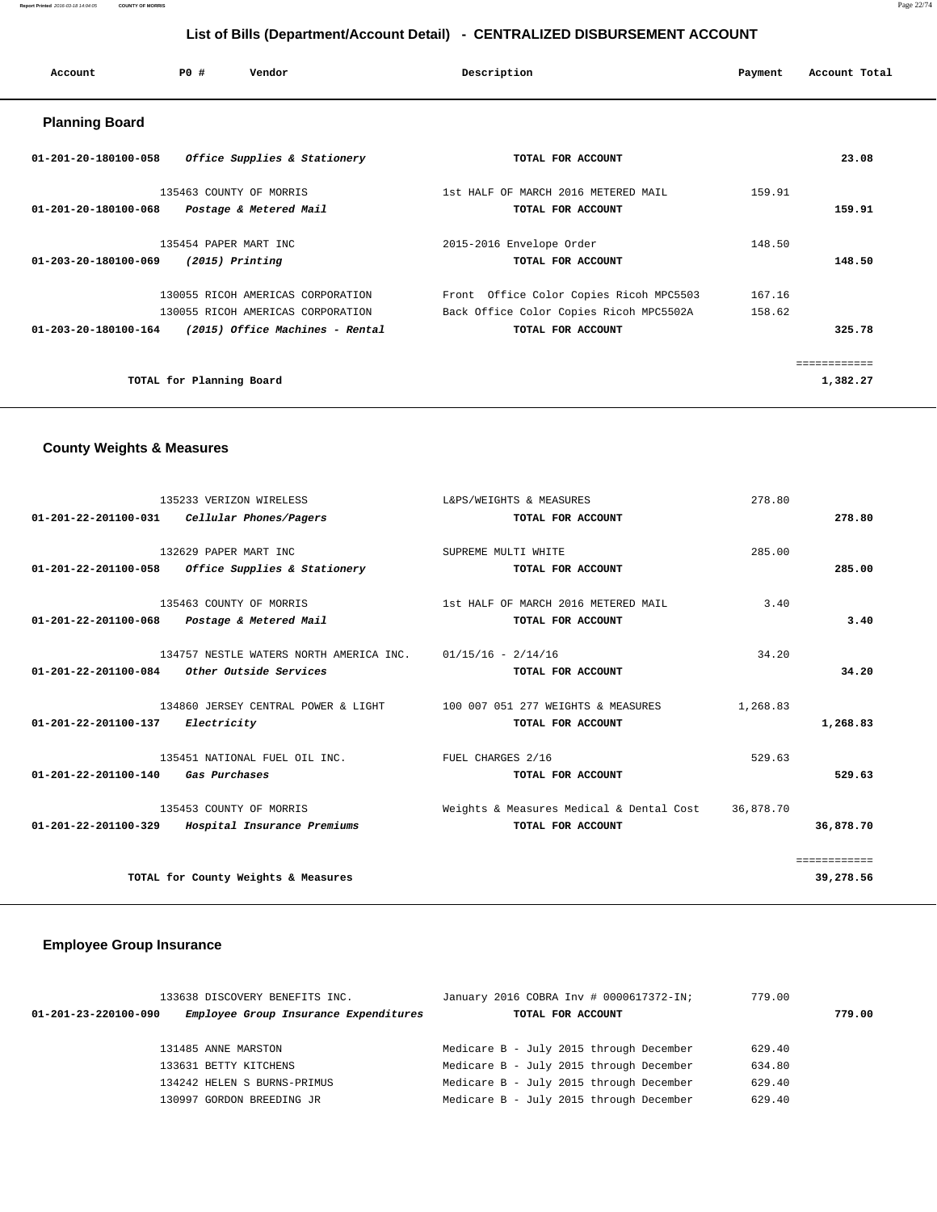## List of Bills (Department/Account Detail) - CENTRALIZED DISBURSEMENT ACCOUNT

| Account | PO # | Vendor | Description | Payment | Account Total |
|---|---|---|---|---|---|

### Planning Board

| Account | PO # | Vendor | Description | Payment | Account Total |
|---|---|---|---|---|---|
| 01-201-20-180100-058 | | *Office Supplies & Stationery* | TOTAL FOR ACCOUNT | | 23.08 |
| | 135463 | COUNTY OF MORRIS | 1st HALF OF MARCH 2016 METERED MAIL | 159.91 | |
| 01-201-20-180100-068 | | *Postage & Metered Mail* | TOTAL FOR ACCOUNT | | 159.91 |
| | 135454 | PAPER MART INC | 2015-2016 Envelope Order | 148.50 | |
| 01-203-20-180100-069 | | *(2015) Printing* | TOTAL FOR ACCOUNT | | 148.50 |
| | 130055 | RICOH AMERICAS CORPORATION | Front Office Color Copies Ricoh MPC5503 | 167.16 | |
| | 130055 | RICOH AMERICAS CORPORATION | Back Office Color Copies Ricoh MPC5502A | 158.62 | |
| 01-203-20-180100-164 | | *(2015) Office Machines - Rental* | TOTAL FOR ACCOUNT | | 325.78 |
| | | | | | ============ |
| | | TOTAL for Planning Board | | | 1,382.27 |

### County Weights & Measures

| Account | PO # | Vendor | Description | Payment | Account Total |
|---|---|---|---|---|---|
| | 135233 | VERIZON WIRELESS | L&PS/WEIGHTS & MEASURES | 278.80 | |
| 01-201-22-201100-031 | | *Cellular Phones/Pagers* | TOTAL FOR ACCOUNT | | 278.80 |
| | 132629 | PAPER MART INC | SUPREME MULTI WHITE | 285.00 | |
| 01-201-22-201100-058 | | *Office Supplies & Stationery* | TOTAL FOR ACCOUNT | | 285.00 |
| | 135463 | COUNTY OF MORRIS | 1st HALF OF MARCH 2016 METERED MAIL | 3.40 | |
| 01-201-22-201100-068 | | *Postage & Metered Mail* | TOTAL FOR ACCOUNT | | 3.40 |
| | 134757 | NESTLE WATERS NORTH AMERICA INC. | 01/15/16 - 2/14/16 | 34.20 | |
| 01-201-22-201100-084 | | *Other Outside Services* | TOTAL FOR ACCOUNT | | 34.20 |
| | 134860 | JERSEY CENTRAL POWER & LIGHT | 100 007 051 277 WEIGHTS & MEASURES | 1,268.83 | |
| 01-201-22-201100-137 | | *Electricity* | TOTAL FOR ACCOUNT | | 1,268.83 |
| | 135451 | NATIONAL FUEL OIL INC. | FUEL CHARGES 2/16 | 529.63 | |
| 01-201-22-201100-140 | | *Gas Purchases* | TOTAL FOR ACCOUNT | | 529.63 |
| | 135453 | COUNTY OF MORRIS | Weights & Measures Medical & Dental Cost | 36,878.70 | |
| 01-201-22-201100-329 | | *Hospital Insurance Premiums* | TOTAL FOR ACCOUNT | | 36,878.70 |
| | | | | | ============ |
| | | TOTAL for County Weights & Measures | | | 39,278.56 |

### Employee Group Insurance

| Account | PO # | Vendor | Description | Payment | Account Total |
|---|---|---|---|---|---|
| | 133638 | DISCOVERY BENEFITS INC. | January 2016 COBRA Inv # 0000617372-IN; | 779.00 | |
| 01-201-23-220100-090 | | *Employee Group Insurance Expenditures* | TOTAL FOR ACCOUNT | | 779.00 |
| | 131485 | ANNE MARSTON | Medicare B - July 2015 through December | 629.40 | |
| | 133631 | BETTY KITCHENS | Medicare B - July 2015 through December | 634.80 | |
| | 134242 | HELEN S BURNS-PRIMUS | Medicare B - July 2015 through December | 629.40 | |
| | 130997 | GORDON BREEDING JR | Medicare B - July 2015 through December | 629.40 | |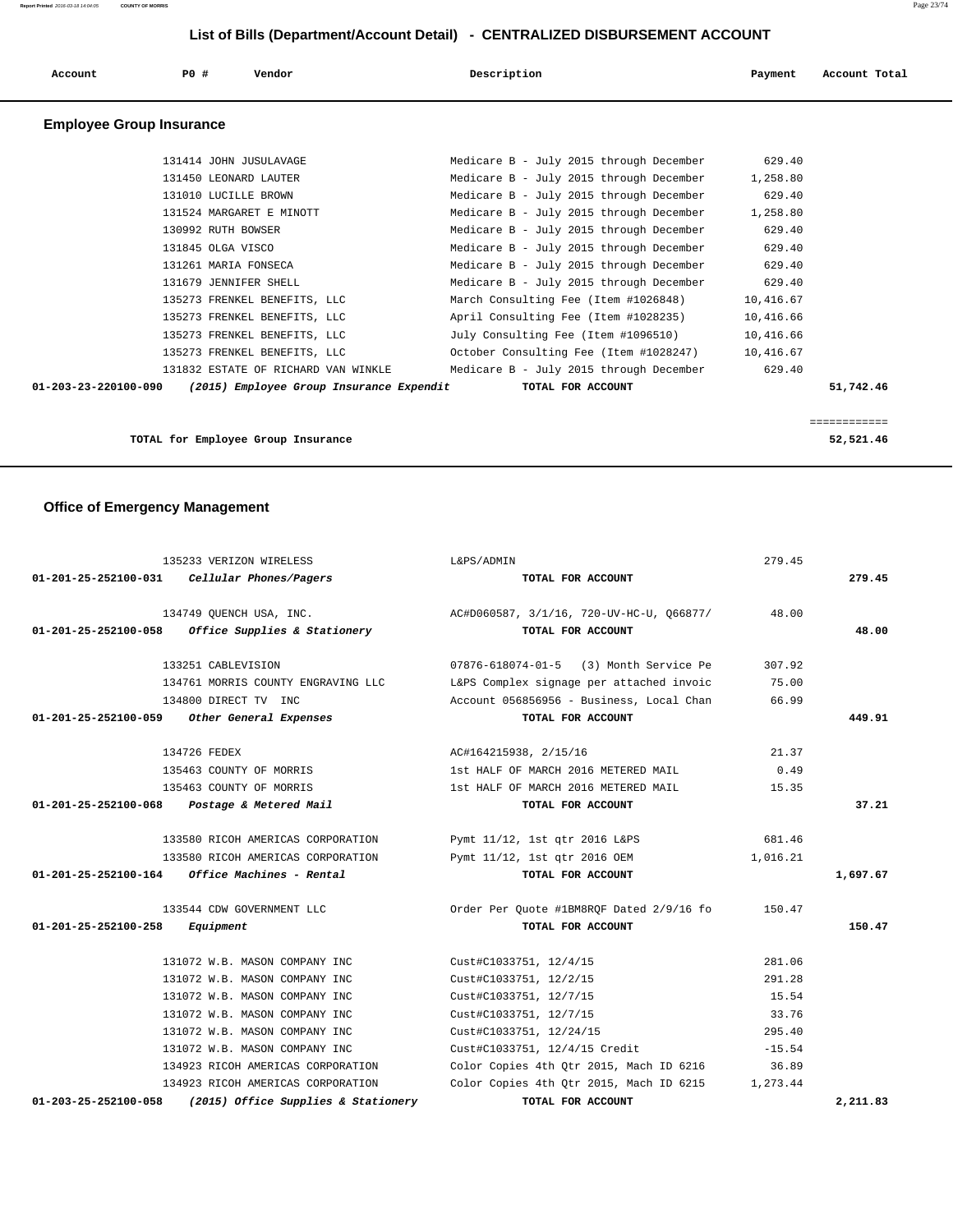# List of Bills (Department/Account Detail) - CENTRALIZED DISBURSEMENT ACCOUNT

| Account | PO # | Vendor | Description | Payment | Account Total |
|---|---|---|---|---|---|

## Employee Group Insurance

| Account | PO # | Vendor | Description | Payment | Account Total |
|---|---|---|---|---|---|
| | 131414 | JOHN JUSULAVAGE | Medicare B - July 2015 through December | 629.40 | |
| | 131450 | LEONARD LAUTER | Medicare B - July 2015 through December | 1,258.80 | |
| | 131010 | LUCILLE BROWN | Medicare B - July 2015 through December | 629.40 | |
| | 131524 | MARGARET E MINOTT | Medicare B - July 2015 through December | 1,258.80 | |
| | 130992 | RUTH BOWSER | Medicare B - July 2015 through December | 629.40 | |
| | 131845 | OLGA VISCO | Medicare B - July 2015 through December | 629.40 | |
| | 131261 | MARIA FONSECA | Medicare B - July 2015 through December | 629.40 | |
| | 131679 | JENNIFER SHELL | Medicare B - July 2015 through December | 629.40 | |
| | 135273 | FRENKEL BENEFITS, LLC | March Consulting Fee (Item #1026848) | 10,416.67 | |
| | 135273 | FRENKEL BENEFITS, LLC | April Consulting Fee (Item #1028235) | 10,416.66 | |
| | 135273 | FRENKEL BENEFITS, LLC | July Consulting Fee (Item #1096510) | 10,416.66 | |
| | 135273 | FRENKEL BENEFITS, LLC | October Consulting Fee (Item #1028247) | 10,416.67 | |
| | 131832 | ESTATE OF RICHARD VAN WINKLE | Medicare B - July 2015 through December | 629.40 | |
| **01-203-23-220100-090** | | *(2015) Employee Group Insurance Expendit* | **TOTAL FOR ACCOUNT** | | **51,742.46** |

**TOTAL for Employee Group Insurance** — **52,521.46**

## Office of Emergency Management

| Account | PO # | Vendor | Description | Payment | Account Total |
|---|---|---|---|---|---|
| | 135233 | VERIZON WIRELESS | L&PS/ADMIN | 279.45 | |
| **01-201-25-252100-031** | | *Cellular Phones/Pagers* | **TOTAL FOR ACCOUNT** | | **279.45** |
| | 134749 | QUENCH USA, INC. | AC#D060587, 3/1/16, 720-UV-HC-U, Q66877/ | 48.00 | |
| **01-201-25-252100-058** | | *Office Supplies & Stationery* | **TOTAL FOR ACCOUNT** | | **48.00** |
| | 133251 | CABLEVISION | 07876-618074-01-5 (3) Month Service Pe | 307.92 | |
| | 134761 | MORRIS COUNTY ENGRAVING LLC | L&PS Complex signage per attached invoic | 75.00 | |
| | 134800 | DIRECT TV INC | Account 056856956 - Business, Local Chan | 66.99 | |
| **01-201-25-252100-059** | | *Other General Expenses* | **TOTAL FOR ACCOUNT** | | **449.91** |
| | 134726 | FEDEX | AC#164215938, 2/15/16 | 21.37 | |
| | 135463 | COUNTY OF MORRIS | 1st HALF OF MARCH 2016 METERED MAIL | 0.49 | |
| | 135463 | COUNTY OF MORRIS | 1st HALF OF MARCH 2016 METERED MAIL | 15.35 | |
| **01-201-25-252100-068** | | *Postage & Metered Mail* | **TOTAL FOR ACCOUNT** | | **37.21** |
| | 133580 | RICOH AMERICAS CORPORATION | Pymt 11/12, 1st qtr 2016 L&PS | 681.46 | |
| | 133580 | RICOH AMERICAS CORPORATION | Pymt 11/12, 1st qtr 2016 OEM | 1,016.21 | |
| **01-201-25-252100-164** | | *Office Machines - Rental* | **TOTAL FOR ACCOUNT** | | **1,697.67** |
| | 133544 | CDW GOVERNMENT LLC | Order Per Quote #1BM8RQF Dated 2/9/16 fo | 150.47 | |
| **01-201-25-252100-258** | | *Equipment* | **TOTAL FOR ACCOUNT** | | **150.47** |
| | 131072 | W.B. MASON COMPANY INC | Cust#C1033751, 12/4/15 | 281.06 | |
| | 131072 | W.B. MASON COMPANY INC | Cust#C1033751, 12/2/15 | 291.28 | |
| | 131072 | W.B. MASON COMPANY INC | Cust#C1033751, 12/7/15 | 15.54 | |
| | 131072 | W.B. MASON COMPANY INC | Cust#C1033751, 12/7/15 | 33.76 | |
| | 131072 | W.B. MASON COMPANY INC | Cust#C1033751, 12/24/15 | 295.40 | |
| | 131072 | W.B. MASON COMPANY INC | Cust#C1033751, 12/4/15 Credit | -15.54 | |
| | 134923 | RICOH AMERICAS CORPORATION | Color Copies 4th Qtr 2015, Mach ID 6216 | 36.89 | |
| | 134923 | RICOH AMERICAS CORPORATION | Color Copies 4th Qtr 2015, Mach ID 6215 | 1,273.44 | |
| **01-203-25-252100-058** | | *(2015) Office Supplies & Stationery* | **TOTAL FOR ACCOUNT** | | **2,211.83** |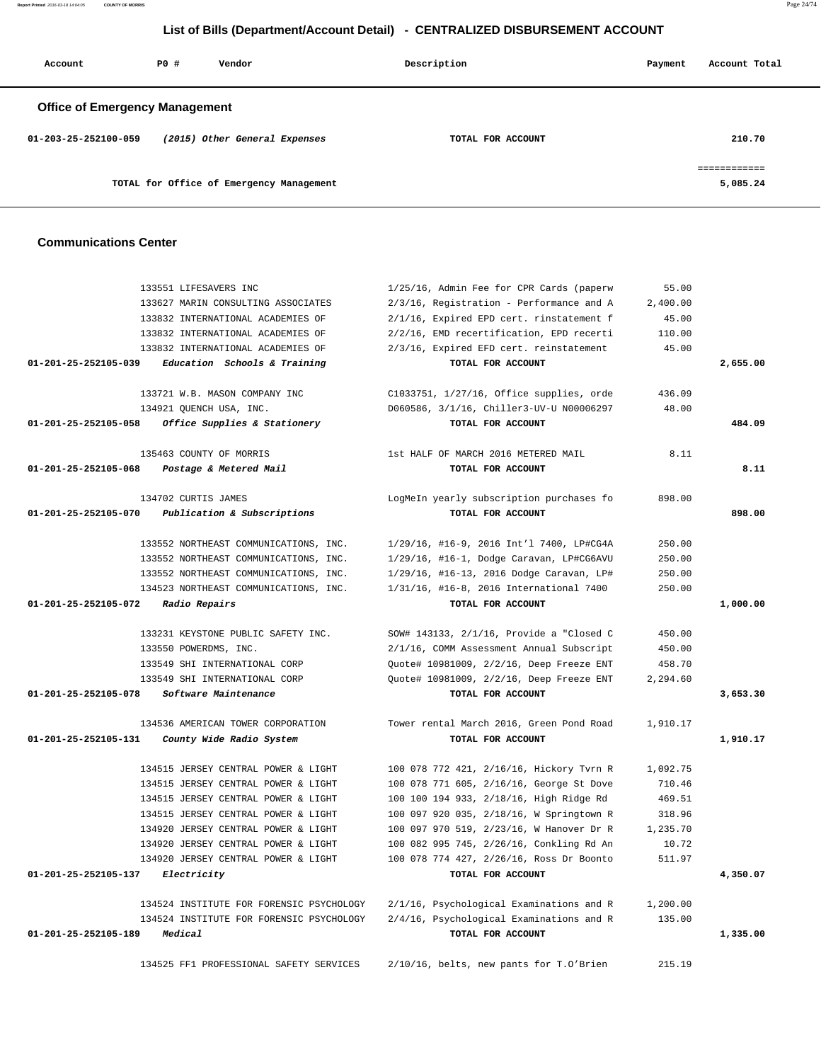# List of Bills (Department/Account Detail) - CENTRALIZED DISBURSEMENT ACCOUNT

| Account | PO # | Vendor | Description | Payment | Account Total |
|---|---|---|---|---|---|

## Office of Emergency Management

| Account | PO # | Vendor | Description | Payment | Account Total |
|---|---|---|---|---|---|
| 01-203-25-252100-059 | | *(2015) Other General Expenses* | TOTAL FOR ACCOUNT | | 210.70 |
| | | | | | ============ |
| | | TOTAL for Office of Emergency Management | | | 5,085.24 |

## Communications Center

| Account | PO # | Vendor | Description | Payment | Account Total |
|---|---|---|---|---|---|
| | 133551 | LIFESAVERS INC | 1/25/16, Admin Fee for CPR Cards (paperw | 55.00 | |
| | 133627 | MARIN CONSULTING ASSOCIATES | 2/3/16, Registration - Performance and A | 2,400.00 | |
| | 133832 | INTERNATIONAL ACADEMIES OF | 2/1/16, Expired EPD cert. rinstatement f | 45.00 | |
| | 133832 | INTERNATIONAL ACADEMIES OF | 2/2/16, EMD recertification, EPD recerti | 110.00 | |
| | 133832 | INTERNATIONAL ACADEMIES OF | 2/3/16, Expired EFD cert. reinstatement | 45.00 | |
| 01-201-25-252105-039 | | *Education Schools & Training* | TOTAL FOR ACCOUNT | | 2,655.00 |
| | 133721 | W.B. MASON COMPANY INC | C1033751, 1/27/16, Office supplies, orde | 436.09 | |
| | 134921 | QUENCH USA, INC. | D060586, 3/1/16, Chiller3-UV-U N00006297 | 48.00 | |
| 01-201-25-252105-058 | | *Office Supplies & Stationery* | TOTAL FOR ACCOUNT | | 484.09 |
| | 135463 | COUNTY OF MORRIS | 1st HALF OF MARCH 2016 METERED MAIL | 8.11 | |
| 01-201-25-252105-068 | | *Postage & Metered Mail* | TOTAL FOR ACCOUNT | | 8.11 |
| | 134702 | CURTIS JAMES | LogMeIn yearly subscription purchases fo | 898.00 | |
| 01-201-25-252105-070 | | *Publication & Subscriptions* | TOTAL FOR ACCOUNT | | 898.00 |
| | 133552 | NORTHEAST COMMUNICATIONS, INC. | 1/29/16, #16-9, 2016 Int'l 7400, LP#CG4A | 250.00 | |
| | 133552 | NORTHEAST COMMUNICATIONS, INC. | 1/29/16, #16-1, Dodge Caravan, LP#CG6AVU | 250.00 | |
| | 133552 | NORTHEAST COMMUNICATIONS, INC. | 1/29/16, #16-13, 2016 Dodge Caravan, LP# | 250.00 | |
| | 134523 | NORTHEAST COMMUNICATIONS, INC. | 1/31/16, #16-8, 2016 International 7400 | 250.00 | |
| 01-201-25-252105-072 | | *Radio Repairs* | TOTAL FOR ACCOUNT | | 1,000.00 |
| | 133231 | KEYSTONE PUBLIC SAFETY INC. | SOW# 143133, 2/1/16, Provide a "Closed C | 450.00 | |
| | 133550 | POWERDMS, INC. | 2/1/16, COMM Assessment Annual Subscript | 450.00 | |
| | 133549 | SHI INTERNATIONAL CORP | Quote# 10981009, 2/2/16, Deep Freeze ENT | 458.70 | |
| | 133549 | SHI INTERNATIONAL CORP | Quote# 10981009, 2/2/16, Deep Freeze ENT | 2,294.60 | |
| 01-201-25-252105-078 | | *Software Maintenance* | TOTAL FOR ACCOUNT | | 3,653.30 |
| | 134536 | AMERICAN TOWER CORPORATION | Tower rental March 2016, Green Pond Road | 1,910.17 | |
| 01-201-25-252105-131 | | *County Wide Radio System* | TOTAL FOR ACCOUNT | | 1,910.17 |
| | 134515 | JERSEY CENTRAL POWER & LIGHT | 100 078 772 421, 2/16/16, Hickory Tvrn R | 1,092.75 | |
| | 134515 | JERSEY CENTRAL POWER & LIGHT | 100 078 771 605, 2/16/16, George St Dove | 710.46 | |
| | 134515 | JERSEY CENTRAL POWER & LIGHT | 100 100 194 933, 2/18/16, High Ridge Rd | 469.51 | |
| | 134515 | JERSEY CENTRAL POWER & LIGHT | 100 097 920 035, 2/18/16, W Springtown R | 318.96 | |
| | 134920 | JERSEY CENTRAL POWER & LIGHT | 100 097 970 519, 2/23/16, W Hanover Dr R | 1,235.70 | |
| | 134920 | JERSEY CENTRAL POWER & LIGHT | 100 082 995 745, 2/26/16, Conkling Rd An | 10.72 | |
| | 134920 | JERSEY CENTRAL POWER & LIGHT | 100 078 774 427, 2/26/16, Ross Dr Boonto | 511.97 | |
| 01-201-25-252105-137 | | *Electricity* | TOTAL FOR ACCOUNT | | 4,350.07 |
| | 134524 | INSTITUTE FOR FORENSIC PSYCHOLOGY | 2/1/16, Psychological Examinations and R | 1,200.00 | |
| | 134524 | INSTITUTE FOR FORENSIC PSYCHOLOGY | 2/4/16, Psychological Examinations and R | 135.00 | |
| 01-201-25-252105-189 | | *Medical* | TOTAL FOR ACCOUNT | | 1,335.00 |
| | 134525 | FF1 PROFESSIONAL SAFETY SERVICES | 2/10/16, belts, new pants for T.O'Brien | 215.19 | |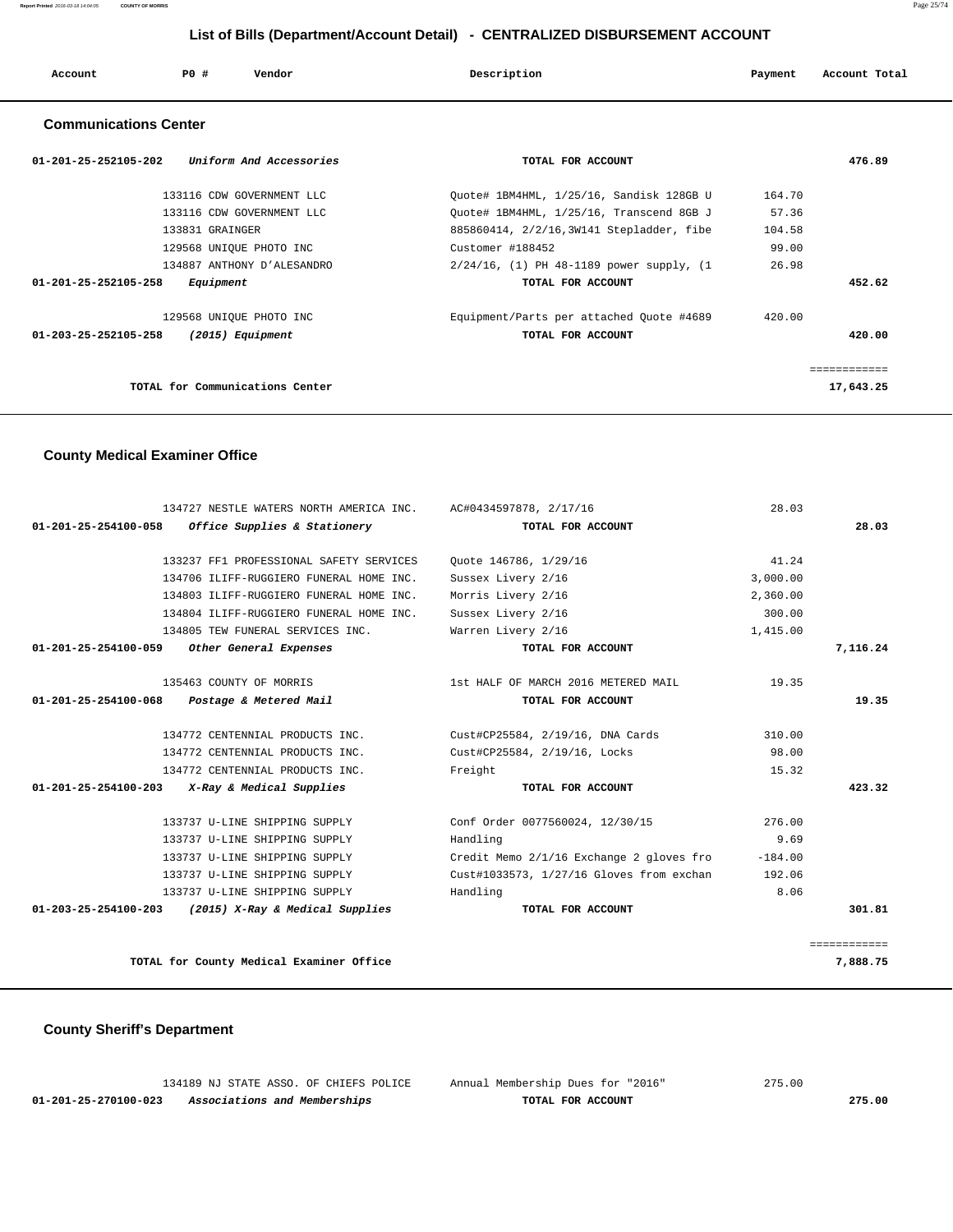## List of Bills (Department/Account Detail) - CENTRALIZED DISBURSEMENT ACCOUNT

| Account | PO # | Vendor | Description | Payment | Account Total |
|---|---|---|---|---|---|

### Communications Center

| Account | PO # | Vendor | Description | Payment | Account Total |
|---|---|---|---|---|---|
| 01-201-25-252105-202 | | *Uniform And Accessories* | TOTAL FOR ACCOUNT | | 476.89 |
| | 133116 | CDW GOVERNMENT LLC | Quote# 1BM4HML, 1/25/16, Sandisk 128GB U | 164.70 | |
| | 133116 | CDW GOVERNMENT LLC | Quote# 1BM4HML, 1/25/16, Transcend 8GB J | 57.36 | |
| | 133831 | GRAINGER | 885860414, 2/2/16,3W141 Stepladder, fibe | 104.58 | |
| | 129568 | UNIQUE PHOTO INC | Customer #188452 | 99.00 | |
| | 134887 | ANTHONY D'ALESANDRO | 2/24/16, (1) PH 48-1189 power supply, (1 | 26.98 | |
| 01-201-25-252105-258 | | *Equipment* | TOTAL FOR ACCOUNT | | 452.62 |
| | 129568 | UNIQUE PHOTO INC | Equipment/Parts per attached Quote #4689 | 420.00 | |
| 01-203-25-252105-258 | | *(2015) Equipment* | TOTAL FOR ACCOUNT | | 420.00 |
| | | | | | ============ |
| | | TOTAL for Communications Center | | | 17,643.25 |

### County Medical Examiner Office

| Account | PO # | Vendor | Description | Payment | Account Total |
|---|---|---|---|---|---|
| | 134727 | NESTLE WATERS NORTH AMERICA INC. | AC#0434597878, 2/17/16 | 28.03 | |
| 01-201-25-254100-058 | | *Office Supplies & Stationery* | TOTAL FOR ACCOUNT | | 28.03 |
| | 133237 | FF1 PROFESSIONAL SAFETY SERVICES | Quote 146786, 1/29/16 | 41.24 | |
| | 134706 | ILIFF-RUGGIERO FUNERAL HOME INC. | Sussex Livery 2/16 | 3,000.00 | |
| | 134803 | ILIFF-RUGGIERO FUNERAL HOME INC. | Morris Livery 2/16 | 2,360.00 | |
| | 134804 | ILIFF-RUGGIERO FUNERAL HOME INC. | Sussex Livery 2/16 | 300.00 | |
| | 134805 | TEW FUNERAL SERVICES INC. | Warren Livery 2/16 | 1,415.00 | |
| 01-201-25-254100-059 | | *Other General Expenses* | TOTAL FOR ACCOUNT | | 7,116.24 |
| | 135463 | COUNTY OF MORRIS | 1st HALF OF MARCH 2016 METERED MAIL | 19.35 | |
| 01-201-25-254100-068 | | *Postage & Metered Mail* | TOTAL FOR ACCOUNT | | 19.35 |
| | 134772 | CENTENNIAL PRODUCTS INC. | Cust#CP25584, 2/19/16, DNA Cards | 310.00 | |
| | 134772 | CENTENNIAL PRODUCTS INC. | Cust#CP25584, 2/19/16, Locks | 98.00 | |
| | 134772 | CENTENNIAL PRODUCTS INC. | Freight | 15.32 | |
| 01-201-25-254100-203 | | *X-Ray & Medical Supplies* | TOTAL FOR ACCOUNT | | 423.32 |
| | 133737 | U-LINE SHIPPING SUPPLY | Conf Order 0077560024, 12/30/15 | 276.00 | |
| | 133737 | U-LINE SHIPPING SUPPLY | Handling | 9.69 | |
| | 133737 | U-LINE SHIPPING SUPPLY | Credit Memo 2/1/16 Exchange 2 gloves fro | -184.00 | |
| | 133737 | U-LINE SHIPPING SUPPLY | Cust#1033573, 1/27/16 Gloves from exchan | 192.06 | |
| | 133737 | U-LINE SHIPPING SUPPLY | Handling | 8.06 | |
| 01-203-25-254100-203 | | *(2015) X-Ray & Medical Supplies* | TOTAL FOR ACCOUNT | | 301.81 |
| | | | | | ============ |
| | | TOTAL for County Medical Examiner Office | | | 7,888.75 |

### County Sheriff's Department

| Account | PO # | Vendor | Description | Payment | Account Total |
|---|---|---|---|---|---|
| | 134189 | NJ STATE ASSO. OF CHIEFS POLICE | Annual Membership Dues for "2016" | 275.00 | |
| 01-201-25-270100-023 | | *Associations and Memberships* | TOTAL FOR ACCOUNT | | 275.00 |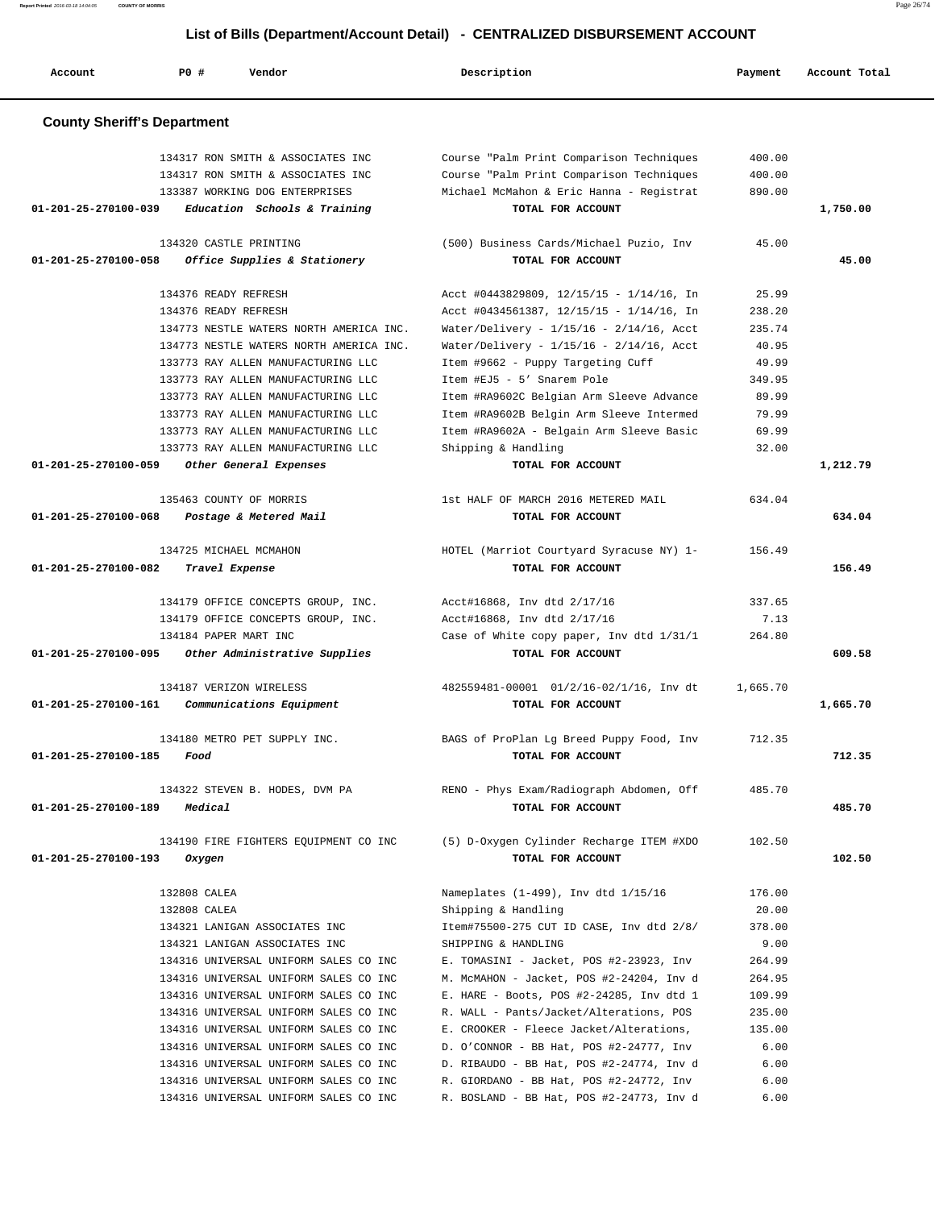## List of Bills (Department/Account Detail) - CENTRALIZED DISBURSEMENT ACCOUNT

| Account | PO # | Vendor | Description | Payment | Account Total |
|---|---|---|---|---|---|

### County Sheriff's Department

| Account | PO # | Vendor | Description | Payment | Account Total |
|---|---|---|---|---|---|
| | 134317 | RON SMITH & ASSOCIATES INC | Course "Palm Print Comparison Techniques | 400.00 | |
| | 134317 | RON SMITH & ASSOCIATES INC | Course "Palm Print Comparison Techniques | 400.00 | |
| | 133387 | WORKING DOG ENTERPRISES | Michael McMahon & Eric Hanna - Registrat | 890.00 | |
| 01-201-25-270100-039 | | *Education Schools & Training* | TOTAL FOR ACCOUNT | | 1,750.00 |
| | 134320 | CASTLE PRINTING | (500) Business Cards/Michael Puzio, Inv | 45.00 | |
| 01-201-25-270100-058 | | *Office Supplies & Stationery* | TOTAL FOR ACCOUNT | | 45.00 |
| | 134376 | READY REFRESH | Acct #0443829809, 12/15/15 - 1/14/16, In | 25.99 | |
| | 134376 | READY REFRESH | Acct #0434561387, 12/15/15 - 1/14/16, In | 238.20 | |
| | 134773 | NESTLE WATERS NORTH AMERICA INC. | Water/Delivery - 1/15/16 - 2/14/16, Acct | 235.74 | |
| | 134773 | NESTLE WATERS NORTH AMERICA INC. | Water/Delivery - 1/15/16 - 2/14/16, Acct | 40.95 | |
| | 133773 | RAY ALLEN MANUFACTURING LLC | Item #9662 - Puppy Targeting Cuff | 49.99 | |
| | 133773 | RAY ALLEN MANUFACTURING LLC | Item #EJ5 - 5' Snarem Pole | 349.95 | |
| | 133773 | RAY ALLEN MANUFACTURING LLC | Item #RA9602C Belgian Arm Sleeve Advance | 89.99 | |
| | 133773 | RAY ALLEN MANUFACTURING LLC | Item #RA9602B Belgin Arm Sleeve Intermed | 79.99 | |
| | 133773 | RAY ALLEN MANUFACTURING LLC | Item #RA9602A - Belgain Arm Sleeve Basic | 69.99 | |
| | 133773 | RAY ALLEN MANUFACTURING LLC | Shipping & Handling | 32.00 | |
| 01-201-25-270100-059 | | *Other General Expenses* | TOTAL FOR ACCOUNT | | 1,212.79 |
| | 135463 | COUNTY OF MORRIS | 1st HALF OF MARCH 2016 METERED MAIL | 634.04 | |
| 01-201-25-270100-068 | | *Postage & Metered Mail* | TOTAL FOR ACCOUNT | | 634.04 |
| | 134725 | MICHAEL MCMAHON | HOTEL (Marriot Courtyard Syracuse NY) 1- | 156.49 | |
| 01-201-25-270100-082 | | *Travel Expense* | TOTAL FOR ACCOUNT | | 156.49 |
| | 134179 | OFFICE CONCEPTS GROUP, INC. | Acct#16868, Inv dtd 2/17/16 | 337.65 | |
| | 134179 | OFFICE CONCEPTS GROUP, INC. | Acct#16868, Inv dtd 2/17/16 | 7.13 | |
| | 134184 | PAPER MART INC | Case of White copy paper, Inv dtd 1/31/1 | 264.80 | |
| 01-201-25-270100-095 | | *Other Administrative Supplies* | TOTAL FOR ACCOUNT | | 609.58 |
| | 134187 | VERIZON WIRELESS | 482559481-00001 01/2/16-02/1/16, Inv dt | 1,665.70 | |
| 01-201-25-270100-161 | | *Communications Equipment* | TOTAL FOR ACCOUNT | | 1,665.70 |
| | 134180 | METRO PET SUPPLY INC. | BAGS of ProPlan Lg Breed Puppy Food, Inv | 712.35 | |
| 01-201-25-270100-185 | | *Food* | TOTAL FOR ACCOUNT | | 712.35 |
| | 134322 | STEVEN B. HODES, DVM PA | RENO - Phys Exam/Radiograph Abdomen, Off | 485.70 | |
| 01-201-25-270100-189 | | *Medical* | TOTAL FOR ACCOUNT | | 485.70 |
| | 134190 | FIRE FIGHTERS EQUIPMENT CO INC | (5) D-Oxygen Cylinder Recharge ITEM #XDO | 102.50 | |
| 01-201-25-270100-193 | | *Oxygen* | TOTAL FOR ACCOUNT | | 102.50 |
| | 132808 | CALEA | Nameplates (1-499), Inv dtd 1/15/16 | 176.00 | |
| | 132808 | CALEA | Shipping & Handling | 20.00 | |
| | 134321 | LANIGAN ASSOCIATES INC | Item#75500-275 CUT ID CASE, Inv dtd 2/8/ | 378.00 | |
| | 134321 | LANIGAN ASSOCIATES INC | SHIPPING & HANDLING | 9.00 | |
| | 134316 | UNIVERSAL UNIFORM SALES CO INC | E. TOMASINI - Jacket, POS #2-23923, Inv | 264.99 | |
| | 134316 | UNIVERSAL UNIFORM SALES CO INC | M. McMAHON - Jacket, POS #2-24204, Inv d | 264.95 | |
| | 134316 | UNIVERSAL UNIFORM SALES CO INC | E. HARE - Boots, POS #2-24285, Inv dtd 1 | 109.99 | |
| | 134316 | UNIVERSAL UNIFORM SALES CO INC | R. WALL - Pants/Jacket/Alterations, POS | 235.00 | |
| | 134316 | UNIVERSAL UNIFORM SALES CO INC | E. CROOKER - Fleece Jacket/Alterations, | 135.00 | |
| | 134316 | UNIVERSAL UNIFORM SALES CO INC | D. O'CONNOR - BB Hat, POS #2-24777, Inv | 6.00 | |
| | 134316 | UNIVERSAL UNIFORM SALES CO INC | D. RIBAUDO - BB Hat, POS #2-24774, Inv d | 6.00 | |
| | 134316 | UNIVERSAL UNIFORM SALES CO INC | R. GIORDANO - BB Hat, POS #2-24772, Inv | 6.00 | |
| | 134316 | UNIVERSAL UNIFORM SALES CO INC | R. BOSLAND - BB Hat, POS #2-24773, Inv d | 6.00 | |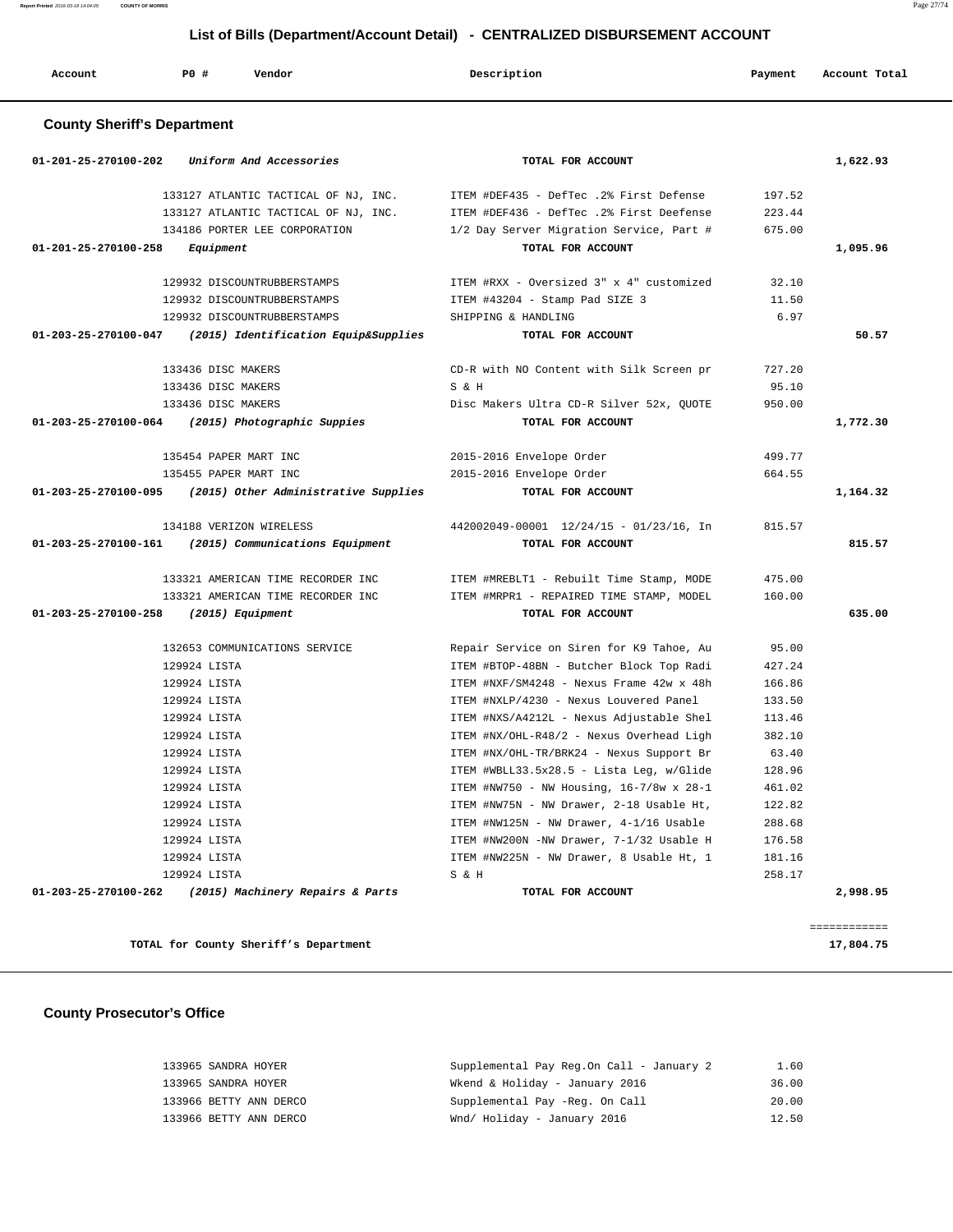## List of Bills (Department/Account Detail) - CENTRALIZED DISBURSEMENT ACCOUNT

| Account | PO # | Vendor | Description | Payment | Account Total |
|---|---|---|---|---|---|

### County Sheriff's Department

| Account | PO # | Vendor | Description | Payment | Account Total |
|---|---|---|---|---|---|
| 01-201-25-270100-202 | | *Uniform And Accessories* | **TOTAL FOR ACCOUNT** | | **1,622.93** |
| | 133127 | ATLANTIC TACTICAL OF NJ, INC. | ITEM #DEF435 - DefTec .2% First Defense | 197.52 | |
| | 133127 | ATLANTIC TACTICAL OF NJ, INC. | ITEM #DEF436 - DefTec .2% First Deefense | 223.44 | |
| | 134186 | PORTER LEE CORPORATION | 1/2 Day Server Migration Service, Part # | 675.00 | |
| 01-201-25-270100-258 | | *Equipment* | **TOTAL FOR ACCOUNT** | | **1,095.96** |
| | 129932 | DISCOUNTRUBBERSTAMPS | ITEM #RXX - Oversized 3" x 4" customized | 32.10 | |
| | 129932 | DISCOUNTRUBBERSTAMPS | ITEM #43204 - Stamp Pad SIZE 3 | 11.50 | |
| | 129932 | DISCOUNTRUBBERSTAMPS | SHIPPING & HANDLING | 6.97 | |
| 01-203-25-270100-047 | | *(2015) Identification Equip&Supplies* | **TOTAL FOR ACCOUNT** | | **50.57** |
| | 133436 | DISC MAKERS | CD-R with NO Content with Silk Screen pr | 727.20 | |
| | 133436 | DISC MAKERS | S & H | 95.10 | |
| | 133436 | DISC MAKERS | Disc Makers Ultra CD-R Silver 52x, QUOTE | 950.00 | |
| 01-203-25-270100-064 | | *(2015) Photographic Suppies* | **TOTAL FOR ACCOUNT** | | **1,772.30** |
| | 135454 | PAPER MART INC | 2015-2016 Envelope Order | 499.77 | |
| | 135455 | PAPER MART INC | 2015-2016 Envelope Order | 664.55 | |
| 01-203-25-270100-095 | | *(2015) Other Administrative Supplies* | **TOTAL FOR ACCOUNT** | | **1,164.32** |
| | 134188 | VERIZON WIRELESS | 442002049-00001 12/24/15 - 01/23/16, In | 815.57 | |
| 01-203-25-270100-161 | | *(2015) Communications Equipment* | **TOTAL FOR ACCOUNT** | | **815.57** |
| | 133321 | AMERICAN TIME RECORDER INC | ITEM #MREBLT1 - Rebuilt Time Stamp, MODE | 475.00 | |
| | 133321 | AMERICAN TIME RECORDER INC | ITEM #MRPR1 - REPAIRED TIME STAMP, MODEL | 160.00 | |
| 01-203-25-270100-258 | | *(2015) Equipment* | **TOTAL FOR ACCOUNT** | | **635.00** |
| | 132653 | COMMUNICATIONS SERVICE | Repair Service on Siren for K9 Tahoe, Au | 95.00 | |
| | 129924 | LISTA | ITEM #BTOP-48BN - Butcher Block Top Radi | 427.24 | |
| | 129924 | LISTA | ITEM #NXF/SM4248 - Nexus Frame 42w x 48h | 166.86 | |
| | 129924 | LISTA | ITEM #NXLP/4230 - Nexus Louvered Panel | 133.50 | |
| | 129924 | LISTA | ITEM #NXS/A4212L - Nexus Adjustable Shel | 113.46 | |
| | 129924 | LISTA | ITEM #NX/OHL-R48/2 - Nexus Overhead Ligh | 382.10 | |
| | 129924 | LISTA | ITEM #NX/OHL-TR/BRK24 - Nexus Support Br | 63.40 | |
| | 129924 | LISTA | ITEM #WBLL33.5x28.5 - Lista Leg, w/Glide | 128.96 | |
| | 129924 | LISTA | ITEM #NW750 - NW Housing, 16-7/8w x 28-1 | 461.02 | |
| | 129924 | LISTA | ITEM #NW75N - NW Drawer, 2-18 Usable Ht, | 122.82 | |
| | 129924 | LISTA | ITEM #NW125N - NW Drawer, 4-1/16 Usable | 288.68 | |
| | 129924 | LISTA | ITEM #NW200N -NW Drawer, 7-1/32 Usable H | 176.58 | |
| | 129924 | LISTA | ITEM #NW225N - NW Drawer, 8 Usable Ht, 1 | 181.16 | |
| | 129924 | LISTA | S & H | 258.17 | |
| 01-203-25-270100-262 | | *(2015) Machinery Repairs & Parts* | **TOTAL FOR ACCOUNT** | | **2,998.95** |

**TOTAL for County Sheriff's Department** **17,804.75**

### County Prosecutor's Office

| Account | PO # | Vendor | Description | Payment | Account Total |
|---|---|---|---|---|---|
| | 133965 | SANDRA HOYER | Supplemental Pay Reg.On Call - January 2 | 1.60 | |
| | 133965 | SANDRA HOYER | Wkend & Holiday - January 2016 | 36.00 | |
| | 133966 | BETTY ANN DERCO | Supplemental Pay -Reg. On Call | 20.00 | |
| | 133966 | BETTY ANN DERCO | Wnd/ Holiday - January 2016 | 12.50 | |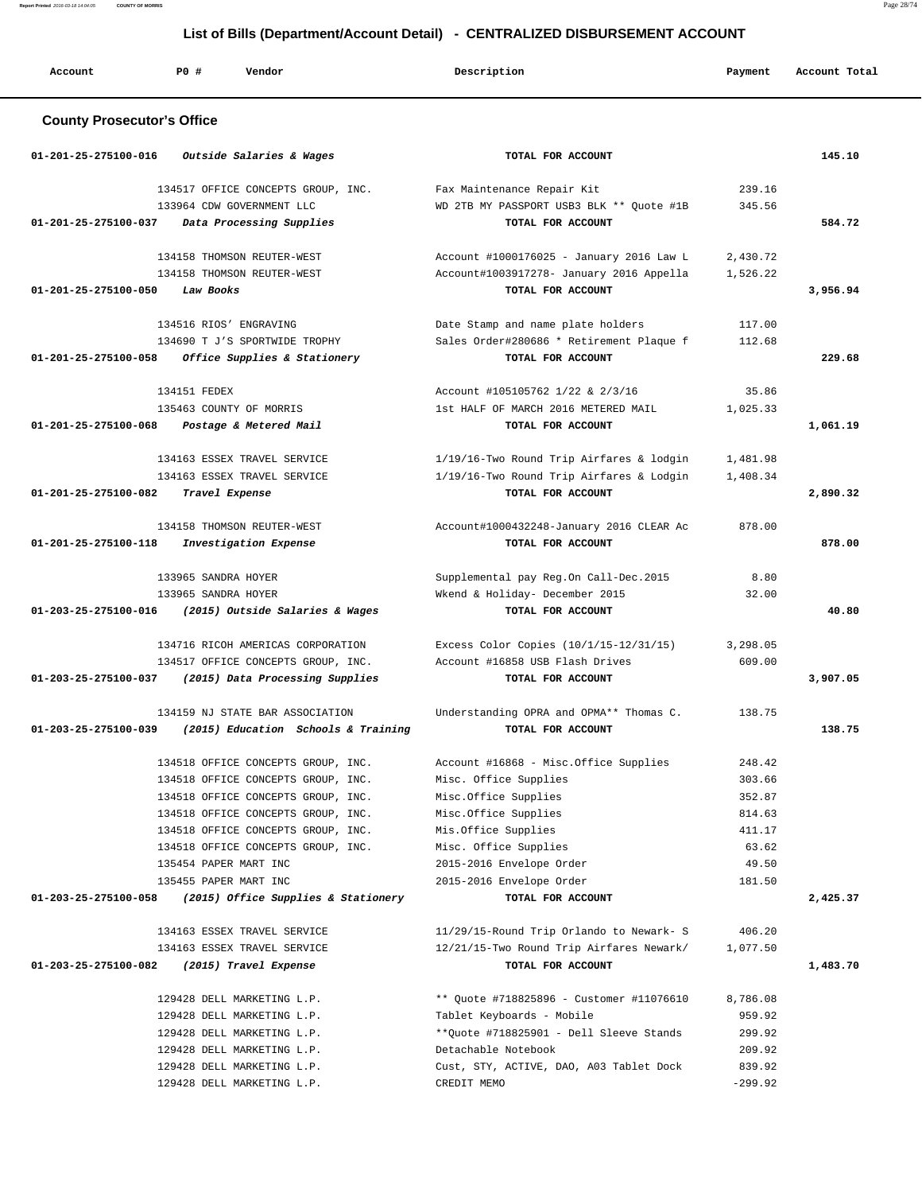## List of Bills (Department/Account Detail) - CENTRALIZED DISBURSEMENT ACCOUNT

| Account | PO # | Vendor | Description | Payment | Account Total |
|---|---|---|---|---|---|

### County Prosecutor's Office

| Account | PO # | Vendor | Description | Payment | Account Total |
|---|---|---|---|---|---|
| 01-201-25-275100-016 | | *Outside Salaries & Wages* | TOTAL FOR ACCOUNT | | 145.10 |
| | 134517 | OFFICE CONCEPTS GROUP, INC. | Fax Maintenance Repair Kit | 239.16 | |
| | 133964 | CDW GOVERNMENT LLC | WD 2TB MY PASSPORT USB3 BLK ** Quote #1B | 345.56 | |
| 01-201-25-275100-037 | | *Data Processing Supplies* | TOTAL FOR ACCOUNT | | 584.72 |
| | 134158 | THOMSON REUTER-WEST | Account #1000176025 - January 2016 Law L | 2,430.72 | |
| | 134158 | THOMSON REUTER-WEST | Account#1003917278- January 2016 Appella | 1,526.22 | |
| 01-201-25-275100-050 | | *Law Books* | TOTAL FOR ACCOUNT | | 3,956.94 |
| | 134516 | RIOS' ENGRAVING | Date Stamp and name plate holders | 117.00 | |
| | 134690 | T J'S SPORTWIDE TROPHY | Sales Order#280686 * Retirement Plaque f | 112.68 | |
| 01-201-25-275100-058 | | *Office Supplies & Stationery* | TOTAL FOR ACCOUNT | | 229.68 |
| | 134151 | FEDEX | Account #105105762 1/22 & 2/3/16 | 35.86 | |
| | 135463 | COUNTY OF MORRIS | 1st HALF OF MARCH 2016 METERED MAIL | 1,025.33 | |
| 01-201-25-275100-068 | | *Postage & Metered Mail* | TOTAL FOR ACCOUNT | | 1,061.19 |
| | 134163 | ESSEX TRAVEL SERVICE | 1/19/16-Two Round Trip Airfares & lodgin | 1,481.98 | |
| | 134163 | ESSEX TRAVEL SERVICE | 1/19/16-Two Round Trip Airfares & Lodgin | 1,408.34 | |
| 01-201-25-275100-082 | | *Travel Expense* | TOTAL FOR ACCOUNT | | 2,890.32 |
| | 134158 | THOMSON REUTER-WEST | Account#1000432248-January 2016 CLEAR Ac | 878.00 | |
| 01-201-25-275100-118 | | *Investigation Expense* | TOTAL FOR ACCOUNT | | 878.00 |
| | 133965 | SANDRA HOYER | Supplemental pay Reg.On Call-Dec.2015 | 8.80 | |
| | 133965 | SANDRA HOYER | Wkend & Holiday- December 2015 | 32.00 | |
| 01-203-25-275100-016 | | *(2015) Outside Salaries & Wages* | TOTAL FOR ACCOUNT | | 40.80 |
| | 134716 | RICOH AMERICAS CORPORATION | Excess Color Copies (10/1/15-12/31/15) | 3,298.05 | |
| | 134517 | OFFICE CONCEPTS GROUP, INC. | Account #16858 USB Flash Drives | 609.00 | |
| 01-203-25-275100-037 | | *(2015) Data Processing Supplies* | TOTAL FOR ACCOUNT | | 3,907.05 |
| | 134159 | NJ STATE BAR ASSOCIATION | Understanding OPRA and OPMA** Thomas C. | 138.75 | |
| 01-203-25-275100-039 | | *(2015) Education Schools & Training* | TOTAL FOR ACCOUNT | | 138.75 |
| | 134518 | OFFICE CONCEPTS GROUP, INC. | Account #16868 - Misc.Office Supplies | 248.42 | |
| | 134518 | OFFICE CONCEPTS GROUP, INC. | Misc. Office Supplies | 303.66 | |
| | 134518 | OFFICE CONCEPTS GROUP, INC. | Misc.Office Supplies | 352.87 | |
| | 134518 | OFFICE CONCEPTS GROUP, INC. | Misc.Office Supplies | 814.63 | |
| | 134518 | OFFICE CONCEPTS GROUP, INC. | Mis.Office Supplies | 411.17 | |
| | 134518 | OFFICE CONCEPTS GROUP, INC. | Misc. Office Supplies | 63.62 | |
| | 135454 | PAPER MART INC | 2015-2016 Envelope Order | 49.50 | |
| | 135455 | PAPER MART INC | 2015-2016 Envelope Order | 181.50 | |
| 01-203-25-275100-058 | | *(2015) Office Supplies & Stationery* | TOTAL FOR ACCOUNT | | 2,425.37 |
| | 134163 | ESSEX TRAVEL SERVICE | 11/29/15-Round Trip Orlando to Newark- S | 406.20 | |
| | 134163 | ESSEX TRAVEL SERVICE | 12/21/15-Two Round Trip Airfares Newark/ | 1,077.50 | |
| 01-203-25-275100-082 | | *(2015) Travel Expense* | TOTAL FOR ACCOUNT | | 1,483.70 |
| | 129428 | DELL MARKETING L.P. | ** Quote #718825896 - Customer #11076610 | 8,786.08 | |
| | 129428 | DELL MARKETING L.P. | Tablet Keyboards - Mobile | 959.92 | |
| | 129428 | DELL MARKETING L.P. | **Quote #718825901 - Dell Sleeve Stands | 299.92 | |
| | 129428 | DELL MARKETING L.P. | Detachable Notebook | 209.92 | |
| | 129428 | DELL MARKETING L.P. | Cust, STY, ACTIVE, DAO, A03 Tablet Dock | 839.92 | |
| | 129428 | DELL MARKETING L.P. | CREDIT MEMO | -299.92 | |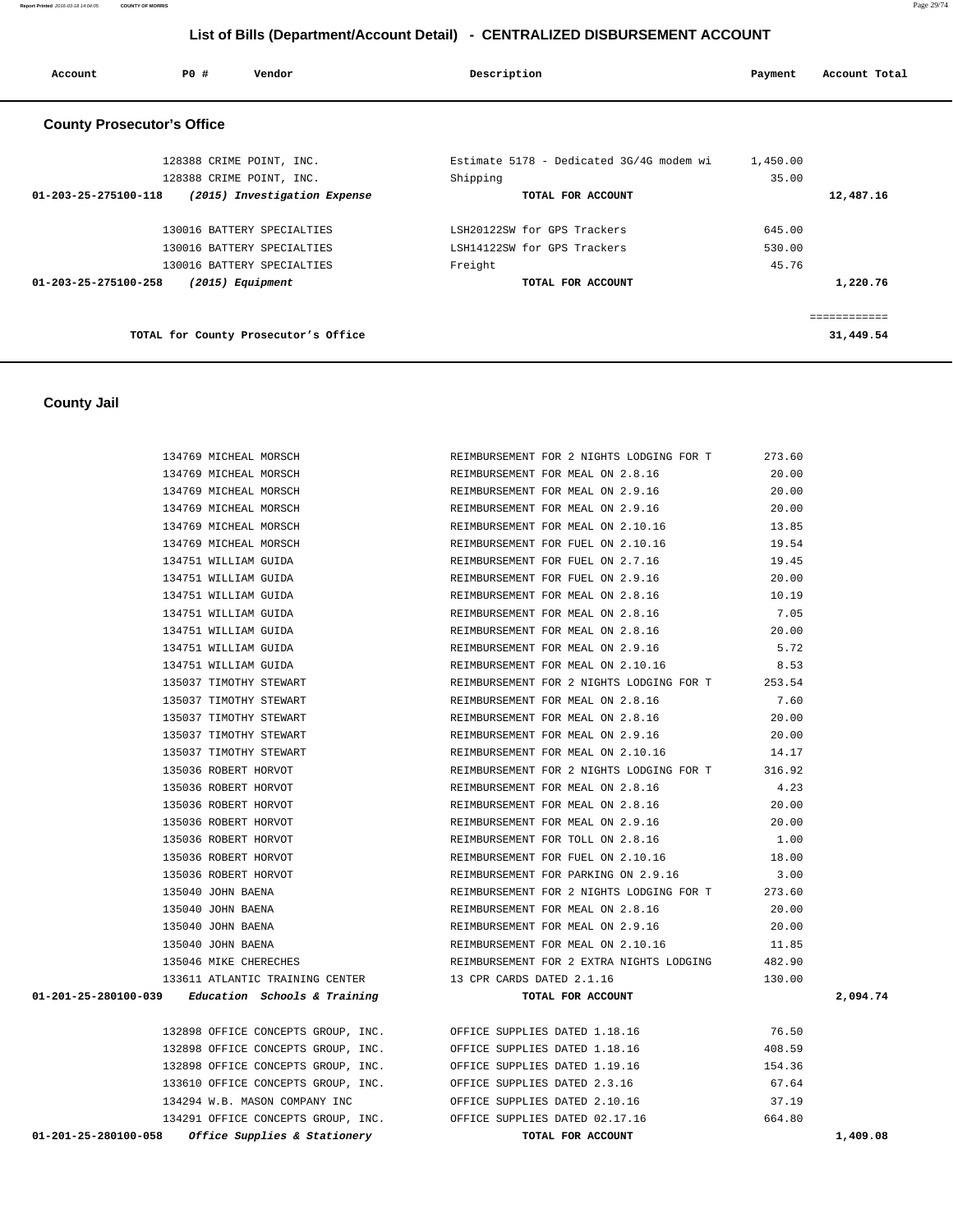## List of Bills (Department/Account Detail) - CENTRALIZED DISBURSEMENT ACCOUNT

| Account | PO # | Vendor | Description | Payment | Account Total |
|---|---|---|---|---|---|

### County Prosecutor's Office

| Account | PO # | Vendor | Description | Payment | Account Total |
|---|---|---|---|---|---|
| | 128388 | CRIME POINT, INC. | Estimate 5178 - Dedicated 3G/4G modem wi | 1,450.00 | |
| | 128388 | CRIME POINT, INC. | Shipping | 35.00 | |
| **01-203-25-275100-118** | | ***(2015) Investigation Expense*** | **TOTAL FOR ACCOUNT** | | **12,487.16** |
| | 130016 | BATTERY SPECIALTIES | LSH20122SW for GPS Trackers | 645.00 | |
| | 130016 | BATTERY SPECIALTIES | LSH14122SW for GPS Trackers | 530.00 | |
| | 130016 | BATTERY SPECIALTIES | Freight | 45.76 | |
| **01-203-25-275100-258** | | ***(2015) Equipment*** | **TOTAL FOR ACCOUNT** | | **1,220.76** |
| | | | | | ============ |
| | | **TOTAL for County Prosecutor's Office** | | | **31,449.54** |

### County Jail

| Account | PO # | Vendor | Description | Payment | Account Total |
|---|---|---|---|---|---|
| | 134769 | MICHEAL MORSCH | REIMBURSEMENT FOR 2 NIGHTS LODGING FOR T | 273.60 | |
| | 134769 | MICHEAL MORSCH | REIMBURSEMENT FOR MEAL ON 2.8.16 | 20.00 | |
| | 134769 | MICHEAL MORSCH | REIMBURSEMENT FOR MEAL ON 2.9.16 | 20.00 | |
| | 134769 | MICHEAL MORSCH | REIMBURSEMENT FOR MEAL ON 2.9.16 | 20.00 | |
| | 134769 | MICHEAL MORSCH | REIMBURSEMENT FOR MEAL ON 2.10.16 | 13.85 | |
| | 134769 | MICHEAL MORSCH | REIMBURSEMENT FOR FUEL ON 2.10.16 | 19.54 | |
| | 134751 | WILLIAM GUIDA | REIMBURSEMENT FOR FUEL ON 2.7.16 | 19.45 | |
| | 134751 | WILLIAM GUIDA | REIMBURSEMENT FOR FUEL ON 2.9.16 | 20.00 | |
| | 134751 | WILLIAM GUIDA | REIMBURSEMENT FOR MEAL ON 2.8.16 | 10.19 | |
| | 134751 | WILLIAM GUIDA | REIMBURSEMENT FOR MEAL ON 2.8.16 | 7.05 | |
| | 134751 | WILLIAM GUIDA | REIMBURSEMENT FOR MEAL ON 2.8.16 | 20.00 | |
| | 134751 | WILLIAM GUIDA | REIMBURSEMENT FOR MEAL ON 2.9.16 | 5.72 | |
| | 134751 | WILLIAM GUIDA | REIMBURSEMENT FOR MEAL ON 2.10.16 | 8.53 | |
| | 135037 | TIMOTHY STEWART | REIMBURSEMENT FOR 2 NIGHTS LODGING FOR T | 253.54 | |
| | 135037 | TIMOTHY STEWART | REIMBURSEMENT FOR MEAL ON 2.8.16 | 7.60 | |
| | 135037 | TIMOTHY STEWART | REIMBURSEMENT FOR MEAL ON 2.8.16 | 20.00 | |
| | 135037 | TIMOTHY STEWART | REIMBURSEMENT FOR MEAL ON 2.9.16 | 20.00 | |
| | 135037 | TIMOTHY STEWART | REIMBURSEMENT FOR MEAL ON 2.10.16 | 14.17 | |
| | 135036 | ROBERT HORVOT | REIMBURSEMENT FOR 2 NIGHTS LODGING FOR T | 316.92 | |
| | 135036 | ROBERT HORVOT | REIMBURSEMENT FOR MEAL ON 2.8.16 | 4.23 | |
| | 135036 | ROBERT HORVOT | REIMBURSEMENT FOR MEAL ON 2.8.16 | 20.00 | |
| | 135036 | ROBERT HORVOT | REIMBURSEMENT FOR MEAL ON 2.9.16 | 20.00 | |
| | 135036 | ROBERT HORVOT | REIMBURSEMENT FOR TOLL ON 2.8.16 | 1.00 | |
| | 135036 | ROBERT HORVOT | REIMBURSEMENT FOR FUEL ON 2.10.16 | 18.00 | |
| | 135036 | ROBERT HORVOT | REIMBURSEMENT FOR PARKING ON 2.9.16 | 3.00 | |
| | 135040 | JOHN BAENA | REIMBURSEMENT FOR 2 NIGHTS LODGING FOR T | 273.60 | |
| | 135040 | JOHN BAENA | REIMBURSEMENT FOR MEAL ON 2.8.16 | 20.00 | |
| | 135040 | JOHN BAENA | REIMBURSEMENT FOR MEAL ON 2.9.16 | 20.00 | |
| | 135040 | JOHN BAENA | REIMBURSEMENT FOR MEAL ON 2.10.16 | 11.85 | |
| | 135046 | MIKE CHERECHES | REIMBURSEMENT FOR 2 EXTRA NIGHTS LODGING | 482.90 | |
| | 133611 | ATLANTIC TRAINING CENTER | 13 CPR CARDS DATED 2.1.16 | 130.00 | |
| **01-201-25-280100-039** | | ***Education Schools & Training*** | **TOTAL FOR ACCOUNT** | | **2,094.74** |
| | 132898 | OFFICE CONCEPTS GROUP, INC. | OFFICE SUPPLIES DATED 1.18.16 | 76.50 | |
| | 132898 | OFFICE CONCEPTS GROUP, INC. | OFFICE SUPPLIES DATED 1.18.16 | 408.59 | |
| | 132898 | OFFICE CONCEPTS GROUP, INC. | OFFICE SUPPLIES DATED 1.19.16 | 154.36 | |
| | 133610 | OFFICE CONCEPTS GROUP, INC. | OFFICE SUPPLIES DATED 2.3.16 | 67.64 | |
| | 134294 | W.B. MASON COMPANY INC | OFFICE SUPPLIES DATED 2.10.16 | 37.19 | |
| | 134291 | OFFICE CONCEPTS GROUP, INC. | OFFICE SUPPLIES DATED 02.17.16 | 664.80 | |
| **01-201-25-280100-058** | | ***Office Supplies & Stationery*** | **TOTAL FOR ACCOUNT** | | **1,409.08** |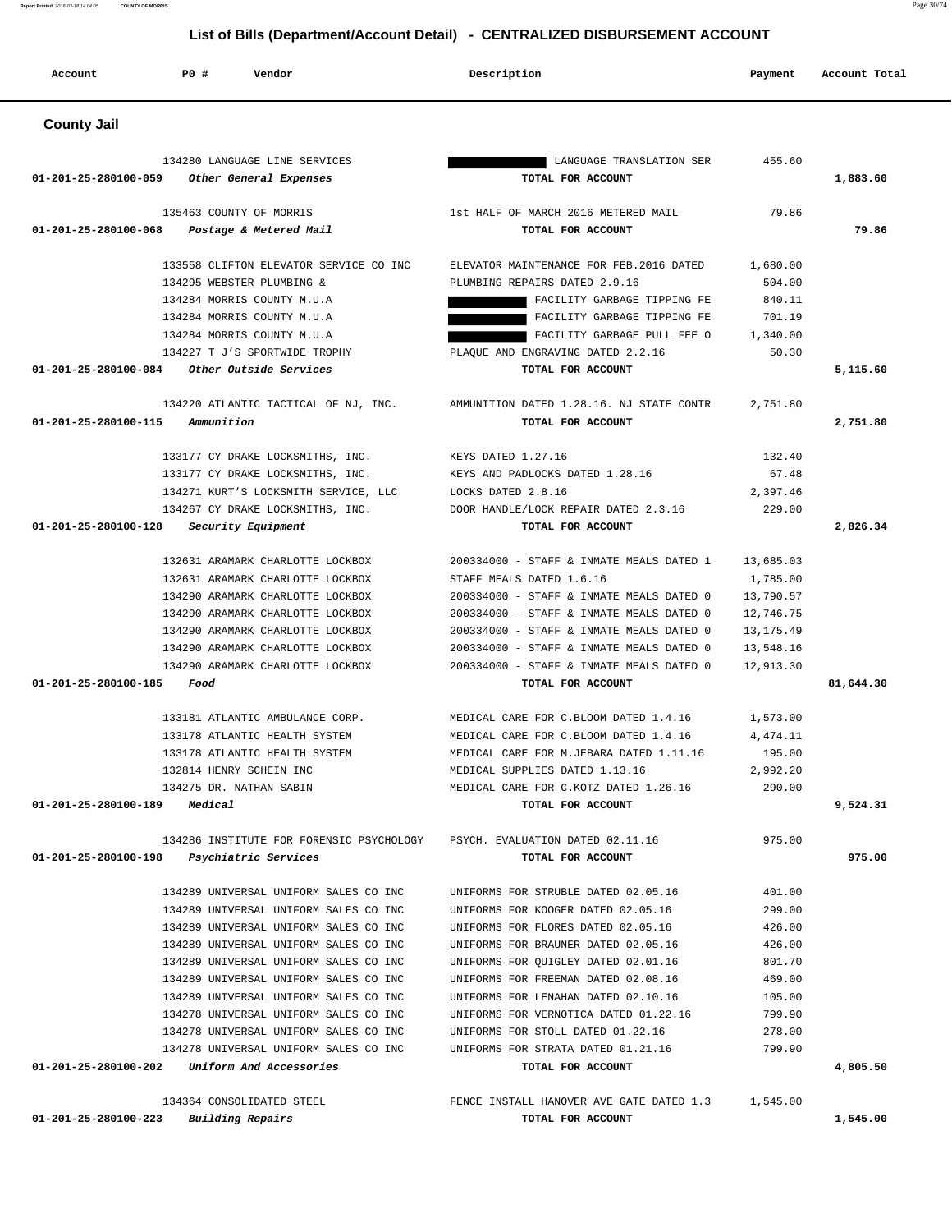## List of Bills (Department/Account Detail) - CENTRALIZED DISBURSEMENT ACCOUNT

| Account | PO # | Vendor | Description | Payment | Account Total |
|---|---|---|---|---|---|

### County Jail

| Account | PO # | Vendor | Description | Payment | Account Total |
|---|---|---|---|---|---|
| | 134280 | LANGUAGE LINE SERVICES | LANGUAGE TRANSLATION SER | 455.60 | |
| 01-201-25-280100-059 | | *Other General Expenses* | TOTAL FOR ACCOUNT | | 1,883.60 |
| | 135463 | COUNTY OF MORRIS | 1st HALF OF MARCH 2016 METERED MAIL | 79.86 | |
| 01-201-25-280100-068 | | *Postage & Metered Mail* | TOTAL FOR ACCOUNT | | 79.86 |
| | 133558 | CLIFTON ELEVATOR SERVICE CO INC | ELEVATOR MAINTENANCE FOR FEB.2016 DATED | 1,680.00 | |
| | 134295 | WEBSTER PLUMBING & | PLUMBING REPAIRS DATED 2.9.16 | 504.00 | |
| | 134284 | MORRIS COUNTY M.U.A | FACILITY GARBAGE TIPPING FE | 840.11 | |
| | 134284 | MORRIS COUNTY M.U.A | FACILITY GARBAGE TIPPING FE | 701.19 | |
| | 134284 | MORRIS COUNTY M.U.A | FACILITY GARBAGE PULL FEE O | 1,340.00 | |
| | 134227 | T J'S SPORTWIDE TROPHY | PLAQUE AND ENGRAVING DATED 2.2.16 | 50.30 | |
| 01-201-25-280100-084 | | *Other Outside Services* | TOTAL FOR ACCOUNT | | 5,115.60 |
| | 134220 | ATLANTIC TACTICAL OF NJ, INC. | AMMUNITION DATED 1.28.16. NJ STATE CONTR | 2,751.80 | |
| 01-201-25-280100-115 | | *Ammunition* | TOTAL FOR ACCOUNT | | 2,751.80 |
| | 133177 | CY DRAKE LOCKSMITHS, INC. | KEYS DATED 1.27.16 | 132.40 | |
| | 133177 | CY DRAKE LOCKSMITHS, INC. | KEYS AND PADLOCKS DATED 1.28.16 | 67.48 | |
| | 134271 | KURT'S LOCKSMITH SERVICE, LLC | LOCKS DATED 2.8.16 | 2,397.46 | |
| | 134267 | CY DRAKE LOCKSMITHS, INC. | DOOR HANDLE/LOCK REPAIR DATED 2.3.16 | 229.00 | |
| 01-201-25-280100-128 | | *Security Equipment* | TOTAL FOR ACCOUNT | | 2,826.34 |
| | 132631 | ARAMARK CHARLOTTE LOCKBOX | 200334000 - STAFF & INMATE MEALS DATED 1 | 13,685.03 | |
| | 132631 | ARAMARK CHARLOTTE LOCKBOX | STAFF MEALS DATED 1.6.16 | 1,785.00 | |
| | 134290 | ARAMARK CHARLOTTE LOCKBOX | 200334000 - STAFF & INMATE MEALS DATED 0 | 13,790.57 | |
| | 134290 | ARAMARK CHARLOTTE LOCKBOX | 200334000 - STAFF & INMATE MEALS DATED 0 | 12,746.75 | |
| | 134290 | ARAMARK CHARLOTTE LOCKBOX | 200334000 - STAFF & INMATE MEALS DATED 0 | 13,175.49 | |
| | 134290 | ARAMARK CHARLOTTE LOCKBOX | 200334000 - STAFF & INMATE MEALS DATED 0 | 13,548.16 | |
| | 134290 | ARAMARK CHARLOTTE LOCKBOX | 200334000 - STAFF & INMATE MEALS DATED 0 | 12,913.30 | |
| 01-201-25-280100-185 | | *Food* | TOTAL FOR ACCOUNT | | 81,644.30 |
| | 133181 | ATLANTIC AMBULANCE CORP. | MEDICAL CARE FOR C.BLOOM DATED 1.4.16 | 1,573.00 | |
| | 133178 | ATLANTIC HEALTH SYSTEM | MEDICAL CARE FOR C.BLOOM DATED 1.4.16 | 4,474.11 | |
| | 133178 | ATLANTIC HEALTH SYSTEM | MEDICAL CARE FOR M.JEBARA DATED 1.11.16 | 195.00 | |
| | 132814 | HENRY SCHEIN INC | MEDICAL SUPPLIES DATED 1.13.16 | 2,992.20 | |
| | 134275 | DR. NATHAN SABIN | MEDICAL CARE FOR C.KOTZ DATED 1.26.16 | 290.00 | |
| 01-201-25-280100-189 | | *Medical* | TOTAL FOR ACCOUNT | | 9,524.31 |
| | 134286 | INSTITUTE FOR FORENSIC PSYCHOLOGY | PSYCH. EVALUATION DATED 02.11.16 | 975.00 | |
| 01-201-25-280100-198 | | *Psychiatric Services* | TOTAL FOR ACCOUNT | | 975.00 |
| | 134289 | UNIVERSAL UNIFORM SALES CO INC | UNIFORMS FOR STRUBLE DATED 02.05.16 | 401.00 | |
| | 134289 | UNIVERSAL UNIFORM SALES CO INC | UNIFORMS FOR KOOGER DATED 02.05.16 | 299.00 | |
| | 134289 | UNIVERSAL UNIFORM SALES CO INC | UNIFORMS FOR FLORES DATED 02.05.16 | 426.00 | |
| | 134289 | UNIVERSAL UNIFORM SALES CO INC | UNIFORMS FOR BRAUNER DATED 02.05.16 | 426.00 | |
| | 134289 | UNIVERSAL UNIFORM SALES CO INC | UNIFORMS FOR QUIGLEY DATED 02.01.16 | 801.70 | |
| | 134289 | UNIVERSAL UNIFORM SALES CO INC | UNIFORMS FOR FREEMAN DATED 02.08.16 | 469.00 | |
| | 134289 | UNIVERSAL UNIFORM SALES CO INC | UNIFORMS FOR LENAHAN DATED 02.10.16 | 105.00 | |
| | 134278 | UNIVERSAL UNIFORM SALES CO INC | UNIFORMS FOR VERNOTICA DATED 01.22.16 | 799.90 | |
| | 134278 | UNIVERSAL UNIFORM SALES CO INC | UNIFORMS FOR STOLL DATED 01.22.16 | 278.00 | |
| | 134278 | UNIVERSAL UNIFORM SALES CO INC | UNIFORMS FOR STRATA DATED 01.21.16 | 799.90 | |
| 01-201-25-280100-202 | | *Uniform And Accessories* | TOTAL FOR ACCOUNT | | 4,805.50 |
| | 134364 | CONSOLIDATED STEEL | FENCE INSTALL HANOVER AVE GATE DATED 1.3 | 1,545.00 | |
| 01-201-25-280100-223 | | *Building Repairs* | TOTAL FOR ACCOUNT | | 1,545.00 |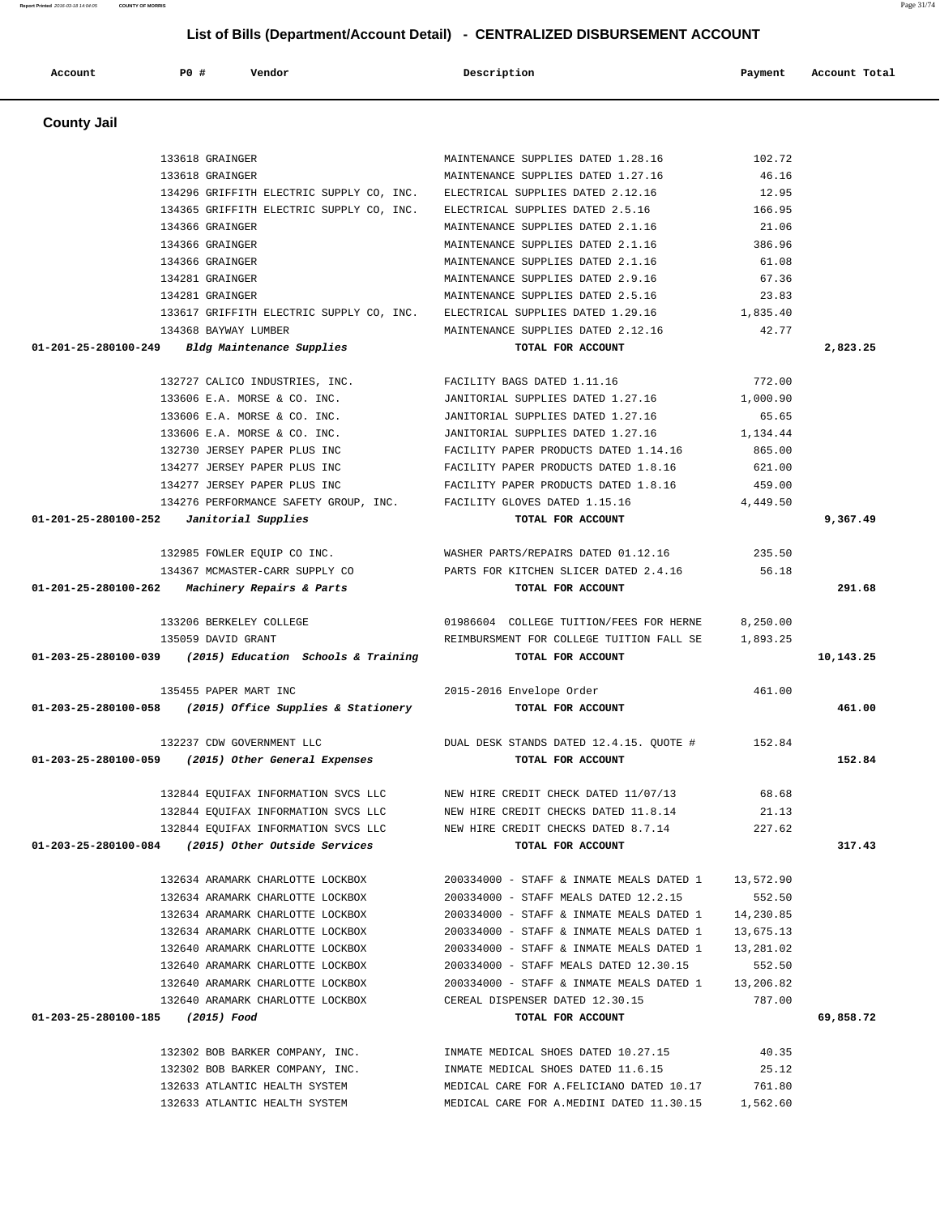## List of Bills (Department/Account Detail) - CENTRALIZED DISBURSEMENT ACCOUNT

| Account | PO # | Vendor | Description | Payment | Account Total |
|---|---|---|---|---|---|

### County Jail

| Account | PO # | Vendor | Description | Payment | Account Total |
|---|---|---|---|---|---|
| | 133618 | GRAINGER | MAINTENANCE SUPPLIES DATED 1.28.16 | 102.72 | |
| | 133618 | GRAINGER | MAINTENANCE SUPPLIES DATED 1.27.16 | 46.16 | |
| | 134296 | GRIFFITH ELECTRIC SUPPLY CO, INC. | ELECTRICAL SUPPLIES DATED 2.12.16 | 12.95 | |
| | 134365 | GRIFFITH ELECTRIC SUPPLY CO, INC. | ELECTRICAL SUPPLIES DATED 2.5.16 | 166.95 | |
| | 134366 | GRAINGER | MAINTENANCE SUPPLIES DATED 2.1.16 | 21.06 | |
| | 134366 | GRAINGER | MAINTENANCE SUPPLIES DATED 2.1.16 | 386.96 | |
| | 134366 | GRAINGER | MAINTENANCE SUPPLIES DATED 2.1.16 | 61.08 | |
| | 134281 | GRAINGER | MAINTENANCE SUPPLIES DATED 2.9.16 | 67.36 | |
| | 134281 | GRAINGER | MAINTENANCE SUPPLIES DATED 2.5.16 | 23.83 | |
| | 133617 | GRIFFITH ELECTRIC SUPPLY CO, INC. | ELECTRICAL SUPPLIES DATED 1.29.16 | 1,835.40 | |
| | 134368 | BAYWAY LUMBER | MAINTENANCE SUPPLIES DATED 2.12.16 | 42.77 | |
| **01-201-25-280100-249** | | *Bldg Maintenance Supplies* | TOTAL FOR ACCOUNT | | **2,823.25** |
| | 132727 | CALICO INDUSTRIES, INC. | FACILITY BAGS DATED 1.11.16 | 772.00 | |
| | 133606 | E.A. MORSE & CO. INC. | JANITORIAL SUPPLIES DATED 1.27.16 | 1,000.90 | |
| | 133606 | E.A. MORSE & CO. INC. | JANITORIAL SUPPLIES DATED 1.27.16 | 65.65 | |
| | 133606 | E.A. MORSE & CO. INC. | JANITORIAL SUPPLIES DATED 1.27.16 | 1,134.44 | |
| | 132730 | JERSEY PAPER PLUS INC | FACILITY PAPER PRODUCTS DATED 1.14.16 | 865.00 | |
| | 134277 | JERSEY PAPER PLUS INC | FACILITY PAPER PRODUCTS DATED 1.8.16 | 621.00 | |
| | 134277 | JERSEY PAPER PLUS INC | FACILITY PAPER PRODUCTS DATED 1.8.16 | 459.00 | |
| | 134276 | PERFORMANCE SAFETY GROUP, INC. | FACILITY GLOVES DATED 1.15.16 | 4,449.50 | |
| **01-201-25-280100-252** | | *Janitorial Supplies* | TOTAL FOR ACCOUNT | | **9,367.49** |
| | 132985 | FOWLER EQUIP CO INC. | WASHER PARTS/REPAIRS DATED 01.12.16 | 235.50 | |
| | 134367 | MCMASTER-CARR SUPPLY CO | PARTS FOR KITCHEN SLICER DATED 2.4.16 | 56.18 | |
| **01-201-25-280100-262** | | *Machinery Repairs & Parts* | TOTAL FOR ACCOUNT | | **291.68** |
| | 133206 | BERKELEY COLLEGE | 01986604 COLLEGE TUITION/FEES FOR HERNE | 8,250.00 | |
| | 135059 | DAVID GRANT | REIMBURSMENT FOR COLLEGE TUITION FALL SE | 1,893.25 | |
| **01-203-25-280100-039** | | *(2015) Education Schools & Training* | TOTAL FOR ACCOUNT | | **10,143.25** |
| | 135455 | PAPER MART INC | 2015-2016 Envelope Order | 461.00 | |
| **01-203-25-280100-058** | | *(2015) Office Supplies & Stationery* | TOTAL FOR ACCOUNT | | **461.00** |
| | 132237 | CDW GOVERNMENT LLC | DUAL DESK STANDS DATED 12.4.15. QUOTE # | 152.84 | |
| **01-203-25-280100-059** | | *(2015) Other General Expenses* | TOTAL FOR ACCOUNT | | **152.84** |
| | 132844 | EQUIFAX INFORMATION SVCS LLC | NEW HIRE CREDIT CHECK DATED 11/07/13 | 68.68 | |
| | 132844 | EQUIFAX INFORMATION SVCS LLC | NEW HIRE CREDIT CHECKS DATED 11.8.14 | 21.13 | |
| | 132844 | EQUIFAX INFORMATION SVCS LLC | NEW HIRE CREDIT CHECKS DATED 8.7.14 | 227.62 | |
| **01-203-25-280100-084** | | *(2015) Other Outside Services* | TOTAL FOR ACCOUNT | | **317.43** |
| | 132634 | ARAMARK CHARLOTTE LOCKBOX | 200334000 - STAFF & INMATE MEALS DATED 1 | 13,572.90 | |
| | 132634 | ARAMARK CHARLOTTE LOCKBOX | 200334000 - STAFF MEALS DATED 12.2.15 | 552.50 | |
| | 132634 | ARAMARK CHARLOTTE LOCKBOX | 200334000 - STAFF & INMATE MEALS DATED 1 | 14,230.85 | |
| | 132634 | ARAMARK CHARLOTTE LOCKBOX | 200334000 - STAFF & INMATE MEALS DATED 1 | 13,675.13 | |
| | 132640 | ARAMARK CHARLOTTE LOCKBOX | 200334000 - STAFF & INMATE MEALS DATED 1 | 13,281.02 | |
| | 132640 | ARAMARK CHARLOTTE LOCKBOX | 200334000 - STAFF MEALS DATED 12.30.15 | 552.50 | |
| | 132640 | ARAMARK CHARLOTTE LOCKBOX | 200334000 - STAFF & INMATE MEALS DATED 1 | 13,206.82 | |
| | 132640 | ARAMARK CHARLOTTE LOCKBOX | CEREAL DISPENSER DATED 12.30.15 | 787.00 | |
| **01-203-25-280100-185** | | *(2015) Food* | TOTAL FOR ACCOUNT | | **69,858.72** |
| | 132302 | BOB BARKER COMPANY, INC. | INMATE MEDICAL SHOES DATED 10.27.15 | 40.35 | |
| | 132302 | BOB BARKER COMPANY, INC. | INMATE MEDICAL SHOES DATED 11.6.15 | 25.12 | |
| | 132633 | ATLANTIC HEALTH SYSTEM | MEDICAL CARE FOR A.FELICIANO DATED 10.17 | 761.80 | |
| | 132633 | ATLANTIC HEALTH SYSTEM | MEDICAL CARE FOR A.MEDINI DATED 11.30.15 | 1,562.60 | |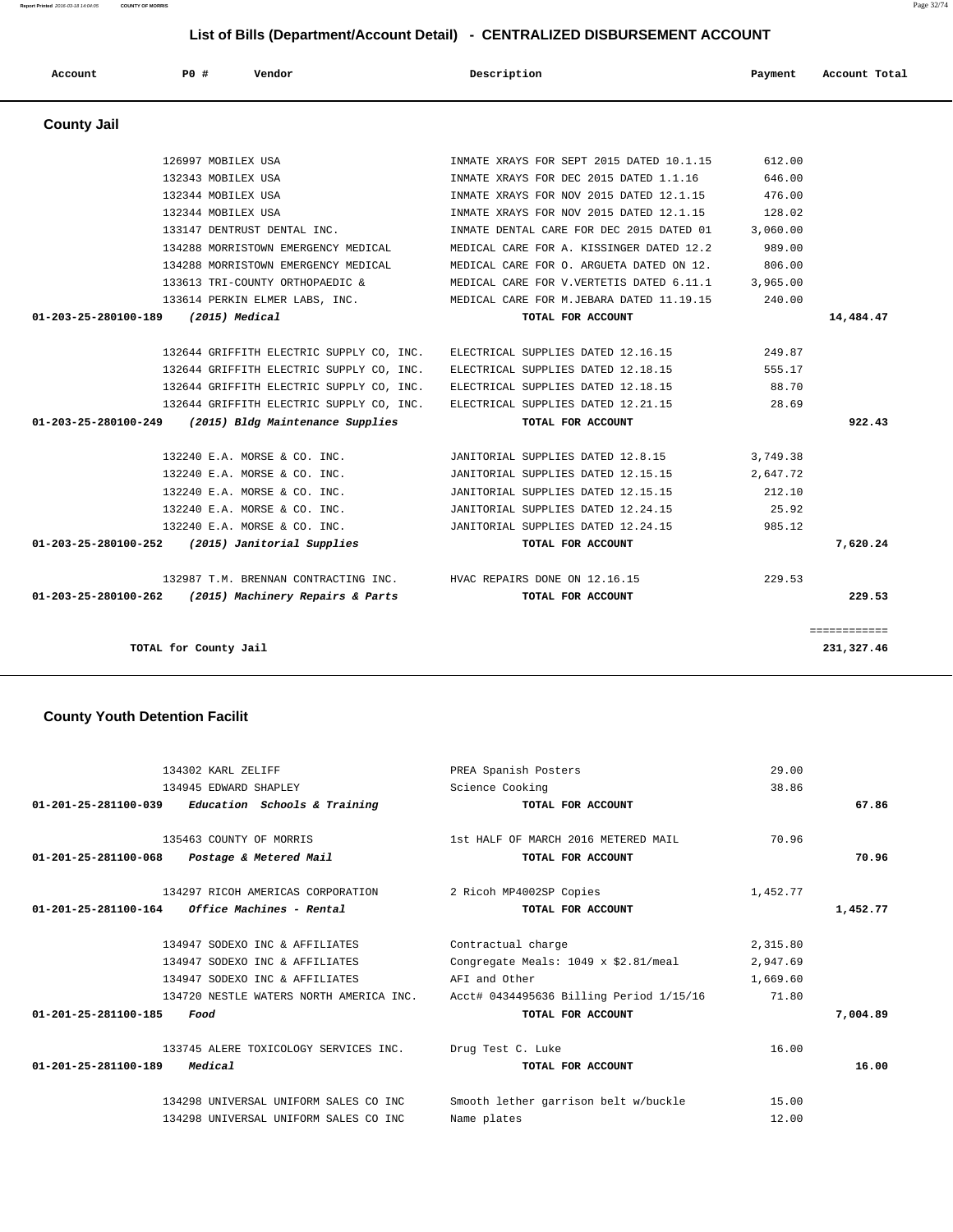# List of Bills (Department/Account Detail) - CENTRALIZED DISBURSEMENT ACCOUNT

## County Jail

| Account | PO # | Vendor | Description | Payment | Account Total |
|---|---|---|---|---|---|
| | 126997 | MOBILEX USA | INMATE XRAYS FOR SEPT 2015 DATED 10.1.15 | 612.00 | |
| | 132343 | MOBILEX USA | INMATE XRAYS FOR DEC 2015 DATED 1.1.16 | 646.00 | |
| | 132344 | MOBILEX USA | INMATE XRAYS FOR NOV 2015 DATED 12.1.15 | 476.00 | |
| | 132344 | MOBILEX USA | INMATE XRAYS FOR NOV 2015 DATED 12.1.15 | 128.02 | |
| | 133147 | DENTRUST DENTAL INC. | INMATE DENTAL CARE FOR DEC 2015 DATED 01 | 3,060.00 | |
| | 134288 | MORRISTOWN EMERGENCY MEDICAL | MEDICAL CARE FOR A. KISSINGER DATED 12.2 | 989.00 | |
| | 134288 | MORRISTOWN EMERGENCY MEDICAL | MEDICAL CARE FOR O. ARGUETA DATED ON 12. | 806.00 | |
| | 133613 | TRI-COUNTY ORTHOPAEDIC & | MEDICAL CARE FOR V.VERTETIS DATED 6.11.1 | 3,965.00 | |
| | 133614 | PERKIN ELMER LABS, INC. | MEDICAL CARE FOR M.JEBARA DATED 11.19.15 | 240.00 | |
| **01-203-25-280100-189** | | ***(2015) Medical*** | **TOTAL FOR ACCOUNT** | | **14,484.47** |
| | 132644 | GRIFFITH ELECTRIC SUPPLY CO, INC. | ELECTRICAL SUPPLIES DATED 12.16.15 | 249.87 | |
| | 132644 | GRIFFITH ELECTRIC SUPPLY CO, INC. | ELECTRICAL SUPPLIES DATED 12.18.15 | 555.17 | |
| | 132644 | GRIFFITH ELECTRIC SUPPLY CO, INC. | ELECTRICAL SUPPLIES DATED 12.18.15 | 88.70 | |
| | 132644 | GRIFFITH ELECTRIC SUPPLY CO, INC. | ELECTRICAL SUPPLIES DATED 12.21.15 | 28.69 | |
| **01-203-25-280100-249** | | ***(2015) Bldg Maintenance Supplies*** | **TOTAL FOR ACCOUNT** | | **922.43** |
| | 132240 | E.A. MORSE & CO. INC. | JANITORIAL SUPPLIES DATED 12.8.15 | 3,749.38 | |
| | 132240 | E.A. MORSE & CO. INC. | JANITORIAL SUPPLIES DATED 12.15.15 | 2,647.72 | |
| | 132240 | E.A. MORSE & CO. INC. | JANITORIAL SUPPLIES DATED 12.15.15 | 212.10 | |
| | 132240 | E.A. MORSE & CO. INC. | JANITORIAL SUPPLIES DATED 12.24.15 | 25.92 | |
| | 132240 | E.A. MORSE & CO. INC. | JANITORIAL SUPPLIES DATED 12.24.15 | 985.12 | |
| **01-203-25-280100-252** | | ***(2015) Janitorial Supplies*** | **TOTAL FOR ACCOUNT** | | **7,620.24** |
| | 132987 | T.M. BRENNAN CONTRACTING INC. | HVAC REPAIRS DONE ON 12.16.15 | 229.53 | |
| **01-203-25-280100-262** | | ***(2015) Machinery Repairs & Parts*** | **TOTAL FOR ACCOUNT** | | **229.53** |
| | | | | | ============ |
| | | **TOTAL for County Jail** | | | **231,327.46** |

## County Youth Detention Facilit

| Account | PO # | Vendor | Description | Payment | Account Total |
|---|---|---|---|---|---|
| | 134302 | KARL ZELIFF | PREA Spanish Posters | 29.00 | |
| | 134945 | EDWARD SHAPLEY | Science Cooking | 38.86 | |
| **01-201-25-281100-039** | | ***Education Schools & Training*** | **TOTAL FOR ACCOUNT** | | **67.86** |
| | 135463 | COUNTY OF MORRIS | 1st HALF OF MARCH 2016 METERED MAIL | 70.96 | |
| **01-201-25-281100-068** | | ***Postage & Metered Mail*** | **TOTAL FOR ACCOUNT** | | **70.96** |
| | 134297 | RICOH AMERICAS CORPORATION | 2 Ricoh MP4002SP Copies | 1,452.77 | |
| **01-201-25-281100-164** | | ***Office Machines - Rental*** | **TOTAL FOR ACCOUNT** | | **1,452.77** |
| | 134947 | SODEXO INC & AFFILIATES | Contractual charge | 2,315.80 | |
| | 134947 | SODEXO INC & AFFILIATES | Congregate Meals: 1049 x $2.81/meal | 2,947.69 | |
| | 134947 | SODEXO INC & AFFILIATES | AFI and Other | 1,669.60 | |
| | 134720 | NESTLE WATERS NORTH AMERICA INC. | Acct# 0434495636 Billing Period 1/15/16 | 71.80 | |
| **01-201-25-281100-185** | | ***Food*** | **TOTAL FOR ACCOUNT** | | **7,004.89** |
| | 133745 | ALERE TOXICOLOGY SERVICES INC. | Drug Test C. Luke | 16.00 | |
| **01-201-25-281100-189** | | ***Medical*** | **TOTAL FOR ACCOUNT** | | **16.00** |
| | 134298 | UNIVERSAL UNIFORM SALES CO INC | Smooth lether garrison belt w/buckle | 15.00 | |
| | 134298 | UNIVERSAL UNIFORM SALES CO INC | Name plates | 12.00 | |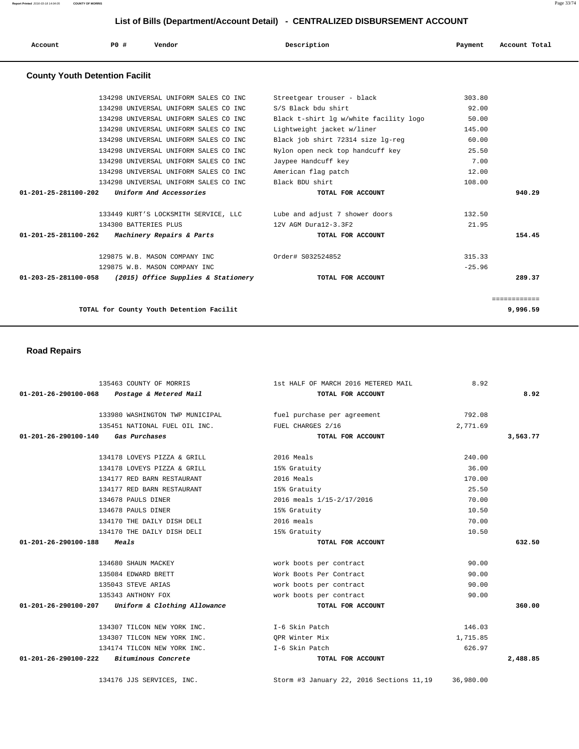## List of Bills (Department/Account Detail) - CENTRALIZED DISBURSEMENT ACCOUNT

| Account | PO # | Vendor | Description | Payment | Account Total |
|---|---|---|---|---|---|

### County Youth Detention Facilit

| Account | PO # | Vendor | Description | Payment | Account Total |
|---|---|---|---|---|---|
| | 134298 | UNIVERSAL UNIFORM SALES CO INC | Streetgear trouser - black | 303.80 | |
| | 134298 | UNIVERSAL UNIFORM SALES CO INC | S/S Black bdu shirt | 92.00 | |
| | 134298 | UNIVERSAL UNIFORM SALES CO INC | Black t-shirt lg w/white facility logo | 50.00 | |
| | 134298 | UNIVERSAL UNIFORM SALES CO INC | Lightweight jacket w/liner | 145.00 | |
| | 134298 | UNIVERSAL UNIFORM SALES CO INC | Black job shirt 72314 size lg-reg | 60.00 | |
| | 134298 | UNIVERSAL UNIFORM SALES CO INC | Nylon open neck top handcuff key | 25.50 | |
| | 134298 | UNIVERSAL UNIFORM SALES CO INC | Jaypee Handcuff key | 7.00 | |
| | 134298 | UNIVERSAL UNIFORM SALES CO INC | American flag patch | 12.00 | |
| | 134298 | UNIVERSAL UNIFORM SALES CO INC | Black BDU shirt | 108.00 | |
| **01-201-25-281100-202** | | ***Uniform And Accessories*** | **TOTAL FOR ACCOUNT** | | **940.29** |
| | 133449 | KURT'S LOCKSMITH SERVICE, LLC | Lube and adjust 7 shower doors | 132.50 | |
| | 134300 | BATTERIES PLUS | 12V AGM Dura12-3.3F2 | 21.95 | |
| **01-201-25-281100-262** | | ***Machinery Repairs & Parts*** | **TOTAL FOR ACCOUNT** | | **154.45** |
| | 129875 | W.B. MASON COMPANY INC | Order# S032524852 | 315.33 | |
| | 129875 | W.B. MASON COMPANY INC | | -25.96 | |
| **01-203-25-281100-058** | | ***(2015) Office Supplies & Stationery*** | **TOTAL FOR ACCOUNT** | | **289.37** |
| | | | | | ============ |
| | | **TOTAL for County Youth Detention Facilit** | | | **9,996.59** |

### Road Repairs

| Account | PO # | Vendor | Description | Payment | Account Total |
|---|---|---|---|---|---|
| | 135463 | COUNTY OF MORRIS | 1st HALF OF MARCH 2016 METERED MAIL | 8.92 | |
| **01-201-26-290100-068** | | ***Postage & Metered Mail*** | **TOTAL FOR ACCOUNT** | | **8.92** |
| | 133980 | WASHINGTON TWP MUNICIPAL | fuel purchase per agreement | 792.08 | |
| | 135451 | NATIONAL FUEL OIL INC. | FUEL CHARGES 2/16 | 2,771.69 | |
| **01-201-26-290100-140** | | ***Gas Purchases*** | **TOTAL FOR ACCOUNT** | | **3,563.77** |
| | 134178 | LOVEYS PIZZA & GRILL | 2016 Meals | 240.00 | |
| | 134178 | LOVEYS PIZZA & GRILL | 15% Gratuity | 36.00 | |
| | 134177 | RED BARN RESTAURANT | 2016 Meals | 170.00 | |
| | 134177 | RED BARN RESTAURANT | 15% Gratuity | 25.50 | |
| | 134678 | PAULS DINER | 2016 meals 1/15-2/17/2016 | 70.00 | |
| | 134678 | PAULS DINER | 15% Gratuity | 10.50 | |
| | 134170 | THE DAILY DISH DELI | 2016 meals | 70.00 | |
| | 134170 | THE DAILY DISH DELI | 15% Gratuity | 10.50 | |
| **01-201-26-290100-188** | | ***Meals*** | **TOTAL FOR ACCOUNT** | | **632.50** |
| | 134680 | SHAUN MACKEY | work boots per contract | 90.00 | |
| | 135084 | EDWARD BRETT | Work Boots Per Contract | 90.00 | |
| | 135043 | STEVE ARIAS | work boots per contract | 90.00 | |
| | 135343 | ANTHONY FOX | work boots per contract | 90.00 | |
| **01-201-26-290100-207** | | ***Uniform & Clothing Allowance*** | **TOTAL FOR ACCOUNT** | | **360.00** |
| | 134307 | TILCON NEW YORK INC. | I-6 Skin Patch | 146.03 | |
| | 134307 | TILCON NEW YORK INC. | QPR Winter Mix | 1,715.85 | |
| | 134174 | TILCON NEW YORK INC. | I-6 Skin Patch | 626.97 | |
| **01-201-26-290100-222** | | ***Bituminous Concrete*** | **TOTAL FOR ACCOUNT** | | **2,488.85** |
| | 134176 | JJS SERVICES, INC. | Storm #3 January 22, 2016 Sections 11,19 | 36,980.00 | |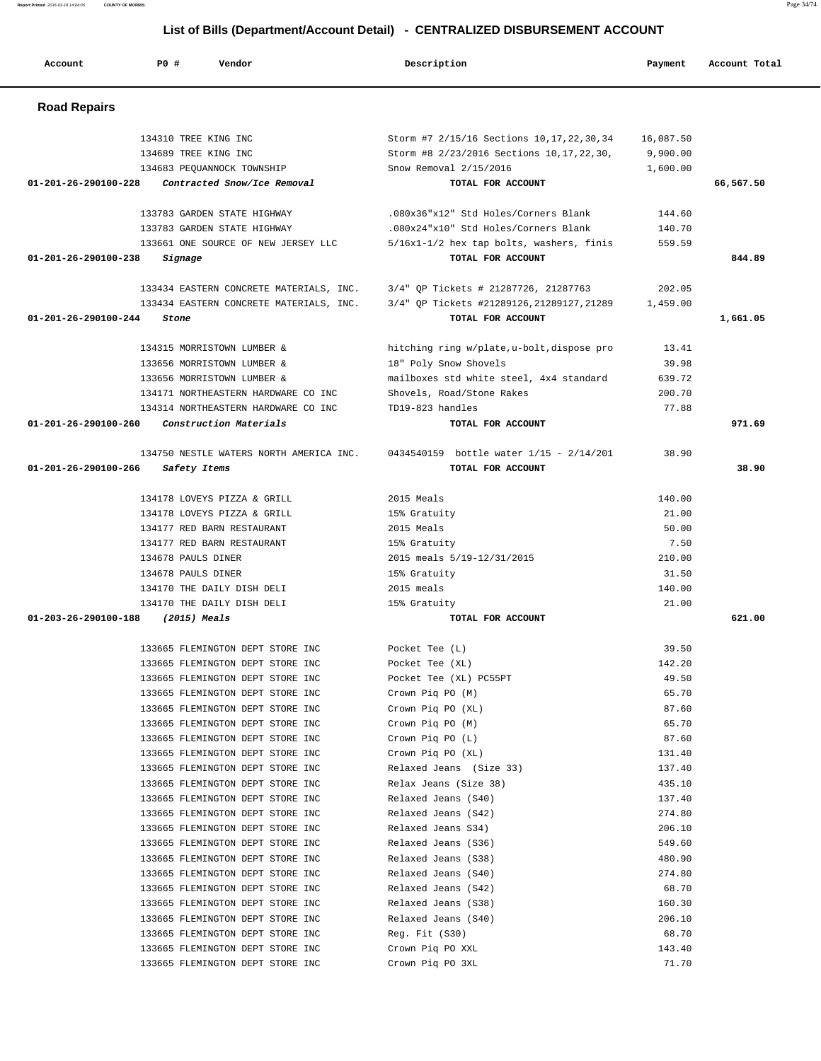## List of Bills (Department/Account Detail) - CENTRALIZED DISBURSEMENT ACCOUNT

| Account | PO # | Vendor | Description | Payment | Account Total |
|---|---|---|---|---|---|

### Road Repairs

| Account | PO # | Vendor | Description | Payment | Account Total |
|---|---|---|---|---|---|
| | 134310 | TREE KING INC | Storm #7 2/15/16 Sections 10,17,22,30,34 | 16,087.50 | |
| | 134689 | TREE KING INC | Storm #8 2/23/2016 Sections 10,17,22,30, | 9,900.00 | |
| | 134683 | PEQUANNOCK TOWNSHIP | Snow Removal 2/15/2016 | 1,600.00 | |
| 01-201-26-290100-228 | | *Contracted Snow/Ice Removal* | TOTAL FOR ACCOUNT | | 66,567.50 |
| | 133783 | GARDEN STATE HIGHWAY | .080x36"x12" Std Holes/Corners Blank | 144.60 | |
| | 133783 | GARDEN STATE HIGHWAY | .080x24"x10" Std Holes/Corners Blank | 140.70 | |
| | 133661 | ONE SOURCE OF NEW JERSEY LLC | 5/16x1-1/2 hex tap bolts, washers, finis | 559.59 | |
| 01-201-26-290100-238 | | *Signage* | TOTAL FOR ACCOUNT | | 844.89 |
| | 133434 | EASTERN CONCRETE MATERIALS, INC. | 3/4" QP Tickets # 21287726, 21287763 | 202.05 | |
| | 133434 | EASTERN CONCRETE MATERIALS, INC. | 3/4" QP Tickets #21289126,21289127,21289 | 1,459.00 | |
| 01-201-26-290100-244 | | *Stone* | TOTAL FOR ACCOUNT | | 1,661.05 |
| | 134315 | MORRISTOWN LUMBER & | hitching ring w/plate,u-bolt,dispose pro | 13.41 | |
| | 133656 | MORRISTOWN LUMBER & | 18" Poly Snow Shovels | 39.98 | |
| | 133656 | MORRISTOWN LUMBER & | mailboxes std white steel, 4x4 standard | 639.72 | |
| | 134171 | NORTHEASTERN HARDWARE CO INC | Shovels, Road/Stone Rakes | 200.70 | |
| | 134314 | NORTHEASTERN HARDWARE CO INC | TD19-823 handles | 77.88 | |
| 01-201-26-290100-260 | | *Construction Materials* | TOTAL FOR ACCOUNT | | 971.69 |
| | 134750 | NESTLE WATERS NORTH AMERICA INC. | 0434540159 bottle water 1/15 - 2/14/201 | 38.90 | |
| 01-201-26-290100-266 | | *Safety Items* | TOTAL FOR ACCOUNT | | 38.90 |
| | 134178 | LOVEYS PIZZA & GRILL | 2015 Meals | 140.00 | |
| | 134178 | LOVEYS PIZZA & GRILL | 15% Gratuity | 21.00 | |
| | 134177 | RED BARN RESTAURANT | 2015 Meals | 50.00 | |
| | 134177 | RED BARN RESTAURANT | 15% Gratuity | 7.50 | |
| | 134678 | PAULS DINER | 2015 meals 5/19-12/31/2015 | 210.00 | |
| | 134678 | PAULS DINER | 15% Gratuity | 31.50 | |
| | 134170 | THE DAILY DISH DELI | 2015 meals | 140.00 | |
| | 134170 | THE DAILY DISH DELI | 15% Gratuity | 21.00 | |
| 01-203-26-290100-188 | | *(2015) Meals* | TOTAL FOR ACCOUNT | | 621.00 |
| | 133665 | FLEMINGTON DEPT STORE INC | Pocket Tee (L) | 39.50 | |
| | 133665 | FLEMINGTON DEPT STORE INC | Pocket Tee (XL) | 142.20 | |
| | 133665 | FLEMINGTON DEPT STORE INC | Pocket Tee (XL) PC55PT | 49.50 | |
| | 133665 | FLEMINGTON DEPT STORE INC | Crown Piq PO (M) | 65.70 | |
| | 133665 | FLEMINGTON DEPT STORE INC | Crown Piq PO (XL) | 87.60 | |
| | 133665 | FLEMINGTON DEPT STORE INC | Crown Piq PO (M) | 65.70 | |
| | 133665 | FLEMINGTON DEPT STORE INC | Crown Piq PO (L) | 87.60 | |
| | 133665 | FLEMINGTON DEPT STORE INC | Crown Piq PO (XL) | 131.40 | |
| | 133665 | FLEMINGTON DEPT STORE INC | Relaxed Jeans (Size 33) | 137.40 | |
| | 133665 | FLEMINGTON DEPT STORE INC | Relax Jeans (Size 38) | 435.10 | |
| | 133665 | FLEMINGTON DEPT STORE INC | Relaxed Jeans (S40) | 137.40 | |
| | 133665 | FLEMINGTON DEPT STORE INC | Relaxed Jeans (S42) | 274.80 | |
| | 133665 | FLEMINGTON DEPT STORE INC | Relaxed Jeans S34) | 206.10 | |
| | 133665 | FLEMINGTON DEPT STORE INC | Relaxed Jeans (S36) | 549.60 | |
| | 133665 | FLEMINGTON DEPT STORE INC | Relaxed Jeans (S38) | 480.90 | |
| | 133665 | FLEMINGTON DEPT STORE INC | Relaxed Jeans (S40) | 274.80 | |
| | 133665 | FLEMINGTON DEPT STORE INC | Relaxed Jeans (S42) | 68.70 | |
| | 133665 | FLEMINGTON DEPT STORE INC | Relaxed Jeans (S38) | 160.30 | |
| | 133665 | FLEMINGTON DEPT STORE INC | Relaxed Jeans (S40) | 206.10 | |
| | 133665 | FLEMINGTON DEPT STORE INC | Reg. Fit (S30) | 68.70 | |
| | 133665 | FLEMINGTON DEPT STORE INC | Crown Piq PO XXL | 143.40 | |
| | 133665 | FLEMINGTON DEPT STORE INC | Crown Piq PO 3XL | 71.70 | |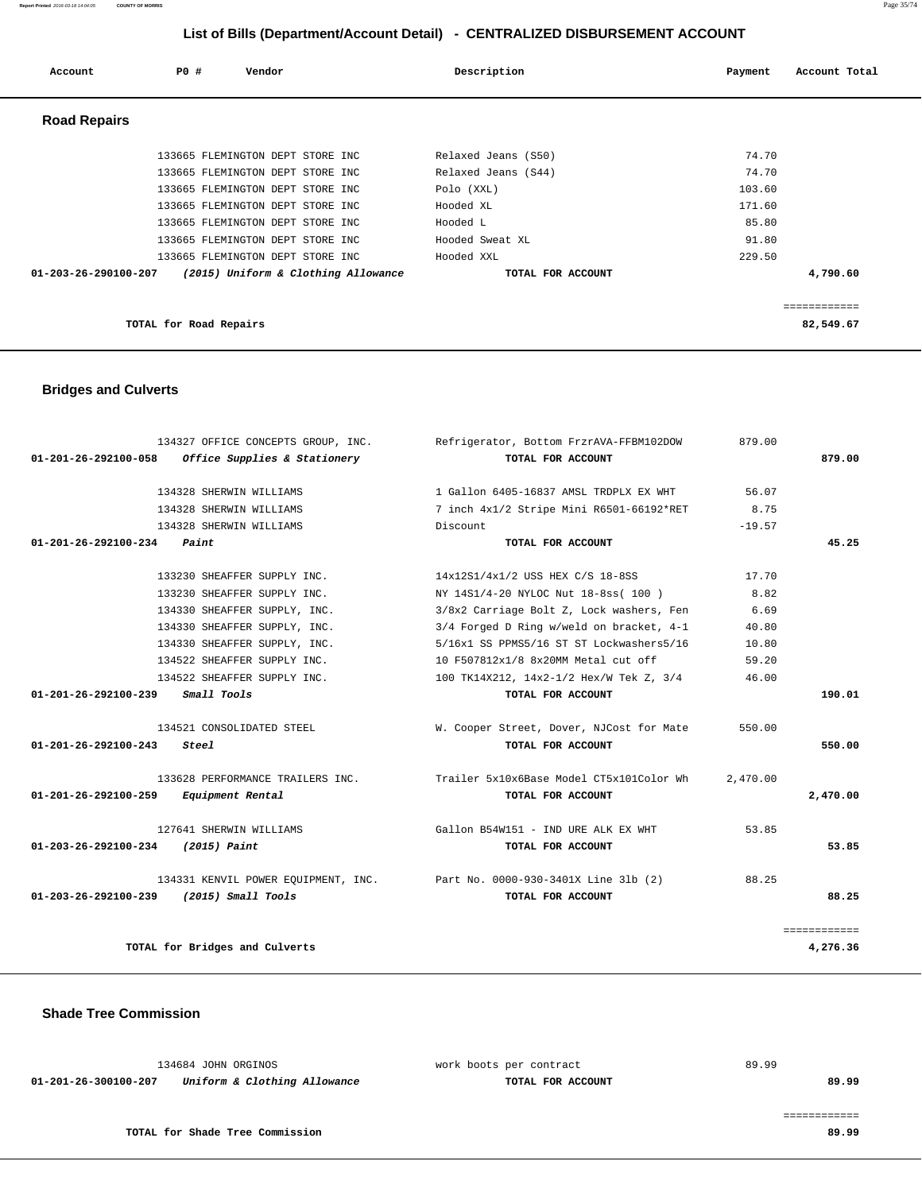## List of Bills (Department/Account Detail) - CENTRALIZED DISBURSEMENT ACCOUNT

| Account | PO # | Vendor | Description | Payment | Account Total |
|---|---|---|---|---|---|

### Road Repairs

| Account | PO # | Vendor | Description | Payment | Account Total |
|---|---|---|---|---|---|
| | 133665 | FLEMINGTON DEPT STORE INC | Relaxed Jeans (S50) | 74.70 | |
| | 133665 | FLEMINGTON DEPT STORE INC | Relaxed Jeans (S44) | 74.70 | |
| | 133665 | FLEMINGTON DEPT STORE INC | Polo (XXL) | 103.60 | |
| | 133665 | FLEMINGTON DEPT STORE INC | Hooded XL | 171.60 | |
| | 133665 | FLEMINGTON DEPT STORE INC | Hooded L | 85.80 | |
| | 133665 | FLEMINGTON DEPT STORE INC | Hooded Sweat XL | 91.80 | |
| | 133665 | FLEMINGTON DEPT STORE INC | Hooded XXL | 229.50 | |
| **01-203-26-290100-207** | | ***(2015) Uniform & Clothing Allowance*** | **TOTAL FOR ACCOUNT** | | **4,790.60** |
| | | | | | ============ |
| | | **TOTAL for Road Repairs** | | | **82,549.67** |

### Bridges and Culverts

| Account | PO # | Vendor | Description | Payment | Account Total |
|---|---|---|---|---|---|
| | 134327 | OFFICE CONCEPTS GROUP, INC. | Refrigerator, Bottom FrzrAVA-FFBM102DOW | 879.00 | |
| **01-201-26-292100-058** | | ***Office Supplies & Stationery*** | **TOTAL FOR ACCOUNT** | | **879.00** |
| | 134328 | SHERWIN WILLIAMS | 1 Gallon 6405-16837 AMSL TRDPLX EX WHT | 56.07 | |
| | 134328 | SHERWIN WILLIAMS | 7 inch 4x1/2 Stripe Mini R6501-66192*RET | 8.75 | |
| | 134328 | SHERWIN WILLIAMS | Discount | -19.57 | |
| **01-201-26-292100-234** | | ***Paint*** | **TOTAL FOR ACCOUNT** | | **45.25** |
| | 133230 | SHEAFFER SUPPLY INC. | 14x12S1/4x1/2 USS HEX C/S 18-8SS | 17.70 | |
| | 133230 | SHEAFFER SUPPLY INC. | NY 14S1/4-20 NYLOC Nut 18-8ss( 100 ) | 8.82 | |
| | 134330 | SHEAFFER SUPPLY, INC. | 3/8x2 Carriage Bolt Z, Lock washers, Fen | 6.69 | |
| | 134330 | SHEAFFER SUPPLY, INC. | 3/4 Forged D Ring w/weld on bracket, 4-1 | 40.80 | |
| | 134330 | SHEAFFER SUPPLY, INC. | 5/16x1 SS PPMS5/16 ST ST Lockwashers5/16 | 10.80 | |
| | 134522 | SHEAFFER SUPPLY INC. | 10 F507812x1/8 8x20MM Metal cut off | 59.20 | |
| | 134522 | SHEAFFER SUPPLY INC. | 100 TK14X212, 14x2-1/2 Hex/W Tek Z, 3/4 | 46.00 | |
| **01-201-26-292100-239** | | ***Small Tools*** | **TOTAL FOR ACCOUNT** | | **190.01** |
| | 134521 | CONSOLIDATED STEEL | W. Cooper Street, Dover, NJCost for Mate | 550.00 | |
| **01-201-26-292100-243** | | ***Steel*** | **TOTAL FOR ACCOUNT** | | **550.00** |
| | 133628 | PERFORMANCE TRAILERS INC. | Trailer 5x10x6Base Model CT5x101Color Wh | 2,470.00 | |
| **01-201-26-292100-259** | | ***Equipment Rental*** | **TOTAL FOR ACCOUNT** | | **2,470.00** |
| | 127641 | SHERWIN WILLIAMS | Gallon B54W151 - IND URE ALK EX WHT | 53.85 | |
| **01-203-26-292100-234** | | ***(2015) Paint*** | **TOTAL FOR ACCOUNT** | | **53.85** |
| | 134331 | KENVIL POWER EQUIPMENT, INC. | Part No. 0000-930-3401X Line 3lb (2) | 88.25 | |
| **01-203-26-292100-239** | | ***(2015) Small Tools*** | **TOTAL FOR ACCOUNT** | | **88.25** |
| | | | | | ============ |
| | | **TOTAL for Bridges and Culverts** | | | **4,276.36** |

### Shade Tree Commission

| Account | PO # | Vendor | Description | Payment | Account Total |
|---|---|---|---|---|---|
| | 134684 | JOHN ORGINOS | work boots per contract | 89.99 | |
| **01-201-26-300100-207** | | ***Uniform & Clothing Allowance*** | **TOTAL FOR ACCOUNT** | | **89.99** |
| | | | | | ============ |
| | | **TOTAL for Shade Tree Commission** | | | **89.99** |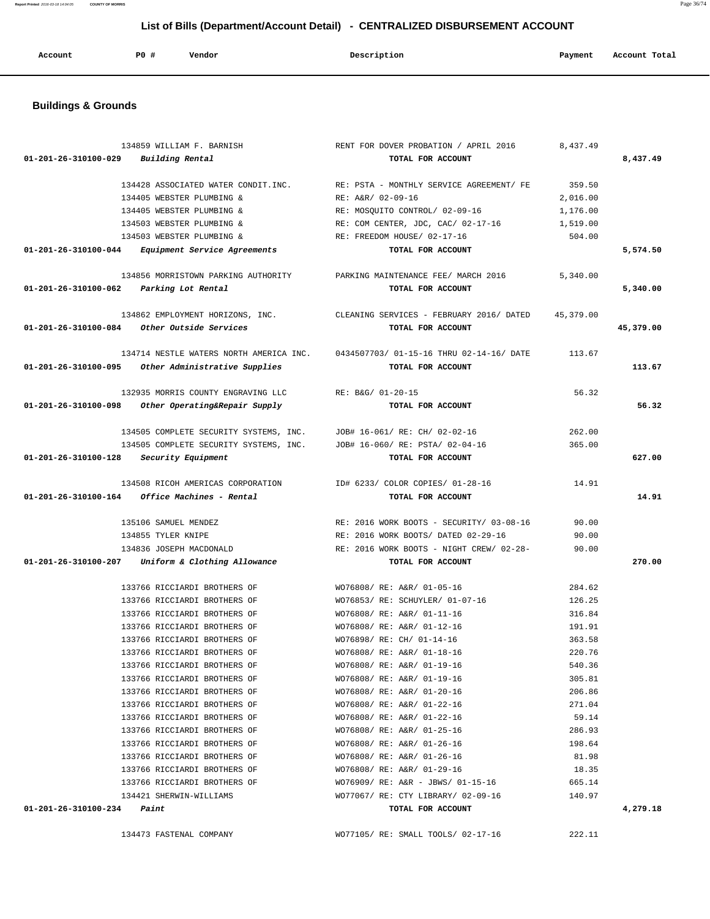## List of Bills (Department/Account Detail) - CENTRALIZED DISBURSEMENT ACCOUNT

| Account | PO # | Vendor | Description | Payment | Account Total |
|---|---|---|---|---|---|

### Buildings & Grounds

| Account | PO # | Vendor | Description | Payment | Account Total |
|---|---|---|---|---|---|
| | 134859 | WILLIAM F. BARNISH | RENT FOR DOVER PROBATION / APRIL 2016 | 8,437.49 | |
| **01-201-26-310100-029** | | *Building Rental* | **TOTAL FOR ACCOUNT** | | **8,437.49** |
| | 134428 | ASSOCIATED WATER CONDIT.INC. | RE: PSTA - MONTHLY SERVICE AGREEMENT/ FE | 359.50 | |
| | 134405 | WEBSTER PLUMBING & | RE: A&R/ 02-09-16 | 2,016.00 | |
| | 134405 | WEBSTER PLUMBING & | RE: MOSQUITO CONTROL/ 02-09-16 | 1,176.00 | |
| | 134503 | WEBSTER PLUMBING & | RE: COM CENTER, JDC, CAC/ 02-17-16 | 1,519.00 | |
| | 134503 | WEBSTER PLUMBING & | RE: FREEDOM HOUSE/ 02-17-16 | 504.00 | |
| **01-201-26-310100-044** | | *Equipment Service Agreements* | **TOTAL FOR ACCOUNT** | | **5,574.50** |
| | 134856 | MORRISTOWN PARKING AUTHORITY | PARKING MAINTENANCE FEE/ MARCH 2016 | 5,340.00 | |
| **01-201-26-310100-062** | | *Parking Lot Rental* | **TOTAL FOR ACCOUNT** | | **5,340.00** |
| | 134862 | EMPLOYMENT HORIZONS, INC. | CLEANING SERVICES - FEBRUARY 2016/ DATED | 45,379.00 | |
| **01-201-26-310100-084** | | *Other Outside Services* | **TOTAL FOR ACCOUNT** | | **45,379.00** |
| | 134714 | NESTLE WATERS NORTH AMERICA INC. | 0434507703/ 01-15-16 THRU 02-14-16/ DATE | 113.67 | |
| **01-201-26-310100-095** | | *Other Administrative Supplies* | **TOTAL FOR ACCOUNT** | | **113.67** |
| | 132935 | MORRIS COUNTY ENGRAVING LLC | RE: B&G/ 01-20-15 | 56.32 | |
| **01-201-26-310100-098** | | *Other Operating&Repair Supply* | **TOTAL FOR ACCOUNT** | | **56.32** |
| | 134505 | COMPLETE SECURITY SYSTEMS, INC. | JOB# 16-061/ RE: CH/ 02-02-16 | 262.00 | |
| | 134505 | COMPLETE SECURITY SYSTEMS, INC. | JOB# 16-060/ RE: PSTA/ 02-04-16 | 365.00 | |
| **01-201-26-310100-128** | | *Security Equipment* | **TOTAL FOR ACCOUNT** | | **627.00** |
| | 134508 | RICOH AMERICAS CORPORATION | ID# 6233/ COLOR COPIES/ 01-28-16 | 14.91 | |
| **01-201-26-310100-164** | | *Office Machines - Rental* | **TOTAL FOR ACCOUNT** | | **14.91** |
| | 135106 | SAMUEL MENDEZ | RE: 2016 WORK BOOTS - SECURITY/ 03-08-16 | 90.00 | |
| | 134855 | TYLER KNIPE | RE: 2016 WORK BOOTS/ DATED 02-29-16 | 90.00 | |
| | 134836 | JOSEPH MACDONALD | RE: 2016 WORK BOOTS - NIGHT CREW/ 02-28- | 90.00 | |
| **01-201-26-310100-207** | | *Uniform & Clothing Allowance* | **TOTAL FOR ACCOUNT** | | **270.00** |
| | 133766 | RICCIARDI BROTHERS OF | WO76808/ RE: A&R/ 01-05-16 | 284.62 | |
| | 133766 | RICCIARDI BROTHERS OF | WO76853/ RE: SCHUYLER/ 01-07-16 | 126.25 | |
| | 133766 | RICCIARDI BROTHERS OF | WO76808/ RE: A&R/ 01-11-16 | 316.84 | |
| | 133766 | RICCIARDI BROTHERS OF | WO76808/ RE: A&R/ 01-12-16 | 191.91 | |
| | 133766 | RICCIARDI BROTHERS OF | WO76898/ RE: CH/ 01-14-16 | 363.58 | |
| | 133766 | RICCIARDI BROTHERS OF | WO76808/ RE: A&R/ 01-18-16 | 220.76 | |
| | 133766 | RICCIARDI BROTHERS OF | WO76808/ RE: A&R/ 01-19-16 | 540.36 | |
| | 133766 | RICCIARDI BROTHERS OF | WO76808/ RE: A&R/ 01-19-16 | 305.81 | |
| | 133766 | RICCIARDI BROTHERS OF | WO76808/ RE: A&R/ 01-20-16 | 206.86 | |
| | 133766 | RICCIARDI BROTHERS OF | WO76808/ RE: A&R/ 01-22-16 | 271.04 | |
| | 133766 | RICCIARDI BROTHERS OF | WO76808/ RE: A&R/ 01-22-16 | 59.14 | |
| | 133766 | RICCIARDI BROTHERS OF | WO76808/ RE: A&R/ 01-25-16 | 286.93 | |
| | 133766 | RICCIARDI BROTHERS OF | WO76808/ RE: A&R/ 01-26-16 | 198.64 | |
| | 133766 | RICCIARDI BROTHERS OF | WO76808/ RE: A&R/ 01-26-16 | 81.98 | |
| | 133766 | RICCIARDI BROTHERS OF | WO76808/ RE: A&R/ 01-29-16 | 18.35 | |
| | 133766 | RICCIARDI BROTHERS OF | WO76909/ RE: A&R - JBWS/ 01-15-16 | 665.14 | |
| | 134421 | SHERWIN-WILLIAMS | WO77067/ RE: CTY LIBRARY/ 02-09-16 | 140.97 | |
| **01-201-26-310100-234** | | *Paint* | **TOTAL FOR ACCOUNT** | | **4,279.18** |
| | 134473 | FASTENAL COMPANY | WO77105/ RE: SMALL TOOLS/ 02-17-16 | 222.11 | |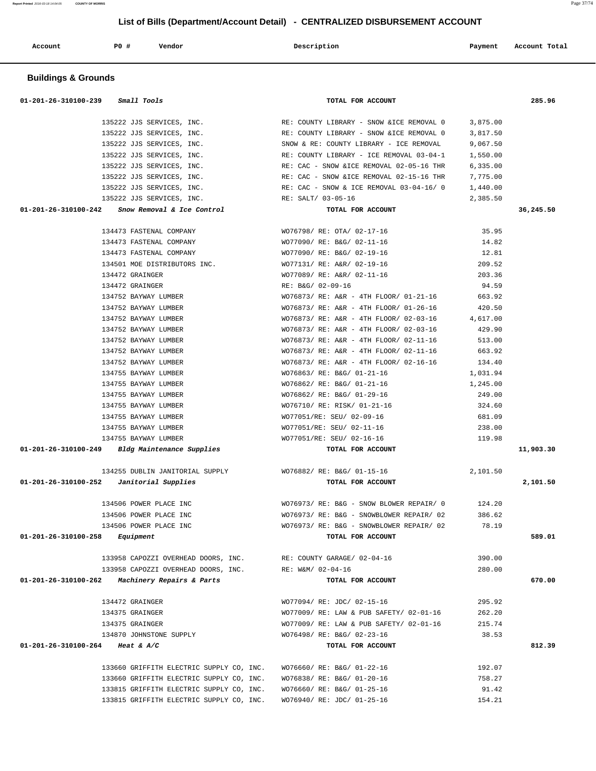# List of Bills (Department/Account Detail) - CENTRALIZED DISBURSEMENT ACCOUNT

| Account | PO # | Vendor | Description | Payment | Account Total |
|---|---|---|---|---|---|

## Buildings & Grounds

| Account | PO # | Vendor | Description | Payment | Account Total |
|---|---|---|---|---|---|
| 01-201-26-310100-239 *Small Tools* | | | TOTAL FOR ACCOUNT | | 285.96 |
| | 135222 | JJS SERVICES, INC. | RE: COUNTY LIBRARY - SNOW &ICE REMOVAL 0 | 3,875.00 | |
| | 135222 | JJS SERVICES, INC. | RE: COUNTY LIBRARY - SNOW &ICE REMOVAL 0 | 3,817.50 | |
| | 135222 | JJS SERVICES, INC. | SNOW & RE: COUNTY LIBRARY - ICE REMOVAL | 9,067.50 | |
| | 135222 | JJS SERVICES, INC. | RE: COUNTY LIBRARY - ICE REMOVAL 03-04-1 | 1,550.00 | |
| | 135222 | JJS SERVICES, INC. | RE: CAC - SNOW &ICE REMOVAL 02-05-16 THR | 6,335.00 | |
| | 135222 | JJS SERVICES, INC. | RE: CAC - SNOW &ICE REMOVAL 02-15-16 THR | 7,775.00 | |
| | 135222 | JJS SERVICES, INC. | RE: CAC - SNOW & ICE REMOVAL 03-04-16/ 0 | 1,440.00 | |
| | 135222 | JJS SERVICES, INC. | RE: SALT/ 03-05-16 | 2,385.50 | |
| 01-201-26-310100-242 *Snow Removal & Ice Control* | | | TOTAL FOR ACCOUNT | | 36,245.50 |
| | 134473 | FASTENAL COMPANY | WO76798/ RE: OTA/ 02-17-16 | 35.95 | |
| | 134473 | FASTENAL COMPANY | WO77090/ RE: B&G/ 02-11-16 | 14.82 | |
| | 134473 | FASTENAL COMPANY | WO77090/ RE: B&G/ 02-19-16 | 12.81 | |
| | 134501 | MOE DISTRIBUTORS INC. | WO77131/ RE: A&R/ 02-19-16 | 209.52 | |
| | 134472 | GRAINGER | WO77089/ RE: A&R/ 02-11-16 | 203.36 | |
| | 134472 | GRAINGER | RE: B&G/ 02-09-16 | 94.59 | |
| | 134752 | BAYWAY LUMBER | WO76873/ RE: A&R - 4TH FLOOR/ 01-21-16 | 663.92 | |
| | 134752 | BAYWAY LUMBER | WO76873/ RE: A&R - 4TH FLOOR/ 01-26-16 | 420.50 | |
| | 134752 | BAYWAY LUMBER | WO76873/ RE: A&R - 4TH FLOOR/ 02-03-16 | 4,617.00 | |
| | 134752 | BAYWAY LUMBER | WO76873/ RE: A&R - 4TH FLOOR/ 02-03-16 | 429.90 | |
| | 134752 | BAYWAY LUMBER | WO76873/ RE: A&R - 4TH FLOOR/ 02-11-16 | 513.00 | |
| | 134752 | BAYWAY LUMBER | WO76873/ RE: A&R - 4TH FLOOR/ 02-11-16 | 663.92 | |
| | 134752 | BAYWAY LUMBER | WO76873/ RE: A&R - 4TH FLOOR/ 02-16-16 | 134.40 | |
| | 134755 | BAYWAY LUMBER | WO76863/ RE: B&G/ 01-21-16 | 1,031.94 | |
| | 134755 | BAYWAY LUMBER | WO76862/ RE: B&G/ 01-21-16 | 1,245.00 | |
| | 134755 | BAYWAY LUMBER | WO76862/ RE: B&G/ 01-29-16 | 249.00 | |
| | 134755 | BAYWAY LUMBER | WO76710/ RE: RISK/ 01-21-16 | 324.60 | |
| | 134755 | BAYWAY LUMBER | WO77051/RE: SEU/ 02-09-16 | 681.09 | |
| | 134755 | BAYWAY LUMBER | WO77051/RE: SEU/ 02-11-16 | 238.00 | |
| | 134755 | BAYWAY LUMBER | WO77051/RE: SEU/ 02-16-16 | 119.98 | |
| 01-201-26-310100-249 *Bldg Maintenance Supplies* | | | TOTAL FOR ACCOUNT | | 11,903.30 |
| | 134255 | DUBLIN JANITORIAL SUPPLY | WO76882/ RE: B&G/ 01-15-16 | 2,101.50 | |
| 01-201-26-310100-252 *Janitorial Supplies* | | | TOTAL FOR ACCOUNT | | 2,101.50 |
| | 134506 | POWER PLACE INC | WO76973/ RE: B&G - SNOW BLOWER REPAIR/ 0 | 124.20 | |
| | 134506 | POWER PLACE INC | WO76973/ RE: B&G - SNOWBLOWER REPAIR/ 02 | 386.62 | |
| | 134506 | POWER PLACE INC | WO76973/ RE: B&G - SNOWBLOWER REPAIR/ 02 | 78.19 | |
| 01-201-26-310100-258 *Equipment* | | | TOTAL FOR ACCOUNT | | 589.01 |
| | 133958 | CAPOZZI OVERHEAD DOORS, INC. | RE: COUNTY GARAGE/ 02-04-16 | 390.00 | |
| | 133958 | CAPOZZI OVERHEAD DOORS, INC. | RE: W&M/ 02-04-16 | 280.00 | |
| 01-201-26-310100-262 *Machinery Repairs & Parts* | | | TOTAL FOR ACCOUNT | | 670.00 |
| | 134472 | GRAINGER | WO77094/ RE: JDC/ 02-15-16 | 295.92 | |
| | 134375 | GRAINGER | WO77009/ RE: LAW & PUB SAFETY/ 02-01-16 | 262.20 | |
| | 134375 | GRAINGER | WO77009/ RE: LAW & PUB SAFETY/ 02-01-16 | 215.74 | |
| | 134870 | JOHNSTONE SUPPLY | WO76498/ RE: B&G/ 02-23-16 | 38.53 | |
| 01-201-26-310100-264 *Heat & A/C* | | | TOTAL FOR ACCOUNT | | 812.39 |
| | 133660 | GRIFFITH ELECTRIC SUPPLY CO, INC. | WO76660/ RE: B&G/ 01-22-16 | 192.07 | |
| | 133660 | GRIFFITH ELECTRIC SUPPLY CO, INC. | WO76838/ RE: B&G/ 01-20-16 | 758.27 | |
| | 133815 | GRIFFITH ELECTRIC SUPPLY CO, INC. | WO76660/ RE: B&G/ 01-25-16 | 91.42 | |
| | 133815 | GRIFFITH ELECTRIC SUPPLY CO, INC. | WO76940/ RE: JDC/ 01-25-16 | 154.21 | |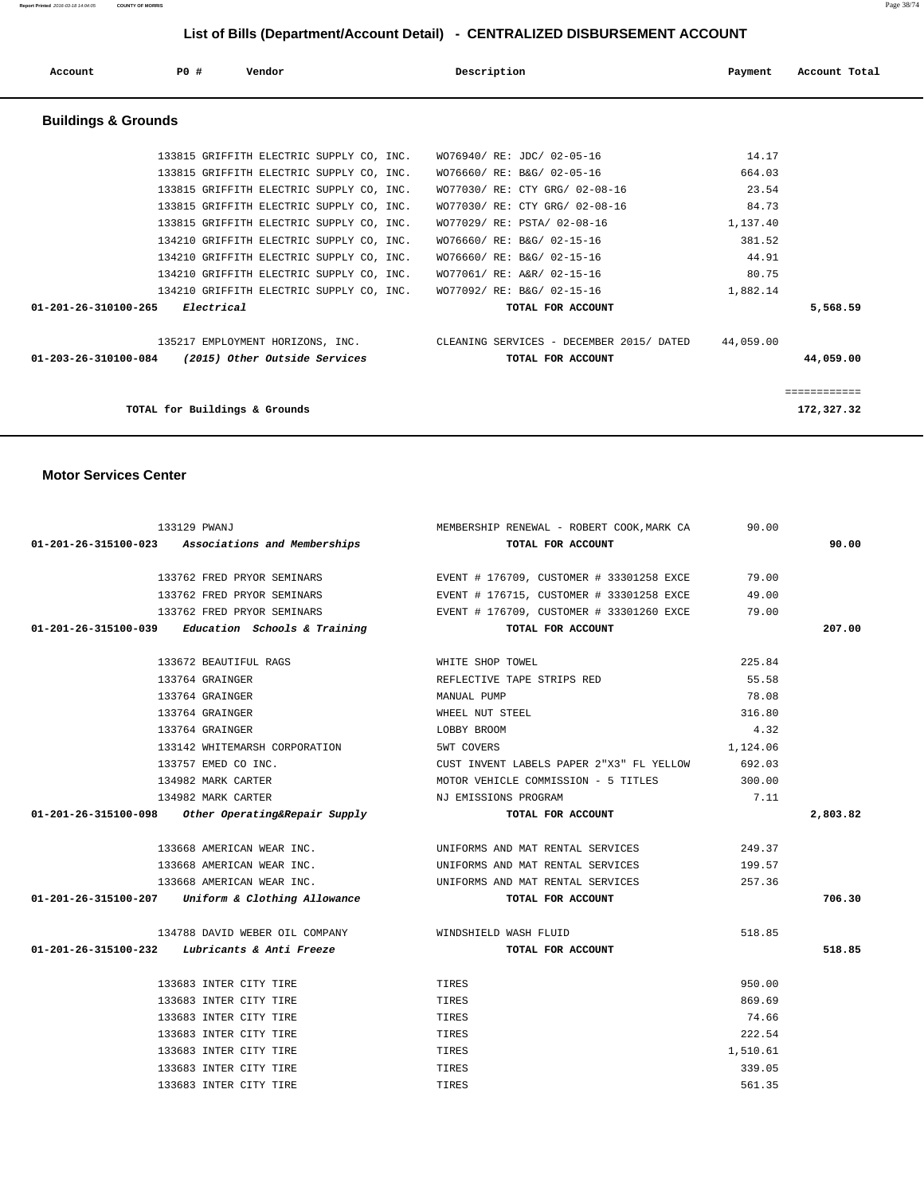# List of Bills (Department/Account Detail) - CENTRALIZED DISBURSEMENT ACCOUNT

| Account | PO # | Vendor | Description | Payment | Account Total |
|---|---|---|---|---|---|

## Buildings & Grounds

| Account | PO # | Vendor | Description | Payment | Account Total |
|---|---|---|---|---|---|
| | 133815 | GRIFFITH ELECTRIC SUPPLY CO, INC. | WO76940/ RE: JDC/ 02-05-16 | 14.17 | |
| | 133815 | GRIFFITH ELECTRIC SUPPLY CO, INC. | WO76660/ RE: B&G/ 02-05-16 | 664.03 | |
| | 133815 | GRIFFITH ELECTRIC SUPPLY CO, INC. | WO77030/ RE: CTY GRG/ 02-08-16 | 23.54 | |
| | 133815 | GRIFFITH ELECTRIC SUPPLY CO, INC. | WO77030/ RE: CTY GRG/ 02-08-16 | 84.73 | |
| | 133815 | GRIFFITH ELECTRIC SUPPLY CO, INC. | WO77029/ RE: PSTA/ 02-08-16 | 1,137.40 | |
| | 134210 | GRIFFITH ELECTRIC SUPPLY CO, INC. | WO76660/ RE: B&G/ 02-15-16 | 381.52 | |
| | 134210 | GRIFFITH ELECTRIC SUPPLY CO, INC. | WO76660/ RE: B&G/ 02-15-16 | 44.91 | |
| | 134210 | GRIFFITH ELECTRIC SUPPLY CO, INC. | WO77061/ RE: A&R/ 02-15-16 | 80.75 | |
| | 134210 | GRIFFITH ELECTRIC SUPPLY CO, INC. | WO77092/ RE: B&G/ 02-15-16 | 1,882.14 | |
| **01-201-26-310100-265** | | ***Electrical*** | **TOTAL FOR ACCOUNT** | | **5,568.59** |
| | 135217 | EMPLOYMENT HORIZONS, INC. | CLEANING SERVICES - DECEMBER 2015/ DATED | 44,059.00 | |
| **01-203-26-310100-084** | | ***(2015) Other Outside Services*** | **TOTAL FOR ACCOUNT** | | **44,059.00** |
| | | | | | ============ |
| **TOTAL for Buildings & Grounds** | | | | | **172,327.32** |

## Motor Services Center

| Account | PO # | Vendor | Description | Payment | Account Total |
|---|---|---|---|---|---|
| | 133129 | PWANJ | MEMBERSHIP RENEWAL - ROBERT COOK,MARK CA | 90.00 | |
| **01-201-26-315100-023** | | ***Associations and Memberships*** | **TOTAL FOR ACCOUNT** | | **90.00** |
| | 133762 | FRED PRYOR SEMINARS | EVENT # 176709, CUSTOMER # 33301258 EXCE | 79.00 | |
| | 133762 | FRED PRYOR SEMINARS | EVENT # 176715, CUSTOMER # 33301258 EXCE | 49.00 | |
| | 133762 | FRED PRYOR SEMINARS | EVENT # 176709, CUSTOMER # 33301260 EXCE | 79.00 | |
| **01-201-26-315100-039** | | ***Education Schools & Training*** | **TOTAL FOR ACCOUNT** | | **207.00** |
| | 133672 | BEAUTIFUL RAGS | WHITE SHOP TOWEL | 225.84 | |
| | 133764 | GRAINGER | REFLECTIVE TAPE STRIPS RED | 55.58 | |
| | 133764 | GRAINGER | MANUAL PUMP | 78.08 | |
| | 133764 | GRAINGER | WHEEL NUT STEEL | 316.80 | |
| | 133764 | GRAINGER | LOBBY BROOM | 4.32 | |
| | 133142 | WHITEMARSH CORPORATION | 5WT COVERS | 1,124.06 | |
| | 133757 | EMED CO INC. | CUST INVENT LABELS PAPER 2"X3" FL YELLOW | 692.03 | |
| | 134982 | MARK CARTER | MOTOR VEHICLE COMMISSION - 5 TITLES | 300.00 | |
| | 134982 | MARK CARTER | NJ EMISSIONS PROGRAM | 7.11 | |
| **01-201-26-315100-098** | | ***Other Operating&Repair Supply*** | **TOTAL FOR ACCOUNT** | | **2,803.82** |
| | 133668 | AMERICAN WEAR INC. | UNIFORMS AND MAT RENTAL SERVICES | 249.37 | |
| | 133668 | AMERICAN WEAR INC. | UNIFORMS AND MAT RENTAL SERVICES | 199.57 | |
| | 133668 | AMERICAN WEAR INC. | UNIFORMS AND MAT RENTAL SERVICES | 257.36 | |
| **01-201-26-315100-207** | | ***Uniform & Clothing Allowance*** | **TOTAL FOR ACCOUNT** | | **706.30** |
| | 134788 | DAVID WEBER OIL COMPANY | WINDSHIELD WASH FLUID | 518.85 | |
| **01-201-26-315100-232** | | ***Lubricants & Anti Freeze*** | **TOTAL FOR ACCOUNT** | | **518.85** |
| | 133683 | INTER CITY TIRE | TIRES | 950.00 | |
| | 133683 | INTER CITY TIRE | TIRES | 869.69 | |
| | 133683 | INTER CITY TIRE | TIRES | 74.66 | |
| | 133683 | INTER CITY TIRE | TIRES | 222.54 | |
| | 133683 | INTER CITY TIRE | TIRES | 1,510.61 | |
| | 133683 | INTER CITY TIRE | TIRES | 339.05 | |
| | 133683 | INTER CITY TIRE | TIRES | 561.35 | |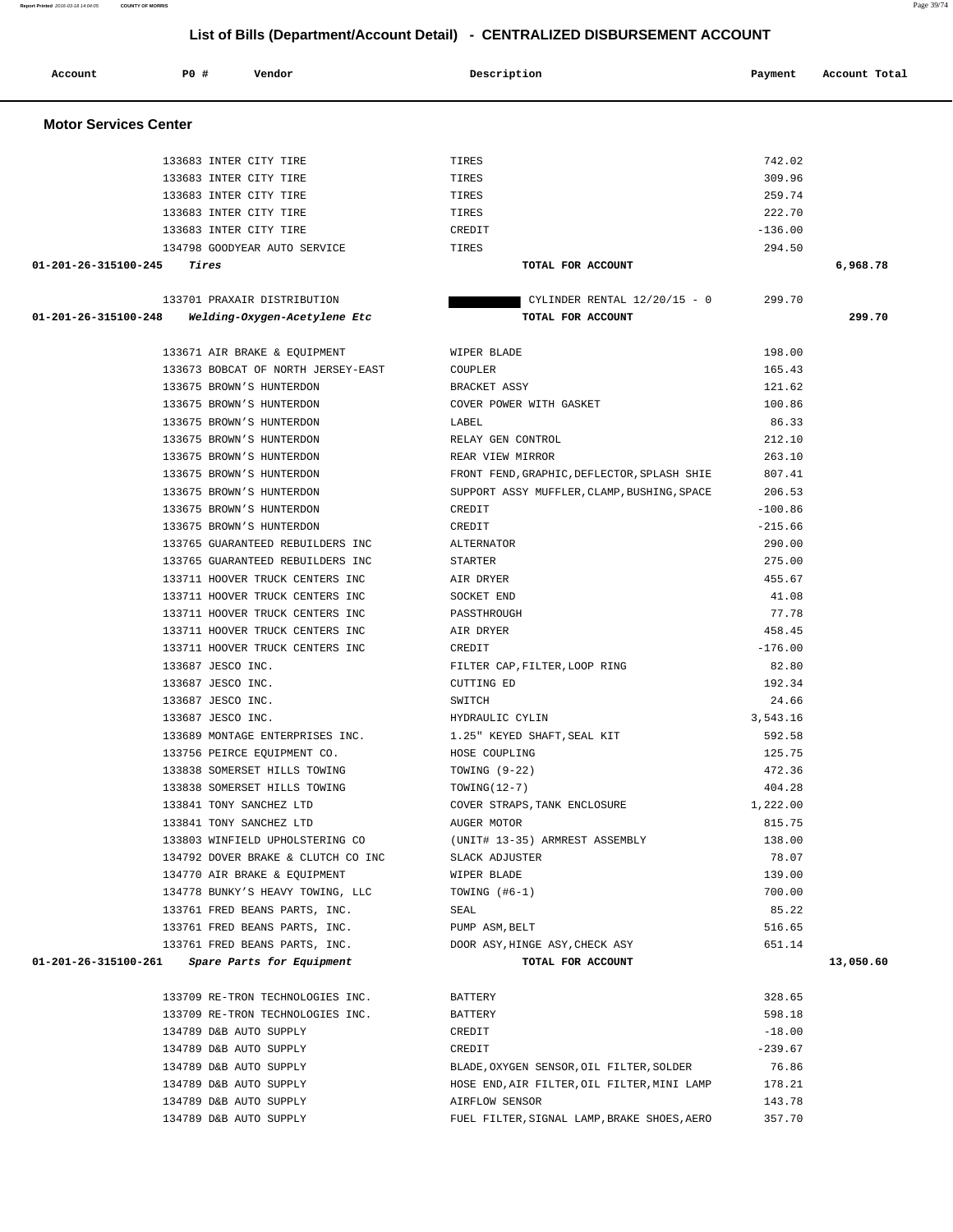## List of Bills (Department/Account Detail) - CENTRALIZED DISBURSEMENT ACCOUNT

| Account | PO # | Vendor | Description | Payment | Account Total |
|---|---|---|---|---|---|

### Motor Services Center

| Account | PO # | Vendor | Description | Payment | Account Total |
|---|---|---|---|---|---|
| | 133683 | INTER CITY TIRE | TIRES | 742.02 | |
| | 133683 | INTER CITY TIRE | TIRES | 309.96 | |
| | 133683 | INTER CITY TIRE | TIRES | 259.74 | |
| | 133683 | INTER CITY TIRE | TIRES | 222.70 | |
| | 133683 | INTER CITY TIRE | CREDIT | -136.00 | |
| | 134798 | GOODYEAR AUTO SERVICE | TIRES | 294.50 | |
| 01-201-26-315100-245 | | *Tires* | TOTAL FOR ACCOUNT | | 6,968.78 |
| | 133701 | PRAXAIR DISTRIBUTION | CYLINDER RENTAL 12/20/15 - 0 | 299.70 | |
| 01-201-26-315100-248 | | *Welding-Oxygen-Acetylene Etc* | TOTAL FOR ACCOUNT | | 299.70 |
| | 133671 | AIR BRAKE & EQUIPMENT | WIPER BLADE | 198.00 | |
| | 133673 | BOBCAT OF NORTH JERSEY-EAST | COUPLER | 165.43 | |
| | 133675 | BROWN'S HUNTERDON | BRACKET ASSY | 121.62 | |
| | 133675 | BROWN'S HUNTERDON | COVER POWER WITH GASKET | 100.86 | |
| | 133675 | BROWN'S HUNTERDON | LABEL | 86.33 | |
| | 133675 | BROWN'S HUNTERDON | RELAY GEN CONTROL | 212.10 | |
| | 133675 | BROWN'S HUNTERDON | REAR VIEW MIRROR | 263.10 | |
| | 133675 | BROWN'S HUNTERDON | FRONT FEND,GRAPHIC,DEFLECTOR,SPLASH SHIE | 807.41 | |
| | 133675 | BROWN'S HUNTERDON | SUPPORT ASSY MUFFLER,CLAMP,BUSHING,SPACE | 206.53 | |
| | 133675 | BROWN'S HUNTERDON | CREDIT | -100.86 | |
| | 133675 | BROWN'S HUNTERDON | CREDIT | -215.66 | |
| | 133765 | GUARANTEED REBUILDERS INC | ALTERNATOR | 290.00 | |
| | 133765 | GUARANTEED REBUILDERS INC | STARTER | 275.00 | |
| | 133711 | HOOVER TRUCK CENTERS INC | AIR DRYER | 455.67 | |
| | 133711 | HOOVER TRUCK CENTERS INC | SOCKET END | 41.08 | |
| | 133711 | HOOVER TRUCK CENTERS INC | PASSTHROUGH | 77.78 | |
| | 133711 | HOOVER TRUCK CENTERS INC | AIR DRYER | 458.45 | |
| | 133711 | HOOVER TRUCK CENTERS INC | CREDIT | -176.00 | |
| | 133687 | JESCO INC. | FILTER CAP,FILTER,LOOP RING | 82.80 | |
| | 133687 | JESCO INC. | CUTTING ED | 192.34 | |
| | 133687 | JESCO INC. | SWITCH | 24.66 | |
| | 133687 | JESCO INC. | HYDRAULIC CYLIN | 3,543.16 | |
| | 133689 | MONTAGE ENTERPRISES INC. | 1.25" KEYED SHAFT,SEAL KIT | 592.58 | |
| | 133756 | PEIRCE EQUIPMENT CO. | HOSE COUPLING | 125.75 | |
| | 133838 | SOMERSET HILLS TOWING | TOWING (9-22) | 472.36 | |
| | 133838 | SOMERSET HILLS TOWING | TOWING(12-7) | 404.28 | |
| | 133841 | TONY SANCHEZ LTD | COVER STRAPS,TANK ENCLOSURE | 1,222.00 | |
| | 133841 | TONY SANCHEZ LTD | AUGER MOTOR | 815.75 | |
| | 133803 | WINFIELD UPHOLSTERING CO | (UNIT# 13-35) ARMREST ASSEMBLY | 138.00 | |
| | 134792 | DOVER BRAKE & CLUTCH CO INC | SLACK ADJUSTER | 78.07 | |
| | 134770 | AIR BRAKE & EQUIPMENT | WIPER BLADE | 139.00 | |
| | 134778 | BUNKY'S HEAVY TOWING, LLC | TOWING (#6-1) | 700.00 | |
| | 133761 | FRED BEANS PARTS, INC. | SEAL | 85.22 | |
| | 133761 | FRED BEANS PARTS, INC. | PUMP ASM,BELT | 516.65 | |
| | 133761 | FRED BEANS PARTS, INC. | DOOR ASY,HINGE ASY,CHECK ASY | 651.14 | |
| 01-201-26-315100-261 | | *Spare Parts for Equipment* | TOTAL FOR ACCOUNT | | 13,050.60 |
| | 133709 | RE-TRON TECHNOLOGIES INC. | BATTERY | 328.65 | |
| | 133709 | RE-TRON TECHNOLOGIES INC. | BATTERY | 598.18 | |
| | 134789 | D&B AUTO SUPPLY | CREDIT | -18.00 | |
| | 134789 | D&B AUTO SUPPLY | CREDIT | -239.67 | |
| | 134789 | D&B AUTO SUPPLY | BLADE,OXYGEN SENSOR,OIL FILTER,SOLDER | 76.86 | |
| | 134789 | D&B AUTO SUPPLY | HOSE END,AIR FILTER,OIL FILTER,MINI LAMP | 178.21 | |
| | 134789 | D&B AUTO SUPPLY | AIRFLOW SENSOR | 143.78 | |
| | 134789 | D&B AUTO SUPPLY | FUEL FILTER,SIGNAL LAMP,BRAKE SHOES,AERO | 357.70 | |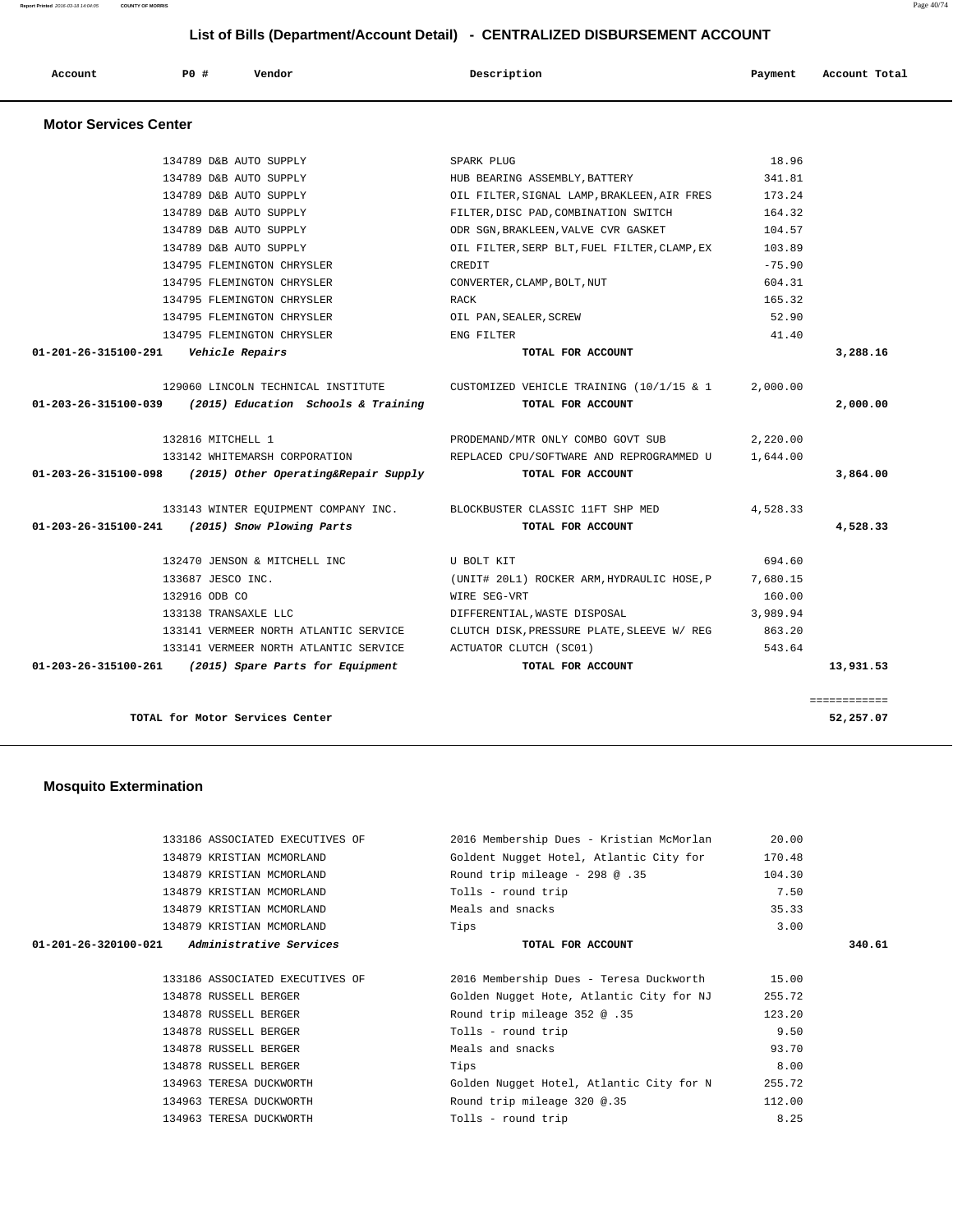## List of Bills (Department/Account Detail) - CENTRALIZED DISBURSEMENT ACCOUNT

| Account | PO # | Vendor | Description | Payment | Account Total |
|---|---|---|---|---|---|

### Motor Services Center

| Account | PO # | Vendor | Description | Payment | Account Total |
|---|---|---|---|---|---|
| | 134789 | D&B AUTO SUPPLY | SPARK PLUG | 18.96 | |
| | 134789 | D&B AUTO SUPPLY | HUB BEARING ASSEMBLY,BATTERY | 341.81 | |
| | 134789 | D&B AUTO SUPPLY | OIL FILTER,SIGNAL LAMP,BRAKLEEN,AIR FRES | 173.24 | |
| | 134789 | D&B AUTO SUPPLY | FILTER,DISC PAD,COMBINATION SWITCH | 164.32 | |
| | 134789 | D&B AUTO SUPPLY | ODR SGN,BRAKLEEN,VALVE CVR GASKET | 104.57 | |
| | 134789 | D&B AUTO SUPPLY | OIL FILTER,SERP BLT,FUEL FILTER,CLAMP,EX | 103.89 | |
| | 134795 | FLEMINGTON CHRYSLER | CREDIT | -75.90 | |
| | 134795 | FLEMINGTON CHRYSLER | CONVERTER,CLAMP,BOLT,NUT | 604.31 | |
| | 134795 | FLEMINGTON CHRYSLER | RACK | 165.32 | |
| | 134795 | FLEMINGTON CHRYSLER | OIL PAN,SEALER,SCREW | 52.90 | |
| | 134795 | FLEMINGTON CHRYSLER | ENG FILTER | 41.40 | |
| **01-201-26-315100-291** | | *Vehicle Repairs* | **TOTAL FOR ACCOUNT** | | **3,288.16** |
| | 129060 | LINCOLN TECHNICAL INSTITUTE | CUSTOMIZED VEHICLE TRAINING (10/1/15 & 1 | 2,000.00 | |
| **01-203-26-315100-039** | | *(2015) Education Schools & Training* | **TOTAL FOR ACCOUNT** | | **2,000.00** |
| | 132816 | MITCHELL 1 | PRODEMAND/MTR ONLY COMBO GOVT SUB | 2,220.00 | |
| | 133142 | WHITEMARSH CORPORATION | REPLACED CPU/SOFTWARE AND REPROGRAMMED U | 1,644.00 | |
| **01-203-26-315100-098** | | *(2015) Other Operating&Repair Supply* | **TOTAL FOR ACCOUNT** | | **3,864.00** |
| | 133143 | WINTER EQUIPMENT COMPANY INC. | BLOCKBUSTER CLASSIC 11FT SHP MED | 4,528.33 | |
| **01-203-26-315100-241** | | *(2015) Snow Plowing Parts* | **TOTAL FOR ACCOUNT** | | **4,528.33** |
| | 132470 | JENSON & MITCHELL INC | U BOLT KIT | 694.60 | |
| | 133687 | JESCO INC. | (UNIT# 20L1) ROCKER ARM,HYDRAULIC HOSE,P | 7,680.15 | |
| | 132916 | ODB CO | WIRE SEG-VRT | 160.00 | |
| | 133138 | TRANSAXLE LLC | DIFFERENTIAL,WASTE DISPOSAL | 3,989.94 | |
| | 133141 | VERMEER NORTH ATLANTIC SERVICE | CLUTCH DISK,PRESSURE PLATE,SLEEVE W/ REG | 863.20 | |
| | 133141 | VERMEER NORTH ATLANTIC SERVICE | ACTUATOR CLUTCH (SC01) | 543.64 | |
| **01-203-26-315100-261** | | *(2015) Spare Parts for Equipment* | **TOTAL FOR ACCOUNT** | | **13,931.53** |

**TOTAL for Motor Services Center** ============ **52,257.07**

### Mosquito Extermination

| Account | PO # | Vendor | Description | Payment | Account Total |
|---|---|---|---|---|---|
| | 133186 | ASSOCIATED EXECUTIVES OF | 2016 Membership Dues - Kristian McMorlan | 20.00 | |
| | 134879 | KRISTIAN MCMORLAND | Goldent Nugget Hotel, Atlantic City for | 170.48 | |
| | 134879 | KRISTIAN MCMORLAND | Round trip mileage - 298 @ .35 | 104.30 | |
| | 134879 | KRISTIAN MCMORLAND | Tolls - round trip | 7.50 | |
| | 134879 | KRISTIAN MCMORLAND | Meals and snacks | 35.33 | |
| | 134879 | KRISTIAN MCMORLAND | Tips | 3.00 | |
| **01-201-26-320100-021** | | *Administrative Services* | **TOTAL FOR ACCOUNT** | | **340.61** |
| | 133186 | ASSOCIATED EXECUTIVES OF | 2016 Membership Dues - Teresa Duckworth | 15.00 | |
| | 134878 | RUSSELL BERGER | Golden Nugget Hote, Atlantic City for NJ | 255.72 | |
| | 134878 | RUSSELL BERGER | Round trip mileage 352 @ .35 | 123.20 | |
| | 134878 | RUSSELL BERGER | Tolls - round trip | 9.50 | |
| | 134878 | RUSSELL BERGER | Meals and snacks | 93.70 | |
| | 134878 | RUSSELL BERGER | Tips | 8.00 | |
| | 134963 | TERESA DUCKWORTH | Golden Nugget Hotel, Atlantic City for N | 255.72 | |
| | 134963 | TERESA DUCKWORTH | Round trip mileage 320 @.35 | 112.00 | |
| | 134963 | TERESA DUCKWORTH | Tolls - round trip | 8.25 | |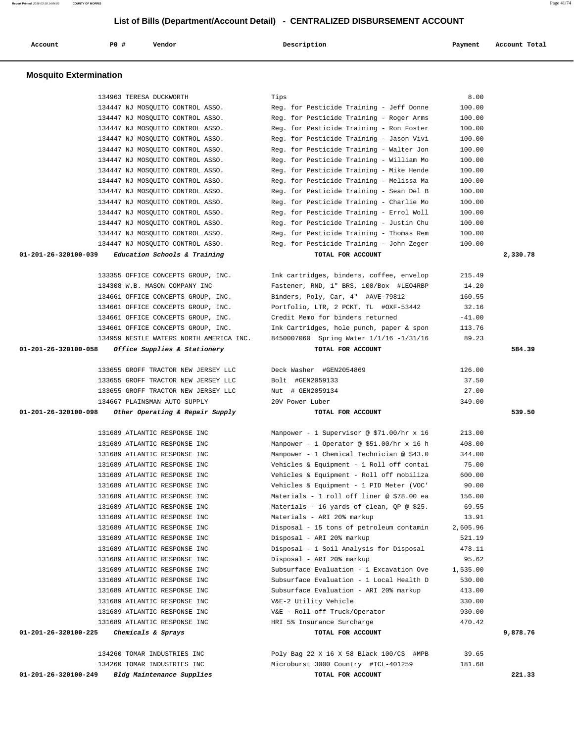## List of Bills (Department/Account Detail) - CENTRALIZED DISBURSEMENT ACCOUNT

| Account | PO # | Vendor | Description | Payment | Account Total |
|---|---|---|---|---|---|

### Mosquito Extermination

| Account | PO # | Vendor | Description | Payment | Account Total |
|---|---|---|---|---|---|
| | 134963 | TERESA DUCKWORTH | Tips | 8.00 | |
| | 134447 | NJ MOSQUITO CONTROL ASSO. | Reg. for Pesticide Training - Jeff Donne | 100.00 | |
| | 134447 | NJ MOSQUITO CONTROL ASSO. | Reg. for Pesticide Training - Roger Arms | 100.00 | |
| | 134447 | NJ MOSQUITO CONTROL ASSO. | Reg. for Pesticide Training - Ron Foster | 100.00 | |
| | 134447 | NJ MOSQUITO CONTROL ASSO. | Reg. for Pesticide Training - Jason Vivi | 100.00 | |
| | 134447 | NJ MOSQUITO CONTROL ASSO. | Reg. for Pesticide Training - Walter Jon | 100.00 | |
| | 134447 | NJ MOSQUITO CONTROL ASSO. | Reg. for Pesticide Training - William Mo | 100.00 | |
| | 134447 | NJ MOSQUITO CONTROL ASSO. | Reg. for Pesticide Training - Mike Hende | 100.00 | |
| | 134447 | NJ MOSQUITO CONTROL ASSO. | Reg. for Pesticide Training - Melissa Ma | 100.00 | |
| | 134447 | NJ MOSQUITO CONTROL ASSO. | Reg. for Pesticide Training - Sean Del B | 100.00 | |
| | 134447 | NJ MOSQUITO CONTROL ASSO. | Reg. for Pesticide Training - Charlie Mo | 100.00 | |
| | 134447 | NJ MOSQUITO CONTROL ASSO. | Reg. for Pesticide Training - Errol Woll | 100.00 | |
| | 134447 | NJ MOSQUITO CONTROL ASSO. | Reg. for Pesticide Training - Justin Chu | 100.00 | |
| | 134447 | NJ MOSQUITO CONTROL ASSO. | Reg. for Pesticide Training - Thomas Rem | 100.00 | |
| | 134447 | NJ MOSQUITO CONTROL ASSO. | Reg. for Pesticide Training - John Zeger | 100.00 | |
| **01-201-26-320100-039** | | ***Education Schools & Training*** | **TOTAL FOR ACCOUNT** | | **2,330.78** |
| | 133355 | OFFICE CONCEPTS GROUP, INC. | Ink cartridges, binders, coffee, envelop | 215.49 | |
| | 134308 | W.B. MASON COMPANY INC | Fastener, RND, 1" BRS, 100/Box #LEO4RBP | 14.20 | |
| | 134661 | OFFICE CONCEPTS GROUP, INC. | Binders, Poly, Car, 4" #AVE-79812 | 160.55 | |
| | 134661 | OFFICE CONCEPTS GROUP, INC. | Portfolio, LTR, 2 PCKT, TL #OXF-53442 | 32.16 | |
| | 134661 | OFFICE CONCEPTS GROUP, INC. | Credit Memo for binders returned | -41.00 | |
| | 134661 | OFFICE CONCEPTS GROUP, INC. | Ink Cartridges, hole punch, paper & spon | 113.76 | |
| | 134959 | NESTLE WATERS NORTH AMERICA INC. | 8450007060 Spring Water 1/1/16 -1/31/16 | 89.23 | |
| **01-201-26-320100-058** | | ***Office Supplies & Stationery*** | **TOTAL FOR ACCOUNT** | | **584.39** |
| | 133655 | GROFF TRACTOR NEW JERSEY LLC | Deck Washer #GEN2054869 | 126.00 | |
| | 133655 | GROFF TRACTOR NEW JERSEY LLC | Bolt #GEN2059133 | 37.50 | |
| | 133655 | GROFF TRACTOR NEW JERSEY LLC | Nut # GEN2059134 | 27.00 | |
| | 134667 | PLAINSMAN AUTO SUPPLY | 20V Power Luber | 349.00 | |
| **01-201-26-320100-098** | | ***Other Operating & Repair Supply*** | **TOTAL FOR ACCOUNT** | | **539.50** |
| | 131689 | ATLANTIC RESPONSE INC | Manpower - 1 Supervisor @ $71.00/hr x 16 | 213.00 | |
| | 131689 | ATLANTIC RESPONSE INC | Manpower - 1 Operator @ $51.00/hr x 16 h | 408.00 | |
| | 131689 | ATLANTIC RESPONSE INC | Manpower - 1 Chemical Technician @ $43.0 | 344.00 | |
| | 131689 | ATLANTIC RESPONSE INC | Vehicles & Equipment - 1 Roll off contai | 75.00 | |
| | 131689 | ATLANTIC RESPONSE INC | Vehicles & Equipment - Roll off mobiliza | 600.00 | |
| | 131689 | ATLANTIC RESPONSE INC | Vehicles & Equipment - 1 PID Meter (VOC' | 90.00 | |
| | 131689 | ATLANTIC RESPONSE INC | Materials - 1 roll off liner @ $78.00 ea | 156.00 | |
| | 131689 | ATLANTIC RESPONSE INC | Materials - 16 yards of clean, QP @ $25. | 69.55 | |
| | 131689 | ATLANTIC RESPONSE INC | Materials - ARI 20% markup | 13.91 | |
| | 131689 | ATLANTIC RESPONSE INC | Disposal - 15 tons of petroleum contamin | 2,605.96 | |
| | 131689 | ATLANTIC RESPONSE INC | Disposal - ARI 20% markup | 521.19 | |
| | 131689 | ATLANTIC RESPONSE INC | Disposal - 1 Soil Analysis for Disposal | 478.11 | |
| | 131689 | ATLANTIC RESPONSE INC | Disposal - ARI 20% markup | 95.62 | |
| | 131689 | ATLANTIC RESPONSE INC | Subsurface Evaluation - 1 Excavation Ove | 1,535.00 | |
| | 131689 | ATLANTIC RESPONSE INC | Subsurface Evaluation - 1 Local Health D | 530.00 | |
| | 131689 | ATLANTIC RESPONSE INC | Subsurface Evaluation - ARI 20% markup | 413.00 | |
| | 131689 | ATLANTIC RESPONSE INC | V&E-2 Utility Vehicle | 330.00 | |
| | 131689 | ATLANTIC RESPONSE INC | V&E - Roll off Truck/Operator | 930.00 | |
| | 131689 | ATLANTIC RESPONSE INC | HRI 5% Insurance Surcharge | 470.42 | |
| **01-201-26-320100-225** | | ***Chemicals & Sprays*** | **TOTAL FOR ACCOUNT** | | **9,878.76** |
| | 134260 | TOMAR INDUSTRIES INC | Poly Bag 22 X 16 X 58 Black 100/CS #MPB | 39.65 | |
| | 134260 | TOMAR INDUSTRIES INC | Microburst 3000 Country #TCL-401259 | 181.68 | |
| **01-201-26-320100-249** | | ***Bldg Maintenance Supplies*** | **TOTAL FOR ACCOUNT** | | **221.33** |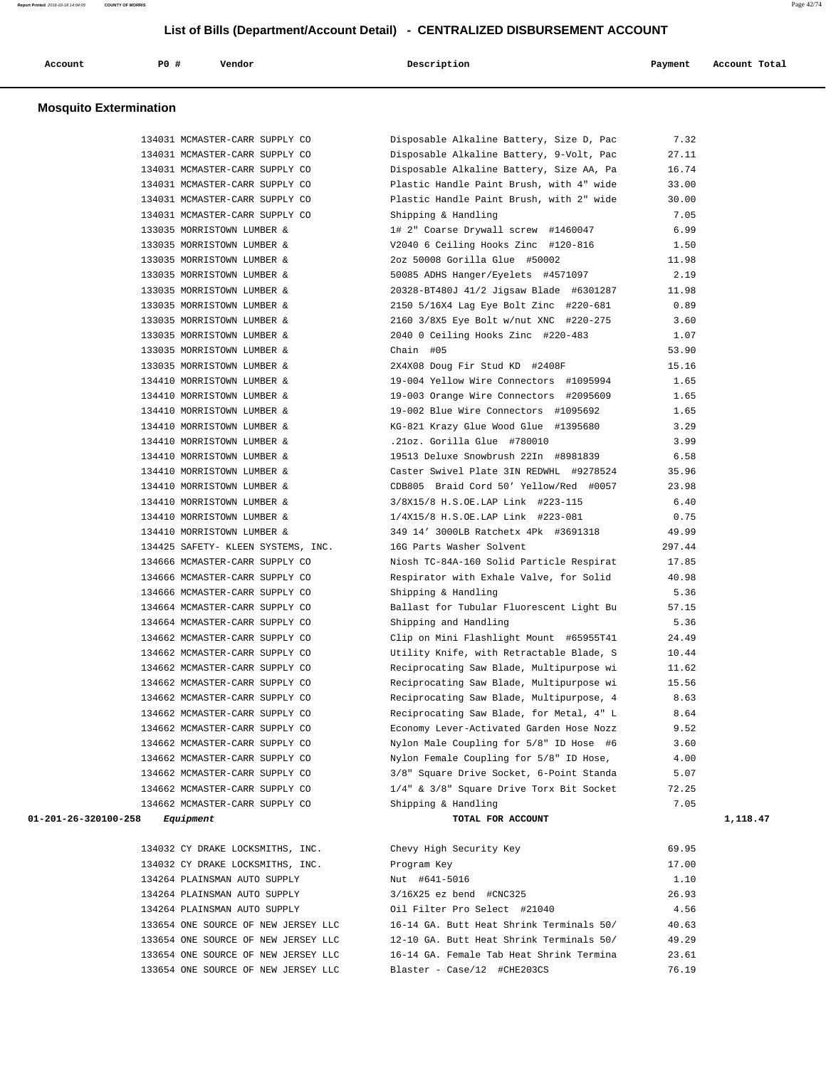## List of Bills (Department/Account Detail) - CENTRALIZED DISBURSEMENT ACCOUNT

| Account | PO # | Vendor | Description | Payment | Account Total |
|---|---|---|---|---|---|

### Mosquito Extermination

| Account | PO # | Vendor | Description | Payment | Account Total |
|---|---|---|---|---|---|
| | 134031 | MCMASTER-CARR SUPPLY CO | Disposable Alkaline Battery, Size D, Pac | 7.32 | |
| | 134031 | MCMASTER-CARR SUPPLY CO | Disposable Alkaline Battery, 9-Volt, Pac | 27.11 | |
| | 134031 | MCMASTER-CARR SUPPLY CO | Disposable Alkaline Battery, Size AA, Pa | 16.74 | |
| | 134031 | MCMASTER-CARR SUPPLY CO | Plastic Handle Paint Brush, with 4" wide | 33.00 | |
| | 134031 | MCMASTER-CARR SUPPLY CO | Plastic Handle Paint Brush, with 2" wide | 30.00 | |
| | 134031 | MCMASTER-CARR SUPPLY CO | Shipping & Handling | 7.05 | |
| | 133035 | MORRISTOWN LUMBER & | 1# 2" Coarse Drywall screw #1460047 | 6.99 | |
| | 133035 | MORRISTOWN LUMBER & | V2040 6 Ceiling Hooks Zinc #120-816 | 1.50 | |
| | 133035 | MORRISTOWN LUMBER & | 2oz 50008 Gorilla Glue #50002 | 11.98 | |
| | 133035 | MORRISTOWN LUMBER & | 50085 ADHS Hanger/Eyelets #4571097 | 2.19 | |
| | 133035 | MORRISTOWN LUMBER & | 20328-BT480J 41/2 Jigsaw Blade #6301287 | 11.98 | |
| | 133035 | MORRISTOWN LUMBER & | 2150 5/16X4 Lag Eye Bolt Zinc #220-681 | 0.89 | |
| | 133035 | MORRISTOWN LUMBER & | 2160 3/8X5 Eye Bolt w/nut XNC #220-275 | 3.60 | |
| | 133035 | MORRISTOWN LUMBER & | 2040 0 Ceiling Hooks Zinc #220-483 | 1.07 | |
| | 133035 | MORRISTOWN LUMBER & | Chain #05 | 53.90 | |
| | 133035 | MORRISTOWN LUMBER & | 2X4X08 Doug Fir Stud KD #2408F | 15.16 | |
| | 134410 | MORRISTOWN LUMBER & | 19-004 Yellow Wire Connectors #1095994 | 1.65 | |
| | 134410 | MORRISTOWN LUMBER & | 19-003 Orange Wire Connectors #2095609 | 1.65 | |
| | 134410 | MORRISTOWN LUMBER & | 19-002 Blue Wire Connectors #1095692 | 1.65 | |
| | 134410 | MORRISTOWN LUMBER & | KG-821 Krazy Glue Wood Glue #1395680 | 3.29 | |
| | 134410 | MORRISTOWN LUMBER & | .21oz. Gorilla Glue #780010 | 3.99 | |
| | 134410 | MORRISTOWN LUMBER & | 19513 Deluxe Snowbrush 22In #8981839 | 6.58 | |
| | 134410 | MORRISTOWN LUMBER & | Caster Swivel Plate 3IN REDWHL #9278524 | 35.96 | |
| | 134410 | MORRISTOWN LUMBER & | CDB805 Braid Cord 50’ Yellow/Red #0057 | 23.98 | |
| | 134410 | MORRISTOWN LUMBER & | 3/8X15/8 H.S.OE.LAP Link #223-115 | 6.40 | |
| | 134410 | MORRISTOWN LUMBER & | 1/4X15/8 H.S.OE.LAP Link #223-081 | 0.75 | |
| | 134410 | MORRISTOWN LUMBER & | 349 14’ 3000LB Ratchetx 4Pk #3691318 | 49.99 | |
| | 134425 | SAFETY- KLEEN SYSTEMS, INC. | 16G Parts Washer Solvent | 297.44 | |
| | 134666 | MCMASTER-CARR SUPPLY CO | Niosh TC-84A-160 Solid Particle Respirat | 17.85 | |
| | 134666 | MCMASTER-CARR SUPPLY CO | Respirator with Exhale Valve, for Solid | 40.98 | |
| | 134666 | MCMASTER-CARR SUPPLY CO | Shipping & Handling | 5.36 | |
| | 134664 | MCMASTER-CARR SUPPLY CO | Ballast for Tubular Fluorescent Light Bu | 57.15 | |
| | 134664 | MCMASTER-CARR SUPPLY CO | Shipping and Handling | 5.36 | |
| | 134662 | MCMASTER-CARR SUPPLY CO | Clip on Mini Flashlight Mount #65955T41 | 24.49 | |
| | 134662 | MCMASTER-CARR SUPPLY CO | Utility Knife, with Retractable Blade, S | 10.44 | |
| | 134662 | MCMASTER-CARR SUPPLY CO | Reciprocating Saw Blade, Multipurpose wi | 11.62 | |
| | 134662 | MCMASTER-CARR SUPPLY CO | Reciprocating Saw Blade, Multipurpose wi | 15.56 | |
| | 134662 | MCMASTER-CARR SUPPLY CO | Reciprocating Saw Blade, Multipurpose, 4 | 8.63 | |
| | 134662 | MCMASTER-CARR SUPPLY CO | Reciprocating Saw Blade, for Metal, 4" L | 8.64 | |
| | 134662 | MCMASTER-CARR SUPPLY CO | Economy Lever-Activated Garden Hose Nozz | 9.52 | |
| | 134662 | MCMASTER-CARR SUPPLY CO | Nylon Male Coupling for 5/8" ID Hose #6 | 3.60 | |
| | 134662 | MCMASTER-CARR SUPPLY CO | Nylon Female Coupling for 5/8" ID Hose, | 4.00 | |
| | 134662 | MCMASTER-CARR SUPPLY CO | 3/8" Square Drive Socket, 6-Point Standa | 5.07 | |
| | 134662 | MCMASTER-CARR SUPPLY CO | 1/4" & 3/8" Square Drive Torx Bit Socket | 72.25 | |
| | 134662 | MCMASTER-CARR SUPPLY CO | Shipping & Handling | 7.05 | |
| **01-201-26-320100-258** | *Equipment* | | **TOTAL FOR ACCOUNT** | | **1,118.47** |
| | 134032 | CY DRAKE LOCKSMITHS, INC. | Chevy High Security Key | 69.95 | |
| | 134032 | CY DRAKE LOCKSMITHS, INC. | Program Key | 17.00 | |
| | 134264 | PLAINSMAN AUTO SUPPLY | Nut #641-5016 | 1.10 | |
| | 134264 | PLAINSMAN AUTO SUPPLY | 3/16X25 ez bend #CNC325 | 26.93 | |
| | 134264 | PLAINSMAN AUTO SUPPLY | Oil Filter Pro Select #21040 | 4.56 | |
| | 133654 | ONE SOURCE OF NEW JERSEY LLC | 16-14 GA. Butt Heat Shrink Terminals 50/ | 40.63 | |
| | 133654 | ONE SOURCE OF NEW JERSEY LLC | 12-10 GA. Butt Heat Shrink Terminals 50/ | 49.29 | |
| | 133654 | ONE SOURCE OF NEW JERSEY LLC | 16-14 GA. Female Tab Heat Shrink Termina | 23.61 | |
| | 133654 | ONE SOURCE OF NEW JERSEY LLC | Blaster - Case/12 #CHE203CS | 76.19 | |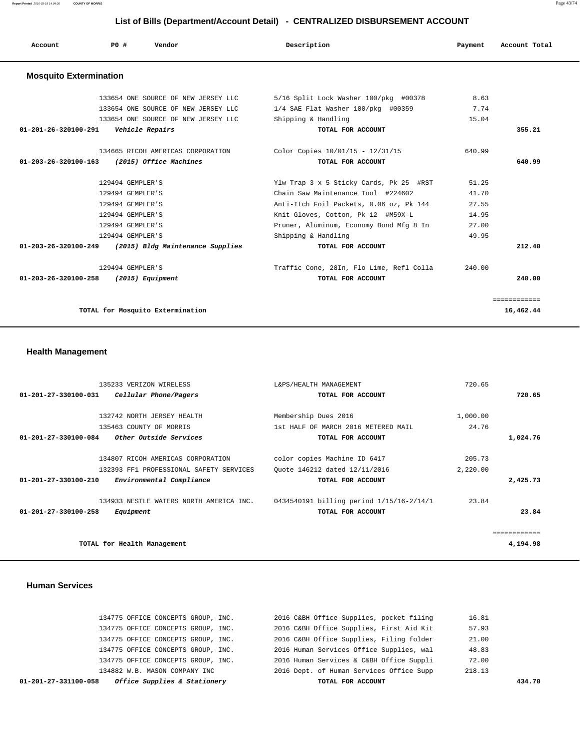## List of Bills (Department/Account Detail) - CENTRALIZED DISBURSEMENT ACCOUNT

| Account | PO # | Vendor | Description | Payment | Account Total |
|---|---|---|---|---|---|

### Mosquito Extermination

| Account | PO # | Vendor | Description | Payment | Account Total |
|---|---|---|---|---|---|
| | 133654 | ONE SOURCE OF NEW JERSEY LLC | 5/16 Split Lock Washer 100/pkg #00378 | 8.63 | |
| | 133654 | ONE SOURCE OF NEW JERSEY LLC | 1/4 SAE Flat Washer 100/pkg #00359 | 7.74 | |
| | 133654 | ONE SOURCE OF NEW JERSEY LLC | Shipping & Handling | 15.04 | |
| **01-201-26-320100-291** | | ***Vehicle Repairs*** | **TOTAL FOR ACCOUNT** | | **355.21** |
| | 134665 | RICOH AMERICAS CORPORATION | Color Copies 10/01/15 - 12/31/15 | 640.99 | |
| **01-203-26-320100-163** | | ***(2015) Office Machines*** | **TOTAL FOR ACCOUNT** | | **640.99** |
| | 129494 | GEMPLER'S | Ylw Trap 3 x 5 Sticky Cards, Pk 25 #RST | 51.25 | |
| | 129494 | GEMPLER'S | Chain Saw Maintenance Tool #224602 | 41.70 | |
| | 129494 | GEMPLER'S | Anti-Itch Foil Packets, 0.06 oz, Pk 144 | 27.55 | |
| | 129494 | GEMPLER'S | Knit Gloves, Cotton, Pk 12 #M59X-L | 14.95 | |
| | 129494 | GEMPLER'S | Pruner, Aluminum, Economy Bond Mfg 8 In | 27.00 | |
| | 129494 | GEMPLER'S | Shipping & Handling | 49.95 | |
| **01-203-26-320100-249** | | ***(2015) Bldg Maintenance Supplies*** | **TOTAL FOR ACCOUNT** | | **212.40** |
| | 129494 | GEMPLER'S | Traffic Cone, 28In, Flo Lime, Refl Colla | 240.00 | |
| **01-203-26-320100-258** | | ***(2015) Equipment*** | **TOTAL FOR ACCOUNT** | | **240.00** |
| | | **TOTAL for Mosquito Extermination** | | | **16,462.44** |

### Health Management

| Account | PO # | Vendor | Description | Payment | Account Total |
|---|---|---|---|---|---|
| | 135233 | VERIZON WIRELESS | L&PS/HEALTH MANAGEMENT | 720.65 | |
| **01-201-27-330100-031** | | ***Cellular Phone/Pagers*** | **TOTAL FOR ACCOUNT** | | **720.65** |
| | 132742 | NORTH JERSEY HEALTH | Membership Dues 2016 | 1,000.00 | |
| | 135463 | COUNTY OF MORRIS | 1st HALF OF MARCH 2016 METERED MAIL | 24.76 | |
| **01-201-27-330100-084** | | ***Other Outside Services*** | **TOTAL FOR ACCOUNT** | | **1,024.76** |
| | 134807 | RICOH AMERICAS CORPORATION | color copies Machine ID 6417 | 205.73 | |
| | 132393 | FF1 PROFESSIONAL SAFETY SERVICES | Quote 146212 dated 12/11/2016 | 2,220.00 | |
| **01-201-27-330100-210** | | ***Environmental Compliance*** | **TOTAL FOR ACCOUNT** | | **2,425.73** |
| | 134933 | NESTLE WATERS NORTH AMERICA INC. | 0434540191 billing period 1/15/16-2/14/1 | 23.84 | |
| **01-201-27-330100-258** | | ***Equipment*** | **TOTAL FOR ACCOUNT** | | **23.84** |
| | | **TOTAL for Health Management** | | | **4,194.98** |

### Human Services

| Account | PO # | Vendor | Description | Payment | Account Total |
|---|---|---|---|---|---|
| | 134775 | OFFICE CONCEPTS GROUP, INC. | 2016 C&BH Office Supplies, pocket filing | 16.81 | |
| | 134775 | OFFICE CONCEPTS GROUP, INC. | 2016 C&BH Office Supplies, First Aid Kit | 57.93 | |
| | 134775 | OFFICE CONCEPTS GROUP, INC. | 2016 C&BH Office Supplies, Filing folder | 21.00 | |
| | 134775 | OFFICE CONCEPTS GROUP, INC. | 2016 Human Services Office Supplies, wal | 48.83 | |
| | 134775 | OFFICE CONCEPTS GROUP, INC. | 2016 Human Services & C&BH Office Suppli | 72.00 | |
| | 134882 | W.B. MASON COMPANY INC | 2016 Dept. of Human Services Office Supp | 218.13 | |
| **01-201-27-331100-058** | | ***Office Supplies & Stationery*** | **TOTAL FOR ACCOUNT** | | **434.70** |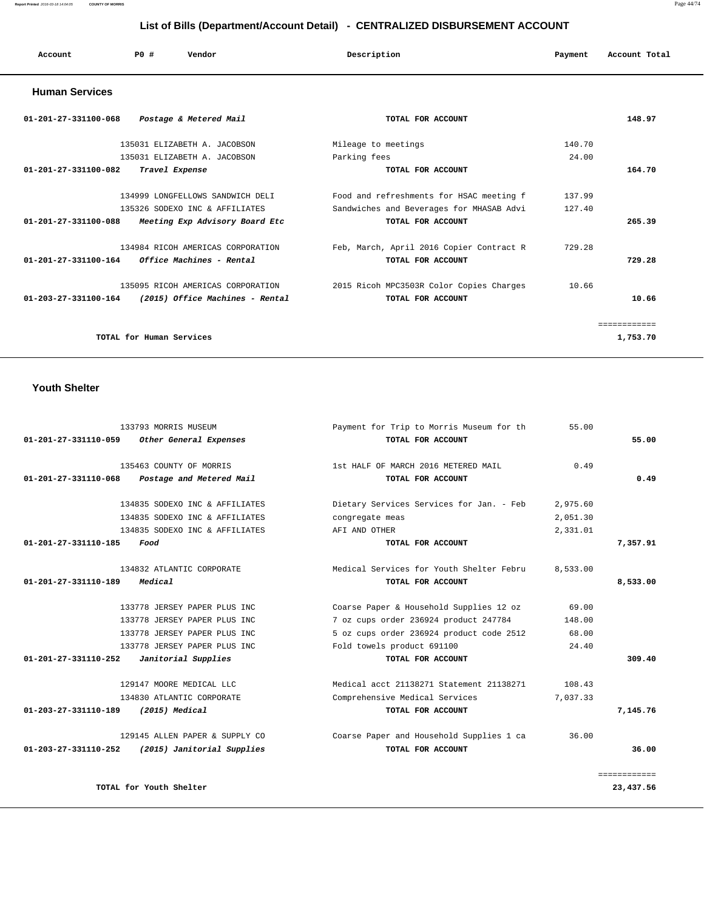# List of Bills (Department/Account Detail) - CENTRALIZED DISBURSEMENT ACCOUNT

| Account | PO # | Vendor | Description | Payment | Account Total |
|---|---|---|---|---|---|

## Human Services

| Account | PO # | Vendor | Description | Payment | Account Total |
|---|---|---|---|---|---|
| 01-201-27-331100-068 | | *Postage & Metered Mail* | TOTAL FOR ACCOUNT | | 148.97 |
| | 135031 | ELIZABETH A. JACOBSON | Mileage to meetings | 140.70 | |
| | 135031 | ELIZABETH A. JACOBSON | Parking fees | 24.00 | |
| 01-201-27-331100-082 | | *Travel Expense* | TOTAL FOR ACCOUNT | | 164.70 |
| | 134999 | LONGFELLOWS SANDWICH DELI | Food and refreshments for HSAC meeting f | 137.99 | |
| | 135326 | SODEXO INC & AFFILIATES | Sandwiches and Beverages for MHASAB Advi | 127.40 | |
| 01-201-27-331100-088 | | *Meeting Exp Advisory Board Etc* | TOTAL FOR ACCOUNT | | 265.39 |
| | 134984 | RICOH AMERICAS CORPORATION | Feb, March, April 2016 Copier Contract R | 729.28 | |
| 01-201-27-331100-164 | | *Office Machines - Rental* | TOTAL FOR ACCOUNT | | 729.28 |
| | 135095 | RICOH AMERICAS CORPORATION | 2015 Ricoh MPC3503R Color Copies Charges | 10.66 | |
| 01-203-27-331100-164 | | *(2015) Office Machines - Rental* | TOTAL FOR ACCOUNT | | 10.66 |
| | | | | | ============ |
| | | TOTAL for Human Services | | | 1,753.70 |

## Youth Shelter

| Account | PO # | Vendor | Description | Payment | Account Total |
|---|---|---|---|---|---|
| | 133793 | MORRIS MUSEUM | Payment for Trip to Morris Museum for th | 55.00 | |
| 01-201-27-331110-059 | | *Other General Expenses* | TOTAL FOR ACCOUNT | | 55.00 |
| | 135463 | COUNTY OF MORRIS | 1st HALF OF MARCH 2016 METERED MAIL | 0.49 | |
| 01-201-27-331110-068 | | *Postage and Metered Mail* | TOTAL FOR ACCOUNT | | 0.49 |
| | 134835 | SODEXO INC & AFFILIATES | Dietary Services Services for Jan. - Feb | 2,975.60 | |
| | 134835 | SODEXO INC & AFFILIATES | congregate meas | 2,051.30 | |
| | 134835 | SODEXO INC & AFFILIATES | AFI AND OTHER | 2,331.01 | |
| 01-201-27-331110-185 | | *Food* | TOTAL FOR ACCOUNT | | 7,357.91 |
| | 134832 | ATLANTIC CORPORATE | Medical Services for Youth Shelter Febru | 8,533.00 | |
| 01-201-27-331110-189 | | *Medical* | TOTAL FOR ACCOUNT | | 8,533.00 |
| | 133778 | JERSEY PAPER PLUS INC | Coarse Paper & Household Supplies 12 oz | 69.00 | |
| | 133778 | JERSEY PAPER PLUS INC | 7 oz cups order 236924 product 247784 | 148.00 | |
| | 133778 | JERSEY PAPER PLUS INC | 5 oz cups order 236924 product code 2512 | 68.00 | |
| | 133778 | JERSEY PAPER PLUS INC | Fold towels product 691100 | 24.40 | |
| 01-201-27-331110-252 | | *Janitorial Supplies* | TOTAL FOR ACCOUNT | | 309.40 |
| | 129147 | MOORE MEDICAL LLC | Medical acct 21138271 Statement 21138271 | 108.43 | |
| | 134830 | ATLANTIC CORPORATE | Comprehensive Medical Services | 7,037.33 | |
| 01-203-27-331110-189 | | *(2015) Medical* | TOTAL FOR ACCOUNT | | 7,145.76 |
| | 129145 | ALLEN PAPER & SUPPLY CO | Coarse Paper and Household Supplies 1 ca | 36.00 | |
| 01-203-27-331110-252 | | *(2015) Janitorial Supplies* | TOTAL FOR ACCOUNT | | 36.00 |
| | | | | | ============ |
| | | TOTAL for Youth Shelter | | | 23,437.56 |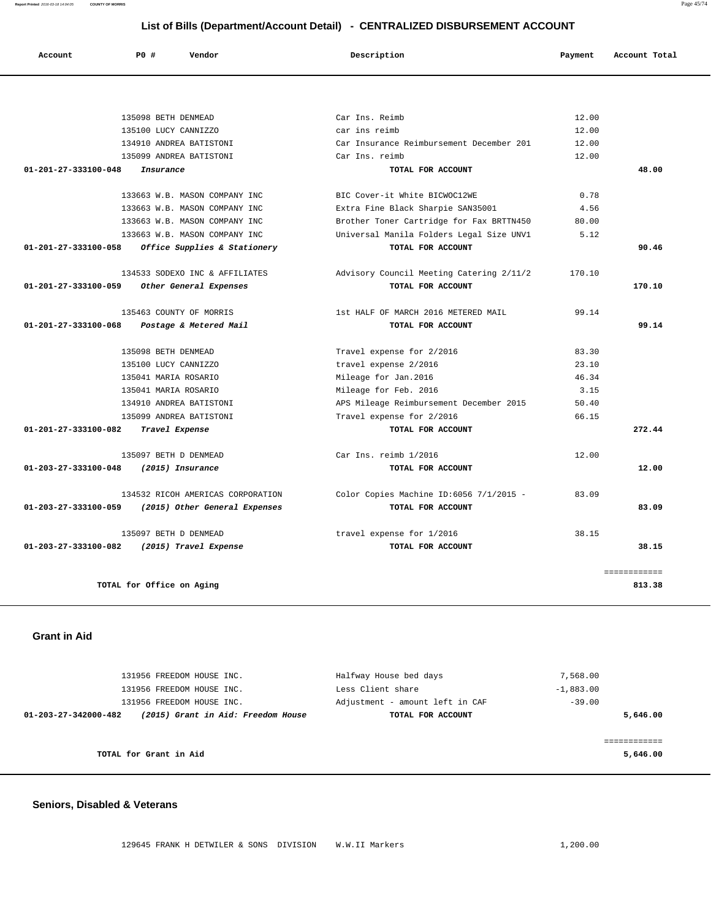## List of Bills (Department/Account Detail) - CENTRALIZED DISBURSEMENT ACCOUNT

| Account | PO # | Vendor | Description | Payment | Account Total |
|---|---|---|---|---|---|
| | 135098 | BETH DENMEAD | Car Ins. Reimb | 12.00 | |
| | 135100 | LUCY CANNIZZO | car ins reimb | 12.00 | |
| | 134910 | ANDREA BATISTONI | Car Insurance Reimbursement December 201 | 12.00 | |
| | 135099 | ANDREA BATISTONI | Car Ins. reimb | 12.00 | |
| 01-201-27-333100-048 | | *Insurance* | TOTAL FOR ACCOUNT | | 48.00 |
| | 133663 | W.B. MASON COMPANY INC | BIC Cover-it White BICWOC12WE | 0.78 | |
| | 133663 | W.B. MASON COMPANY INC | Extra Fine Black Sharpie SAN35001 | 4.56 | |
| | 133663 | W.B. MASON COMPANY INC | Brother Toner Cartridge for Fax BRTTN450 | 80.00 | |
| | 133663 | W.B. MASON COMPANY INC | Universal Manila Folders Legal Size UNV1 | 5.12 | |
| 01-201-27-333100-058 | | *Office Supplies & Stationery* | TOTAL FOR ACCOUNT | | 90.46 |
| | 134533 | SODEXO INC & AFFILIATES | Advisory Council Meeting Catering 2/11/2 | 170.10 | |
| 01-201-27-333100-059 | | *Other General Expenses* | TOTAL FOR ACCOUNT | | 170.10 |
| | 135463 | COUNTY OF MORRIS | 1st HALF OF MARCH 2016 METERED MAIL | 99.14 | |
| 01-201-27-333100-068 | | *Postage & Metered Mail* | TOTAL FOR ACCOUNT | | 99.14 |
| | 135098 | BETH DENMEAD | Travel expense for 2/2016 | 83.30 | |
| | 135100 | LUCY CANNIZZO | travel expense 2/2016 | 23.10 | |
| | 135041 | MARIA ROSARIO | Mileage for Jan.2016 | 46.34 | |
| | 135041 | MARIA ROSARIO | Mileage for Feb. 2016 | 3.15 | |
| | 134910 | ANDREA BATISTONI | APS Mileage Reimbursement December 2015 | 50.40 | |
| | 135099 | ANDREA BATISTONI | Travel expense for 2/2016 | 66.15 | |
| 01-201-27-333100-082 | | *Travel Expense* | TOTAL FOR ACCOUNT | | 272.44 |
| | 135097 | BETH D DENMEAD | Car Ins. reimb 1/2016 | 12.00 | |
| 01-203-27-333100-048 | | *(2015) Insurance* | TOTAL FOR ACCOUNT | | 12.00 |
| | 134532 | RICOH AMERICAS CORPORATION | Color Copies Machine ID:6056 7/1/2015 - | 83.09 | |
| 01-203-27-333100-059 | | *(2015) Other General Expenses* | TOTAL FOR ACCOUNT | | 83.09 |
| | 135097 | BETH D DENMEAD | travel expense for 1/2016 | 38.15 | |
| 01-203-27-333100-082 | | *(2015) Travel Expense* | TOTAL FOR ACCOUNT | | 38.15 |
| | | | | | ============ |
| | | **TOTAL for Office on Aging** | | | **813.38** |

### Grant in Aid

| Account | PO # | Vendor | Description | Payment | Account Total |
|---|---|---|---|---|---|
| | 131956 | FREEDOM HOUSE INC. | Halfway House bed days | 7,568.00 | |
| | 131956 | FREEDOM HOUSE INC. | Less Client share | -1,883.00 | |
| | 131956 | FREEDOM HOUSE INC. | Adjustment - amount left in CAF | -39.00 | |
| 01-203-27-342000-482 | | *(2015) Grant in Aid: Freedom House* | TOTAL FOR ACCOUNT | | 5,646.00 |
| | | | | | ============ |
| | | **TOTAL for Grant in Aid** | | | **5,646.00** |

### Seniors, Disabled & Veterans

| Account | PO # | Vendor | Description | Payment | Account Total |
|---|---|---|---|---|---|
| | 129645 | FRANK H DETWILER & SONS DIVISION | W.W.II Markers | 1,200.00 | |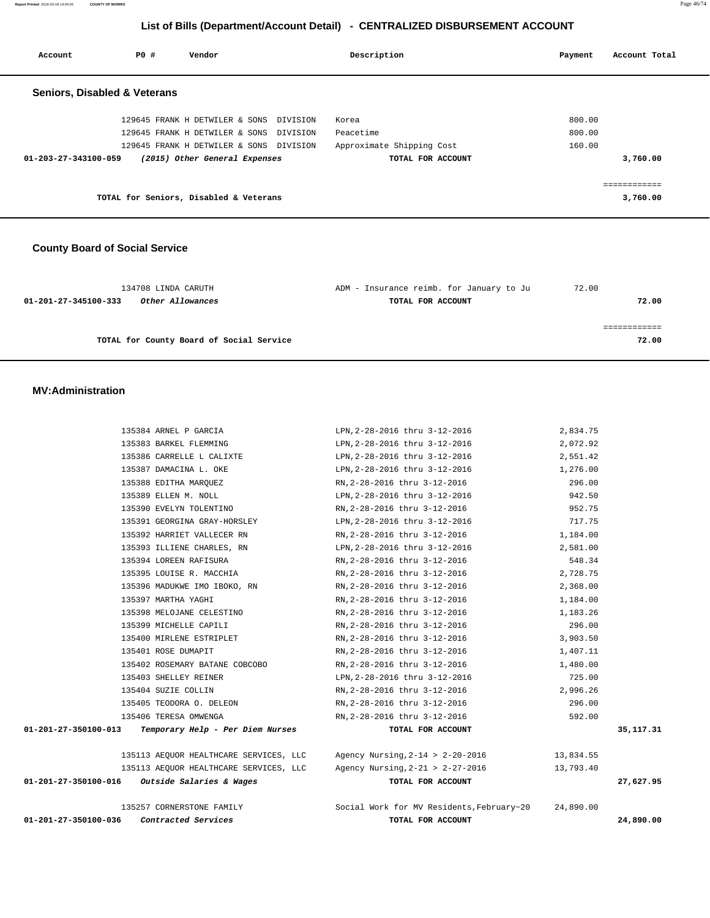# List of Bills (Department/Account Detail) - CENTRALIZED DISBURSEMENT ACCOUNT

| Account | PO # | Vendor | Description | Payment | Account Total |
|---|---|---|---|---|---|

## Seniors, Disabled & Veterans

| Account | PO # | Vendor | Description | Payment | Account Total |
|---|---|---|---|---|---|
| | 129645 | FRANK H DETWILER & SONS DIVISION | Korea | 800.00 | |
| | 129645 | FRANK H DETWILER & SONS DIVISION | Peacetime | 800.00 | |
| | 129645 | FRANK H DETWILER & SONS DIVISION | Approximate Shipping Cost | 160.00 | |
| **01-203-27-343100-059** | | ***(2015) Other General Expenses*** | **TOTAL FOR ACCOUNT** | | **3,760.00** |

============

**TOTAL for Seniors, Disabled & Veterans** **3,760.00**

## County Board of Social Service

| Account | PO # | Vendor | Description | Payment | Account Total |
|---|---|---|---|---|---|
| | 134708 | LINDA CARUTH | ADM - Insurance reimb. for January to Ju | 72.00 | |
| **01-201-27-345100-333** | | ***Other Allowances*** | **TOTAL FOR ACCOUNT** | | **72.00** |

============

**TOTAL for County Board of Social Service** **72.00**

## MV:Administration

| Account | PO # | Vendor | Description | Payment | Account Total |
|---|---|---|---|---|---|
| | 135384 | ARNEL P GARCIA | LPN,2-28-2016 thru 3-12-2016 | 2,834.75 | |
| | 135383 | BARKEL FLEMMING | LPN,2-28-2016 thru 3-12-2016 | 2,072.92 | |
| | 135386 | CARRELLE L CALIXTE | LPN,2-28-2016 thru 3-12-2016 | 2,551.42 | |
| | 135387 | DAMACINA L. OKE | LPN,2-28-2016 thru 3-12-2016 | 1,276.00 | |
| | 135388 | EDITHA MARQUEZ | RN,2-28-2016 thru 3-12-2016 | 296.00 | |
| | 135389 | ELLEN M. NOLL | LPN,2-28-2016 thru 3-12-2016 | 942.50 | |
| | 135390 | EVELYN TOLENTINO | RN,2-28-2016 thru 3-12-2016 | 952.75 | |
| | 135391 | GEORGINA GRAY-HORSLEY | LPN,2-28-2016 thru 3-12-2016 | 717.75 | |
| | 135392 | HARRIET VALLECER RN | RN,2-28-2016 thru 3-12-2016 | 1,184.00 | |
| | 135393 | ILLIENE CHARLES, RN | LPN,2-28-2016 thru 3-12-2016 | 2,581.00 | |
| | 135394 | LOREEN RAFISURA | RN,2-28-2016 thru 3-12-2016 | 548.34 | |
| | 135395 | LOUISE R. MACCHIA | RN,2-28-2016 thru 3-12-2016 | 2,728.75 | |
| | 135396 | MADUKWE IMO IBOKO, RN | RN,2-28-2016 thru 3-12-2016 | 2,368.00 | |
| | 135397 | MARTHA YAGHI | RN,2-28-2016 thru 3-12-2016 | 1,184.00 | |
| | 135398 | MELOJANE CELESTINO | RN,2-28-2016 thru 3-12-2016 | 1,183.26 | |
| | 135399 | MICHELLE CAPILI | RN,2-28-2016 thru 3-12-2016 | 296.00 | |
| | 135400 | MIRLENE ESTRIPLET | RN,2-28-2016 thru 3-12-2016 | 3,903.50 | |
| | 135401 | ROSE DUMAPIT | RN,2-28-2016 thru 3-12-2016 | 1,407.11 | |
| | 135402 | ROSEMARY BATANE COBCOBO | RN,2-28-2016 thru 3-12-2016 | 1,480.00 | |
| | 135403 | SHELLEY REINER | LPN,2-28-2016 thru 3-12-2016 | 725.00 | |
| | 135404 | SUZIE COLLIN | RN,2-28-2016 thru 3-12-2016 | 2,996.26 | |
| | 135405 | TEODORA O. DELEON | RN,2-28-2016 thru 3-12-2016 | 296.00 | |
| | 135406 | TERESA OMWENGA | RN,2-28-2016 thru 3-12-2016 | 592.00 | |
| **01-201-27-350100-013** | | ***Temporary Help - Per Diem Nurses*** | **TOTAL FOR ACCOUNT** | | **35,117.31** |
| | 135113 | AEQUOR HEALTHCARE SERVICES, LLC | Agency Nursing,2-14 > 2-20-2016 | 13,834.55 | |
| | 135113 | AEQUOR HEALTHCARE SERVICES, LLC | Agency Nursing,2-21 > 2-27-2016 | 13,793.40 | |
| **01-201-27-350100-016** | | ***Outside Salaries & Wages*** | **TOTAL FOR ACCOUNT** | | **27,627.95** |
| | 135257 | CORNERSTONE FAMILY | Social Work for MV Residents,February~20 | 24,890.00 | |
| **01-201-27-350100-036** | | ***Contracted Services*** | **TOTAL FOR ACCOUNT** | | **24,890.00** |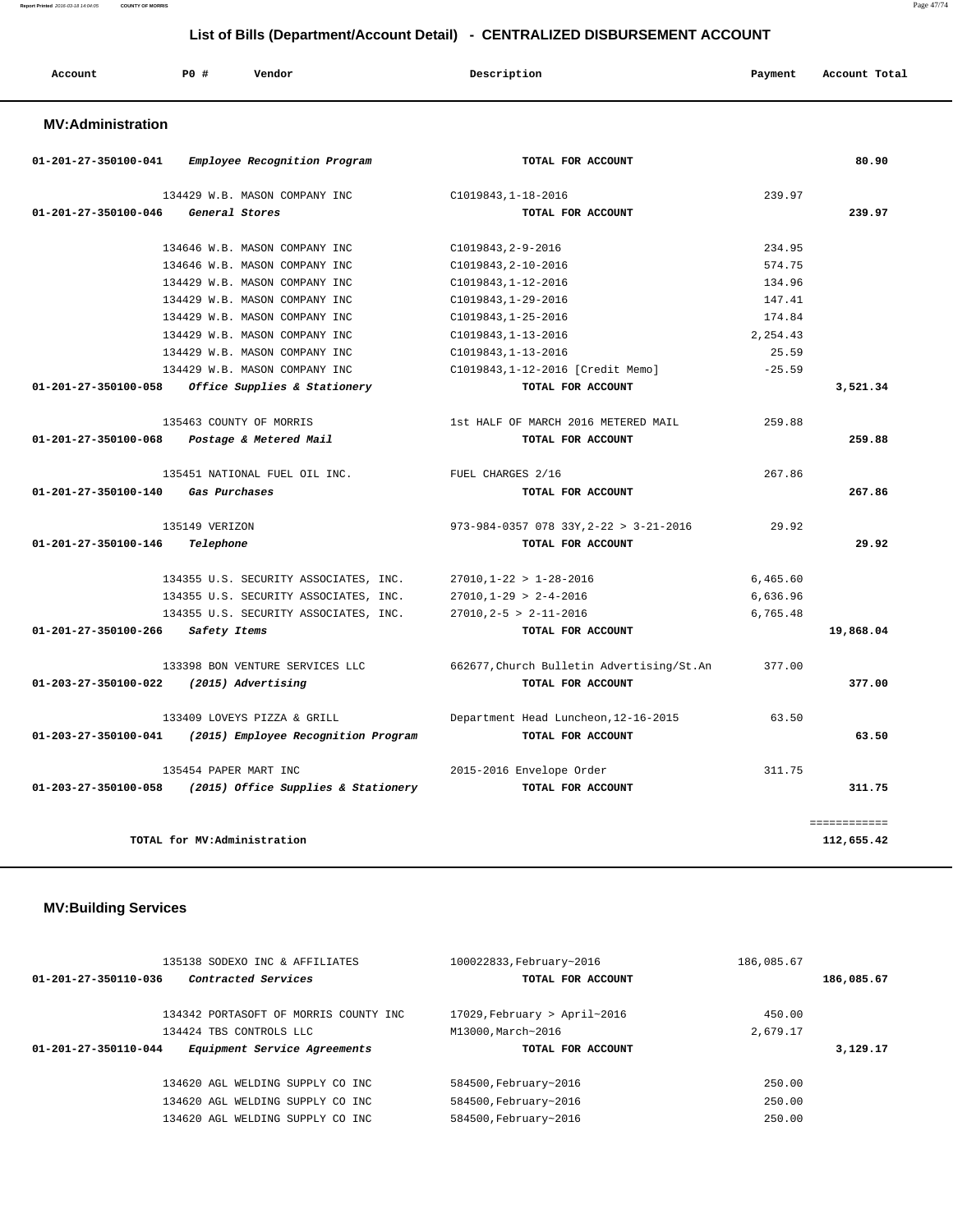## List of Bills (Department/Account Detail) - CENTRALIZED DISBURSEMENT ACCOUNT

| Account | PO # | Vendor | Description | Payment | Account Total |
|---|---|---|---|---|---|

### MV:Administration

| Account | PO # | Vendor | Description | Payment | Account Total |
|---|---|---|---|---|---|
| 01-201-27-350100-041 | | *Employee Recognition Program* | TOTAL FOR ACCOUNT | | 80.90 |
| | 134429 | W.B. MASON COMPANY INC | C1019843,1-18-2016 | 239.97 | |
| 01-201-27-350100-046 | | *General Stores* | TOTAL FOR ACCOUNT | | 239.97 |
| | 134646 | W.B. MASON COMPANY INC | C1019843,2-9-2016 | 234.95 | |
| | 134646 | W.B. MASON COMPANY INC | C1019843,2-10-2016 | 574.75 | |
| | 134429 | W.B. MASON COMPANY INC | C1019843,1-12-2016 | 134.96 | |
| | 134429 | W.B. MASON COMPANY INC | C1019843,1-29-2016 | 147.41 | |
| | 134429 | W.B. MASON COMPANY INC | C1019843,1-25-2016 | 174.84 | |
| | 134429 | W.B. MASON COMPANY INC | C1019843,1-13-2016 | 2,254.43 | |
| | 134429 | W.B. MASON COMPANY INC | C1019843,1-13-2016 | 25.59 | |
| | 134429 | W.B. MASON COMPANY INC | C1019843,1-12-2016 [Credit Memo] | -25.59 | |
| 01-201-27-350100-058 | | *Office Supplies & Stationery* | TOTAL FOR ACCOUNT | | 3,521.34 |
| | 135463 | COUNTY OF MORRIS | 1st HALF OF MARCH 2016 METERED MAIL | 259.88 | |
| 01-201-27-350100-068 | | *Postage & Metered Mail* | TOTAL FOR ACCOUNT | | 259.88 |
| | 135451 | NATIONAL FUEL OIL INC. | FUEL CHARGES 2/16 | 267.86 | |
| 01-201-27-350100-140 | | *Gas Purchases* | TOTAL FOR ACCOUNT | | 267.86 |
| | 135149 | VERIZON | 973-984-0357 078 33Y,2-22 > 3-21-2016 | 29.92 | |
| 01-201-27-350100-146 | | *Telephone* | TOTAL FOR ACCOUNT | | 29.92 |
| | 134355 | U.S. SECURITY ASSOCIATES, INC. | 27010,1-22 > 1-28-2016 | 6,465.60 | |
| | 134355 | U.S. SECURITY ASSOCIATES, INC. | 27010,1-29 > 2-4-2016 | 6,636.96 | |
| | 134355 | U.S. SECURITY ASSOCIATES, INC. | 27010,2-5 > 2-11-2016 | 6,765.48 | |
| 01-201-27-350100-266 | | *Safety Items* | TOTAL FOR ACCOUNT | | 19,868.04 |
| | 133398 | BON VENTURE SERVICES LLC | 662677,Church Bulletin Advertising/St.An | 377.00 | |
| 01-203-27-350100-022 | | *(2015) Advertising* | TOTAL FOR ACCOUNT | | 377.00 |
| | 133409 | LOVEYS PIZZA & GRILL | Department Head Luncheon,12-16-2015 | 63.50 | |
| 01-203-27-350100-041 | | *(2015) Employee Recognition Program* | TOTAL FOR ACCOUNT | | 63.50 |
| | 135454 | PAPER MART INC | 2015-2016 Envelope Order | 311.75 | |
| 01-203-27-350100-058 | | *(2015) Office Supplies & Stationery* | TOTAL FOR ACCOUNT | | 311.75 |
| | | | | | ============ |
| | | TOTAL for MV:Administration | | | 112,655.42 |

### MV:Building Services

| Account | PO # | Vendor | Description | Payment | Account Total |
|---|---|---|---|---|---|
| | 135138 | SODEXO INC & AFFILIATES | 100022833,February~2016 | 186,085.67 | |
| 01-201-27-350110-036 | | *Contracted Services* | TOTAL FOR ACCOUNT | | 186,085.67 |
| | 134342 | PORTASOFT OF MORRIS COUNTY INC | 17029,February > April~2016 | 450.00 | |
| | 134424 | TBS CONTROLS LLC | M13000,March~2016 | 2,679.17 | |
| 01-201-27-350110-044 | | *Equipment Service Agreements* | TOTAL FOR ACCOUNT | | 3,129.17 |
| | 134620 | AGL WELDING SUPPLY CO INC | 584500,February~2016 | 250.00 | |
| | 134620 | AGL WELDING SUPPLY CO INC | 584500,February~2016 | 250.00 | |
| | 134620 | AGL WELDING SUPPLY CO INC | 584500,February~2016 | 250.00 | |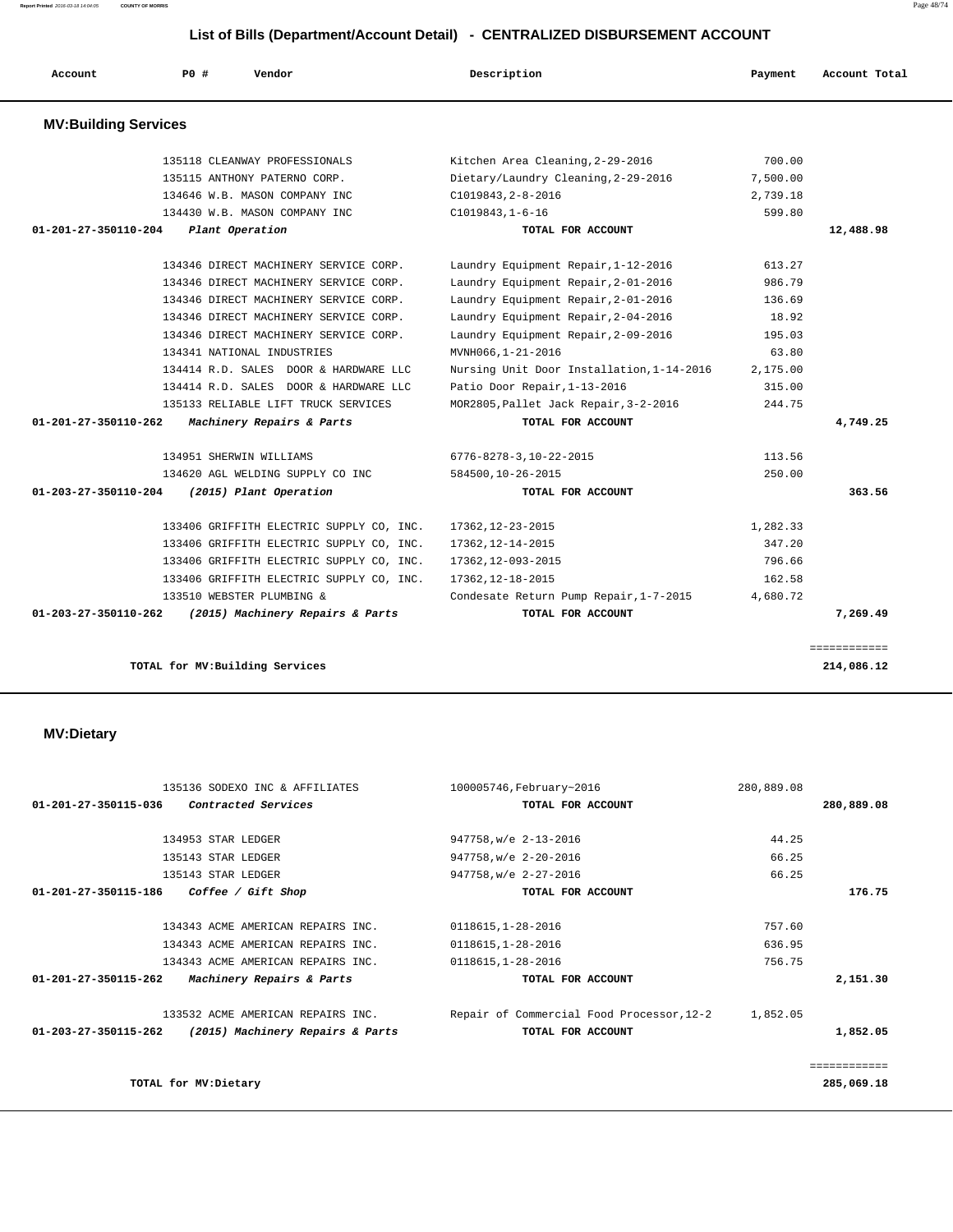# List of Bills (Department/Account Detail) - CENTRALIZED DISBURSEMENT ACCOUNT

| Account | PO # | Vendor | Description | Payment | Account Total |
|---|---|---|---|---|---|

## MV:Building Services

| Account | PO # | Vendor | Description | Payment | Account Total |
|---|---|---|---|---|---|
| | 135118 | CLEANWAY PROFESSIONALS | Kitchen Area Cleaning,2-29-2016 | 700.00 | |
| | 135115 | ANTHONY PATERNO CORP. | Dietary/Laundry Cleaning,2-29-2016 | 7,500.00 | |
| | 134646 | W.B. MASON COMPANY INC | C1019843,2-8-2016 | 2,739.18 | |
| | 134430 | W.B. MASON COMPANY INC | C1019843,1-6-16 | 599.80 | |
| **01-201-27-350110-204** | | ***Plant Operation*** | **TOTAL FOR ACCOUNT** | | **12,488.98** |
| | 134346 | DIRECT MACHINERY SERVICE CORP. | Laundry Equipment Repair,1-12-2016 | 613.27 | |
| | 134346 | DIRECT MACHINERY SERVICE CORP. | Laundry Equipment Repair,2-01-2016 | 986.79 | |
| | 134346 | DIRECT MACHINERY SERVICE CORP. | Laundry Equipment Repair,2-01-2016 | 136.69 | |
| | 134346 | DIRECT MACHINERY SERVICE CORP. | Laundry Equipment Repair,2-04-2016 | 18.92 | |
| | 134346 | DIRECT MACHINERY SERVICE CORP. | Laundry Equipment Repair,2-09-2016 | 195.03 | |
| | 134341 | NATIONAL INDUSTRIES | MVNH066,1-21-2016 | 63.80 | |
| | 134414 | R.D. SALES DOOR & HARDWARE LLC | Nursing Unit Door Installation,1-14-2016 | 2,175.00 | |
| | 134414 | R.D. SALES DOOR & HARDWARE LLC | Patio Door Repair,1-13-2016 | 315.00 | |
| | 135133 | RELIABLE LIFT TRUCK SERVICES | MOR2805,Pallet Jack Repair,3-2-2016 | 244.75 | |
| **01-201-27-350110-262** | | ***Machinery Repairs & Parts*** | **TOTAL FOR ACCOUNT** | | **4,749.25** |
| | 134951 | SHERWIN WILLIAMS | 6776-8278-3,10-22-2015 | 113.56 | |
| | 134620 | AGL WELDING SUPPLY CO INC | 584500,10-26-2015 | 250.00 | |
| **01-203-27-350110-204** | | ***(2015) Plant Operation*** | **TOTAL FOR ACCOUNT** | | **363.56** |
| | 133406 | GRIFFITH ELECTRIC SUPPLY CO, INC. | 17362,12-23-2015 | 1,282.33 | |
| | 133406 | GRIFFITH ELECTRIC SUPPLY CO, INC. | 17362,12-14-2015 | 347.20 | |
| | 133406 | GRIFFITH ELECTRIC SUPPLY CO, INC. | 17362,12-093-2015 | 796.66 | |
| | 133406 | GRIFFITH ELECTRIC SUPPLY CO, INC. | 17362,12-18-2015 | 162.58 | |
| | 133510 | WEBSTER PLUMBING & | Condesate Return Pump Repair,1-7-2015 | 4,680.72 | |
| **01-203-27-350110-262** | | ***(2015) Machinery Repairs & Parts*** | **TOTAL FOR ACCOUNT** | | **7,269.49** |
| | | | | | ============ |
| | | **TOTAL for MV:Building Services** | | | **214,086.12** |

## MV:Dietary

| Account | PO # | Vendor | Description | Payment | Account Total |
|---|---|---|---|---|---|
| | 135136 | SODEXO INC & AFFILIATES | 100005746,February~2016 | 280,889.08 | |
| **01-201-27-350115-036** | | ***Contracted Services*** | **TOTAL FOR ACCOUNT** | | **280,889.08** |
| | 134953 | STAR LEDGER | 947758,w/e 2-13-2016 | 44.25 | |
| | 135143 | STAR LEDGER | 947758,w/e 2-20-2016 | 66.25 | |
| | 135143 | STAR LEDGER | 947758,w/e 2-27-2016 | 66.25 | |
| **01-201-27-350115-186** | | ***Coffee / Gift Shop*** | **TOTAL FOR ACCOUNT** | | **176.75** |
| | 134343 | ACME AMERICAN REPAIRS INC. | 0118615,1-28-2016 | 757.60 | |
| | 134343 | ACME AMERICAN REPAIRS INC. | 0118615,1-28-2016 | 636.95 | |
| | 134343 | ACME AMERICAN REPAIRS INC. | 0118615,1-28-2016 | 756.75 | |
| **01-201-27-350115-262** | | ***Machinery Repairs & Parts*** | **TOTAL FOR ACCOUNT** | | **2,151.30** |
| | 133532 | ACME AMERICAN REPAIRS INC. | Repair of Commercial Food Processor,12-2 | 1,852.05 | |
| **01-203-27-350115-262** | | ***(2015) Machinery Repairs & Parts*** | **TOTAL FOR ACCOUNT** | | **1,852.05** |
| | | | | | ============ |
| | | **TOTAL for MV:Dietary** | | | **285,069.18** |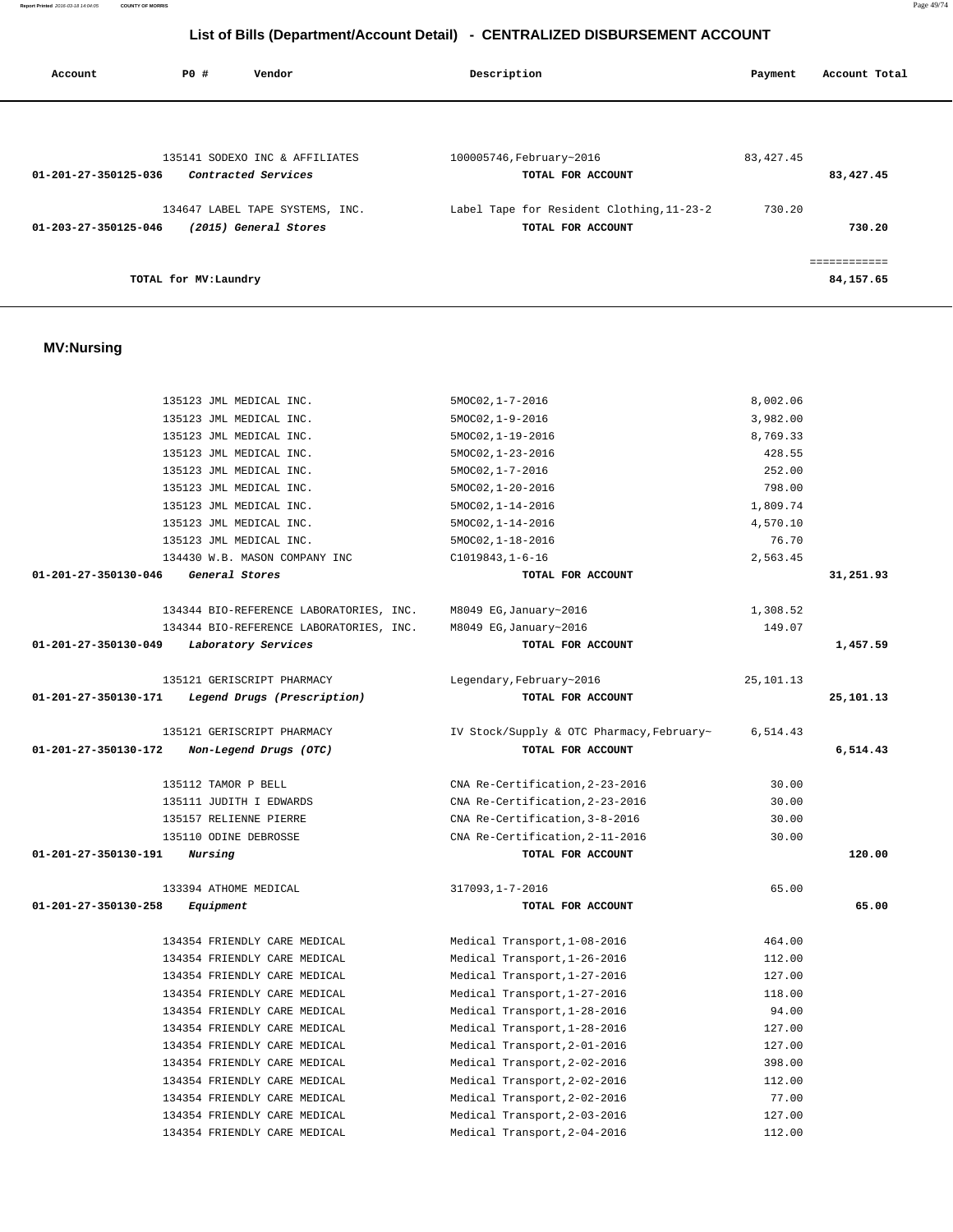## List of Bills (Department/Account Detail) - CENTRALIZED DISBURSEMENT ACCOUNT

| Account | PO # | Vendor | Description | Payment | Account Total |
|---|---|---|---|---|---|
| | 135141 | SODEXO INC & AFFILIATES | 100005746,February~2016 | 83,427.45 | |
| 01-201-27-350125-036 | | *Contracted Services* | TOTAL FOR ACCOUNT | | 83,427.45 |
| | 134647 | LABEL TAPE SYSTEMS, INC. | Label Tape for Resident Clothing,11-23-2 | 730.20 | |
| 01-203-27-350125-046 | | *(2015) General Stores* | TOTAL FOR ACCOUNT | | 730.20 |
| | | | | | ============ |
| | | TOTAL for MV:Laundry | | | 84,157.65 |

## MV:Nursing

| Account | PO # | Vendor | Description | Payment | Account Total |
|---|---|---|---|---|---|
| | 135123 | JML MEDICAL INC. | 5MOC02,1-7-2016 | 8,002.06 | |
| | 135123 | JML MEDICAL INC. | 5MOC02,1-9-2016 | 3,982.00 | |
| | 135123 | JML MEDICAL INC. | 5MOC02,1-19-2016 | 8,769.33 | |
| | 135123 | JML MEDICAL INC. | 5MOC02,1-23-2016 | 428.55 | |
| | 135123 | JML MEDICAL INC. | 5MOC02,1-7-2016 | 252.00 | |
| | 135123 | JML MEDICAL INC. | 5MOC02,1-20-2016 | 798.00 | |
| | 135123 | JML MEDICAL INC. | 5MOC02,1-14-2016 | 1,809.74 | |
| | 135123 | JML MEDICAL INC. | 5MOC02,1-14-2016 | 4,570.10 | |
| | 135123 | JML MEDICAL INC. | 5MOC02,1-18-2016 | 76.70 | |
| | 134430 | W.B. MASON COMPANY INC | C1019843,1-6-16 | 2,563.45 | |
| 01-201-27-350130-046 | | *General Stores* | TOTAL FOR ACCOUNT | | 31,251.93 |
| | 134344 | BIO-REFERENCE LABORATORIES, INC. | M8049 EG,January~2016 | 1,308.52 | |
| | 134344 | BIO-REFERENCE LABORATORIES, INC. | M8049 EG,January~2016 | 149.07 | |
| 01-201-27-350130-049 | | *Laboratory Services* | TOTAL FOR ACCOUNT | | 1,457.59 |
| | 135121 | GERISCRIPT PHARMACY | Legendary,February~2016 | 25,101.13 | |
| 01-201-27-350130-171 | | *Legend Drugs (Prescription)* | TOTAL FOR ACCOUNT | | 25,101.13 |
| | 135121 | GERISCRIPT PHARMACY | IV Stock/Supply & OTC Pharmacy,February~ | 6,514.43 | |
| 01-201-27-350130-172 | | *Non-Legend Drugs (OTC)* | TOTAL FOR ACCOUNT | | 6,514.43 |
| | 135112 | TAMOR P BELL | CNA Re-Certification,2-23-2016 | 30.00 | |
| | 135111 | JUDITH I EDWARDS | CNA Re-Certification,2-23-2016 | 30.00 | |
| | 135157 | RELIENNE PIERRE | CNA Re-Certification,3-8-2016 | 30.00 | |
| | 135110 | ODINE DEBROSSE | CNA Re-Certification,2-11-2016 | 30.00 | |
| 01-201-27-350130-191 | | *Nursing* | TOTAL FOR ACCOUNT | | 120.00 |
| | 133394 | ATHOME MEDICAL | 317093,1-7-2016 | 65.00 | |
| 01-201-27-350130-258 | | *Equipment* | TOTAL FOR ACCOUNT | | 65.00 |
| | 134354 | FRIENDLY CARE MEDICAL | Medical Transport,1-08-2016 | 464.00 | |
| | 134354 | FRIENDLY CARE MEDICAL | Medical Transport,1-26-2016 | 112.00 | |
| | 134354 | FRIENDLY CARE MEDICAL | Medical Transport,1-27-2016 | 127.00 | |
| | 134354 | FRIENDLY CARE MEDICAL | Medical Transport,1-27-2016 | 118.00 | |
| | 134354 | FRIENDLY CARE MEDICAL | Medical Transport,1-28-2016 | 94.00 | |
| | 134354 | FRIENDLY CARE MEDICAL | Medical Transport,1-28-2016 | 127.00 | |
| | 134354 | FRIENDLY CARE MEDICAL | Medical Transport,2-01-2016 | 127.00 | |
| | 134354 | FRIENDLY CARE MEDICAL | Medical Transport,2-02-2016 | 398.00 | |
| | 134354 | FRIENDLY CARE MEDICAL | Medical Transport,2-02-2016 | 112.00 | |
| | 134354 | FRIENDLY CARE MEDICAL | Medical Transport,2-02-2016 | 77.00 | |
| | 134354 | FRIENDLY CARE MEDICAL | Medical Transport,2-03-2016 | 127.00 | |
| | 134354 | FRIENDLY CARE MEDICAL | Medical Transport,2-04-2016 | 112.00 | |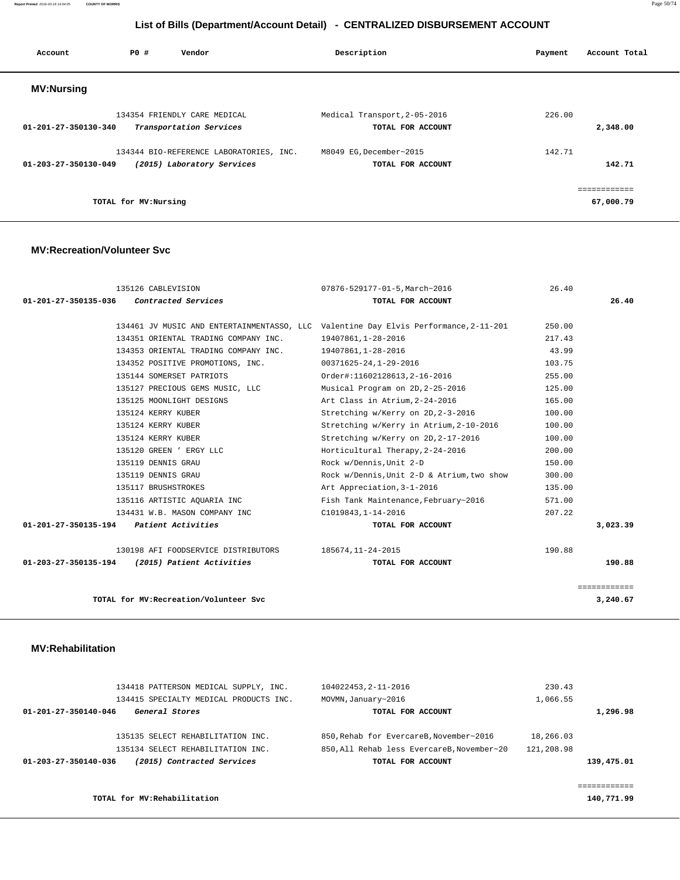# List of Bills (Department/Account Detail) - CENTRALIZED DISBURSEMENT ACCOUNT

| Account | PO # | Vendor | Description | Payment | Account Total |
|---|---|---|---|---|---|

## MV:Nursing

| Account | PO # | Vendor | Description | Payment | Account Total |
|---|---|---|---|---|---|
| | 134354 | FRIENDLY CARE MEDICAL | Medical Transport,2-05-2016 | 226.00 | |
| **01-201-27-350130-340** | | *Transportation Services* | **TOTAL FOR ACCOUNT** | | **2,348.00** |
| | 134344 | BIO-REFERENCE LABORATORIES, INC. | M8049 EG,December~2015 | 142.71 | |
| **01-203-27-350130-049** | | *(2015) Laboratory Services* | **TOTAL FOR ACCOUNT** | | **142.71** |
| | | | | | ============ |
| | | **TOTAL for MV:Nursing** | | | **67,000.79** |

## MV:Recreation/Volunteer Svc

| Account | PO # | Vendor | Description | Payment | Account Total |
|---|---|---|---|---|---|
| | 135126 | CABLEVISION | 07876-529177-01-5,March~2016 | 26.40 | |
| **01-201-27-350135-036** | | *Contracted Services* | **TOTAL FOR ACCOUNT** | | **26.40** |
| | 134461 | JV MUSIC AND ENTERTAINMENTASSO, LLC | Valentine Day Elvis Performance,2-11-201 | 250.00 | |
| | 134351 | ORIENTAL TRADING COMPANY INC. | 19407861,1-28-2016 | 217.43 | |
| | 134353 | ORIENTAL TRADING COMPANY INC. | 19407861,1-28-2016 | 43.99 | |
| | 134352 | POSITIVE PROMOTIONS, INC. | 00371625-24,1-29-2016 | 103.75 | |
| | 135144 | SOMERSET PATRIOTS | Order#:11602128613,2-16-2016 | 255.00 | |
| | 135127 | PRECIOUS GEMS MUSIC, LLC | Musical Program on 2D,2-25-2016 | 125.00 | |
| | 135125 | MOONLIGHT DESIGNS | Art Class in Atrium,2-24-2016 | 165.00 | |
| | 135124 | KERRY KUBER | Stretching w/Kerry on 2D,2-3-2016 | 100.00 | |
| | 135124 | KERRY KUBER | Stretching w/Kerry in Atrium,2-10-2016 | 100.00 | |
| | 135124 | KERRY KUBER | Stretching w/Kerry on 2D,2-17-2016 | 100.00 | |
| | 135120 | GREEN ' ERGY LLC | Horticultural Therapy,2-24-2016 | 200.00 | |
| | 135119 | DENNIS GRAU | Rock w/Dennis,Unit 2-D | 150.00 | |
| | 135119 | DENNIS GRAU | Rock w/Dennis,Unit 2-D & Atrium,two show | 300.00 | |
| | 135117 | BRUSHSTROKES | Art Appreciation,3-1-2016 | 135.00 | |
| | 135116 | ARTISTIC AQUARIA INC | Fish Tank Maintenance,February~2016 | 571.00 | |
| | 134431 | W.B. MASON COMPANY INC | C1019843,1-14-2016 | 207.22 | |
| **01-201-27-350135-194** | | *Patient Activities* | **TOTAL FOR ACCOUNT** | | **3,023.39** |
| | 130198 | AFI FOODSERVICE DISTRIBUTORS | 185674,11-24-2015 | 190.88 | |
| **01-203-27-350135-194** | | *(2015) Patient Activities* | **TOTAL FOR ACCOUNT** | | **190.88** |
| | | | | | ============ |
| | | **TOTAL for MV:Recreation/Volunteer Svc** | | | **3,240.67** |

## MV:Rehabilitation

| Account | PO # | Vendor | Description | Payment | Account Total |
|---|---|---|---|---|---|
| | 134418 | PATTERSON MEDICAL SUPPLY, INC. | 104022453,2-11-2016 | 230.43 | |
| | 134415 | SPECIALTY MEDICAL PRODUCTS INC. | MOVMN,January~2016 | 1,066.55 | |
| **01-201-27-350140-046** | | *General Stores* | **TOTAL FOR ACCOUNT** | | **1,296.98** |
| | 135135 | SELECT REHABILITATION INC. | 850,Rehab for EvercareB,November~2016 | 18,266.03 | |
| | 135134 | SELECT REHABILITATION INC. | 850,All Rehab less EvercareB,November~20 | 121,208.98 | |
| **01-203-27-350140-036** | | *(2015) Contracted Services* | **TOTAL FOR ACCOUNT** | | **139,475.01** |
| | | | | | ============ |
| | | **TOTAL for MV:Rehabilitation** | | | **140,771.99** |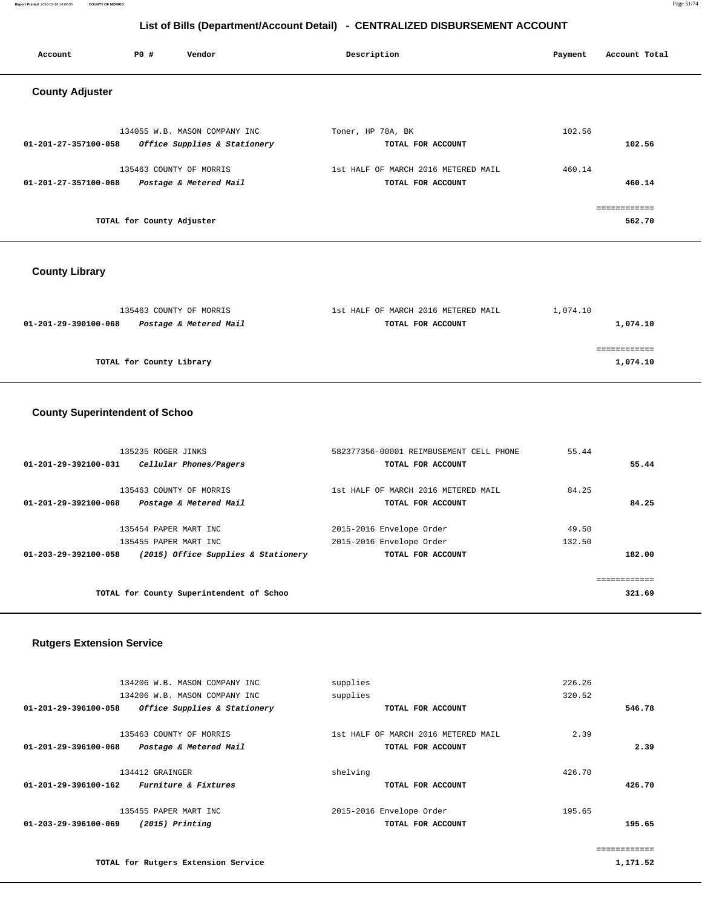# List of Bills (Department/Account Detail) - CENTRALIZED DISBURSEMENT ACCOUNT

| Account | PO # | Vendor | Description | Payment | Account Total |
|---|---|---|---|---|---|

## County Adjuster

| Account | PO # | Vendor | Description | Payment | Account Total |
|---|---|---|---|---|---|
| | 134055 | W.B. MASON COMPANY INC | Toner, HP 78A, BK | 102.56 | |
| 01-201-27-357100-058 | | *Office Supplies & Stationery* | TOTAL FOR ACCOUNT | | 102.56 |
| | 135463 | COUNTY OF MORRIS | 1st HALF OF MARCH 2016 METERED MAIL | 460.14 | |
| 01-201-27-357100-068 | | *Postage & Metered Mail* | TOTAL FOR ACCOUNT | | 460.14 |
| | | | | | ============ |
| | | TOTAL for County Adjuster | | | 562.70 |

## County Library

| Account | PO # | Vendor | Description | Payment | Account Total |
|---|---|---|---|---|---|
| | 135463 | COUNTY OF MORRIS | 1st HALF OF MARCH 2016 METERED MAIL | 1,074.10 | |
| 01-201-29-390100-068 | | *Postage & Metered Mail* | TOTAL FOR ACCOUNT | | 1,074.10 |
| | | | | | ============ |
| | | TOTAL for County Library | | | 1,074.10 |

## County Superintendent of Schoo

| Account | PO # | Vendor | Description | Payment | Account Total |
|---|---|---|---|---|---|
| | 135235 | ROGER JINKS | 582377356-00001 REIMBUSEMENT CELL PHONE | 55.44 | |
| 01-201-29-392100-031 | | *Cellular Phones/Pagers* | TOTAL FOR ACCOUNT | | 55.44 |
| | 135463 | COUNTY OF MORRIS | 1st HALF OF MARCH 2016 METERED MAIL | 84.25 | |
| 01-201-29-392100-068 | | *Postage & Metered Mail* | TOTAL FOR ACCOUNT | | 84.25 |
| | 135454 | PAPER MART INC | 2015-2016 Envelope Order | 49.50 | |
| | 135455 | PAPER MART INC | 2015-2016 Envelope Order | 132.50 | |
| 01-203-29-392100-058 | | *(2015) Office Supplies & Stationery* | TOTAL FOR ACCOUNT | | 182.00 |
| | | | | | ============ |
| | | TOTAL for County Superintendent of Schoo | | | 321.69 |

## Rutgers Extension Service

| Account | PO # | Vendor | Description | Payment | Account Total |
|---|---|---|---|---|---|
| | 134206 | W.B. MASON COMPANY INC | supplies | 226.26 | |
| | 134206 | W.B. MASON COMPANY INC | supplies | 320.52 | |
| 01-201-29-396100-058 | | *Office Supplies & Stationery* | TOTAL FOR ACCOUNT | | 546.78 |
| | 135463 | COUNTY OF MORRIS | 1st HALF OF MARCH 2016 METERED MAIL | 2.39 | |
| 01-201-29-396100-068 | | *Postage & Metered Mail* | TOTAL FOR ACCOUNT | | 2.39 |
| | 134412 | GRAINGER | shelving | 426.70 | |
| 01-201-29-396100-162 | | *Furniture & Fixtures* | TOTAL FOR ACCOUNT | | 426.70 |
| | 135455 | PAPER MART INC | 2015-2016 Envelope Order | 195.65 | |
| 01-203-29-396100-069 | | *(2015) Printing* | TOTAL FOR ACCOUNT | | 195.65 |
| | | | | | ============ |
| | | TOTAL for Rutgers Extension Service | | | 1,171.52 |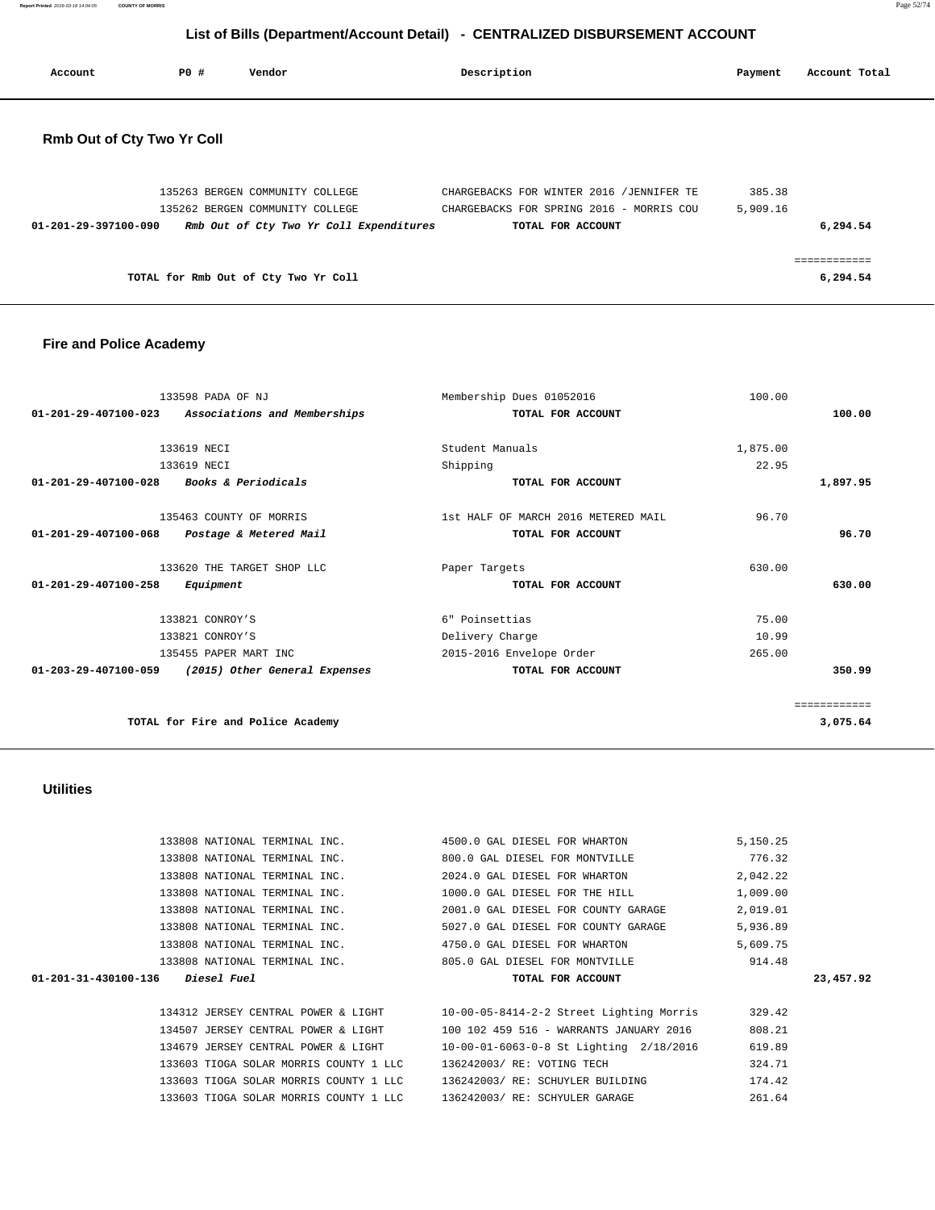## List of Bills (Department/Account Detail) - CENTRALIZED DISBURSEMENT ACCOUNT

| Account | PO # | Vendor | Description | Payment | Account Total |
|---|---|---|---|---|---|

### Rmb Out of Cty Two Yr Coll

| Account | PO # | Vendor | Description | Payment | Account Total |
|---|---|---|---|---|---|
| | 135263 | BERGEN COMMUNITY COLLEGE | CHARGEBACKS FOR WINTER 2016 /JENNIFER TE | 385.38 | |
| | 135262 | BERGEN COMMUNITY COLLEGE | CHARGEBACKS FOR SPRING 2016 - MORRIS COU | 5,909.16 | |
| **01-201-29-397100-090** | | ***Rmb Out of Cty Two Yr Coll Expenditures*** | **TOTAL FOR ACCOUNT** | | **6,294.54** |
| | | | | | ============ |
| | | **TOTAL for Rmb Out of Cty Two Yr Coll** | | | **6,294.54** |

### Fire and Police Academy

| Account | PO # | Vendor | Description | Payment | Account Total |
|---|---|---|---|---|---|
| | 133598 | PADA OF NJ | Membership Dues 01052016 | 100.00 | |
| **01-201-29-407100-023** | | ***Associations and Memberships*** | **TOTAL FOR ACCOUNT** | | **100.00** |
| | 133619 | NECI | Student Manuals | 1,875.00 | |
| | 133619 | NECI | Shipping | 22.95 | |
| **01-201-29-407100-028** | | ***Books & Periodicals*** | **TOTAL FOR ACCOUNT** | | **1,897.95** |
| | 135463 | COUNTY OF MORRIS | 1st HALF OF MARCH 2016 METERED MAIL | 96.70 | |
| **01-201-29-407100-068** | | ***Postage & Metered Mail*** | **TOTAL FOR ACCOUNT** | | **96.70** |
| | 133620 | THE TARGET SHOP LLC | Paper Targets | 630.00 | |
| **01-201-29-407100-258** | | ***Equipment*** | **TOTAL FOR ACCOUNT** | | **630.00** |
| | 133821 | CONROY'S | 6" Poinsettias | 75.00 | |
| | 133821 | CONROY'S | Delivery Charge | 10.99 | |
| | 135455 | PAPER MART INC | 2015-2016 Envelope Order | 265.00 | |
| **01-203-29-407100-059** | | ***(2015) Other General Expenses*** | **TOTAL FOR ACCOUNT** | | **350.99** |
| | | | | | ============ |
| | | **TOTAL for Fire and Police Academy** | | | **3,075.64** |

### Utilities

| Account | PO # | Vendor | Description | Payment | Account Total |
|---|---|---|---|---|---|
| | 133808 | NATIONAL TERMINAL INC. | 4500.0 GAL DIESEL FOR WHARTON | 5,150.25 | |
| | 133808 | NATIONAL TERMINAL INC. | 800.0 GAL DIESEL FOR MONTVILLE | 776.32 | |
| | 133808 | NATIONAL TERMINAL INC. | 2024.0 GAL DIESEL FOR WHARTON | 2,042.22 | |
| | 133808 | NATIONAL TERMINAL INC. | 1000.0 GAL DIESEL FOR THE HILL | 1,009.00 | |
| | 133808 | NATIONAL TERMINAL INC. | 2001.0 GAL DIESEL FOR COUNTY GARAGE | 2,019.01 | |
| | 133808 | NATIONAL TERMINAL INC. | 5027.0 GAL DIESEL FOR COUNTY GARAGE | 5,936.89 | |
| | 133808 | NATIONAL TERMINAL INC. | 4750.0 GAL DIESEL FOR WHARTON | 5,609.75 | |
| | 133808 | NATIONAL TERMINAL INC. | 805.0 GAL DIESEL FOR MONTVILLE | 914.48 | |
| **01-201-31-430100-136** | | ***Diesel Fuel*** | **TOTAL FOR ACCOUNT** | | **23,457.92** |
| | 134312 | JERSEY CENTRAL POWER & LIGHT | 10-00-05-8414-2-2 Street Lighting Morris | 329.42 | |
| | 134507 | JERSEY CENTRAL POWER & LIGHT | 100 102 459 516 - WARRANTS JANUARY 2016 | 808.21 | |
| | 134679 | JERSEY CENTRAL POWER & LIGHT | 10-00-01-6063-0-8 St Lighting 2/18/2016 | 619.89 | |
| | 133603 | TIOGA SOLAR MORRIS COUNTY 1 LLC | 136242003/ RE: VOTING TECH | 324.71 | |
| | 133603 | TIOGA SOLAR MORRIS COUNTY 1 LLC | 136242003/ RE: SCHUYLER BUILDING | 174.42 | |
| | 133603 | TIOGA SOLAR MORRIS COUNTY 1 LLC | 136242003/ RE: SCHYULER GARAGE | 261.64 | |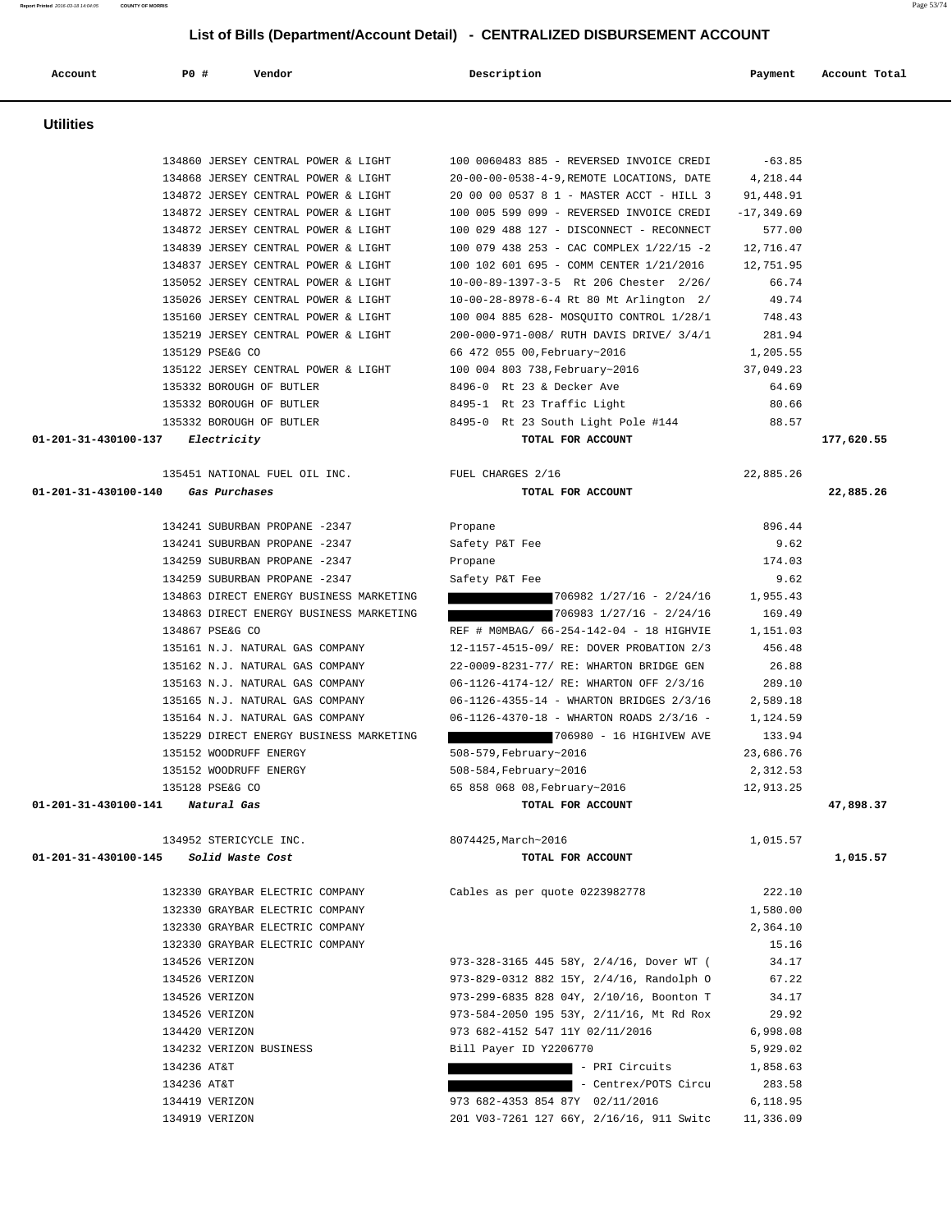## List of Bills (Department/Account Detail) - CENTRALIZED DISBURSEMENT ACCOUNT

| Account | PO # | Vendor | Description | Payment | Account Total |
|---|---|---|---|---|---|

### Utilities

| Account | PO # | Vendor | Description | Payment | Account Total |
|---|---|---|---|---|---|
| | 134860 | JERSEY CENTRAL POWER & LIGHT | 100 0060483 885 - REVERSED INVOICE CREDI | -63.85 | |
| | 134868 | JERSEY CENTRAL POWER & LIGHT | 20-00-00-0538-4-9,REMOTE LOCATIONS, DATE | 4,218.44 | |
| | 134872 | JERSEY CENTRAL POWER & LIGHT | 20 00 00 0537 8 1 - MASTER ACCT - HILL 3 | 91,448.91 | |
| | 134872 | JERSEY CENTRAL POWER & LIGHT | 100 005 599 099 - REVERSED INVOICE CREDI | -17,349.69 | |
| | 134872 | JERSEY CENTRAL POWER & LIGHT | 100 029 488 127 - DISCONNECT - RECONNECT | 577.00 | |
| | 134839 | JERSEY CENTRAL POWER & LIGHT | 100 079 438 253 - CAC COMPLEX 1/22/15 -2 | 12,716.47 | |
| | 134837 | JERSEY CENTRAL POWER & LIGHT | 100 102 601 695 - COMM CENTER 1/21/2016 | 12,751.95 | |
| | 135052 | JERSEY CENTRAL POWER & LIGHT | 10-00-89-1397-3-5 Rt 206 Chester 2/26/ | 66.74 | |
| | 135026 | JERSEY CENTRAL POWER & LIGHT | 10-00-28-8978-6-4 Rt 80 Mt Arlington 2/ | 49.74 | |
| | 135160 | JERSEY CENTRAL POWER & LIGHT | 100 004 885 628- MOSQUITO CONTROL 1/28/1 | 748.43 | |
| | 135219 | JERSEY CENTRAL POWER & LIGHT | 200-000-971-008/ RUTH DAVIS DRIVE/ 3/4/1 | 281.94 | |
| | 135129 | PSE&G CO | 66 472 055 00,February~2016 | 1,205.55 | |
| | 135122 | JERSEY CENTRAL POWER & LIGHT | 100 004 803 738,February~2016 | 37,049.23 | |
| | 135332 | BOROUGH OF BUTLER | 8496-0 Rt 23 & Decker Ave | 64.69 | |
| | 135332 | BOROUGH OF BUTLER | 8495-1 Rt 23 Traffic Light | 80.66 | |
| | 135332 | BOROUGH OF BUTLER | 8495-0 Rt 23 South Light Pole #144 | 88.57 | |
| **01-201-31-430100-137** | | ***Electricity*** | **TOTAL FOR ACCOUNT** | | **177,620.55** |
| | 135451 | NATIONAL FUEL OIL INC. | FUEL CHARGES 2/16 | 22,885.26 | |
| **01-201-31-430100-140** | | ***Gas Purchases*** | **TOTAL FOR ACCOUNT** | | **22,885.26** |
| | 134241 | SUBURBAN PROPANE -2347 | Propane | 896.44 | |
| | 134241 | SUBURBAN PROPANE -2347 | Safety P&T Fee | 9.62 | |
| | 134259 | SUBURBAN PROPANE -2347 | Propane | 174.03 | |
| | 134259 | SUBURBAN PROPANE -2347 | Safety P&T Fee | 9.62 | |
| | 134863 | DIRECT ENERGY BUSINESS MARKETING | 706982 1/27/16 - 2/24/16 | 1,955.43 | |
| | 134863 | DIRECT ENERGY BUSINESS MARKETING | 706983 1/27/16 - 2/24/16 | 169.49 | |
| | 134867 | PSE&G CO | REF # M0MBAG/ 66-254-142-04 - 18 HIGHVIE | 1,151.03 | |
| | 135161 | N.J. NATURAL GAS COMPANY | 12-1157-4515-09/ RE: DOVER PROBATION 2/3 | 456.48 | |
| | 135162 | N.J. NATURAL GAS COMPANY | 22-0009-8231-77/ RE: WHARTON BRIDGE GEN | 26.88 | |
| | 135163 | N.J. NATURAL GAS COMPANY | 06-1126-4174-12/ RE: WHARTON OFF 2/3/16 | 289.10 | |
| | 135165 | N.J. NATURAL GAS COMPANY | 06-1126-4355-14 - WHARTON BRIDGES 2/3/16 | 2,589.18 | |
| | 135164 | N.J. NATURAL GAS COMPANY | 06-1126-4370-18 - WHARTON ROADS 2/3/16 - | 1,124.59 | |
| | 135229 | DIRECT ENERGY BUSINESS MARKETING | 706980 - 16 HIGHIVEW AVE | 133.94 | |
| | 135152 | WOODRUFF ENERGY | 508-579,February~2016 | 23,686.76 | |
| | 135152 | WOODRUFF ENERGY | 508-584,February~2016 | 2,312.53 | |
| | 135128 | PSE&G CO | 65 858 068 08,February~2016 | 12,913.25 | |
| **01-201-31-430100-141** | | ***Natural Gas*** | **TOTAL FOR ACCOUNT** | | **47,898.37** |
| | 134952 | STERICYCLE INC. | 8074425,March~2016 | 1,015.57 | |
| **01-201-31-430100-145** | | ***Solid Waste Cost*** | **TOTAL FOR ACCOUNT** | | **1,015.57** |
| | 132330 | GRAYBAR ELECTRIC COMPANY | Cables as per quote 0223982778 | 222.10 | |
| | 132330 | GRAYBAR ELECTRIC COMPANY | | 1,580.00 | |
| | 132330 | GRAYBAR ELECTRIC COMPANY | | 2,364.10 | |
| | 132330 | GRAYBAR ELECTRIC COMPANY | | 15.16 | |
| | 134526 | VERIZON | 973-328-3165 445 58Y, 2/4/16, Dover WT ( | 34.17 | |
| | 134526 | VERIZON | 973-829-0312 882 15Y, 2/4/16, Randolph O | 67.22 | |
| | 134526 | VERIZON | 973-299-6835 828 04Y, 2/10/16, Boonton T | 34.17 | |
| | 134526 | VERIZON | 973-584-2050 195 53Y, 2/11/16, Mt Rd Rox | 29.92 | |
| | 134420 | VERIZON | 973 682-4152 547 11Y 02/11/2016 | 6,998.08 | |
| | 134232 | VERIZON BUSINESS | Bill Payer ID Y2206770 | 5,929.02 | |
| | 134236 | AT&T | - PRI Circuits | 1,858.63 | |
| | 134236 | AT&T | - Centrex/POTS Circu | 283.58 | |
| | 134419 | VERIZON | 973 682-4353 854 87Y 02/11/2016 | 6,118.95 | |
| | 134919 | VERIZON | 201 V03-7261 127 66Y, 2/16/16, 911 Switc | 11,336.09 | |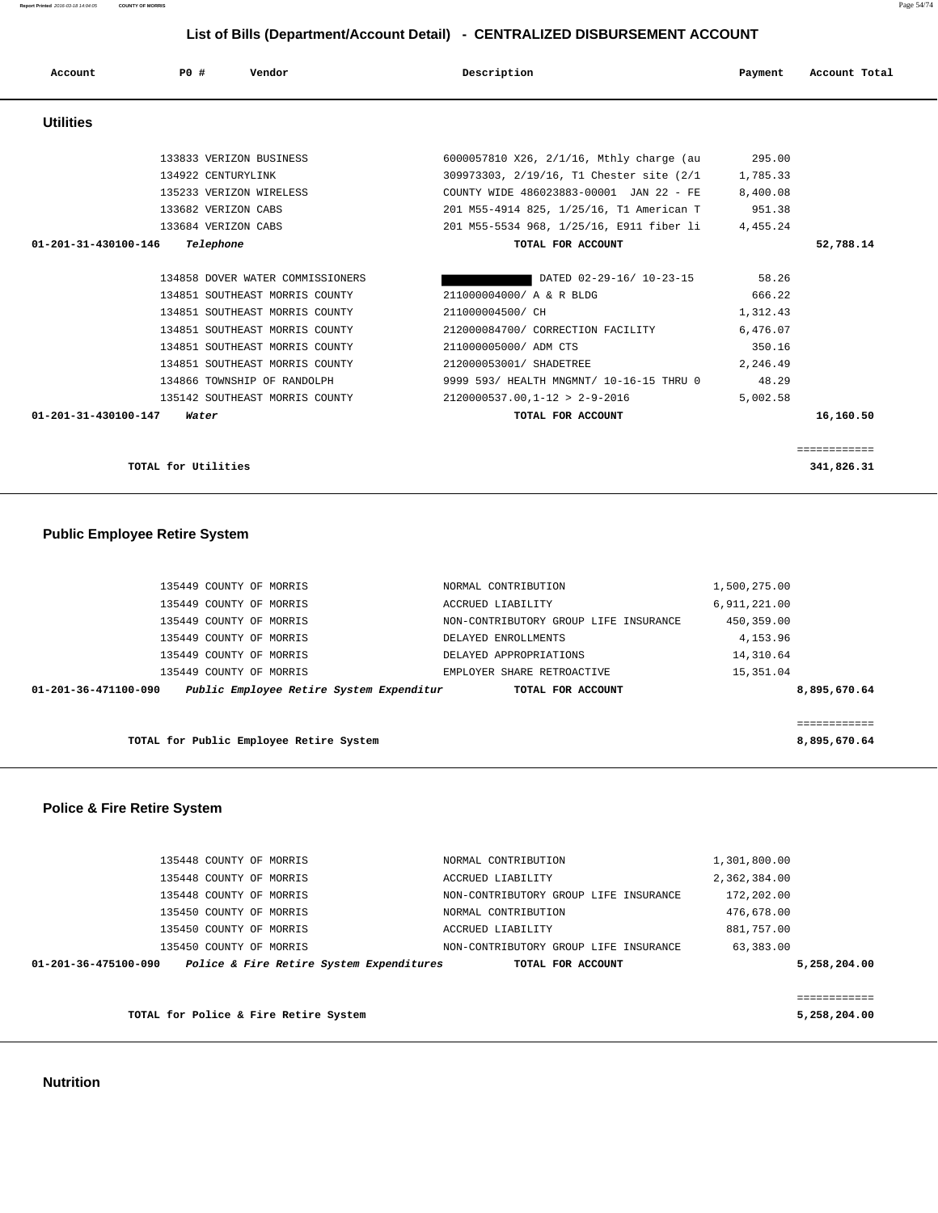## List of Bills (Department/Account Detail) - CENTRALIZED DISBURSEMENT ACCOUNT

| Account | PO # | Vendor | Description | Payment | Account Total |
|---|---|---|---|---|---|

### Utilities

| Account | PO # | Vendor | Description | Payment | Account Total |
|---|---|---|---|---|---|
| | 133833 | VERIZON BUSINESS | 6000057810 X26, 2/1/16, Mthly charge (au | 295.00 | |
| | 134922 | CENTURYLINK | 309973303, 2/19/16, T1 Chester site (2/1 | 1,785.33 | |
| | 135233 | VERIZON WIRELESS | COUNTY WIDE 486023883-00001 JAN 22 - FE | 8,400.08 | |
| | 133682 | VERIZON CABS | 201 M55-4914 825, 1/25/16, T1 American T | 951.38 | |
| | 133684 | VERIZON CABS | 201 M55-5534 968, 1/25/16, E911 fiber li | 4,455.24 | |
| 01-201-31-430100-146 | | *Telephone* | **TOTAL FOR ACCOUNT** | | **52,788.14** |
| | 134858 | DOVER WATER COMMISSIONERS | DATED 02-29-16/ 10-23-15 | 58.26 | |
| | 134851 | SOUTHEAST MORRIS COUNTY | 211000004000/ A & R BLDG | 666.22 | |
| | 134851 | SOUTHEAST MORRIS COUNTY | 211000004500/ CH | 1,312.43 | |
| | 134851 | SOUTHEAST MORRIS COUNTY | 212000084700/ CORRECTION FACILITY | 6,476.07 | |
| | 134851 | SOUTHEAST MORRIS COUNTY | 211000005000/ ADM CTS | 350.16 | |
| | 134851 | SOUTHEAST MORRIS COUNTY | 212000053001/ SHADETREE | 2,246.49 | |
| | 134866 | TOWNSHIP OF RANDOLPH | 9999 593/ HEALTH MNGMNT/ 10-16-15 THRU 0 | 48.29 | |
| | 135142 | SOUTHEAST MORRIS COUNTY | 2120000537.00,1-12 > 2-9-2016 | 5,002.58 | |
| 01-201-31-430100-147 | | *Water* | **TOTAL FOR ACCOUNT** | | **16,160.50** |

**TOTAL for Utilities** **341,826.31**

### Public Employee Retire System

| Account | PO # | Vendor | Description | Payment | Account Total |
|---|---|---|---|---|---|
| | 135449 | COUNTY OF MORRIS | NORMAL CONTRIBUTION | 1,500,275.00 | |
| | 135449 | COUNTY OF MORRIS | ACCRUED LIABILITY | 6,911,221.00 | |
| | 135449 | COUNTY OF MORRIS | NON-CONTRIBUTORY GROUP LIFE INSURANCE | 450,359.00 | |
| | 135449 | COUNTY OF MORRIS | DELAYED ENROLLMENTS | 4,153.96 | |
| | 135449 | COUNTY OF MORRIS | DELAYED APPROPRIATIONS | 14,310.64 | |
| | 135449 | COUNTY OF MORRIS | EMPLOYER SHARE RETROACTIVE | 15,351.04 | |
| 01-201-36-471100-090 | | *Public Employee Retire System Expenditur* | **TOTAL FOR ACCOUNT** | | **8,895,670.64** |

**TOTAL for Public Employee Retire System** **8,895,670.64**

### Police & Fire Retire System

| Account | PO # | Vendor | Description | Payment | Account Total |
|---|---|---|---|---|---|
| | 135448 | COUNTY OF MORRIS | NORMAL CONTRIBUTION | 1,301,800.00 | |
| | 135448 | COUNTY OF MORRIS | ACCRUED LIABILITY | 2,362,384.00 | |
| | 135448 | COUNTY OF MORRIS | NON-CONTRIBUTORY GROUP LIFE INSURANCE | 172,202.00 | |
| | 135450 | COUNTY OF MORRIS | NORMAL CONTRIBUTION | 476,678.00 | |
| | 135450 | COUNTY OF MORRIS | ACCRUED LIABILITY | 881,757.00 | |
| | 135450 | COUNTY OF MORRIS | NON-CONTRIBUTORY GROUP LIFE INSURANCE | 63,383.00 | |
| 01-201-36-475100-090 | | *Police & Fire Retire System Expenditures* | **TOTAL FOR ACCOUNT** | | **5,258,204.00** |

**TOTAL for Police & Fire Retire System** **5,258,204.00**

### Nutrition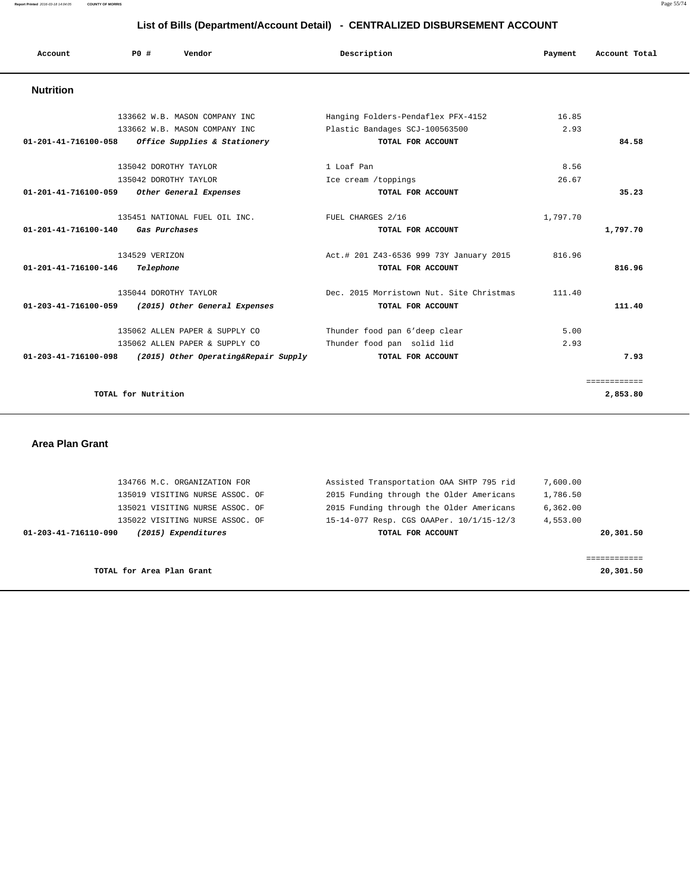# List of Bills (Department/Account Detail) - CENTRALIZED DISBURSEMENT ACCOUNT

## Nutrition

| Account | PO # | Vendor | Description | Payment | Account Total |
|---|---|---|---|---|---|
| | 133662 | W.B. MASON COMPANY INC | Hanging Folders-Pendaflex PFX-4152 | 16.85 | |
| | 133662 | W.B. MASON COMPANY INC | Plastic Bandages SCJ-100563500 | 2.93 | |
| **01-201-41-716100-058** | ***Office Supplies & Stationery*** | | **TOTAL FOR ACCOUNT** | | **84.58** |
| | 135042 | DOROTHY TAYLOR | 1 Loaf Pan | 8.56 | |
| | 135042 | DOROTHY TAYLOR | Ice cream /toppings | 26.67 | |
| **01-201-41-716100-059** | ***Other General Expenses*** | | **TOTAL FOR ACCOUNT** | | **35.23** |
| | 135451 | NATIONAL FUEL OIL INC. | FUEL CHARGES 2/16 | 1,797.70 | |
| **01-201-41-716100-140** | ***Gas Purchases*** | | **TOTAL FOR ACCOUNT** | | **1,797.70** |
| | 134529 | VERIZON | Act.# 201 Z43-6536 999 73Y January 2015 | 816.96 | |
| **01-201-41-716100-146** | ***Telephone*** | | **TOTAL FOR ACCOUNT** | | **816.96** |
| | 135044 | DOROTHY TAYLOR | Dec. 2015 Morristown Nut. Site Christmas | 111.40 | |
| **01-203-41-716100-059** | ***(2015) Other General Expenses*** | | **TOTAL FOR ACCOUNT** | | **111.40** |
| | 135062 | ALLEN PAPER & SUPPLY CO | Thunder food pan 6'deep clear | 5.00 | |
| | 135062 | ALLEN PAPER & SUPPLY CO | Thunder food pan solid lid | 2.93 | |
| **01-203-41-716100-098** | ***(2015) Other Operating&Repair Supply*** | | **TOTAL FOR ACCOUNT** | | **7.93** |
| | | | | | ============ |
| **TOTAL for Nutrition** | | | | | **2,853.80** |

## Area Plan Grant

| Account | PO # | Vendor | Description | Payment | Account Total |
|---|---|---|---|---|---|
| | 134766 | M.C. ORGANIZATION FOR | Assisted Transportation OAA SHTP 795 rid | 7,600.00 | |
| | 135019 | VISITING NURSE ASSOC. OF | 2015 Funding through the Older Americans | 1,786.50 | |
| | 135021 | VISITING NURSE ASSOC. OF | 2015 Funding through the Older Americans | 6,362.00 | |
| | 135022 | VISITING NURSE ASSOC. OF | 15-14-077 Resp. CGS OAAPer. 10/1/15-12/3 | 4,553.00 | |
| **01-203-41-716110-090** | ***(2015) Expenditures*** | | **TOTAL FOR ACCOUNT** | | **20,301.50** |
| | | | | | ============ |
| **TOTAL for Area Plan Grant** | | | | | **20,301.50** |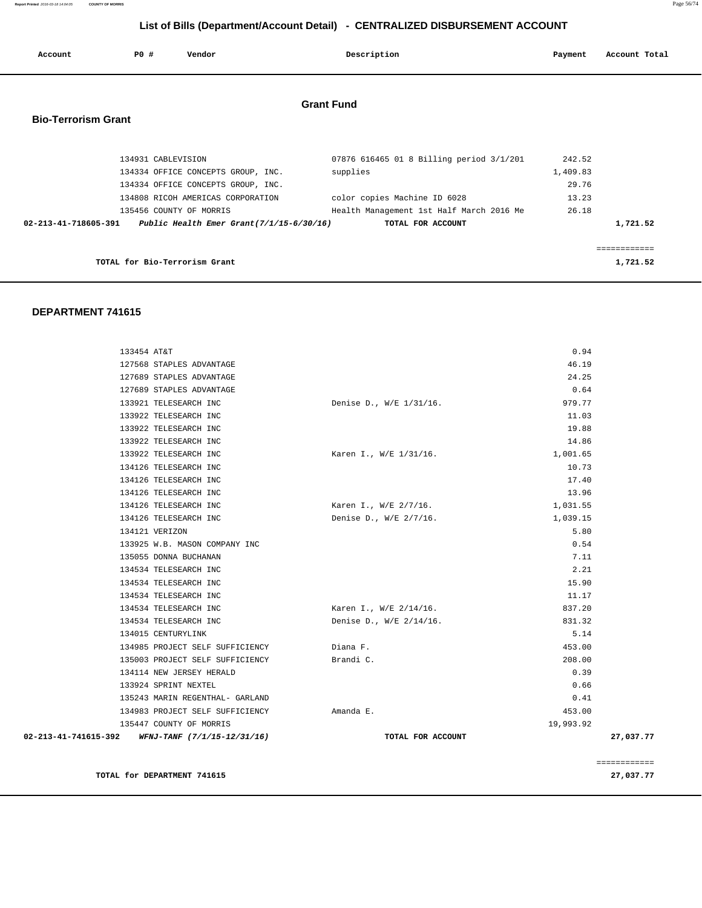# List of Bills (Department/Account Detail) - CENTRALIZED DISBURSEMENT ACCOUNT

## Grant Fund

### Bio-Terrorism Grant

| Account | PO # | Vendor | Description | Payment | Account Total |
|---|---|---|---|---|---|
| | 134931 | CABLEVISION | 07876 616465 01 8 Billing period 3/1/201 | 242.52 | |
| | 134334 | OFFICE CONCEPTS GROUP, INC. | supplies | 1,409.83 | |
| | 134334 | OFFICE CONCEPTS GROUP, INC. | | 29.76 | |
| | 134808 | RICOH AMERICAS CORPORATION | color copies Machine ID 6028 | 13.23 | |
| | 135456 | COUNTY OF MORRIS | Health Management 1st Half March 2016 Me | 26.18 | |
| **02-213-41-718605-391** | | ***Public Health Emer Grant(7/1/15-6/30/16)*** | **TOTAL FOR ACCOUNT** | | **1,721.52** |

**TOTAL for Bio-Terrorism Grant** **1,721.52**

### DEPARTMENT 741615

| Account | PO # | Vendor | Description | Payment | Account Total |
|---|---|---|---|---|---|
| | 133454 | AT&T | | 0.94 | |
| | 127568 | STAPLES ADVANTAGE | | 46.19 | |
| | 127689 | STAPLES ADVANTAGE | | 24.25 | |
| | 127689 | STAPLES ADVANTAGE | | 0.64 | |
| | 133921 | TELESEARCH INC | Denise D., W/E 1/31/16. | 979.77 | |
| | 133922 | TELESEARCH INC | | 11.03 | |
| | 133922 | TELESEARCH INC | | 19.88 | |
| | 133922 | TELESEARCH INC | | 14.86 | |
| | 133922 | TELESEARCH INC | Karen I., W/E 1/31/16. | 1,001.65 | |
| | 134126 | TELESEARCH INC | | 10.73 | |
| | 134126 | TELESEARCH INC | | 17.40 | |
| | 134126 | TELESEARCH INC | | 13.96 | |
| | 134126 | TELESEARCH INC | Karen I., W/E 2/7/16. | 1,031.55 | |
| | 134126 | TELESEARCH INC | Denise D., W/E 2/7/16. | 1,039.15 | |
| | 134121 | VERIZON | | 5.80 | |
| | 133925 | W.B. MASON COMPANY INC | | 0.54 | |
| | 135055 | DONNA BUCHANAN | | 7.11 | |
| | 134534 | TELESEARCH INC | | 2.21 | |
| | 134534 | TELESEARCH INC | | 15.90 | |
| | 134534 | TELESEARCH INC | | 11.17 | |
| | 134534 | TELESEARCH INC | Karen I., W/E 2/14/16. | 837.20 | |
| | 134534 | TELESEARCH INC | Denise D., W/E 2/14/16. | 831.32 | |
| | 134015 | CENTURYLINK | | 5.14 | |
| | 134985 | PROJECT SELF SUFFICIENCY | Diana F. | 453.00 | |
| | 135003 | PROJECT SELF SUFFICIENCY | Brandi C. | 208.00 | |
| | 134114 | NEW JERSEY HERALD | | 0.39 | |
| | 133924 | SPRINT NEXTEL | | 0.66 | |
| | 135243 | MARIN REGENTHAL- GARLAND | | 0.41 | |
| | 134983 | PROJECT SELF SUFFICIENCY | Amanda E. | 453.00 | |
| | 135447 | COUNTY OF MORRIS | | 19,993.92 | |
| **02-213-41-741615-392** | | ***WFNJ-TANF (7/1/15-12/31/16)*** | **TOTAL FOR ACCOUNT** | | **27,037.77** |

**TOTAL for DEPARTMENT 741615** **27,037.77**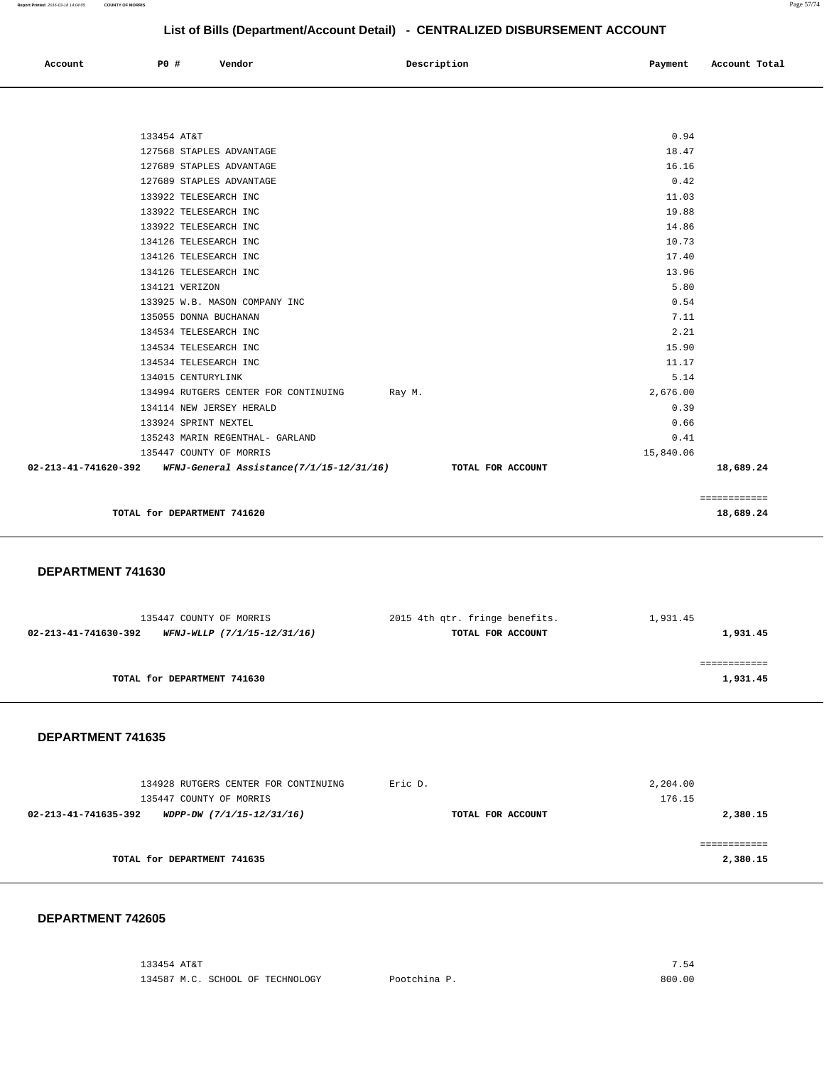## List of Bills (Department/Account Detail) - CENTRALIZED DISBURSEMENT ACCOUNT

| Account | PO # | Vendor | Description | Payment | Account Total |
|---|---|---|---|---|---|
| | 133454 | AT&T | | 0.94 | |
| | 127568 | STAPLES ADVANTAGE | | 18.47 | |
| | 127689 | STAPLES ADVANTAGE | | 16.16 | |
| | 127689 | STAPLES ADVANTAGE | | 0.42 | |
| | 133922 | TELESEARCH INC | | 11.03 | |
| | 133922 | TELESEARCH INC | | 19.88 | |
| | 133922 | TELESEARCH INC | | 14.86 | |
| | 134126 | TELESEARCH INC | | 10.73 | |
| | 134126 | TELESEARCH INC | | 17.40 | |
| | 134126 | TELESEARCH INC | | 13.96 | |
| | 134121 | VERIZON | | 5.80 | |
| | 133925 | W.B. MASON COMPANY INC | | 0.54 | |
| | 135055 | DONNA BUCHANAN | | 7.11 | |
| | 134534 | TELESEARCH INC | | 2.21 | |
| | 134534 | TELESEARCH INC | | 15.90 | |
| | 134534 | TELESEARCH INC | | 11.17 | |
| | 134015 | CENTURYLINK | | 5.14 | |
| | 134994 | RUTGERS CENTER FOR CONTINUING | Ray M. | 2,676.00 | |
| | 134114 | NEW JERSEY HERALD | | 0.39 | |
| | 133924 | SPRINT NEXTEL | | 0.66 | |
| | 135243 | MARIN REGENTHAL- GARLAND | | 0.41 | |
| | 135447 | COUNTY OF MORRIS | | 15,840.06 | |
| **02-213-41-741620-392** | | ***WFNJ-General Assistance(7/1/15-12/31/16)*** | **TOTAL FOR ACCOUNT** | | **18,689.24** |

**TOTAL for DEPARTMENT 741620** — **18,689.24**

### DEPARTMENT 741630

| Account | PO # | Vendor | Description | Payment | Account Total |
|---|---|---|---|---|---|
| | 135447 | COUNTY OF MORRIS | 2015 4th qtr. fringe benefits. | 1,931.45 | |
| **02-213-41-741630-392** | | ***WFNJ-WLLP (7/1/15-12/31/16)*** | **TOTAL FOR ACCOUNT** | | **1,931.45** |

**TOTAL for DEPARTMENT 741630** — **1,931.45**

### DEPARTMENT 741635

| Account | PO # | Vendor | Description | Payment | Account Total |
|---|---|---|---|---|---|
| | 134928 | RUTGERS CENTER FOR CONTINUING | Eric D. | 2,204.00 | |
| | 135447 | COUNTY OF MORRIS | | 176.15 | |
| **02-213-41-741635-392** | | ***WDPP-DW (7/1/15-12/31/16)*** | **TOTAL FOR ACCOUNT** | | **2,380.15** |

**TOTAL for DEPARTMENT 741635** — **2,380.15**

### DEPARTMENT 742605

| Account | PO # | Vendor | Description | Payment | Account Total |
|---|---|---|---|---|---|
| | 133454 | AT&T | | 7.54 | |
| | 134587 | M.C. SCHOOL OF TECHNOLOGY | Pootchina P. | 800.00 | |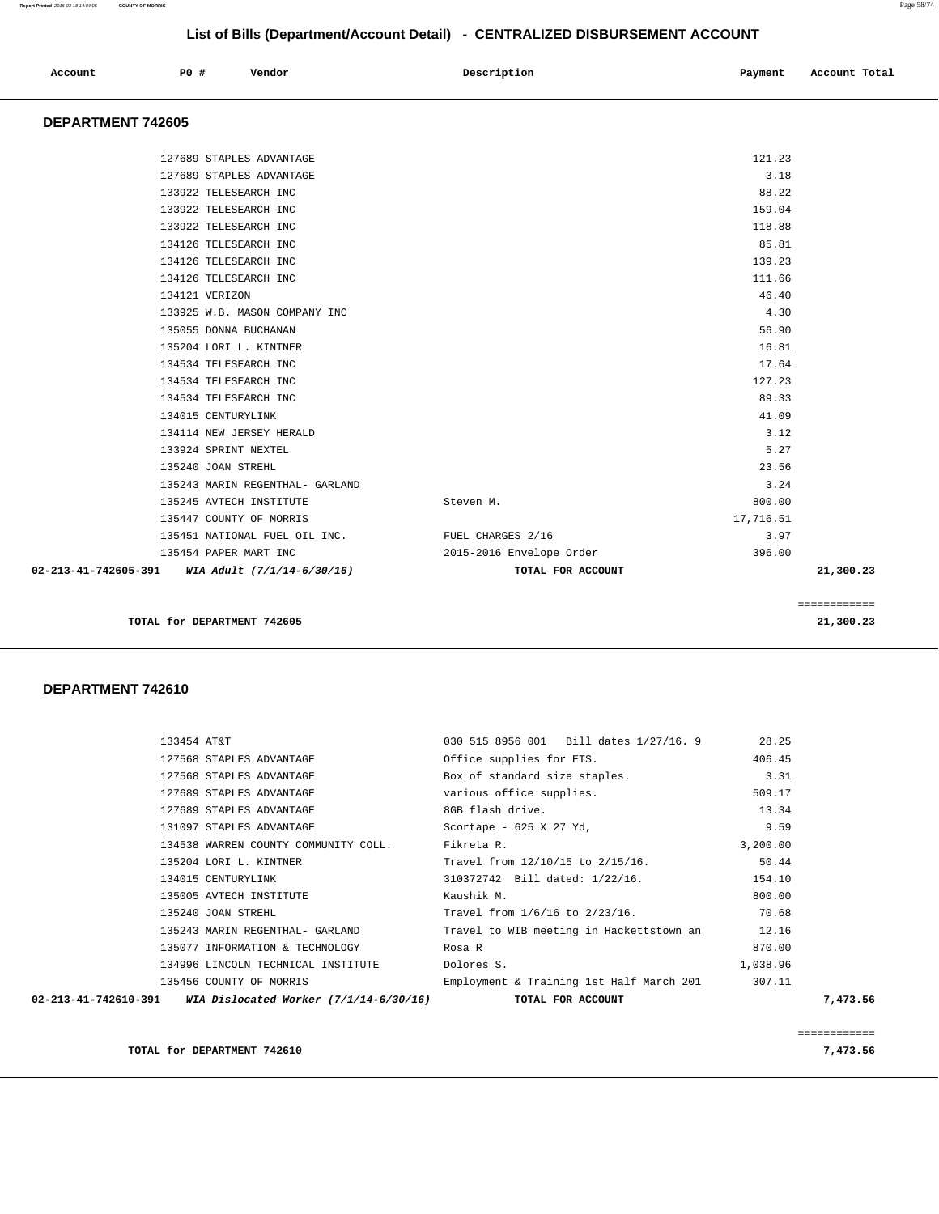## List of Bills (Department/Account Detail) - CENTRALIZED DISBURSEMENT ACCOUNT

| Account | PO # | Vendor | Description | Payment | Account Total |
|---|---|---|---|---|---|

### DEPARTMENT 742605

| Account | PO # | Vendor | Description | Payment | Account Total |
|---|---|---|---|---|---|
| | 127689 | STAPLES ADVANTAGE | | 121.23 | |
| | 127689 | STAPLES ADVANTAGE | | 3.18 | |
| | 133922 | TELESEARCH INC | | 88.22 | |
| | 133922 | TELESEARCH INC | | 159.04 | |
| | 133922 | TELESEARCH INC | | 118.88 | |
| | 134126 | TELESEARCH INC | | 85.81 | |
| | 134126 | TELESEARCH INC | | 139.23 | |
| | 134126 | TELESEARCH INC | | 111.66 | |
| | 134121 | VERIZON | | 46.40 | |
| | 133925 | W.B. MASON COMPANY INC | | 4.30 | |
| | 135055 | DONNA BUCHANAN | | 56.90 | |
| | 135204 | LORI L. KINTNER | | 16.81 | |
| | 134534 | TELESEARCH INC | | 17.64 | |
| | 134534 | TELESEARCH INC | | 127.23 | |
| | 134534 | TELESEARCH INC | | 89.33 | |
| | 134015 | CENTURYLINK | | 41.09 | |
| | 134114 | NEW JERSEY HERALD | | 3.12 | |
| | 133924 | SPRINT NEXTEL | | 5.27 | |
| | 135240 | JOAN STREHL | | 23.56 | |
| | 135243 | MARIN REGENTHAL- GARLAND | | 3.24 | |
| | 135245 | AVTECH INSTITUTE | Steven M. | 800.00 | |
| | 135447 | COUNTY OF MORRIS | | 17,716.51 | |
| | 135451 | NATIONAL FUEL OIL INC. | FUEL CHARGES 2/16 | 3.97 | |
| | 135454 | PAPER MART INC | 2015-2016 Envelope Order | 396.00 | |
| **02-213-41-742605-391** | | ***WIA Adult (7/1/14-6/30/16)*** | **TOTAL FOR ACCOUNT** | | **21,300.23** |

**TOTAL for DEPARTMENT 742605** — **21,300.23**

### DEPARTMENT 742610

| Account | PO # | Vendor | Description | Payment | Account Total |
|---|---|---|---|---|---|
| | 133454 | AT&T | 030 515 8956 001 Bill dates 1/27/16. 9 | 28.25 | |
| | 127568 | STAPLES ADVANTAGE | Office supplies for ETS. | 406.45 | |
| | 127568 | STAPLES ADVANTAGE | Box of standard size staples. | 3.31 | |
| | 127689 | STAPLES ADVANTAGE | various office supplies. | 509.17 | |
| | 127689 | STAPLES ADVANTAGE | 8GB flash drive. | 13.34 | |
| | 131097 | STAPLES ADVANTAGE | Scortape - 625 X 27 Yd, | 9.59 | |
| | 134538 | WARREN COUNTY COMMUNITY COLL. | Fikreta R. | 3,200.00 | |
| | 135204 | LORI L. KINTNER | Travel from 12/10/15 to 2/15/16. | 50.44 | |
| | 134015 | CENTURYLINK | 310372742 Bill dated: 1/22/16. | 154.10 | |
| | 135005 | AVTECH INSTITUTE | Kaushik M. | 800.00 | |
| | 135240 | JOAN STREHL | Travel from 1/6/16 to 2/23/16. | 70.68 | |
| | 135243 | MARIN REGENTHAL- GARLAND | Travel to WIB meeting in Hackettstown an | 12.16 | |
| | 135077 | INFORMATION & TECHNOLOGY | Rosa R | 870.00 | |
| | 134996 | LINCOLN TECHNICAL INSTITUTE | Dolores S. | 1,038.96 | |
| | 135456 | COUNTY OF MORRIS | Employment & Training 1st Half March 201 | 307.11 | |
| **02-213-41-742610-391** | | ***WIA Dislocated Worker (7/1/14-6/30/16)*** | **TOTAL FOR ACCOUNT** | | **7,473.56** |

**TOTAL for DEPARTMENT 742610** — **7,473.56**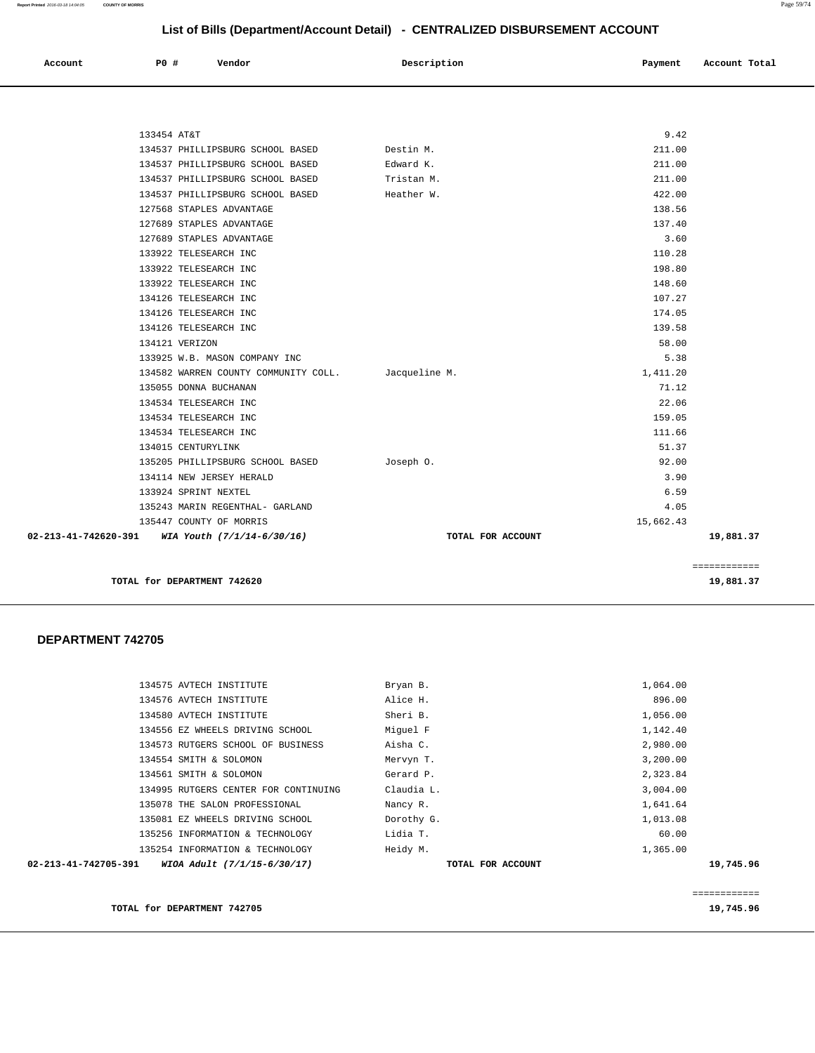## List of Bills (Department/Account Detail) - CENTRALIZED DISBURSEMENT ACCOUNT

| Account | PO # | Vendor | Description | Payment | Account Total |
|---|---|---|---|---|---|
| | 133454 | AT&T | | 9.42 | |
| | 134537 | PHILLIPSBURG SCHOOL BASED | Destin M. | 211.00 | |
| | 134537 | PHILLIPSBURG SCHOOL BASED | Edward K. | 211.00 | |
| | 134537 | PHILLIPSBURG SCHOOL BASED | Tristan M. | 211.00 | |
| | 134537 | PHILLIPSBURG SCHOOL BASED | Heather W. | 422.00 | |
| | 127568 | STAPLES ADVANTAGE | | 138.56 | |
| | 127689 | STAPLES ADVANTAGE | | 137.40 | |
| | 127689 | STAPLES ADVANTAGE | | 3.60 | |
| | 133922 | TELESEARCH INC | | 110.28 | |
| | 133922 | TELESEARCH INC | | 198.80 | |
| | 133922 | TELESEARCH INC | | 148.60 | |
| | 134126 | TELESEARCH INC | | 107.27 | |
| | 134126 | TELESEARCH INC | | 174.05 | |
| | 134126 | TELESEARCH INC | | 139.58 | |
| | 134121 | VERIZON | | 58.00 | |
| | 133925 | W.B. MASON COMPANY INC | | 5.38 | |
| | 134582 | WARREN COUNTY COMMUNITY COLL. | Jacqueline M. | 1,411.20 | |
| | 135055 | DONNA BUCHANAN | | 71.12 | |
| | 134534 | TELESEARCH INC | | 22.06 | |
| | 134534 | TELESEARCH INC | | 159.05 | |
| | 134534 | TELESEARCH INC | | 111.66 | |
| | 134015 | CENTURYLINK | | 51.37 | |
| | 135205 | PHILLIPSBURG SCHOOL BASED | Joseph O. | 92.00 | |
| | 134114 | NEW JERSEY HERALD | | 3.90 | |
| | 133924 | SPRINT NEXTEL | | 6.59 | |
| | 135243 | MARIN REGENTHAL- GARLAND | | 4.05 | |
| | 135447 | COUNTY OF MORRIS | | 15,662.43 | |
| **02-213-41-742620-391** | | ***WIA Youth (7/1/14-6/30/16)*** | **TOTAL FOR ACCOUNT** | | **19,881.37** |

**TOTAL for DEPARTMENT 742620** — **19,881.37**

## DEPARTMENT 742705

| Account | PO # | Vendor | Description | Payment | Account Total |
|---|---|---|---|---|---|
| | 134575 | AVTECH INSTITUTE | Bryan B. | 1,064.00 | |
| | 134576 | AVTECH INSTITUTE | Alice H. | 896.00 | |
| | 134580 | AVTECH INSTITUTE | Sheri B. | 1,056.00 | |
| | 134556 | EZ WHEELS DRIVING SCHOOL | Miguel F | 1,142.40 | |
| | 134573 | RUTGERS SCHOOL OF BUSINESS | Aisha C. | 2,980.00 | |
| | 134554 | SMITH & SOLOMON | Mervyn T. | 3,200.00 | |
| | 134561 | SMITH & SOLOMON | Gerard P. | 2,323.84 | |
| | 134995 | RUTGERS CENTER FOR CONTINUING | Claudia L. | 3,004.00 | |
| | 135078 | THE SALON PROFESSIONAL | Nancy R. | 1,641.64 | |
| | 135081 | EZ WHEELS DRIVING SCHOOL | Dorothy G. | 1,013.08 | |
| | 135256 | INFORMATION & TECHNOLOGY | Lidia T. | 60.00 | |
| | 135254 | INFORMATION & TECHNOLOGY | Heidy M. | 1,365.00 | |
| **02-213-41-742705-391** | | ***WIOA Adult (7/1/15-6/30/17)*** | **TOTAL FOR ACCOUNT** | | **19,745.96** |

**TOTAL for DEPARTMENT 742705** — **19,745.96**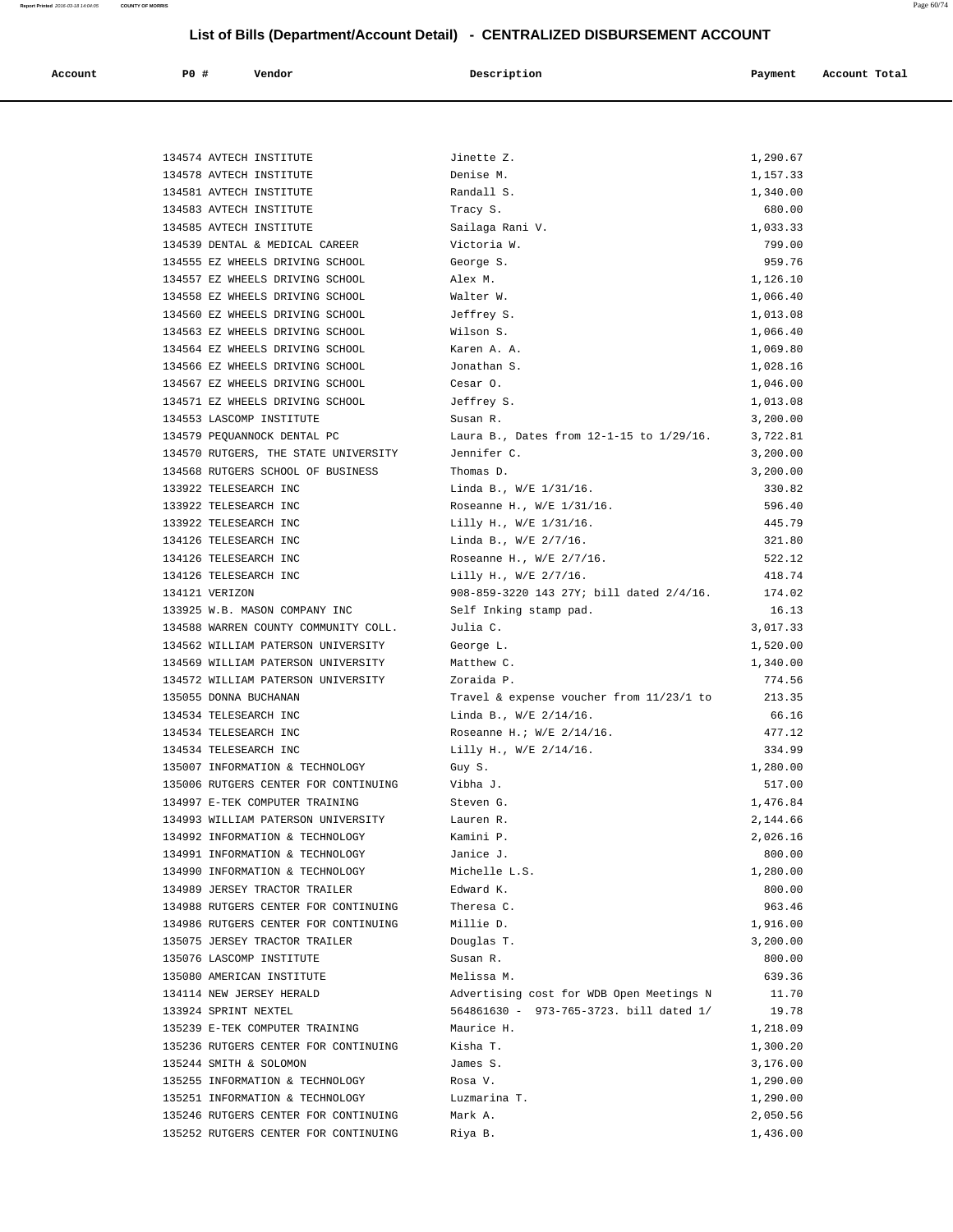# List of Bills (Department/Account Detail) - CENTRALIZED DISBURSEMENT ACCOUNT

| Account | PO # | Vendor | Description | Payment | Account Total |
|---|---|---|---|---|---|
| | 134574 | AVTECH INSTITUTE | Jinette Z. | 1,290.67 | |
| | 134578 | AVTECH INSTITUTE | Denise M. | 1,157.33 | |
| | 134581 | AVTECH INSTITUTE | Randall S. | 1,340.00 | |
| | 134583 | AVTECH INSTITUTE | Tracy S. | 680.00 | |
| | 134585 | AVTECH INSTITUTE | Sailaga Rani V. | 1,033.33 | |
| | 134539 | DENTAL & MEDICAL CAREER | Victoria W. | 799.00 | |
| | 134555 | EZ WHEELS DRIVING SCHOOL | George S. | 959.76 | |
| | 134557 | EZ WHEELS DRIVING SCHOOL | Alex M. | 1,126.10 | |
| | 134558 | EZ WHEELS DRIVING SCHOOL | Walter W. | 1,066.40 | |
| | 134560 | EZ WHEELS DRIVING SCHOOL | Jeffrey S. | 1,013.08 | |
| | 134563 | EZ WHEELS DRIVING SCHOOL | Wilson S. | 1,066.40 | |
| | 134564 | EZ WHEELS DRIVING SCHOOL | Karen A. A. | 1,069.80 | |
| | 134566 | EZ WHEELS DRIVING SCHOOL | Jonathan S. | 1,028.16 | |
| | 134567 | EZ WHEELS DRIVING SCHOOL | Cesar O. | 1,046.00 | |
| | 134571 | EZ WHEELS DRIVING SCHOOL | Jeffrey S. | 1,013.08 | |
| | 134553 | LASCOMP INSTITUTE | Susan R. | 3,200.00 | |
| | 134579 | PEQUANNOCK DENTAL PC | Laura B., Dates from 12-1-15 to 1/29/16. | 3,722.81 | |
| | 134570 | RUTGERS, THE STATE UNIVERSITY | Jennifer C. | 3,200.00 | |
| | 134568 | RUTGERS SCHOOL OF BUSINESS | Thomas D. | 3,200.00 | |
| | 133922 | TELESEARCH INC | Linda B., W/E 1/31/16. | 330.82 | |
| | 133922 | TELESEARCH INC | Roseanne H., W/E 1/31/16. | 596.40 | |
| | 133922 | TELESEARCH INC | Lilly H., W/E 1/31/16. | 445.79 | |
| | 134126 | TELESEARCH INC | Linda B., W/E 2/7/16. | 321.80 | |
| | 134126 | TELESEARCH INC | Roseanne H., W/E 2/7/16. | 522.12 | |
| | 134126 | TELESEARCH INC | Lilly H., W/E 2/7/16. | 418.74 | |
| | 134121 | VERIZON | 908-859-3220 143 27Y; bill dated 2/4/16. | 174.02 | |
| | 133925 | W.B. MASON COMPANY INC | Self Inking stamp pad. | 16.13 | |
| | 134588 | WARREN COUNTY COMMUNITY COLL. | Julia C. | 3,017.33 | |
| | 134562 | WILLIAM PATERSON UNIVERSITY | George L. | 1,520.00 | |
| | 134569 | WILLIAM PATERSON UNIVERSITY | Matthew C. | 1,340.00 | |
| | 134572 | WILLIAM PATERSON UNIVERSITY | Zoraida P. | 774.56 | |
| | 135055 | DONNA BUCHANAN | Travel & expense voucher from 11/23/1 to | 213.35 | |
| | 134534 | TELESEARCH INC | Linda B., W/E 2/14/16. | 66.16 | |
| | 134534 | TELESEARCH INC | Roseanne H.; W/E 2/14/16. | 477.12 | |
| | 134534 | TELESEARCH INC | Lilly H., W/E 2/14/16. | 334.99 | |
| | 135007 | INFORMATION & TECHNOLOGY | Guy S. | 1,280.00 | |
| | 135006 | RUTGERS CENTER FOR CONTINUING | Vibha J. | 517.00 | |
| | 134997 | E-TEK COMPUTER TRAINING | Steven G. | 1,476.84 | |
| | 134993 | WILLIAM PATERSON UNIVERSITY | Lauren R. | 2,144.66 | |
| | 134992 | INFORMATION & TECHNOLOGY | Kamini P. | 2,026.16 | |
| | 134991 | INFORMATION & TECHNOLOGY | Janice J. | 800.00 | |
| | 134990 | INFORMATION & TECHNOLOGY | Michelle L.S. | 1,280.00 | |
| | 134989 | JERSEY TRACTOR TRAILER | Edward K. | 800.00 | |
| | 134988 | RUTGERS CENTER FOR CONTINUING | Theresa C. | 963.46 | |
| | 134986 | RUTGERS CENTER FOR CONTINUING | Millie D. | 1,916.00 | |
| | 135075 | JERSEY TRACTOR TRAILER | Douglas T. | 3,200.00 | |
| | 135076 | LASCOMP INSTITUTE | Susan R. | 800.00 | |
| | 135080 | AMERICAN INSTITUTE | Melissa M. | 639.36 | |
| | 134114 | NEW JERSEY HERALD | Advertising cost for WDB Open Meetings N | 11.70 | |
| | 133924 | SPRINT NEXTEL | 564861630 - 973-765-3723. bill dated 1/ | 19.78 | |
| | 135239 | E-TEK COMPUTER TRAINING | Maurice H. | 1,218.09 | |
| | 135236 | RUTGERS CENTER FOR CONTINUING | Kisha T. | 1,300.20 | |
| | 135244 | SMITH & SOLOMON | James S. | 3,176.00 | |
| | 135255 | INFORMATION & TECHNOLOGY | Rosa V. | 1,290.00 | |
| | 135251 | INFORMATION & TECHNOLOGY | Luzmarina T. | 1,290.00 | |
| | 135246 | RUTGERS CENTER FOR CONTINUING | Mark A. | 2,050.56 | |
| | 135252 | RUTGERS CENTER FOR CONTINUING | Riya B. | 1,436.00 | |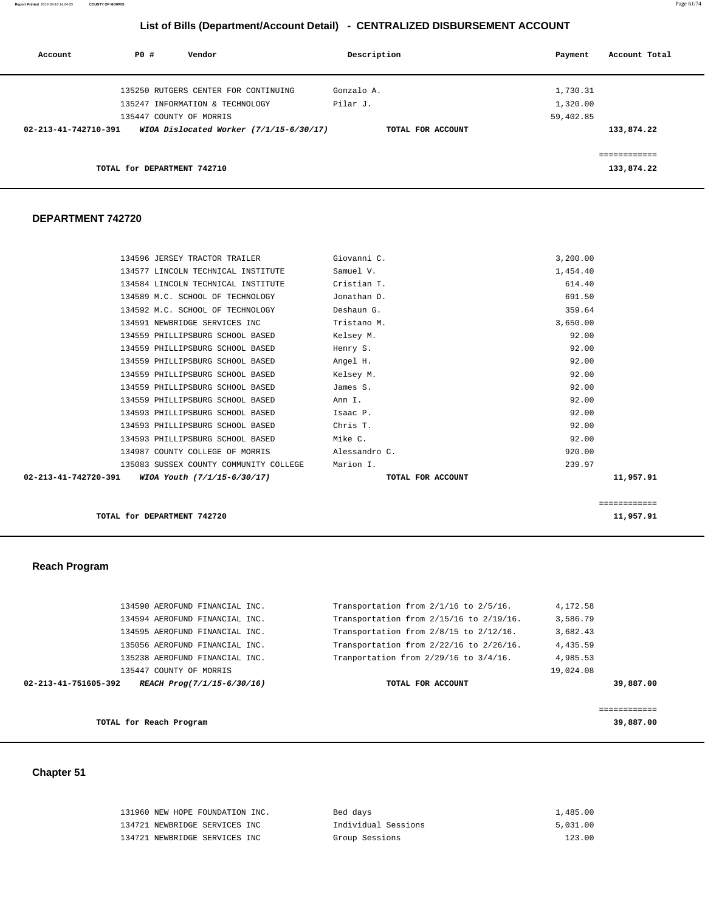## List of Bills (Department/Account Detail) - CENTRALIZED DISBURSEMENT ACCOUNT

| Account | PO # | Vendor | Description | Payment | Account Total |
|---|---|---|---|---|---|
| | 135250 | RUTGERS CENTER FOR CONTINUING | Gonzalo A. | 1,730.31 | |
| | 135247 | INFORMATION & TECHNOLOGY | Pilar J. | 1,320.00 | |
| | 135447 | COUNTY OF MORRIS | | 59,402.85 | |
| **02-213-41-742710-391** | | ***WIOA Dislocated Worker (7/1/15-6/30/17)*** | **TOTAL FOR ACCOUNT** | | **133,874.22** |

**TOTAL for DEPARTMENT 742710** — **133,874.22**

### DEPARTMENT 742720

| Account | PO # | Vendor | Description | Payment | Account Total |
|---|---|---|---|---|---|
| | 134596 | JERSEY TRACTOR TRAILER | Giovanni C. | 3,200.00 | |
| | 134577 | LINCOLN TECHNICAL INSTITUTE | Samuel V. | 1,454.40 | |
| | 134584 | LINCOLN TECHNICAL INSTITUTE | Cristian T. | 614.40 | |
| | 134589 | M.C. SCHOOL OF TECHNOLOGY | Jonathan D. | 691.50 | |
| | 134592 | M.C. SCHOOL OF TECHNOLOGY | Deshaun G. | 359.64 | |
| | 134591 | NEWBRIDGE SERVICES INC | Tristano M. | 3,650.00 | |
| | 134559 | PHILLIPSBURG SCHOOL BASED | Kelsey M. | 92.00 | |
| | 134559 | PHILLIPSBURG SCHOOL BASED | Henry S. | 92.00 | |
| | 134559 | PHILLIPSBURG SCHOOL BASED | Angel H. | 92.00 | |
| | 134559 | PHILLIPSBURG SCHOOL BASED | Kelsey M. | 92.00 | |
| | 134559 | PHILLIPSBURG SCHOOL BASED | James S. | 92.00 | |
| | 134559 | PHILLIPSBURG SCHOOL BASED | Ann I. | 92.00 | |
| | 134593 | PHILLIPSBURG SCHOOL BASED | Isaac P. | 92.00 | |
| | 134593 | PHILLIPSBURG SCHOOL BASED | Chris T. | 92.00 | |
| | 134593 | PHILLIPSBURG SCHOOL BASED | Mike C. | 92.00 | |
| | 134987 | COUNTY COLLEGE OF MORRIS | Alessandro C. | 920.00 | |
| | 135083 | SUSSEX COUNTY COMMUNITY COLLEGE | Marion I. | 239.97 | |
| **02-213-41-742720-391** | | ***WIOA Youth (7/1/15-6/30/17)*** | **TOTAL FOR ACCOUNT** | | **11,957.91** |

**TOTAL for DEPARTMENT 742720** — **11,957.91**

### Reach Program

| Account | PO # | Vendor | Description | Payment | Account Total |
|---|---|---|---|---|---|
| | 134590 | AEROFUND FINANCIAL INC. | Transportation from 2/1/16 to 2/5/16. | 4,172.58 | |
| | 134594 | AEROFUND FINANCIAL INC. | Transportation from 2/15/16 to 2/19/16. | 3,586.79 | |
| | 134595 | AEROFUND FINANCIAL INC. | Transportation from 2/8/15 to 2/12/16. | 3,682.43 | |
| | 135056 | AEROFUND FINANCIAL INC. | Transportation from 2/22/16 to 2/26/16. | 4,435.59 | |
| | 135238 | AEROFUND FINANCIAL INC. | Tranportation from 2/29/16 to 3/4/16. | 4,985.53 | |
| | 135447 | COUNTY OF MORRIS | | 19,024.08 | |
| **02-213-41-751605-392** | | ***REACH Prog(7/1/15-6/30/16)*** | **TOTAL FOR ACCOUNT** | | **39,887.00** |

**TOTAL for Reach Program** — **39,887.00**

### Chapter 51

| Account | PO # | Vendor | Description | Payment | Account Total |
|---|---|---|---|---|---|
| | 131960 | NEW HOPE FOUNDATION INC. | Bed days | 1,485.00 | |
| | 134721 | NEWBRIDGE SERVICES INC | Individual Sessions | 5,031.00 | |
| | 134721 | NEWBRIDGE SERVICES INC | Group Sessions | 123.00 | |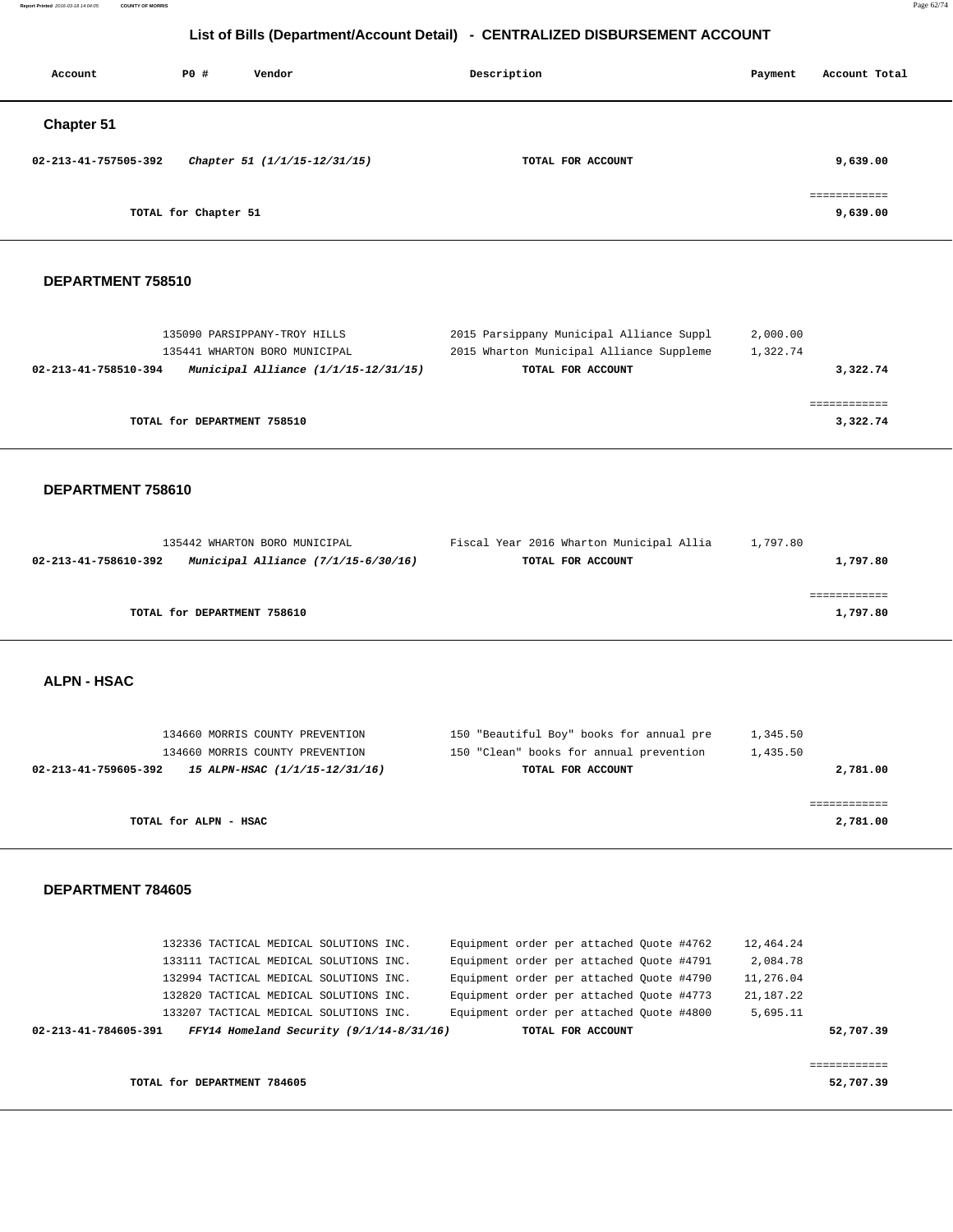# List of Bills (Department/Account Detail) - CENTRALIZED DISBURSEMENT ACCOUNT

| Account | PO # | Vendor | Description | Payment | Account Total |
|---|---|---|---|---|---|

## Chapter 51

| Account | PO # | Vendor | Description | Payment | Account Total |
|---|---|---|---|---|---|
| 02-213-41-757505-392 | | *Chapter 51 (1/1/15-12/31/15)* | TOTAL FOR ACCOUNT | | 9,639.00 |
| | | | | | ============ |
| | TOTAL for Chapter 51 | | | | 9,639.00 |

## DEPARTMENT 758510

| Account | PO # | Vendor | Description | Payment | Account Total |
|---|---|---|---|---|---|
| | 135090 | PARSIPPANY-TROY HILLS | 2015 Parsippany Municipal Alliance Suppl | 2,000.00 | |
| | 135441 | WHARTON BORO MUNICIPAL | 2015 Wharton Municipal Alliance Suppleme | 1,322.74 | |
| 02-213-41-758510-394 | | *Municipal Alliance (1/1/15-12/31/15)* | TOTAL FOR ACCOUNT | | 3,322.74 |
| | | | | | ============ |
| | TOTAL for DEPARTMENT 758510 | | | | 3,322.74 |

## DEPARTMENT 758610

| Account | PO # | Vendor | Description | Payment | Account Total |
|---|---|---|---|---|---|
| | 135442 | WHARTON BORO MUNICIPAL | Fiscal Year 2016 Wharton Municipal Allia | 1,797.80 | |
| 02-213-41-758610-392 | | *Municipal Alliance (7/1/15-6/30/16)* | TOTAL FOR ACCOUNT | | 1,797.80 |
| | | | | | ============ |
| | TOTAL for DEPARTMENT 758610 | | | | 1,797.80 |

## ALPN - HSAC

| Account | PO # | Vendor | Description | Payment | Account Total |
|---|---|---|---|---|---|
| | 134660 | MORRIS COUNTY PREVENTION | 150 "Beautiful Boy" books for annual pre | 1,345.50 | |
| | 134660 | MORRIS COUNTY PREVENTION | 150 "Clean" books for annual prevention | 1,435.50 | |
| 02-213-41-759605-392 | | *15 ALPN-HSAC (1/1/15-12/31/16)* | TOTAL FOR ACCOUNT | | 2,781.00 |
| | | | | | ============ |
| | TOTAL for ALPN - HSAC | | | | 2,781.00 |

## DEPARTMENT 784605

| Account | PO # | Vendor | Description | Payment | Account Total |
|---|---|---|---|---|---|
| | 132336 | TACTICAL MEDICAL SOLUTIONS INC. | Equipment order per attached Quote #4762 | 12,464.24 | |
| | 133111 | TACTICAL MEDICAL SOLUTIONS INC. | Equipment order per attached Quote #4791 | 2,084.78 | |
| | 132994 | TACTICAL MEDICAL SOLUTIONS INC. | Equipment order per attached Quote #4790 | 11,276.04 | |
| | 132820 | TACTICAL MEDICAL SOLUTIONS INC. | Equipment order per attached Quote #4773 | 21,187.22 | |
| | 133207 | TACTICAL MEDICAL SOLUTIONS INC. | Equipment order per attached Quote #4800 | 5,695.11 | |
| 02-213-41-784605-391 | | *FFY14 Homeland Security (9/1/14-8/31/16)* | TOTAL FOR ACCOUNT | | 52,707.39 |
| | | | | | ============ |
| | TOTAL for DEPARTMENT 784605 | | | | 52,707.39 |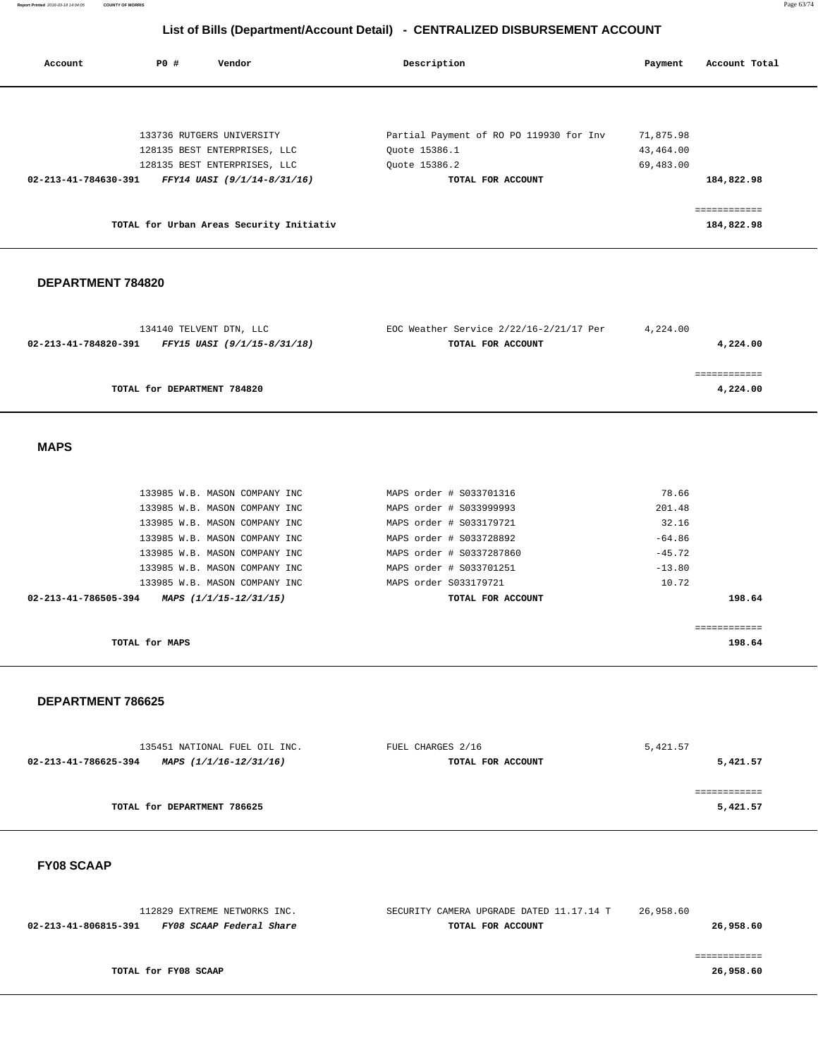# List of Bills (Department/Account Detail) - CENTRALIZED DISBURSEMENT ACCOUNT

| Account | PO # | Vendor | Description | Payment | Account Total |
|---|---|---|---|---|---|
| | 133736 | RUTGERS UNIVERSITY | Partial Payment of RO PO 119930 for Inv | 71,875.98 | |
| | 128135 | BEST ENTERPRISES, LLC | Quote 15386.1 | 43,464.00 | |
| | 128135 | BEST ENTERPRISES, LLC | Quote 15386.2 | 69,483.00 | |
| **02-213-41-784630-391** | | ***FFY14 UASI (9/1/14-8/31/16)*** | **TOTAL FOR ACCOUNT** | | **184,822.98** |
| | | | | | ============ |
| | | **TOTAL for Urban Areas Security Initiativ** | | | **184,822.98** |

## DEPARTMENT 784820

| Account | PO # | Vendor | Description | Payment | Account Total |
|---|---|---|---|---|---|
| | 134140 | TELVENT DTN, LLC | EOC Weather Service 2/22/16-2/21/17 Per | 4,224.00 | |
| **02-213-41-784820-391** | | ***FFY15 UASI (9/1/15-8/31/18)*** | **TOTAL FOR ACCOUNT** | | **4,224.00** |
| | | | | | ============ |
| | | **TOTAL for DEPARTMENT 784820** | | | **4,224.00** |

## MAPS

| Account | PO # | Vendor | Description | Payment | Account Total |
|---|---|---|---|---|---|
| | 133985 | W.B. MASON COMPANY INC | MAPS order # S033701316 | 78.66 | |
| | 133985 | W.B. MASON COMPANY INC | MAPS order # S033999993 | 201.48 | |
| | 133985 | W.B. MASON COMPANY INC | MAPS order # S033179721 | 32.16 | |
| | 133985 | W.B. MASON COMPANY INC | MAPS order # S033728892 | -64.86 | |
| | 133985 | W.B. MASON COMPANY INC | MAPS order # S0337287860 | -45.72 | |
| | 133985 | W.B. MASON COMPANY INC | MAPS order # S033701251 | -13.80 | |
| | 133985 | W.B. MASON COMPANY INC | MAPS order S033179721 | 10.72 | |
| **02-213-41-786505-394** | | ***MAPS (1/1/15-12/31/15)*** | **TOTAL FOR ACCOUNT** | | **198.64** |
| | | | | | ============ |
| | | **TOTAL for MAPS** | | | **198.64** |

## DEPARTMENT 786625

| Account | PO # | Vendor | Description | Payment | Account Total |
|---|---|---|---|---|---|
| | 135451 | NATIONAL FUEL OIL INC. | FUEL CHARGES 2/16 | 5,421.57 | |
| **02-213-41-786625-394** | | ***MAPS (1/1/16-12/31/16)*** | **TOTAL FOR ACCOUNT** | | **5,421.57** |
| | | | | | ============ |
| | | **TOTAL for DEPARTMENT 786625** | | | **5,421.57** |

## FY08 SCAAP

| Account | PO # | Vendor | Description | Payment | Account Total |
|---|---|---|---|---|---|
| | 112829 | EXTREME NETWORKS INC. | SECURITY CAMERA UPGRADE DATED 11.17.14 T | 26,958.60 | |
| **02-213-41-806815-391** | | ***FY08 SCAAP Federal Share*** | **TOTAL FOR ACCOUNT** | | **26,958.60** |
| | | | | | ============ |
| | | **TOTAL for FY08 SCAAP** | | | **26,958.60** |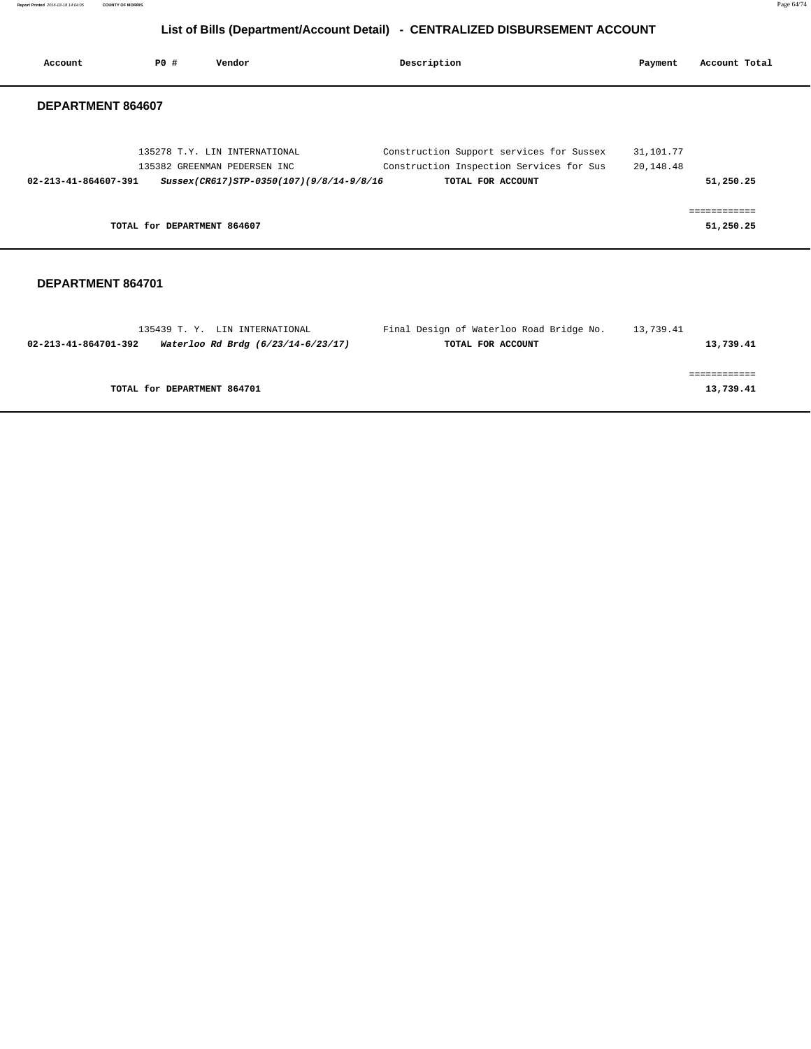# List of Bills (Department/Account Detail) - CENTRALIZED DISBURSEMENT ACCOUNT

| Account | PO # | Vendor | Description | Payment | Account Total |
|---|---|---|---|---|---|

## DEPARTMENT 864607

| Account | PO # | Vendor | Description | Payment | Account Total |
|---|---|---|---|---|---|
| | 135278 | T.Y. LIN INTERNATIONAL | Construction Support services for Sussex | 31,101.77 | |
| | 135382 | GREENMAN PEDERSEN INC | Construction Inspection Services for Sus | 20,148.48 | |
| **02-213-41-864607-391** | | ***Sussex(CR617)STP-0350(107)(9/8/14-9/8/16*** | **TOTAL FOR ACCOUNT** | | **51,250.25** |
| | | | | | ============ |
| | **TOTAL for DEPARTMENT 864607** | | | | **51,250.25** |

## DEPARTMENT 864701

| Account | PO # | Vendor | Description | Payment | Account Total |
|---|---|---|---|---|---|
| | 135439 | T. Y. LIN INTERNATIONAL | Final Design of Waterloo Road Bridge No. | 13,739.41 | |
| **02-213-41-864701-392** | | ***Waterloo Rd Brdg (6/23/14-6/23/17)*** | **TOTAL FOR ACCOUNT** | | **13,739.41** |
| | | | | | ============ |
| | **TOTAL for DEPARTMENT 864701** | | | | **13,739.41** |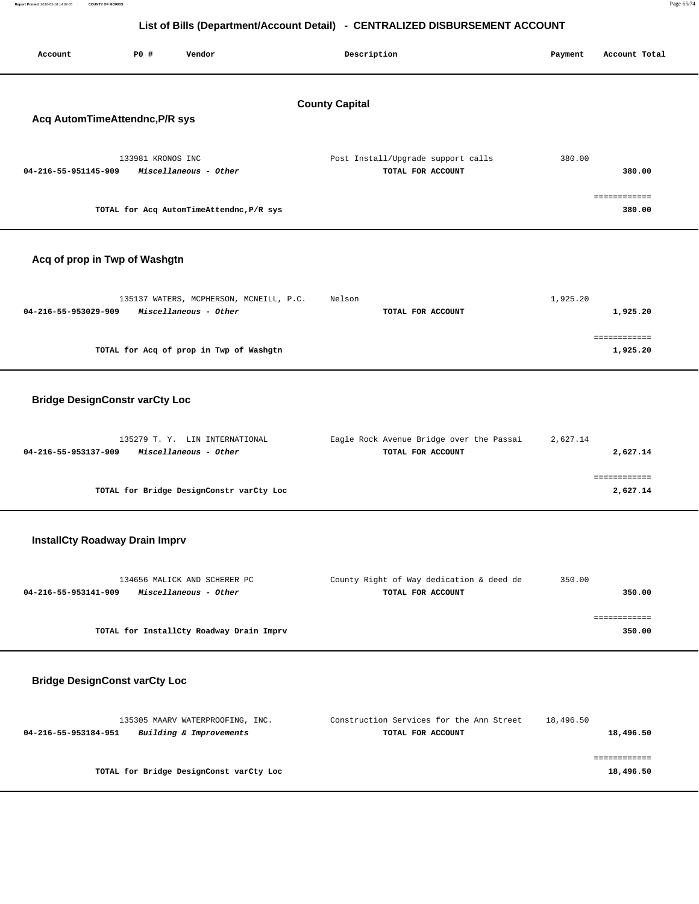## List of Bills (Department/Account Detail) - CENTRALIZED DISBURSEMENT ACCOUNT

| Account | PO # | Vendor | Description | Payment | Account Total |
|---|---|---|---|---|---|

### County Capital

#### Acq AutomTimeAttendnc,P/R sys

| Account | PO # | Vendor | Description | Payment | Account Total |
|---|---|---|---|---|---|
| | 133981 | KRONOS INC | Post Install/Upgrade support calls | 380.00 | |
| **04-216-55-951145-909** | | ***Miscellaneous - Other*** | **TOTAL FOR ACCOUNT** | | **380.00** |
| | | **TOTAL for Acq AutomTimeAttendnc,P/R sys** | | | **380.00** |

#### Acq of prop in Twp of Washgtn

| Account | PO # | Vendor | Description | Payment | Account Total |
|---|---|---|---|---|---|
| | 135137 | WATERS, MCPHERSON, MCNEILL, P.C. | Nelson | 1,925.20 | |
| **04-216-55-953029-909** | | ***Miscellaneous - Other*** | **TOTAL FOR ACCOUNT** | | **1,925.20** |
| | | **TOTAL for Acq of prop in Twp of Washgtn** | | | **1,925.20** |

#### Bridge DesignConstr varCty Loc

| Account | PO # | Vendor | Description | Payment | Account Total |
|---|---|---|---|---|---|
| | 135279 | T. Y. LIN INTERNATIONAL | Eagle Rock Avenue Bridge over the Passai | 2,627.14 | |
| **04-216-55-953137-909** | | ***Miscellaneous - Other*** | **TOTAL FOR ACCOUNT** | | **2,627.14** |
| | | **TOTAL for Bridge DesignConstr varCty Loc** | | | **2,627.14** |

#### InstallCty Roadway Drain Imprv

| Account | PO # | Vendor | Description | Payment | Account Total |
|---|---|---|---|---|---|
| | 134656 | MALICK AND SCHERER PC | County Right of Way dedication & deed de | 350.00 | |
| **04-216-55-953141-909** | | ***Miscellaneous - Other*** | **TOTAL FOR ACCOUNT** | | **350.00** |
| | | **TOTAL for InstallCty Roadway Drain Imprv** | | | **350.00** |

#### Bridge DesignConst varCty Loc

| Account | PO # | Vendor | Description | Payment | Account Total |
|---|---|---|---|---|---|
| | 135305 | MAARV WATERPROOFING, INC. | Construction Services for the Ann Street | 18,496.50 | |
| **04-216-55-953184-951** | | ***Building & Improvements*** | **TOTAL FOR ACCOUNT** | | **18,496.50** |
| | | **TOTAL for Bridge DesignConst varCty Loc** | | | **18,496.50** |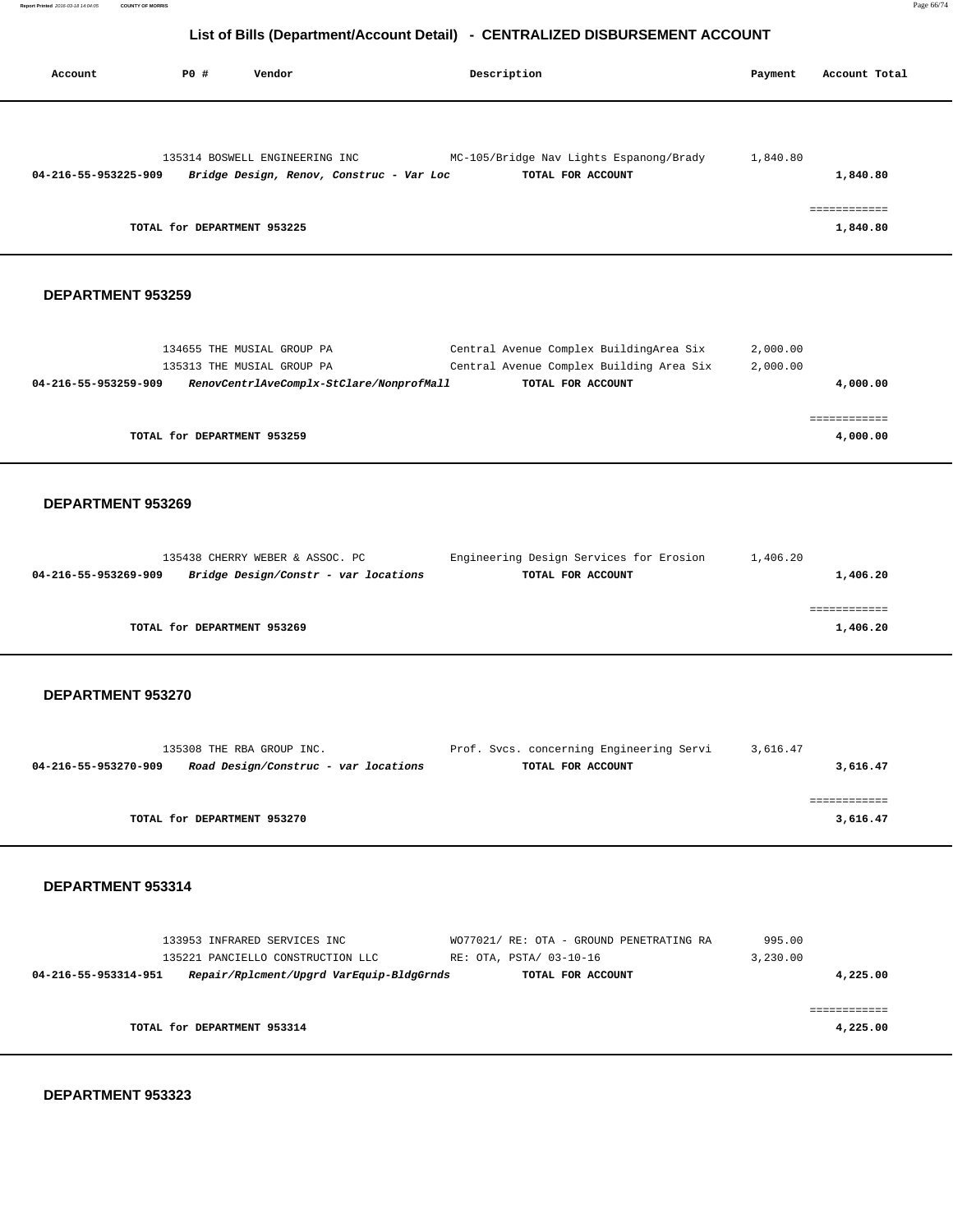## List of Bills (Department/Account Detail) - CENTRALIZED DISBURSEMENT ACCOUNT

| Account | PO # | Vendor | Description | Payment | Account Total |
|---|---|---|---|---|---|
| | 135314 | BOSWELL ENGINEERING INC | MC-105/Bridge Nav Lights Espanong/Brady | 1,840.80 | |
| **04-216-55-953225-909** | | ***Bridge Design, Renov, Construc - Var Loc*** | **TOTAL FOR ACCOUNT** | | **1,840.80** |
| | | | | | ============ |
| | **TOTAL for DEPARTMENT 953225** | | | | **1,840.80** |

### DEPARTMENT 953259

| Account | PO # | Vendor | Description | Payment | Account Total |
|---|---|---|---|---|---|
| | 134655 | THE MUSIAL GROUP PA | Central Avenue Complex BuildingArea Six | 2,000.00 | |
| | 135313 | THE MUSIAL GROUP PA | Central Avenue Complex Building Area Six | 2,000.00 | |
| **04-216-55-953259-909** | | ***RenovCentrlAveComplx-StClare/NonprofMall*** | **TOTAL FOR ACCOUNT** | | **4,000.00** |
| | | | | | ============ |
| | **TOTAL for DEPARTMENT 953259** | | | | **4,000.00** |

### DEPARTMENT 953269

| Account | PO # | Vendor | Description | Payment | Account Total |
|---|---|---|---|---|---|
| | 135438 | CHERRY WEBER & ASSOC. PC | Engineering Design Services for Erosion | 1,406.20 | |
| **04-216-55-953269-909** | | ***Bridge Design/Constr - var locations*** | **TOTAL FOR ACCOUNT** | | **1,406.20** |
| | | | | | ============ |
| | **TOTAL for DEPARTMENT 953269** | | | | **1,406.20** |

### DEPARTMENT 953270

| Account | PO # | Vendor | Description | Payment | Account Total |
|---|---|---|---|---|---|
| | 135308 | THE RBA GROUP INC. | Prof. Svcs. concerning Engineering Servi | 3,616.47 | |
| **04-216-55-953270-909** | | ***Road Design/Construc - var locations*** | **TOTAL FOR ACCOUNT** | | **3,616.47** |
| | | | | | ============ |
| | **TOTAL for DEPARTMENT 953270** | | | | **3,616.47** |

### DEPARTMENT 953314

| Account | PO # | Vendor | Description | Payment | Account Total |
|---|---|---|---|---|---|
| | 133953 | INFRARED SERVICES INC | WO77021/ RE: OTA - GROUND PENETRATING RA | 995.00 | |
| | 135221 | PANCIELLO CONSTRUCTION LLC | RE: OTA, PSTA/ 03-10-16 | 3,230.00 | |
| **04-216-55-953314-951** | | ***Repair/Rplcment/Upgrd VarEquip-BldgGrnds*** | **TOTAL FOR ACCOUNT** | | **4,225.00** |
| | | | | | ============ |
| | **TOTAL for DEPARTMENT 953314** | | | | **4,225.00** |

### DEPARTMENT 953323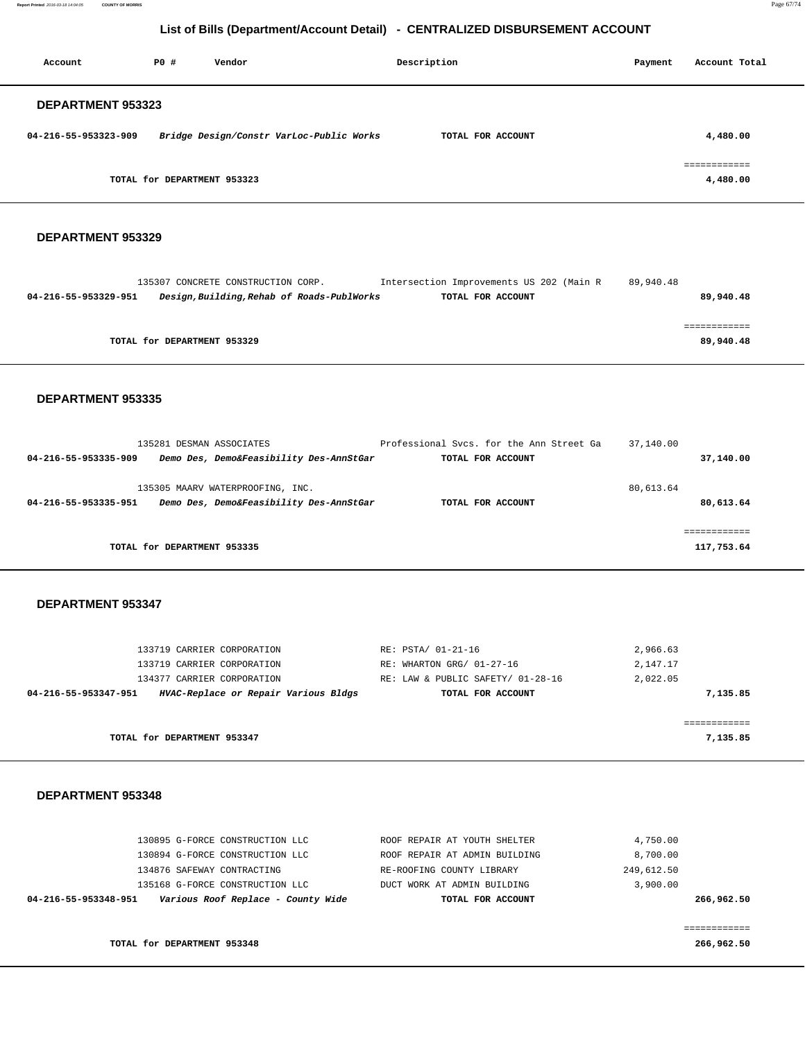## List of Bills (Department/Account Detail) - CENTRALIZED DISBURSEMENT ACCOUNT

| Account | PO # | Vendor | Description | Payment | Account Total |
|---|---|---|---|---|---|

### DEPARTMENT 953323

| Account | PO # | Vendor | Description | Payment | Account Total |
|---|---|---|---|---|---|
| 04-216-55-953323-909 | | *Bridge Design/Constr VarLoc-Public Works* | **TOTAL FOR ACCOUNT** | | **4,480.00** |
| | | **TOTAL for DEPARTMENT 953323** | | | **4,480.00** |

### DEPARTMENT 953329

| Account | PO # | Vendor | Description | Payment | Account Total |
|---|---|---|---|---|---|
| | 135307 | CONCRETE CONSTRUCTION CORP. | Intersection Improvements US 202 (Main R | 89,940.48 | |
| 04-216-55-953329-951 | | *Design,Building,Rehab of Roads-PublWorks* | **TOTAL FOR ACCOUNT** | | **89,940.48** |
| | | **TOTAL for DEPARTMENT 953329** | | | **89,940.48** |

### DEPARTMENT 953335

| Account | PO # | Vendor | Description | Payment | Account Total |
|---|---|---|---|---|---|
| | 135281 | DESMAN ASSOCIATES | Professional Svcs. for the Ann Street Ga | 37,140.00 | |
| 04-216-55-953335-909 | | *Demo Des, Demo&Feasibility Des-AnnStGar* | **TOTAL FOR ACCOUNT** | | **37,140.00** |
| | 135305 | MAARV WATERPROOFING, INC. | | 80,613.64 | |
| 04-216-55-953335-951 | | *Demo Des, Demo&Feasibility Des-AnnStGar* | **TOTAL FOR ACCOUNT** | | **80,613.64** |
| | | **TOTAL for DEPARTMENT 953335** | | | **117,753.64** |

### DEPARTMENT 953347

| Account | PO # | Vendor | Description | Payment | Account Total |
|---|---|---|---|---|---|
| | 133719 | CARRIER CORPORATION | RE: PSTA/ 01-21-16 | 2,966.63 | |
| | 133719 | CARRIER CORPORATION | RE: WHARTON GRG/ 01-27-16 | 2,147.17 | |
| | 134377 | CARRIER CORPORATION | RE: LAW & PUBLIC SAFETY/ 01-28-16 | 2,022.05 | |
| 04-216-55-953347-951 | | *HVAC-Replace or Repair Various Bldgs* | **TOTAL FOR ACCOUNT** | | **7,135.85** |
| | | **TOTAL for DEPARTMENT 953347** | | | **7,135.85** |

### DEPARTMENT 953348

| Account | PO # | Vendor | Description | Payment | Account Total |
|---|---|---|---|---|---|
| | 130895 | G-FORCE CONSTRUCTION LLC | ROOF REPAIR AT YOUTH SHELTER | 4,750.00 | |
| | 130894 | G-FORCE CONSTRUCTION LLC | ROOF REPAIR AT ADMIN BUILDING | 8,700.00 | |
| | 134876 | SAFEWAY CONTRACTING | RE-ROOFING COUNTY LIBRARY | 249,612.50 | |
| | 135168 | G-FORCE CONSTRUCTION LLC | DUCT WORK AT ADMIN BUILDING | 3,900.00 | |
| 04-216-55-953348-951 | | *Various Roof Replace - County Wide* | **TOTAL FOR ACCOUNT** | | **266,962.50** |
| | | **TOTAL for DEPARTMENT 953348** | | | **266,962.50** |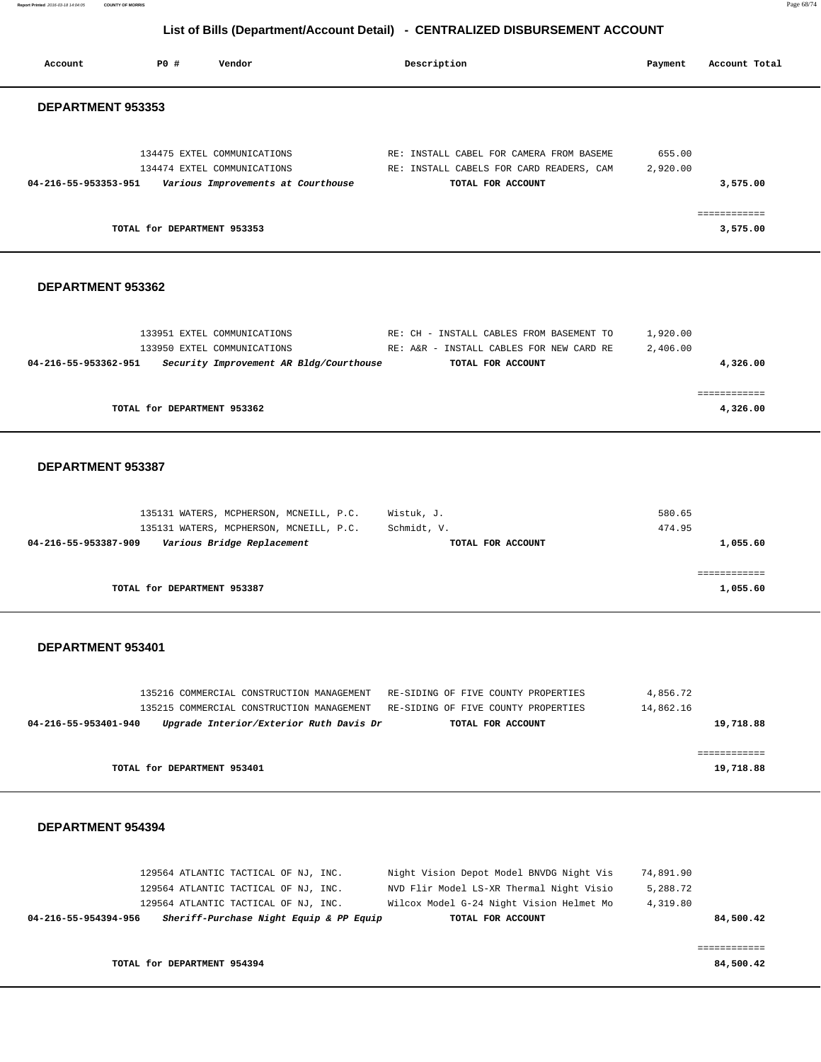## List of Bills (Department/Account Detail) - CENTRALIZED DISBURSEMENT ACCOUNT

| Account | PO # | Vendor | Description | Payment | Account Total |
|---|---|---|---|---|---|

### DEPARTMENT 953353

| Account | PO # | Vendor | Description | Payment | Account Total |
|---|---|---|---|---|---|
| | 134475 | EXTEL COMMUNICATIONS | RE: INSTALL CABEL FOR CAMERA FROM BASEME | 655.00 | |
| | 134474 | EXTEL COMMUNICATIONS | RE: INSTALL CABELS FOR CARD READERS, CAM | 2,920.00 | |
| **04-216-55-953353-951** | | ***Various Improvements at Courthouse*** | **TOTAL FOR ACCOUNT** | | **3,575.00** |
| | | | | | ============ |
| | **TOTAL for DEPARTMENT 953353** | | | | **3,575.00** |

### DEPARTMENT 953362

| Account | PO # | Vendor | Description | Payment | Account Total |
|---|---|---|---|---|---|
| | 133951 | EXTEL COMMUNICATIONS | RE: CH - INSTALL CABLES FROM BASEMENT TO | 1,920.00 | |
| | 133950 | EXTEL COMMUNICATIONS | RE: A&R - INSTALL CABLES FOR NEW CARD RE | 2,406.00 | |
| **04-216-55-953362-951** | | ***Security Improvement AR Bldg/Courthouse*** | **TOTAL FOR ACCOUNT** | | **4,326.00** |
| | | | | | ============ |
| | **TOTAL for DEPARTMENT 953362** | | | | **4,326.00** |

### DEPARTMENT 953387

| Account | PO # | Vendor | Description | Payment | Account Total |
|---|---|---|---|---|---|
| | 135131 | WATERS, MCPHERSON, MCNEILL, P.C. | Wistuk, J. | 580.65 | |
| | 135131 | WATERS, MCPHERSON, MCNEILL, P.C. | Schmidt, V. | 474.95 | |
| **04-216-55-953387-909** | | ***Various Bridge Replacement*** | **TOTAL FOR ACCOUNT** | | **1,055.60** |
| | | | | | ============ |
| | **TOTAL for DEPARTMENT 953387** | | | | **1,055.60** |

### DEPARTMENT 953401

| Account | PO # | Vendor | Description | Payment | Account Total |
|---|---|---|---|---|---|
| | 135216 | COMMERCIAL CONSTRUCTION MANAGEMENT | RE-SIDING OF FIVE COUNTY PROPERTIES | 4,856.72 | |
| | 135215 | COMMERCIAL CONSTRUCTION MANAGEMENT | RE-SIDING OF FIVE COUNTY PROPERTIES | 14,862.16 | |
| **04-216-55-953401-940** | | ***Upgrade Interior/Exterior Ruth Davis Dr*** | **TOTAL FOR ACCOUNT** | | **19,718.88** |
| | | | | | ============ |
| | **TOTAL for DEPARTMENT 953401** | | | | **19,718.88** |

### DEPARTMENT 954394

| Account | PO # | Vendor | Description | Payment | Account Total |
|---|---|---|---|---|---|
| | 129564 | ATLANTIC TACTICAL OF NJ, INC. | Night Vision Depot Model BNVDG Night Vis | 74,891.90 | |
| | 129564 | ATLANTIC TACTICAL OF NJ, INC. | NVD Flir Model LS-XR Thermal Night Visio | 5,288.72 | |
| | 129564 | ATLANTIC TACTICAL OF NJ, INC. | Wilcox Model G-24 Night Vision Helmet Mo | 4,319.80 | |
| **04-216-55-954394-956** | | ***Sheriff-Purchase Night Equip & PP Equip*** | **TOTAL FOR ACCOUNT** | | **84,500.42** |
| | | | | | ============ |
| | **TOTAL for DEPARTMENT 954394** | | | | **84,500.42** |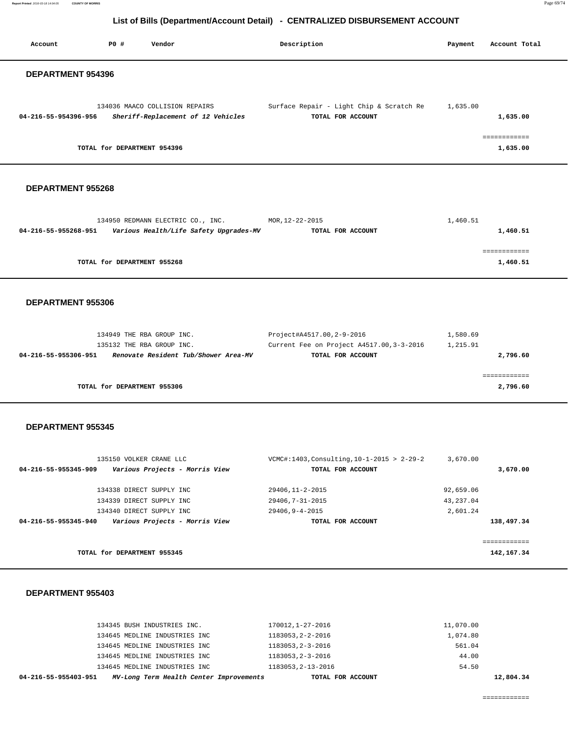## List of Bills (Department/Account Detail) - CENTRALIZED DISBURSEMENT ACCOUNT

| Account | PO # | Vendor | Description | Payment | Account Total |
|---|---|---|---|---|---|

### DEPARTMENT 954396

| Account | PO # | Vendor | Description | Payment | Account Total |
|---|---|---|---|---|---|
| | 134036 | MAACO COLLISION REPAIRS | Surface Repair - Light Chip & Scratch Re | 1,635.00 | |
| 04-216-55-954396-956 | | *Sheriff-Replacement of 12 Vehicles* | TOTAL FOR ACCOUNT | | 1,635.00 |
| | | | | | ============ |
| | | TOTAL for DEPARTMENT 954396 | | | 1,635.00 |

### DEPARTMENT 955268

| Account | PO # | Vendor | Description | Payment | Account Total |
|---|---|---|---|---|---|
| | 134950 | REDMANN ELECTRIC CO., INC. | MOR,12-22-2015 | 1,460.51 | |
| 04-216-55-955268-951 | | *Various Health/Life Safety Upgrades-MV* | TOTAL FOR ACCOUNT | | 1,460.51 |
| | | | | | ============ |
| | | TOTAL for DEPARTMENT 955268 | | | 1,460.51 |

### DEPARTMENT 955306

| Account | PO # | Vendor | Description | Payment | Account Total |
|---|---|---|---|---|---|
| | 134949 | THE RBA GROUP INC. | Project#A4517.00,2-9-2016 | 1,580.69 | |
| | 135132 | THE RBA GROUP INC. | Current Fee on Project A4517.00,3-3-2016 | 1,215.91 | |
| 04-216-55-955306-951 | | *Renovate Resident Tub/Shower Area-MV* | TOTAL FOR ACCOUNT | | 2,796.60 |
| | | | | | ============ |
| | | TOTAL for DEPARTMENT 955306 | | | 2,796.60 |

### DEPARTMENT 955345

| Account | PO # | Vendor | Description | Payment | Account Total |
|---|---|---|---|---|---|
| | 135150 | VOLKER CRANE LLC | VCMC#:1403,Consulting,10-1-2015 > 2-29-2 | 3,670.00 | |
| 04-216-55-955345-909 | | *Various Projects - Morris View* | TOTAL FOR ACCOUNT | | 3,670.00 |
| | 134338 | DIRECT SUPPLY INC | 29406,11-2-2015 | 92,659.06 | |
| | 134339 | DIRECT SUPPLY INC | 29406,7-31-2015 | 43,237.04 | |
| | 134340 | DIRECT SUPPLY INC | 29406,9-4-2015 | 2,601.24 | |
| 04-216-55-955345-940 | | *Various Projects - Morris View* | TOTAL FOR ACCOUNT | | 138,497.34 |
| | | | | | ============ |
| | | TOTAL for DEPARTMENT 955345 | | | 142,167.34 |

### DEPARTMENT 955403

| Account | PO # | Vendor | Description | Payment | Account Total |
|---|---|---|---|---|---|
| | 134345 | BUSH INDUSTRIES INC. | 170012,1-27-2016 | 11,070.00 | |
| | 134645 | MEDLINE INDUSTRIES INC | 1183053,2-2-2016 | 1,074.80 | |
| | 134645 | MEDLINE INDUSTRIES INC | 1183053,2-3-2016 | 561.04 | |
| | 134645 | MEDLINE INDUSTRIES INC | 1183053,2-3-2016 | 44.00 | |
| | 134645 | MEDLINE INDUSTRIES INC | 1183053,2-13-2016 | 54.50 | |
| 04-216-55-955403-951 | | *MV-Long Term Health Center Improvements* | TOTAL FOR ACCOUNT | | 12,804.34 |
| | | | | | ============ |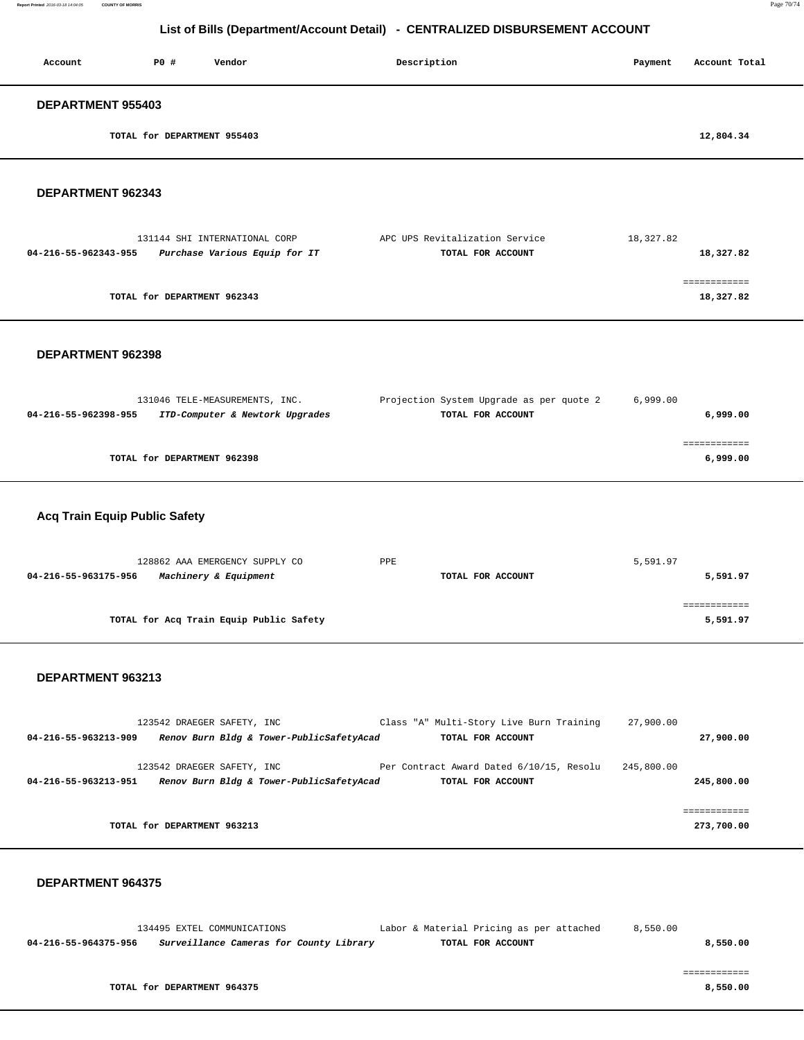# List of Bills (Department/Account Detail) - CENTRALIZED DISBURSEMENT ACCOUNT

| Account | PO # | Vendor | Description | Payment | Account Total |
|---|---|---|---|---|---|

## DEPARTMENT 955403

| | | | |
|---|---|---|---|
| TOTAL for DEPARTMENT 955403 | | | 12,804.34 |

## DEPARTMENT 962343

| Account | PO # / Vendor | Description | Payment | Account Total |
|---|---|---|---|---|
| | 131144 SHI INTERNATIONAL CORP | APC UPS Revitalization Service | 18,327.82 | |
| 04-216-55-962343-955 | *Purchase Various Equip for IT* | TOTAL FOR ACCOUNT | | 18,327.82 |
| | TOTAL for DEPARTMENT 962343 | | | 18,327.82 |

## DEPARTMENT 962398

| Account | PO # / Vendor | Description | Payment | Account Total |
|---|---|---|---|---|
| | 131046 TELE-MEASUREMENTS, INC. | Projection System Upgrade as per quote 2 | 6,999.00 | |
| 04-216-55-962398-955 | *ITD-Computer & Newtork Upgrades* | TOTAL FOR ACCOUNT | | 6,999.00 |
| | TOTAL for DEPARTMENT 962398 | | | 6,999.00 |

## Acq Train Equip Public Safety

| Account | PO # / Vendor | Description | Payment | Account Total |
|---|---|---|---|---|
| | 128862 AAA EMERGENCY SUPPLY CO | PPE | 5,591.97 | |
| 04-216-55-963175-956 | *Machinery & Equipment* | TOTAL FOR ACCOUNT | | 5,591.97 |
| | TOTAL for Acq Train Equip Public Safety | | | 5,591.97 |

## DEPARTMENT 963213

| Account | PO # / Vendor | Description | Payment | Account Total |
|---|---|---|---|---|
| | 123542 DRAEGER SAFETY, INC | Class "A" Multi-Story Live Burn Training | 27,900.00 | |
| 04-216-55-963213-909 | *Renov Burn Bldg & Tower-PublicSafetyAcad* | TOTAL FOR ACCOUNT | | 27,900.00 |
| | 123542 DRAEGER SAFETY, INC | Per Contract Award Dated 6/10/15, Resolu | 245,800.00 | |
| 04-216-55-963213-951 | *Renov Burn Bldg & Tower-PublicSafetyAcad* | TOTAL FOR ACCOUNT | | 245,800.00 |
| | TOTAL for DEPARTMENT 963213 | | | 273,700.00 |

## DEPARTMENT 964375

| Account | PO # / Vendor | Description | Payment | Account Total |
|---|---|---|---|---|
| | 134495 EXTEL COMMUNICATIONS | Labor & Material Pricing as per attached | 8,550.00 | |
| 04-216-55-964375-956 | *Surveillance Cameras for County Library* | TOTAL FOR ACCOUNT | | 8,550.00 |
| | TOTAL for DEPARTMENT 964375 | | | 8,550.00 |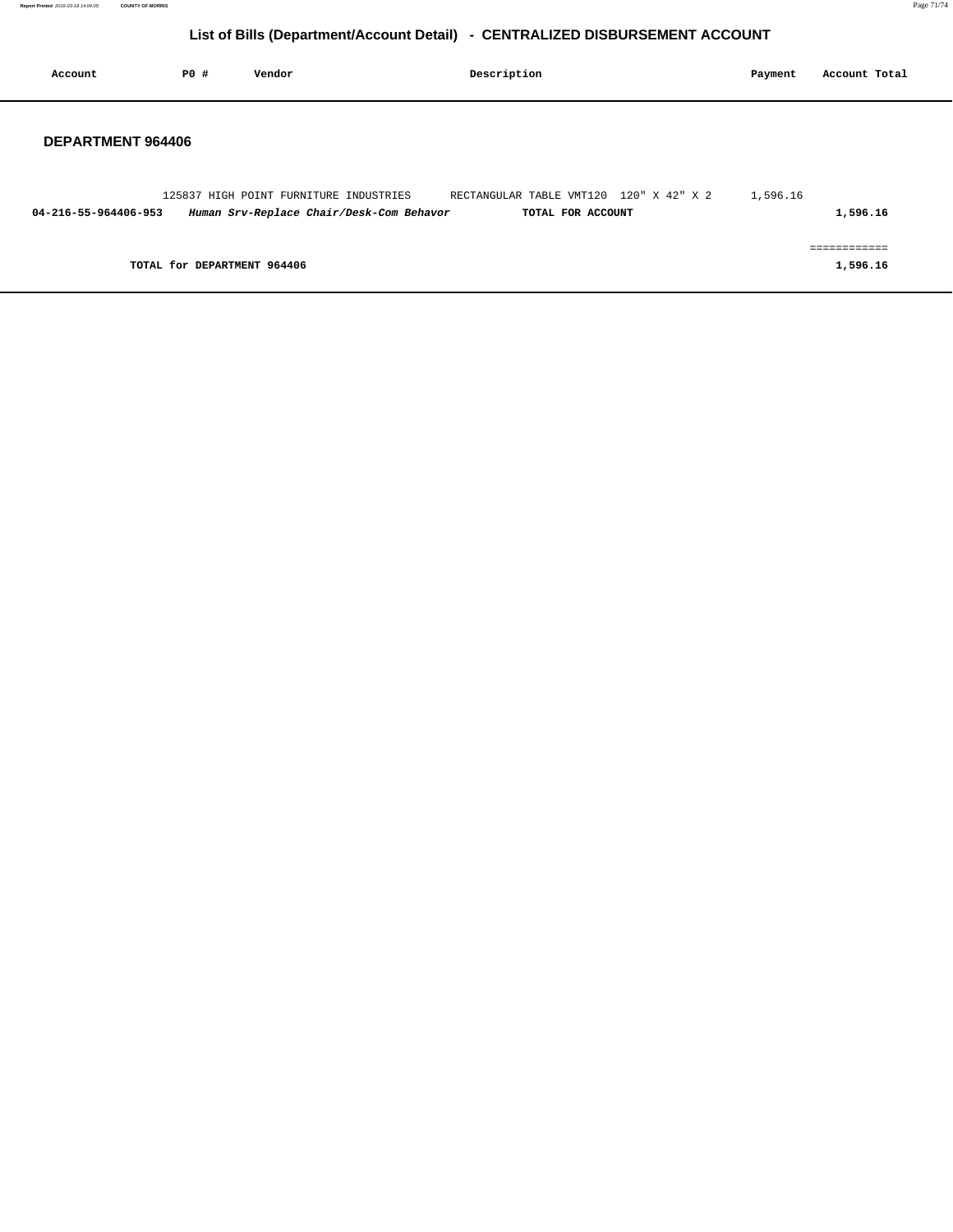# List of Bills (Department/Account Detail) - CENTRALIZED DISBURSEMENT ACCOUNT

| Account | PO # | Vendor | Description | Payment | Account Total |
|---|---|---|---|---|---|

## DEPARTMENT 964406

| Account | PO # | Vendor | Description | Payment | Account Total |
|---|---|---|---|---|---|
| | 125837 | HIGH POINT FURNITURE INDUSTRIES | RECTANGULAR TABLE VMT120 120" X 42" X 2 | 1,596.16 | |
| **04-216-55-964406-953** | | ***Human Srv-Replace Chair/Desk-Com Behavor*** | **TOTAL FOR ACCOUNT** | | **1,596.16** |
| | | | | | ============ |
| **TOTAL for DEPARTMENT 964406** | | | | | **1,596.16** |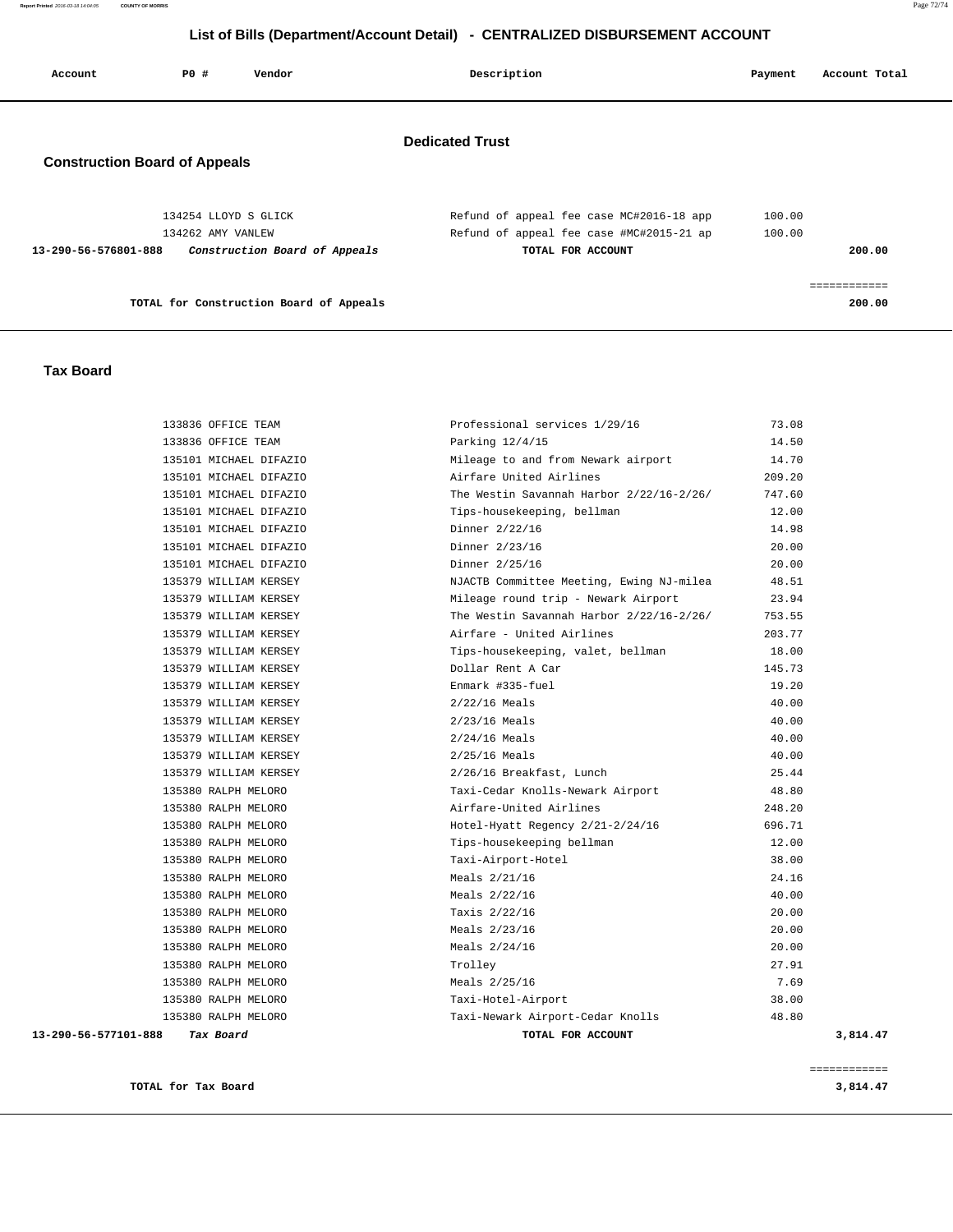# List of Bills (Department/Account Detail) - CENTRALIZED DISBURSEMENT ACCOUNT

| Account | PO # | Vendor | Description | Payment | Account Total |
|---|---|---|---|---|---|

## Dedicated Trust

### Construction Board of Appeals

| Account | PO # | Vendor | Description | Payment | Account Total |
|---|---|---|---|---|---|
| | 134254 | LLOYD S GLICK | Refund of appeal fee case MC#2016-18 app | 100.00 | |
| | 134262 | AMY VANLEW | Refund of appeal fee case #MC#2015-21 ap | 100.00 | |
| 13-290-56-576801-888 | | *Construction Board of Appeals* | TOTAL FOR ACCOUNT | | 200.00 |

| | |
|---|---|
| TOTAL for Construction Board of Appeals | 200.00 |

### Tax Board

| Account | PO # | Vendor | Description | Payment | Account Total |
|---|---|---|---|---|---|
| | 133836 | OFFICE TEAM | Professional services 1/29/16 | 73.08 | |
| | 133836 | OFFICE TEAM | Parking 12/4/15 | 14.50 | |
| | 135101 | MICHAEL DIFAZIO | Mileage to and from Newark airport | 14.70 | |
| | 135101 | MICHAEL DIFAZIO | Airfare United Airlines | 209.20 | |
| | 135101 | MICHAEL DIFAZIO | The Westin Savannah Harbor 2/22/16-2/26/ | 747.60 | |
| | 135101 | MICHAEL DIFAZIO | Tips-housekeeping, bellman | 12.00 | |
| | 135101 | MICHAEL DIFAZIO | Dinner 2/22/16 | 14.98 | |
| | 135101 | MICHAEL DIFAZIO | Dinner 2/23/16 | 20.00 | |
| | 135101 | MICHAEL DIFAZIO | Dinner 2/25/16 | 20.00 | |
| | 135379 | WILLIAM KERSEY | NJACTB Committee Meeting, Ewing NJ-milea | 48.51 | |
| | 135379 | WILLIAM KERSEY | Mileage round trip - Newark Airport | 23.94 | |
| | 135379 | WILLIAM KERSEY | The Westin Savannah Harbor 2/22/16-2/26/ | 753.55 | |
| | 135379 | WILLIAM KERSEY | Airfare - United Airlines | 203.77 | |
| | 135379 | WILLIAM KERSEY | Tips-housekeeping, valet, bellman | 18.00 | |
| | 135379 | WILLIAM KERSEY | Dollar Rent A Car | 145.73 | |
| | 135379 | WILLIAM KERSEY | Enmark #335-fuel | 19.20 | |
| | 135379 | WILLIAM KERSEY | 2/22/16 Meals | 40.00 | |
| | 135379 | WILLIAM KERSEY | 2/23/16 Meals | 40.00 | |
| | 135379 | WILLIAM KERSEY | 2/24/16 Meals | 40.00 | |
| | 135379 | WILLIAM KERSEY | 2/25/16 Meals | 40.00 | |
| | 135379 | WILLIAM KERSEY | 2/26/16 Breakfast, Lunch | 25.44 | |
| | 135380 | RALPH MELORO | Taxi-Cedar Knolls-Newark Airport | 48.80 | |
| | 135380 | RALPH MELORO | Airfare-United Airlines | 248.20 | |
| | 135380 | RALPH MELORO | Hotel-Hyatt Regency 2/21-2/24/16 | 696.71 | |
| | 135380 | RALPH MELORO | Tips-housekeeping bellman | 12.00 | |
| | 135380 | RALPH MELORO | Taxi-Airport-Hotel | 38.00 | |
| | 135380 | RALPH MELORO | Meals 2/21/16 | 24.16 | |
| | 135380 | RALPH MELORO | Meals 2/22/16 | 40.00 | |
| | 135380 | RALPH MELORO | Taxis 2/22/16 | 20.00 | |
| | 135380 | RALPH MELORO | Meals 2/23/16 | 20.00 | |
| | 135380 | RALPH MELORO | Meals 2/24/16 | 20.00 | |
| | 135380 | RALPH MELORO | Trolley | 27.91 | |
| | 135380 | RALPH MELORO | Meals 2/25/16 | 7.69 | |
| | 135380 | RALPH MELORO | Taxi-Hotel-Airport | 38.00 | |
| | 135380 | RALPH MELORO | Taxi-Newark Airport-Cedar Knolls | 48.80 | |
| 13-290-56-577101-888 | | *Tax Board* | TOTAL FOR ACCOUNT | | 3,814.47 |

| | |
|---|---|
| TOTAL for Tax Board | 3,814.47 |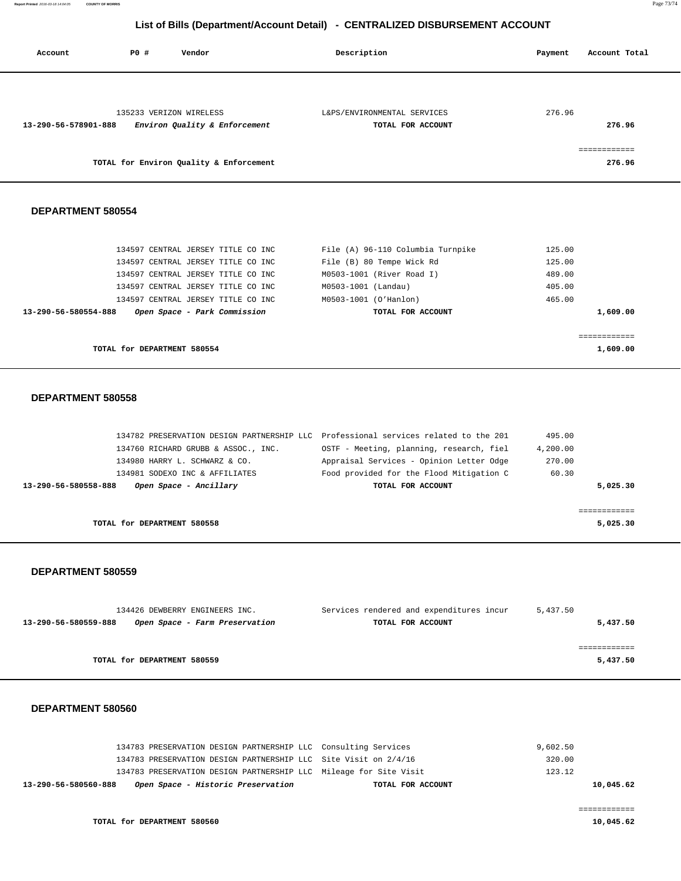# List of Bills (Department/Account Detail) - CENTRALIZED DISBURSEMENT ACCOUNT

| Account | PO # | Vendor | Description | Payment | Account Total |
|---|---|---|---|---|---|
| | 135233 | VERIZON WIRELESS | L&PS/ENVIRONMENTAL SERVICES | 276.96 | |
| 13-290-56-578901-888 | | *Environ Quality & Enforcement* | TOTAL FOR ACCOUNT | | 276.96 |
| | | | | | ============ |
| | | TOTAL for Environ Quality & Enforcement | | | 276.96 |

## DEPARTMENT 580554

| Account | PO # | Vendor | Description | Payment | Account Total |
|---|---|---|---|---|---|
| | 134597 | CENTRAL JERSEY TITLE CO INC | File (A) 96-110 Columbia Turnpike | 125.00 | |
| | 134597 | CENTRAL JERSEY TITLE CO INC | File (B) 80 Tempe Wick Rd | 125.00 | |
| | 134597 | CENTRAL JERSEY TITLE CO INC | M0503-1001 (River Road I) | 489.00 | |
| | 134597 | CENTRAL JERSEY TITLE CO INC | M0503-1001 (Landau) | 405.00 | |
| | 134597 | CENTRAL JERSEY TITLE CO INC | M0503-1001 (O'Hanlon) | 465.00 | |
| 13-290-56-580554-888 | | *Open Space - Park Commission* | TOTAL FOR ACCOUNT | | 1,609.00 |
| | | | | | ============ |
| | | TOTAL for DEPARTMENT 580554 | | | 1,609.00 |

## DEPARTMENT 580558

| Account | PO # | Vendor | Description | Payment | Account Total |
|---|---|---|---|---|---|
| | 134782 | PRESERVATION DESIGN PARTNERSHIP LLC | Professional services related to the 201 | 495.00 | |
| | 134760 | RICHARD GRUBB & ASSOC., INC. | OSTF - Meeting, planning, research, fiel | 4,200.00 | |
| | 134980 | HARRY L. SCHWARZ & CO. | Appraisal Services - Opinion Letter Odge | 270.00 | |
| | 134981 | SODEXO INC & AFFILIATES | Food provided for the Flood Mitigation C | 60.30 | |
| 13-290-56-580558-888 | | *Open Space - Ancillary* | TOTAL FOR ACCOUNT | | 5,025.30 |
| | | | | | ============ |
| | | TOTAL for DEPARTMENT 580558 | | | 5,025.30 |

## DEPARTMENT 580559

| Account | PO # | Vendor | Description | Payment | Account Total |
|---|---|---|---|---|---|
| | 134426 | DEWBERRY ENGINEERS INC. | Services rendered and expenditures incur | 5,437.50 | |
| 13-290-56-580559-888 | | *Open Space - Farm Preservation* | TOTAL FOR ACCOUNT | | 5,437.50 |
| | | | | | ============ |
| | | TOTAL for DEPARTMENT 580559 | | | 5,437.50 |

## DEPARTMENT 580560

| Account | PO # | Vendor | Description | Payment | Account Total |
|---|---|---|---|---|---|
| | 134783 | PRESERVATION DESIGN PARTNERSHIP LLC | Consulting Services | 9,602.50 | |
| | 134783 | PRESERVATION DESIGN PARTNERSHIP LLC | Site Visit on 2/4/16 | 320.00 | |
| | 134783 | PRESERVATION DESIGN PARTNERSHIP LLC | Mileage for Site Visit | 123.12 | |
| 13-290-56-580560-888 | | *Open Space - Historic Preservation* | TOTAL FOR ACCOUNT | | 10,045.62 |
| | | | | | ============ |
| | | TOTAL for DEPARTMENT 580560 | | | 10,045.62 |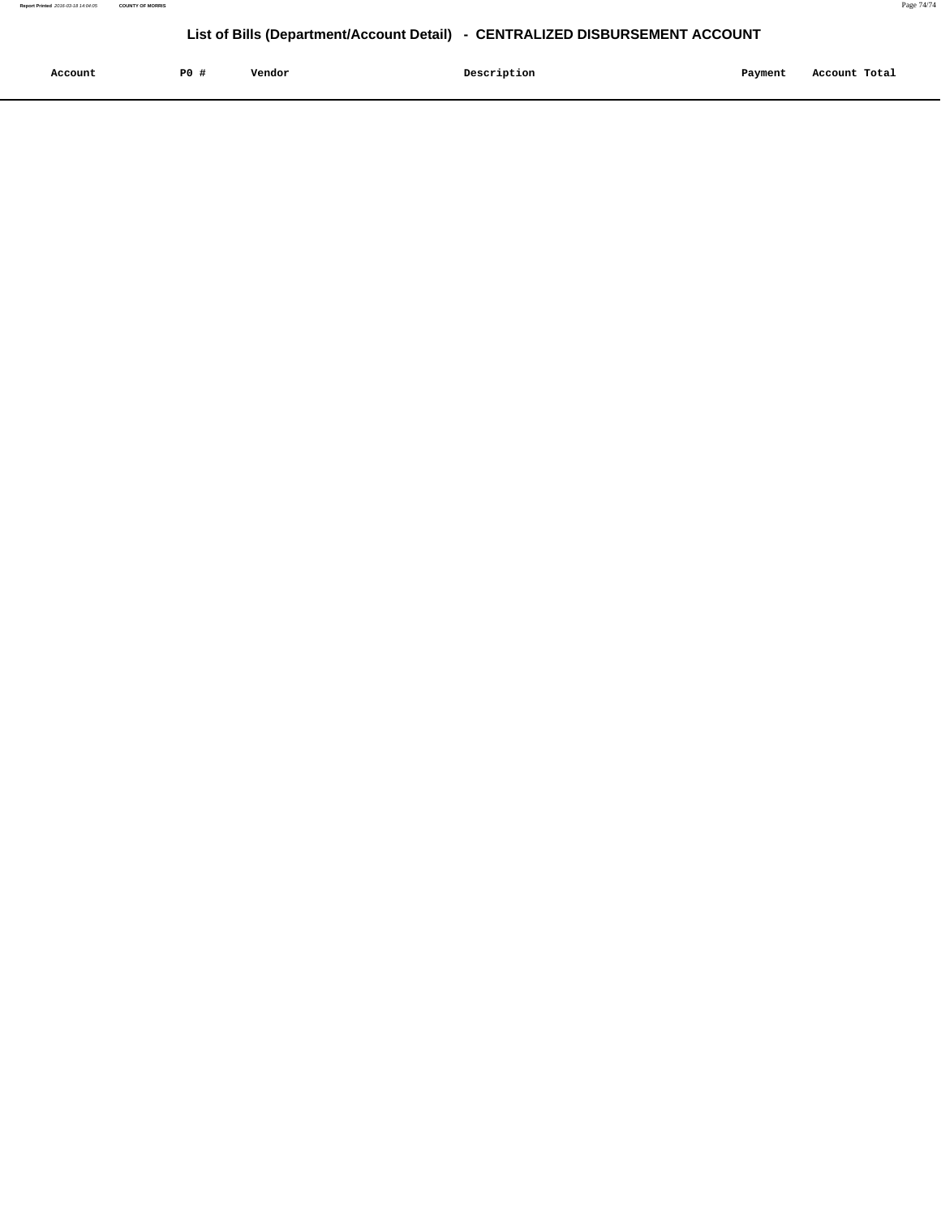# List of Bills (Department/Account Detail) - CENTRALIZED DISBURSEMENT ACCOUNT

| Account | PO # | Vendor | Description | Payment | Account Total |
| --- | --- | --- | --- | --- | --- |